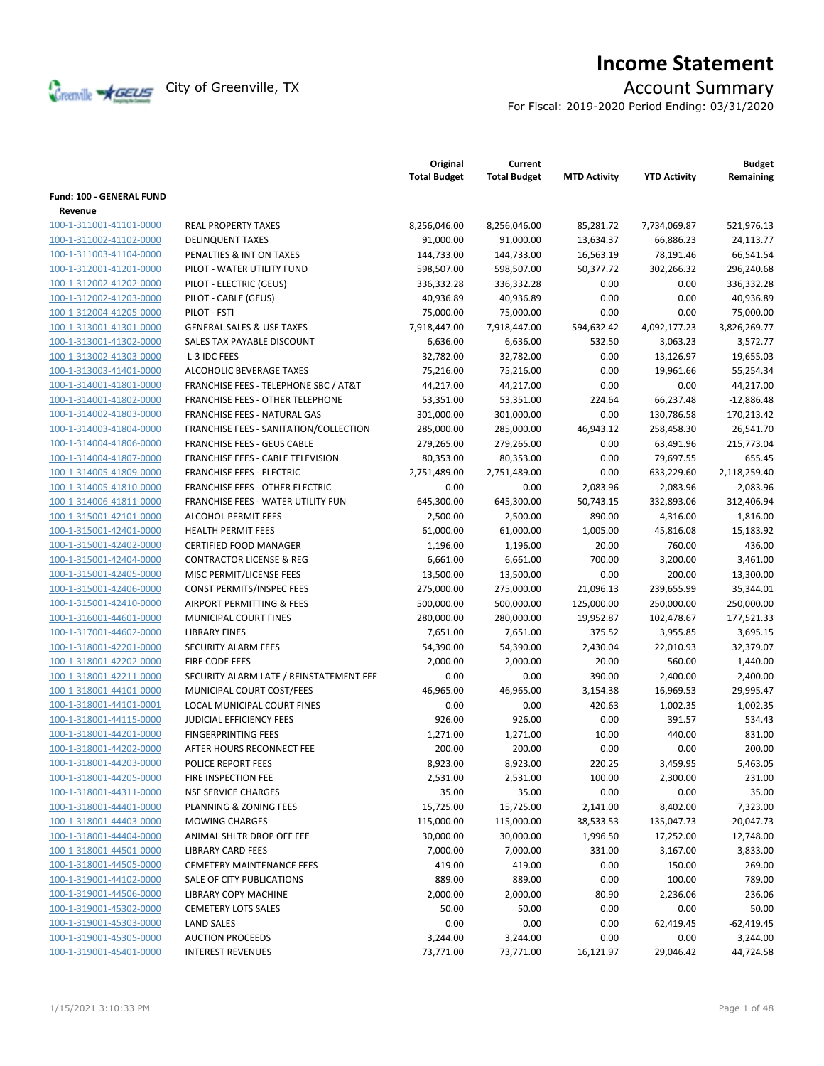# Income Statement

City of Greenville, TX

## Account Summary

For Fiscal: 2019-2020 Period Ending: 03/31/2020

| | | Original Total Budget | Current Total Budget | MTD Activity | YTD Activity | Budget Remaining |
|---|---|---|---|---|---|---|
| **Fund: 100 - GENERAL FUND** | | | | | | |
| **Revenue** | | | | | | |
| 100-1-311001-41101-0000 | REAL PROPERTY TAXES | 8,256,046.00 | 8,256,046.00 | 85,281.72 | 7,734,069.87 | 521,976.13 |
| 100-1-311002-41102-0000 | DELINQUENT TAXES | 91,000.00 | 91,000.00 | 13,634.37 | 66,886.23 | 24,113.77 |
| 100-1-311003-41104-0000 | PENALTIES & INT ON TAXES | 144,733.00 | 144,733.00 | 16,563.19 | 78,191.46 | 66,541.54 |
| 100-1-312001-41201-0000 | PILOT - WATER UTILITY FUND | 598,507.00 | 598,507.00 | 50,377.72 | 302,266.32 | 296,240.68 |
| 100-1-312002-41202-0000 | PILOT - ELECTRIC (GEUS) | 336,332.28 | 336,332.28 | 0.00 | 0.00 | 336,332.28 |
| 100-1-312002-41203-0000 | PILOT - CABLE (GEUS) | 40,936.89 | 40,936.89 | 0.00 | 0.00 | 40,936.89 |
| 100-1-312004-41205-0000 | PILOT - FSTI | 75,000.00 | 75,000.00 | 0.00 | 0.00 | 75,000.00 |
| 100-1-313001-41301-0000 | GENERAL SALES & USE TAXES | 7,918,447.00 | 7,918,447.00 | 594,632.42 | 4,092,177.23 | 3,826,269.77 |
| 100-1-313001-41302-0000 | SALES TAX PAYABLE DISCOUNT | 6,636.00 | 6,636.00 | 532.50 | 3,063.23 | 3,572.77 |
| 100-1-313002-41303-0000 | L-3 IDC FEES | 32,782.00 | 32,782.00 | 0.00 | 13,126.97 | 19,655.03 |
| 100-1-313003-41401-0000 | ALCOHOLIC BEVERAGE TAXES | 75,216.00 | 75,216.00 | 0.00 | 19,961.66 | 55,254.34 |
| 100-1-314001-41801-0000 | FRANCHISE FEES - TELEPHONE SBC / AT&T | 44,217.00 | 44,217.00 | 0.00 | 0.00 | 44,217.00 |
| 100-1-314001-41802-0000 | FRANCHISE FEES - OTHER TELEPHONE | 53,351.00 | 53,351.00 | 224.64 | 66,237.48 | -12,886.48 |
| 100-1-314002-41803-0000 | FRANCHISE FEES - NATURAL GAS | 301,000.00 | 301,000.00 | 0.00 | 130,786.58 | 170,213.42 |
| 100-1-314003-41804-0000 | FRANCHISE FEES - SANITATION/COLLECTION | 285,000.00 | 285,000.00 | 46,943.12 | 258,458.30 | 26,541.70 |
| 100-1-314004-41806-0000 | FRANCHISE FEES - GEUS CABLE | 279,265.00 | 279,265.00 | 0.00 | 63,491.96 | 215,773.04 |
| 100-1-314004-41807-0000 | FRANCHISE FEES - CABLE TELEVISION | 80,353.00 | 80,353.00 | 0.00 | 79,697.55 | 655.45 |
| 100-1-314005-41809-0000 | FRANCHISE FEES - ELECTRIC | 2,751,489.00 | 2,751,489.00 | 0.00 | 633,229.60 | 2,118,259.40 |
| 100-1-314005-41810-0000 | FRANCHISE FEES - OTHER ELECTRIC | 0.00 | 0.00 | 2,083.96 | 2,083.96 | -2,083.96 |
| 100-1-314006-41811-0000 | FRANCHISE FEES - WATER UTILITY FUN | 645,300.00 | 645,300.00 | 50,743.15 | 332,893.06 | 312,406.94 |
| 100-1-315001-42101-0000 | ALCOHOL PERMIT FEES | 2,500.00 | 2,500.00 | 890.00 | 4,316.00 | -1,816.00 |
| 100-1-315001-42401-0000 | HEALTH PERMIT FEES | 61,000.00 | 61,000.00 | 1,005.00 | 45,816.08 | 15,183.92 |
| 100-1-315001-42402-0000 | CERTIFIED FOOD MANAGER | 1,196.00 | 1,196.00 | 20.00 | 760.00 | 436.00 |
| 100-1-315001-42404-0000 | CONTRACTOR LICENSE & REG | 6,661.00 | 6,661.00 | 700.00 | 3,200.00 | 3,461.00 |
| 100-1-315001-42405-0000 | MISC PERMIT/LICENSE FEES | 13,500.00 | 13,500.00 | 0.00 | 200.00 | 13,300.00 |
| 100-1-315001-42406-0000 | CONST PERMITS/INSPEC FEES | 275,000.00 | 275,000.00 | 21,096.13 | 239,655.99 | 35,344.01 |
| 100-1-315001-42410-0000 | AIRPORT PERMITTING & FEES | 500,000.00 | 500,000.00 | 125,000.00 | 250,000.00 | 250,000.00 |
| 100-1-316001-44601-0000 | MUNICIPAL COURT FINES | 280,000.00 | 280,000.00 | 19,952.87 | 102,478.67 | 177,521.33 |
| 100-1-317001-44602-0000 | LIBRARY FINES | 7,651.00 | 7,651.00 | 375.52 | 3,955.85 | 3,695.15 |
| 100-1-318001-42201-0000 | SECURITY ALARM FEES | 54,390.00 | 54,390.00 | 2,430.04 | 22,010.93 | 32,379.07 |
| 100-1-318001-42202-0000 | FIRE CODE FEES | 2,000.00 | 2,000.00 | 20.00 | 560.00 | 1,440.00 |
| 100-1-318001-42211-0000 | SECURITY ALARM LATE / REINSTATEMENT FEE | 0.00 | 0.00 | 390.00 | 2,400.00 | -2,400.00 |
| 100-1-318001-44101-0000 | MUNICIPAL COURT COST/FEES | 46,965.00 | 46,965.00 | 3,154.38 | 16,969.53 | 29,995.47 |
| 100-1-318001-44101-0001 | LOCAL MUNICIPAL COURT FINES | 0.00 | 0.00 | 420.63 | 1,002.35 | -1,002.35 |
| 100-1-318001-44115-0000 | JUDICIAL EFFICIENCY FEES | 926.00 | 926.00 | 0.00 | 391.57 | 534.43 |
| 100-1-318001-44201-0000 | FINGERPRINTING FEES | 1,271.00 | 1,271.00 | 10.00 | 440.00 | 831.00 |
| 100-1-318001-44202-0000 | AFTER HOURS RECONNECT FEE | 200.00 | 200.00 | 0.00 | 0.00 | 200.00 |
| 100-1-318001-44203-0000 | POLICE REPORT FEES | 8,923.00 | 8,923.00 | 220.25 | 3,459.95 | 5,463.05 |
| 100-1-318001-44205-0000 | FIRE INSPECTION FEE | 2,531.00 | 2,531.00 | 100.00 | 2,300.00 | 231.00 |
| 100-1-318001-44311-0000 | NSF SERVICE CHARGES | 35.00 | 35.00 | 0.00 | 0.00 | 35.00 |
| 100-1-318001-44401-0000 | PLANNING & ZONING FEES | 15,725.00 | 15,725.00 | 2,141.00 | 8,402.00 | 7,323.00 |
| 100-1-318001-44403-0000 | MOWING CHARGES | 115,000.00 | 115,000.00 | 38,533.53 | 135,047.73 | -20,047.73 |
| 100-1-318001-44404-0000 | ANIMAL SHLTR DROP OFF FEE | 30,000.00 | 30,000.00 | 1,996.50 | 17,252.00 | 12,748.00 |
| 100-1-318001-44501-0000 | LIBRARY CARD FEES | 7,000.00 | 7,000.00 | 331.00 | 3,167.00 | 3,833.00 |
| 100-1-318001-44505-0000 | CEMETERY MAINTENANCE FEES | 419.00 | 419.00 | 0.00 | 150.00 | 269.00 |
| 100-1-319001-44102-0000 | SALE OF CITY PUBLICATIONS | 889.00 | 889.00 | 0.00 | 100.00 | 789.00 |
| 100-1-319001-44506-0000 | LIBRARY COPY MACHINE | 2,000.00 | 2,000.00 | 80.90 | 2,236.06 | -236.06 |
| 100-1-319001-45302-0000 | CEMETERY LOTS SALES | 50.00 | 50.00 | 0.00 | 0.00 | 50.00 |
| 100-1-319001-45303-0000 | LAND SALES | 0.00 | 0.00 | 0.00 | 62,419.45 | -62,419.45 |
| 100-1-319001-45305-0000 | AUCTION PROCEEDS | 3,244.00 | 3,244.00 | 0.00 | 0.00 | 3,244.00 |
| 100-1-319001-45401-0000 | INTEREST REVENUES | 73,771.00 | 73,771.00 | 16,121.97 | 29,046.42 | 44,724.58 |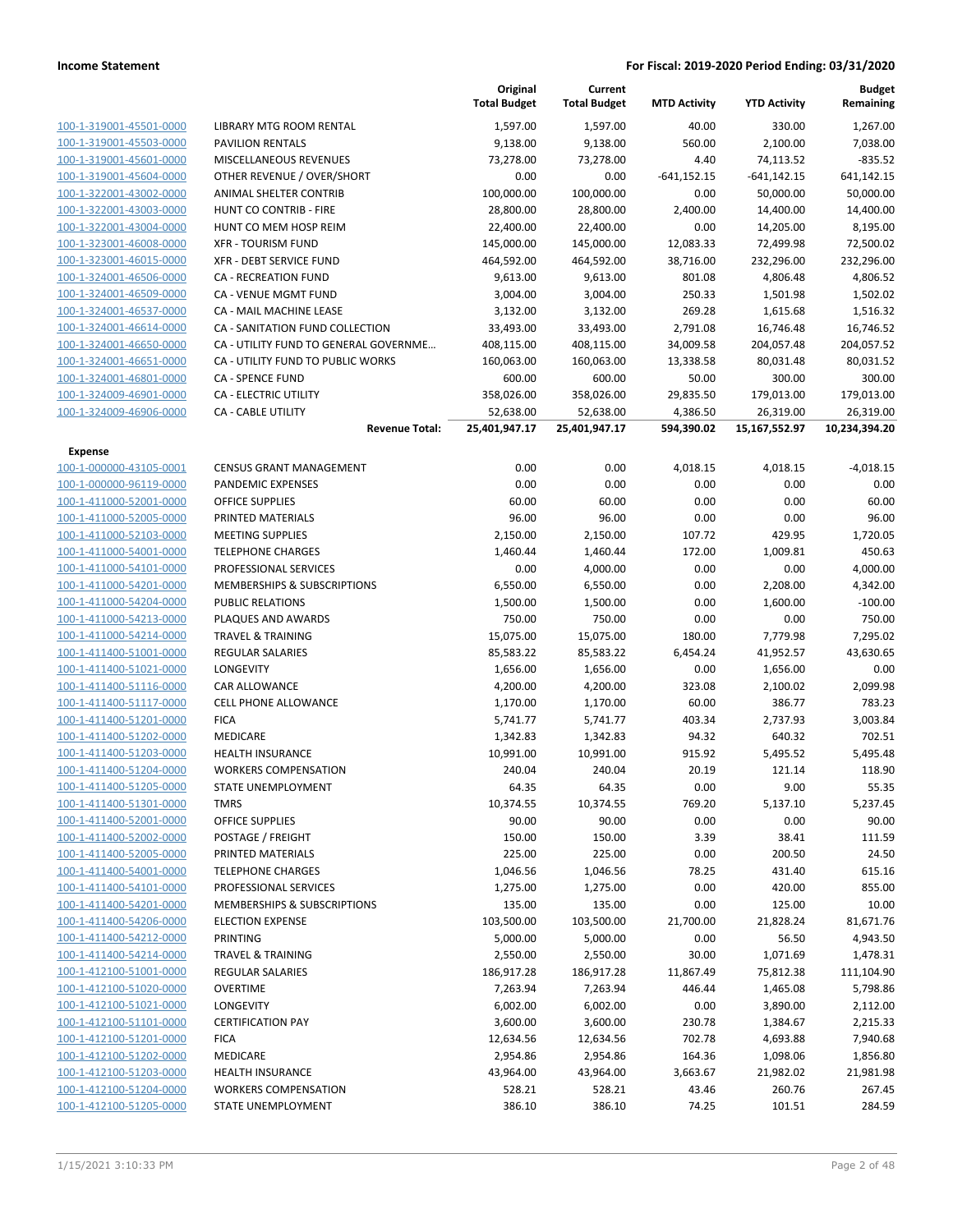**Income Statement** | **For Fiscal: 2019-2020 Period Ending: 03/31/2020**

| | | Original Total Budget | Current Total Budget | MTD Activity | YTD Activity | Budget Remaining |
|---|---|---|---|---|---|---|
| 100-1-319001-45501-0000 | LIBRARY MTG ROOM RENTAL | 1,597.00 | 1,597.00 | 40.00 | 330.00 | 1,267.00 |
| 100-1-319001-45503-0000 | PAVILION RENTALS | 9,138.00 | 9,138.00 | 560.00 | 2,100.00 | 7,038.00 |
| 100-1-319001-45601-0000 | MISCELLANEOUS REVENUES | 73,278.00 | 73,278.00 | 4.40 | 74,113.52 | -835.52 |
| 100-1-319001-45604-0000 | OTHER REVENUE / OVER/SHORT | 0.00 | 0.00 | -641,152.15 | -641,142.15 | 641,142.15 |
| 100-1-322001-43002-0000 | ANIMAL SHELTER CONTRIB | 100,000.00 | 100,000.00 | 0.00 | 50,000.00 | 50,000.00 |
| 100-1-322001-43003-0000 | HUNT CO CONTRIB - FIRE | 28,800.00 | 28,800.00 | 2,400.00 | 14,400.00 | 14,400.00 |
| 100-1-322001-43004-0000 | HUNT CO MEM HOSP REIM | 22,400.00 | 22,400.00 | 0.00 | 14,205.00 | 8,195.00 |
| 100-1-323001-46008-0000 | XFR - TOURISM FUND | 145,000.00 | 145,000.00 | 12,083.33 | 72,499.98 | 72,500.02 |
| 100-1-323001-46015-0000 | XFR - DEBT SERVICE FUND | 464,592.00 | 464,592.00 | 38,716.00 | 232,296.00 | 232,296.00 |
| 100-1-324001-46506-0000 | CA - RECREATION FUND | 9,613.00 | 9,613.00 | 801.08 | 4,806.48 | 4,806.52 |
| 100-1-324001-46509-0000 | CA - VENUE MGMT FUND | 3,004.00 | 3,004.00 | 250.33 | 1,501.98 | 1,502.02 |
| 100-1-324001-46537-0000 | CA - MAIL MACHINE LEASE | 3,132.00 | 3,132.00 | 269.28 | 1,615.68 | 1,516.32 |
| 100-1-324001-46614-0000 | CA - SANITATION FUND COLLECTION | 33,493.00 | 33,493.00 | 2,791.08 | 16,746.48 | 16,746.52 |
| 100-1-324001-46650-0000 | CA - UTILITY FUND TO GENERAL GOVERNME... | 408,115.00 | 408,115.00 | 34,009.58 | 204,057.48 | 204,057.52 |
| 100-1-324001-46651-0000 | CA - UTILITY FUND TO PUBLIC WORKS | 160,063.00 | 160,063.00 | 13,338.58 | 80,031.48 | 80,031.52 |
| 100-1-324001-46801-0000 | CA - SPENCE FUND | 600.00 | 600.00 | 50.00 | 300.00 | 300.00 |
| 100-1-324009-46901-0000 | CA - ELECTRIC UTILITY | 358,026.00 | 358,026.00 | 29,835.50 | 179,013.00 | 179,013.00 |
| 100-1-324009-46906-0000 | CA - CABLE UTILITY | 52,638.00 | 52,638.00 | 4,386.50 | 26,319.00 | 26,319.00 |
| | **Revenue Total:** | **25,401,947.17** | **25,401,947.17** | **594,390.02** | **15,167,552.97** | **10,234,394.20** |
| **Expense** | | | | | | |
| 100-1-000000-43105-0001 | CENSUS GRANT MANAGEMENT | 0.00 | 0.00 | 4,018.15 | 4,018.15 | -4,018.15 |
| 100-1-000000-96119-0000 | PANDEMIC EXPENSES | 0.00 | 0.00 | 0.00 | 0.00 | 0.00 |
| 100-1-411000-52001-0000 | OFFICE SUPPLIES | 60.00 | 60.00 | 0.00 | 0.00 | 60.00 |
| 100-1-411000-52005-0000 | PRINTED MATERIALS | 96.00 | 96.00 | 0.00 | 0.00 | 96.00 |
| 100-1-411000-52103-0000 | MEETING SUPPLIES | 2,150.00 | 2,150.00 | 107.72 | 429.95 | 1,720.05 |
| 100-1-411000-54001-0000 | TELEPHONE CHARGES | 1,460.44 | 1,460.44 | 172.00 | 1,009.81 | 450.63 |
| 100-1-411000-54101-0000 | PROFESSIONAL SERVICES | 0.00 | 4,000.00 | 0.00 | 0.00 | 4,000.00 |
| 100-1-411000-54201-0000 | MEMBERSHIPS & SUBSCRIPTIONS | 6,550.00 | 6,550.00 | 0.00 | 2,208.00 | 4,342.00 |
| 100-1-411000-54204-0000 | PUBLIC RELATIONS | 1,500.00 | 1,500.00 | 0.00 | 1,600.00 | -100.00 |
| 100-1-411000-54213-0000 | PLAQUES AND AWARDS | 750.00 | 750.00 | 0.00 | 0.00 | 750.00 |
| 100-1-411000-54214-0000 | TRAVEL & TRAINING | 15,075.00 | 15,075.00 | 180.00 | 7,779.98 | 7,295.02 |
| 100-1-411400-51001-0000 | REGULAR SALARIES | 85,583.22 | 85,583.22 | 6,454.24 | 41,952.57 | 43,630.65 |
| 100-1-411400-51021-0000 | LONGEVITY | 1,656.00 | 1,656.00 | 0.00 | 1,656.00 | 0.00 |
| 100-1-411400-51116-0000 | CAR ALLOWANCE | 4,200.00 | 4,200.00 | 323.08 | 2,100.02 | 2,099.98 |
| 100-1-411400-51117-0000 | CELL PHONE ALLOWANCE | 1,170.00 | 1,170.00 | 60.00 | 386.77 | 783.23 |
| 100-1-411400-51201-0000 | FICA | 5,741.77 | 5,741.77 | 403.34 | 2,737.93 | 3,003.84 |
| 100-1-411400-51202-0000 | MEDICARE | 1,342.83 | 1,342.83 | 94.32 | 640.32 | 702.51 |
| 100-1-411400-51203-0000 | HEALTH INSURANCE | 10,991.00 | 10,991.00 | 915.92 | 5,495.52 | 5,495.48 |
| 100-1-411400-51204-0000 | WORKERS COMPENSATION | 240.04 | 240.04 | 20.19 | 121.14 | 118.90 |
| 100-1-411400-51205-0000 | STATE UNEMPLOYMENT | 64.35 | 64.35 | 0.00 | 9.00 | 55.35 |
| 100-1-411400-51301-0000 | TMRS | 10,374.55 | 10,374.55 | 769.20 | 5,137.10 | 5,237.45 |
| 100-1-411400-52001-0000 | OFFICE SUPPLIES | 90.00 | 90.00 | 0.00 | 0.00 | 90.00 |
| 100-1-411400-52002-0000 | POSTAGE / FREIGHT | 150.00 | 150.00 | 3.39 | 38.41 | 111.59 |
| 100-1-411400-52005-0000 | PRINTED MATERIALS | 225.00 | 225.00 | 0.00 | 200.50 | 24.50 |
| 100-1-411400-54001-0000 | TELEPHONE CHARGES | 1,046.56 | 1,046.56 | 78.25 | 431.40 | 615.16 |
| 100-1-411400-54101-0000 | PROFESSIONAL SERVICES | 1,275.00 | 1,275.00 | 0.00 | 420.00 | 855.00 |
| 100-1-411400-54201-0000 | MEMBERSHIPS & SUBSCRIPTIONS | 135.00 | 135.00 | 0.00 | 125.00 | 10.00 |
| 100-1-411400-54206-0000 | ELECTION EXPENSE | 103,500.00 | 103,500.00 | 21,700.00 | 21,828.24 | 81,671.76 |
| 100-1-411400-54212-0000 | PRINTING | 5,000.00 | 5,000.00 | 0.00 | 56.50 | 4,943.50 |
| 100-1-411400-54214-0000 | TRAVEL & TRAINING | 2,550.00 | 2,550.00 | 30.00 | 1,071.69 | 1,478.31 |
| 100-1-412100-51001-0000 | REGULAR SALARIES | 186,917.28 | 186,917.28 | 11,867.49 | 75,812.38 | 111,104.90 |
| 100-1-412100-51020-0000 | OVERTIME | 7,263.94 | 7,263.94 | 446.44 | 1,465.08 | 5,798.86 |
| 100-1-412100-51021-0000 | LONGEVITY | 6,002.00 | 6,002.00 | 0.00 | 3,890.00 | 2,112.00 |
| 100-1-412100-51101-0000 | CERTIFICATION PAY | 3,600.00 | 3,600.00 | 230.78 | 1,384.67 | 2,215.33 |
| 100-1-412100-51201-0000 | FICA | 12,634.56 | 12,634.56 | 702.78 | 4,693.88 | 7,940.68 |
| 100-1-412100-51202-0000 | MEDICARE | 2,954.86 | 2,954.86 | 164.36 | 1,098.06 | 1,856.80 |
| 100-1-412100-51203-0000 | HEALTH INSURANCE | 43,964.00 | 43,964.00 | 3,663.67 | 21,982.02 | 21,981.98 |
| 100-1-412100-51204-0000 | WORKERS COMPENSATION | 528.21 | 528.21 | 43.46 | 260.76 | 267.45 |
| 100-1-412100-51205-0000 | STATE UNEMPLOYMENT | 386.10 | 386.10 | 74.25 | 101.51 | 284.59 |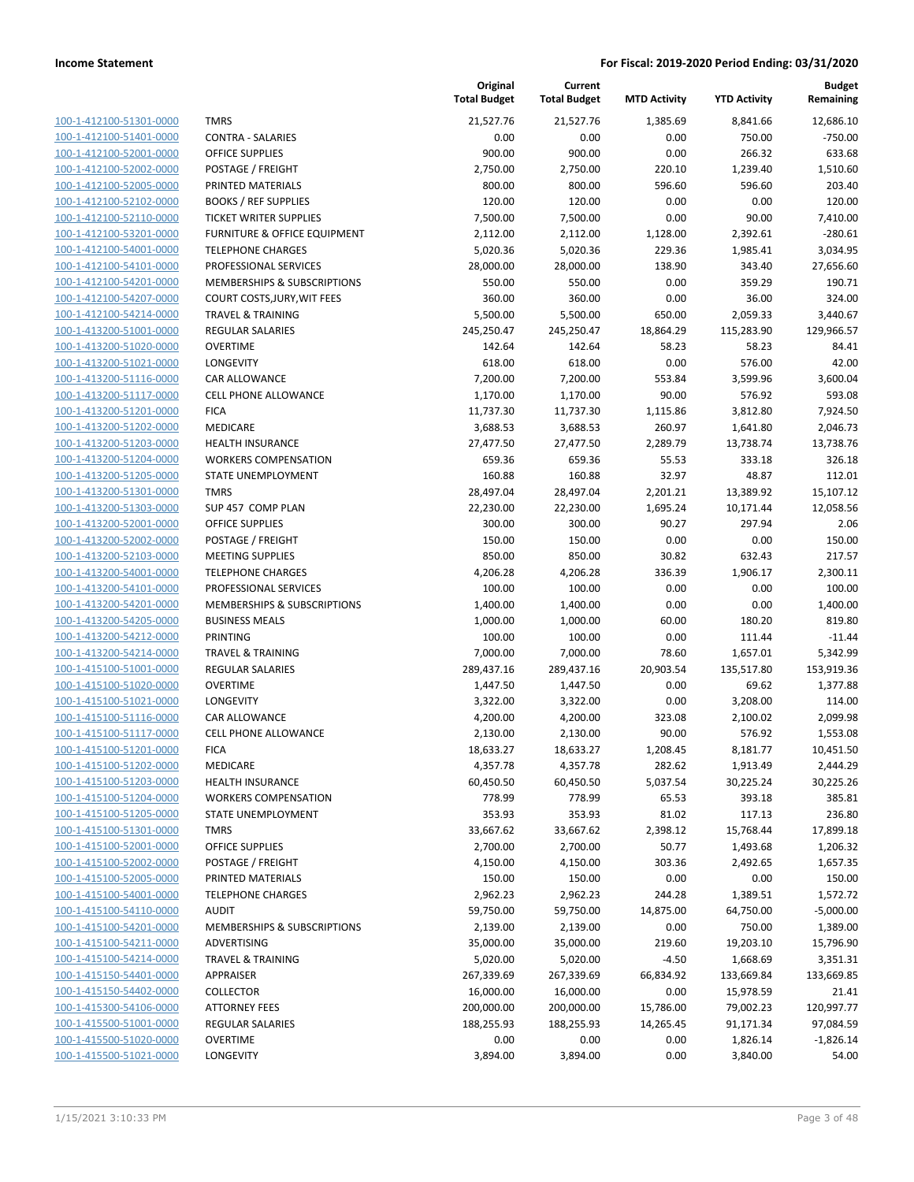| | | Original Total Budget | Current Total Budget | MTD Activity | YTD Activity | Budget Remaining |
|---|---|---|---|---|---|---|
| 100-1-412100-51301-0000 | TMRS | 21,527.76 | 21,527.76 | 1,385.69 | 8,841.66 | 12,686.10 |
| 100-1-412100-51401-0000 | CONTRA - SALARIES | 0.00 | 0.00 | 0.00 | 750.00 | -750.00 |
| 100-1-412100-52001-0000 | OFFICE SUPPLIES | 900.00 | 900.00 | 0.00 | 266.32 | 633.68 |
| 100-1-412100-52002-0000 | POSTAGE / FREIGHT | 2,750.00 | 2,750.00 | 220.10 | 1,239.40 | 1,510.60 |
| 100-1-412100-52005-0000 | PRINTED MATERIALS | 800.00 | 800.00 | 596.60 | 596.60 | 203.40 |
| 100-1-412100-52102-0000 | BOOKS / REF SUPPLIES | 120.00 | 120.00 | 0.00 | 0.00 | 120.00 |
| 100-1-412100-52110-0000 | TICKET WRITER SUPPLIES | 7,500.00 | 7,500.00 | 0.00 | 90.00 | 7,410.00 |
| 100-1-412100-53201-0000 | FURNITURE & OFFICE EQUIPMENT | 2,112.00 | 2,112.00 | 1,128.00 | 2,392.61 | -280.61 |
| 100-1-412100-54001-0000 | TELEPHONE CHARGES | 5,020.36 | 5,020.36 | 229.36 | 1,985.41 | 3,034.95 |
| 100-1-412100-54101-0000 | PROFESSIONAL SERVICES | 28,000.00 | 28,000.00 | 138.90 | 343.40 | 27,656.60 |
| 100-1-412100-54201-0000 | MEMBERSHIPS & SUBSCRIPTIONS | 550.00 | 550.00 | 0.00 | 359.29 | 190.71 |
| 100-1-412100-54207-0000 | COURT COSTS,JURY,WIT FEES | 360.00 | 360.00 | 0.00 | 36.00 | 324.00 |
| 100-1-412100-54214-0000 | TRAVEL & TRAINING | 5,500.00 | 5,500.00 | 650.00 | 2,059.33 | 3,440.67 |
| 100-1-413200-51001-0000 | REGULAR SALARIES | 245,250.47 | 245,250.47 | 18,864.29 | 115,283.90 | 129,966.57 |
| 100-1-413200-51020-0000 | OVERTIME | 142.64 | 142.64 | 58.23 | 58.23 | 84.41 |
| 100-1-413200-51021-0000 | LONGEVITY | 618.00 | 618.00 | 0.00 | 576.00 | 42.00 |
| 100-1-413200-51116-0000 | CAR ALLOWANCE | 7,200.00 | 7,200.00 | 553.84 | 3,599.96 | 3,600.04 |
| 100-1-413200-51117-0000 | CELL PHONE ALLOWANCE | 1,170.00 | 1,170.00 | 90.00 | 576.92 | 593.08 |
| 100-1-413200-51201-0000 | FICA | 11,737.30 | 11,737.30 | 1,115.86 | 3,812.80 | 7,924.50 |
| 100-1-413200-51202-0000 | MEDICARE | 3,688.53 | 3,688.53 | 260.97 | 1,641.80 | 2,046.73 |
| 100-1-413200-51203-0000 | HEALTH INSURANCE | 27,477.50 | 27,477.50 | 2,289.79 | 13,738.74 | 13,738.76 |
| 100-1-413200-51204-0000 | WORKERS COMPENSATION | 659.36 | 659.36 | 55.53 | 333.18 | 326.18 |
| 100-1-413200-51205-0000 | STATE UNEMPLOYMENT | 160.88 | 160.88 | 32.97 | 48.87 | 112.01 |
| 100-1-413200-51301-0000 | TMRS | 28,497.04 | 28,497.04 | 2,201.21 | 13,389.92 | 15,107.12 |
| 100-1-413200-51303-0000 | SUP 457 COMP PLAN | 22,230.00 | 22,230.00 | 1,695.24 | 10,171.44 | 12,058.56 |
| 100-1-413200-52001-0000 | OFFICE SUPPLIES | 300.00 | 300.00 | 90.27 | 297.94 | 2.06 |
| 100-1-413200-52002-0000 | POSTAGE / FREIGHT | 150.00 | 150.00 | 0.00 | 0.00 | 150.00 |
| 100-1-413200-52103-0000 | MEETING SUPPLIES | 850.00 | 850.00 | 30.82 | 632.43 | 217.57 |
| 100-1-413200-54001-0000 | TELEPHONE CHARGES | 4,206.28 | 4,206.28 | 336.39 | 1,906.17 | 2,300.11 |
| 100-1-413200-54101-0000 | PROFESSIONAL SERVICES | 100.00 | 100.00 | 0.00 | 0.00 | 100.00 |
| 100-1-413200-54201-0000 | MEMBERSHIPS & SUBSCRIPTIONS | 1,400.00 | 1,400.00 | 0.00 | 0.00 | 1,400.00 |
| 100-1-413200-54205-0000 | BUSINESS MEALS | 1,000.00 | 1,000.00 | 60.00 | 180.20 | 819.80 |
| 100-1-413200-54212-0000 | PRINTING | 100.00 | 100.00 | 0.00 | 111.44 | -11.44 |
| 100-1-413200-54214-0000 | TRAVEL & TRAINING | 7,000.00 | 7,000.00 | 78.60 | 1,657.01 | 5,342.99 |
| 100-1-415100-51001-0000 | REGULAR SALARIES | 289,437.16 | 289,437.16 | 20,903.54 | 135,517.80 | 153,919.36 |
| 100-1-415100-51020-0000 | OVERTIME | 1,447.50 | 1,447.50 | 0.00 | 69.62 | 1,377.88 |
| 100-1-415100-51021-0000 | LONGEVITY | 3,322.00 | 3,322.00 | 0.00 | 3,208.00 | 114.00 |
| 100-1-415100-51116-0000 | CAR ALLOWANCE | 4,200.00 | 4,200.00 | 323.08 | 2,100.02 | 2,099.98 |
| 100-1-415100-51117-0000 | CELL PHONE ALLOWANCE | 2,130.00 | 2,130.00 | 90.00 | 576.92 | 1,553.08 |
| 100-1-415100-51201-0000 | FICA | 18,633.27 | 18,633.27 | 1,208.45 | 8,181.77 | 10,451.50 |
| 100-1-415100-51202-0000 | MEDICARE | 4,357.78 | 4,357.78 | 282.62 | 1,913.49 | 2,444.29 |
| 100-1-415100-51203-0000 | HEALTH INSURANCE | 60,450.50 | 60,450.50 | 5,037.54 | 30,225.24 | 30,225.26 |
| 100-1-415100-51204-0000 | WORKERS COMPENSATION | 778.99 | 778.99 | 65.53 | 393.18 | 385.81 |
| 100-1-415100-51205-0000 | STATE UNEMPLOYMENT | 353.93 | 353.93 | 81.02 | 117.13 | 236.80 |
| 100-1-415100-51301-0000 | TMRS | 33,667.62 | 33,667.62 | 2,398.12 | 15,768.44 | 17,899.18 |
| 100-1-415100-52001-0000 | OFFICE SUPPLIES | 2,700.00 | 2,700.00 | 50.77 | 1,493.68 | 1,206.32 |
| 100-1-415100-52002-0000 | POSTAGE / FREIGHT | 4,150.00 | 4,150.00 | 303.36 | 2,492.65 | 1,657.35 |
| 100-1-415100-52005-0000 | PRINTED MATERIALS | 150.00 | 150.00 | 0.00 | 0.00 | 150.00 |
| 100-1-415100-54001-0000 | TELEPHONE CHARGES | 2,962.23 | 2,962.23 | 244.28 | 1,389.51 | 1,572.72 |
| 100-1-415100-54110-0000 | AUDIT | 59,750.00 | 59,750.00 | 14,875.00 | 64,750.00 | -5,000.00 |
| 100-1-415100-54201-0000 | MEMBERSHIPS & SUBSCRIPTIONS | 2,139.00 | 2,139.00 | 0.00 | 750.00 | 1,389.00 |
| 100-1-415100-54211-0000 | ADVERTISING | 35,000.00 | 35,000.00 | 219.60 | 19,203.10 | 15,796.90 |
| 100-1-415100-54214-0000 | TRAVEL & TRAINING | 5,020.00 | 5,020.00 | -4.50 | 1,668.69 | 3,351.31 |
| 100-1-415150-54401-0000 | APPRAISER | 267,339.69 | 267,339.69 | 66,834.92 | 133,669.84 | 133,669.85 |
| 100-1-415150-54402-0000 | COLLECTOR | 16,000.00 | 16,000.00 | 0.00 | 15,978.59 | 21.41 |
| 100-1-415300-54106-0000 | ATTORNEY FEES | 200,000.00 | 200,000.00 | 15,786.00 | 79,002.23 | 120,997.77 |
| 100-1-415500-51001-0000 | REGULAR SALARIES | 188,255.93 | 188,255.93 | 14,265.45 | 91,171.34 | 97,084.59 |
| 100-1-415500-51020-0000 | OVERTIME | 0.00 | 0.00 | 0.00 | 1,826.14 | -1,826.14 |
| 100-1-415500-51021-0000 | LONGEVITY | 3,894.00 | 3,894.00 | 0.00 | 3,840.00 | 54.00 |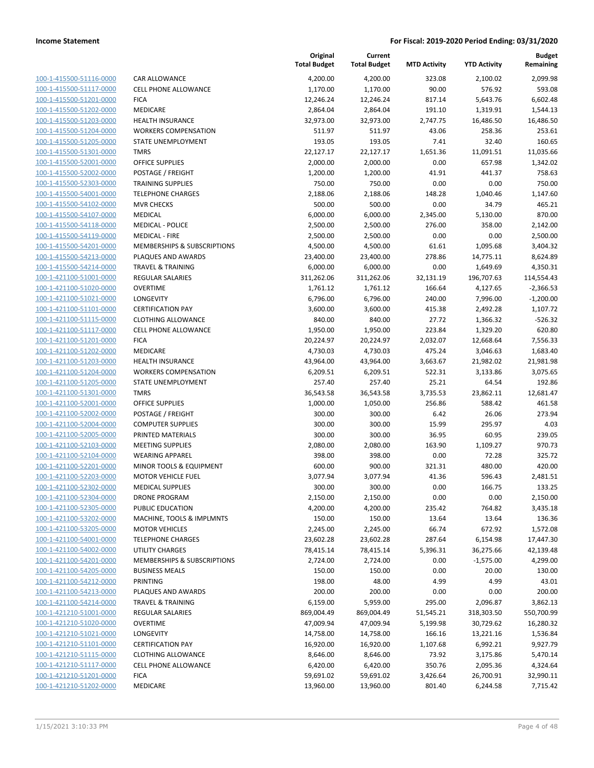| | | Original Total Budget | Current Total Budget | MTD Activity | YTD Activity | Budget Remaining |
|---|---|---|---|---|---|---|
| 100-1-415500-51116-0000 | CAR ALLOWANCE | 4,200.00 | 4,200.00 | 323.08 | 2,100.02 | 2,099.98 |
| 100-1-415500-51117-0000 | CELL PHONE ALLOWANCE | 1,170.00 | 1,170.00 | 90.00 | 576.92 | 593.08 |
| 100-1-415500-51201-0000 | FICA | 12,246.24 | 12,246.24 | 817.14 | 5,643.76 | 6,602.48 |
| 100-1-415500-51202-0000 | MEDICARE | 2,864.04 | 2,864.04 | 191.10 | 1,319.91 | 1,544.13 |
| 100-1-415500-51203-0000 | HEALTH INSURANCE | 32,973.00 | 32,973.00 | 2,747.75 | 16,486.50 | 16,486.50 |
| 100-1-415500-51204-0000 | WORKERS COMPENSATION | 511.97 | 511.97 | 43.06 | 258.36 | 253.61 |
| 100-1-415500-51205-0000 | STATE UNEMPLOYMENT | 193.05 | 193.05 | 7.41 | 32.40 | 160.65 |
| 100-1-415500-51301-0000 | TMRS | 22,127.17 | 22,127.17 | 1,651.36 | 11,091.51 | 11,035.66 |
| 100-1-415500-52001-0000 | OFFICE SUPPLIES | 2,000.00 | 2,000.00 | 0.00 | 657.98 | 1,342.02 |
| 100-1-415500-52002-0000 | POSTAGE / FREIGHT | 1,200.00 | 1,200.00 | 41.91 | 441.37 | 758.63 |
| 100-1-415500-52303-0000 | TRAINING SUPPLIES | 750.00 | 750.00 | 0.00 | 0.00 | 750.00 |
| 100-1-415500-54001-0000 | TELEPHONE CHARGES | 2,188.06 | 2,188.06 | 148.28 | 1,040.46 | 1,147.60 |
| 100-1-415500-54102-0000 | MVR CHECKS | 500.00 | 500.00 | 0.00 | 34.79 | 465.21 |
| 100-1-415500-54107-0000 | MEDICAL | 6,000.00 | 6,000.00 | 2,345.00 | 5,130.00 | 870.00 |
| 100-1-415500-54118-0000 | MEDICAL - POLICE | 2,500.00 | 2,500.00 | 276.00 | 358.00 | 2,142.00 |
| 100-1-415500-54119-0000 | MEDICAL - FIRE | 2,500.00 | 2,500.00 | 0.00 | 0.00 | 2,500.00 |
| 100-1-415500-54201-0000 | MEMBERSHIPS & SUBSCRIPTIONS | 4,500.00 | 4,500.00 | 61.61 | 1,095.68 | 3,404.32 |
| 100-1-415500-54213-0000 | PLAQUES AND AWARDS | 23,400.00 | 23,400.00 | 278.86 | 14,775.11 | 8,624.89 |
| 100-1-415500-54214-0000 | TRAVEL & TRAINING | 6,000.00 | 6,000.00 | 0.00 | 1,649.69 | 4,350.31 |
| 100-1-421100-51001-0000 | REGULAR SALARIES | 311,262.06 | 311,262.06 | 32,131.19 | 196,707.63 | 114,554.43 |
| 100-1-421100-51020-0000 | OVERTIME | 1,761.12 | 1,761.12 | 166.64 | 4,127.65 | -2,366.53 |
| 100-1-421100-51021-0000 | LONGEVITY | 6,796.00 | 6,796.00 | 240.00 | 7,996.00 | -1,200.00 |
| 100-1-421100-51101-0000 | CERTIFICATION PAY | 3,600.00 | 3,600.00 | 415.38 | 2,492.28 | 1,107.72 |
| 100-1-421100-51115-0000 | CLOTHING ALLOWANCE | 840.00 | 840.00 | 27.72 | 1,366.32 | -526.32 |
| 100-1-421100-51117-0000 | CELL PHONE ALLOWANCE | 1,950.00 | 1,950.00 | 223.84 | 1,329.20 | 620.80 |
| 100-1-421100-51201-0000 | FICA | 20,224.97 | 20,224.97 | 2,032.07 | 12,668.64 | 7,556.33 |
| 100-1-421100-51202-0000 | MEDICARE | 4,730.03 | 4,730.03 | 475.24 | 3,046.63 | 1,683.40 |
| 100-1-421100-51203-0000 | HEALTH INSURANCE | 43,964.00 | 43,964.00 | 3,663.67 | 21,982.02 | 21,981.98 |
| 100-1-421100-51204-0000 | WORKERS COMPENSATION | 6,209.51 | 6,209.51 | 522.31 | 3,133.86 | 3,075.65 |
| 100-1-421100-51205-0000 | STATE UNEMPLOYMENT | 257.40 | 257.40 | 25.21 | 64.54 | 192.86 |
| 100-1-421100-51301-0000 | TMRS | 36,543.58 | 36,543.58 | 3,735.53 | 23,862.11 | 12,681.47 |
| 100-1-421100-52001-0000 | OFFICE SUPPLIES | 1,000.00 | 1,050.00 | 256.86 | 588.42 | 461.58 |
| 100-1-421100-52002-0000 | POSTAGE / FREIGHT | 300.00 | 300.00 | 6.42 | 26.06 | 273.94 |
| 100-1-421100-52004-0000 | COMPUTER SUPPLIES | 300.00 | 300.00 | 15.99 | 295.97 | 4.03 |
| 100-1-421100-52005-0000 | PRINTED MATERIALS | 300.00 | 300.00 | 36.95 | 60.95 | 239.05 |
| 100-1-421100-52103-0000 | MEETING SUPPLIES | 2,080.00 | 2,080.00 | 163.90 | 1,109.27 | 970.73 |
| 100-1-421100-52104-0000 | WEARING APPAREL | 398.00 | 398.00 | 0.00 | 72.28 | 325.72 |
| 100-1-421100-52201-0000 | MINOR TOOLS & EQUIPMENT | 600.00 | 900.00 | 321.31 | 480.00 | 420.00 |
| 100-1-421100-52203-0000 | MOTOR VEHICLE FUEL | 3,077.94 | 3,077.94 | 41.36 | 596.43 | 2,481.51 |
| 100-1-421100-52302-0000 | MEDICAL SUPPLIES | 300.00 | 300.00 | 0.00 | 166.75 | 133.25 |
| 100-1-421100-52304-0000 | DRONE PROGRAM | 2,150.00 | 2,150.00 | 0.00 | 0.00 | 2,150.00 |
| 100-1-421100-52305-0000 | PUBLIC EDUCATION | 4,200.00 | 4,200.00 | 235.42 | 764.82 | 3,435.18 |
| 100-1-421100-53202-0000 | MACHINE, TOOLS & IMPLMNTS | 150.00 | 150.00 | 13.64 | 13.64 | 136.36 |
| 100-1-421100-53205-0000 | MOTOR VEHICLES | 2,245.00 | 2,245.00 | 66.74 | 672.92 | 1,572.08 |
| 100-1-421100-54001-0000 | TELEPHONE CHARGES | 23,602.28 | 23,602.28 | 287.64 | 6,154.98 | 17,447.30 |
| 100-1-421100-54002-0000 | UTILITY CHARGES | 78,415.14 | 78,415.14 | 5,396.31 | 36,275.66 | 42,139.48 |
| 100-1-421100-54201-0000 | MEMBERSHIPS & SUBSCRIPTIONS | 2,724.00 | 2,724.00 | 0.00 | -1,575.00 | 4,299.00 |
| 100-1-421100-54205-0000 | BUSINESS MEALS | 150.00 | 150.00 | 0.00 | 20.00 | 130.00 |
| 100-1-421100-54212-0000 | PRINTING | 198.00 | 48.00 | 4.99 | 4.99 | 43.01 |
| 100-1-421100-54213-0000 | PLAQUES AND AWARDS | 200.00 | 200.00 | 0.00 | 0.00 | 200.00 |
| 100-1-421100-54214-0000 | TRAVEL & TRAINING | 6,159.00 | 5,959.00 | 295.00 | 2,096.87 | 3,862.13 |
| 100-1-421210-51001-0000 | REGULAR SALARIES | 869,004.49 | 869,004.49 | 51,545.21 | 318,303.50 | 550,700.99 |
| 100-1-421210-51020-0000 | OVERTIME | 47,009.94 | 47,009.94 | 5,199.98 | 30,729.62 | 16,280.32 |
| 100-1-421210-51021-0000 | LONGEVITY | 14,758.00 | 14,758.00 | 166.16 | 13,221.16 | 1,536.84 |
| 100-1-421210-51101-0000 | CERTIFICATION PAY | 16,920.00 | 16,920.00 | 1,107.68 | 6,992.21 | 9,927.79 |
| 100-1-421210-51115-0000 | CLOTHING ALLOWANCE | 8,646.00 | 8,646.00 | 73.92 | 3,175.86 | 5,470.14 |
| 100-1-421210-51117-0000 | CELL PHONE ALLOWANCE | 6,420.00 | 6,420.00 | 350.76 | 2,095.36 | 4,324.64 |
| 100-1-421210-51201-0000 | FICA | 59,691.02 | 59,691.02 | 3,426.64 | 26,700.91 | 32,990.11 |
| 100-1-421210-51202-0000 | MEDICARE | 13,960.00 | 13,960.00 | 801.40 | 6,244.58 | 7,715.42 |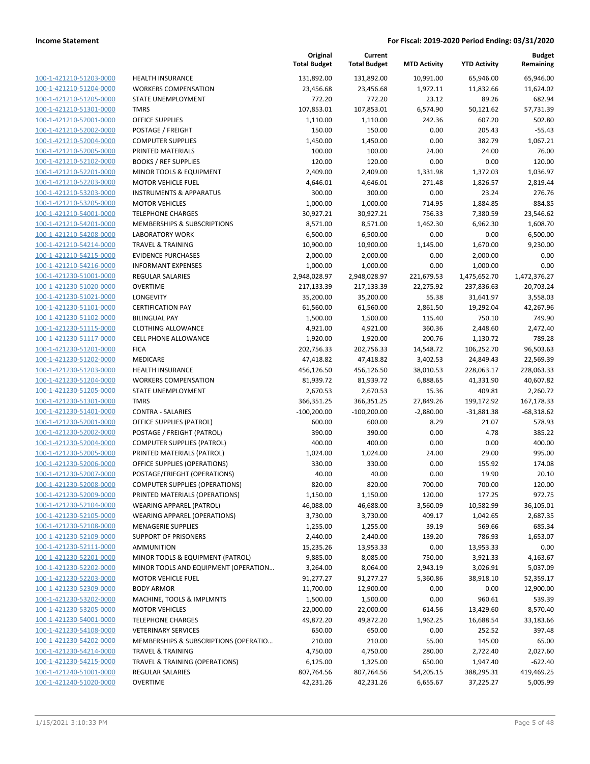**Income Statement** — **For Fiscal: 2019-2020 Period Ending: 03/31/2020**

| | | Original Total Budget | Current Total Budget | MTD Activity | YTD Activity | Budget Remaining |
|---|---|---|---|---|---|---|
| 100-1-421210-51203-0000 | HEALTH INSURANCE | 131,892.00 | 131,892.00 | 10,991.00 | 65,946.00 | 65,946.00 |
| 100-1-421210-51204-0000 | WORKERS COMPENSATION | 23,456.68 | 23,456.68 | 1,972.11 | 11,832.66 | 11,624.02 |
| 100-1-421210-51205-0000 | STATE UNEMPLOYMENT | 772.20 | 772.20 | 23.12 | 89.26 | 682.94 |
| 100-1-421210-51301-0000 | TMRS | 107,853.01 | 107,853.01 | 6,574.90 | 50,121.62 | 57,731.39 |
| 100-1-421210-52001-0000 | OFFICE SUPPLIES | 1,110.00 | 1,110.00 | 242.36 | 607.20 | 502.80 |
| 100-1-421210-52002-0000 | POSTAGE / FREIGHT | 150.00 | 150.00 | 0.00 | 205.43 | -55.43 |
| 100-1-421210-52004-0000 | COMPUTER SUPPLIES | 1,450.00 | 1,450.00 | 0.00 | 382.79 | 1,067.21 |
| 100-1-421210-52005-0000 | PRINTED MATERIALS | 100.00 | 100.00 | 24.00 | 24.00 | 76.00 |
| 100-1-421210-52102-0000 | BOOKS / REF SUPPLIES | 120.00 | 120.00 | 0.00 | 0.00 | 120.00 |
| 100-1-421210-52201-0000 | MINOR TOOLS & EQUIPMENT | 2,409.00 | 2,409.00 | 1,331.98 | 1,372.03 | 1,036.97 |
| 100-1-421210-52203-0000 | MOTOR VEHICLE FUEL | 4,646.01 | 4,646.01 | 271.48 | 1,826.57 | 2,819.44 |
| 100-1-421210-53203-0000 | INSTRUMENTS & APPARATUS | 300.00 | 300.00 | 0.00 | 23.24 | 276.76 |
| 100-1-421210-53205-0000 | MOTOR VEHICLES | 1,000.00 | 1,000.00 | 714.95 | 1,884.85 | -884.85 |
| 100-1-421210-54001-0000 | TELEPHONE CHARGES | 30,927.21 | 30,927.21 | 756.33 | 7,380.59 | 23,546.62 |
| 100-1-421210-54201-0000 | MEMBERSHIPS & SUBSCRIPTIONS | 8,571.00 | 8,571.00 | 1,462.30 | 6,962.30 | 1,608.70 |
| 100-1-421210-54208-0000 | LABORATORY WORK | 6,500.00 | 6,500.00 | 0.00 | 0.00 | 6,500.00 |
| 100-1-421210-54214-0000 | TRAVEL & TRAINING | 10,900.00 | 10,900.00 | 1,145.00 | 1,670.00 | 9,230.00 |
| 100-1-421210-54215-0000 | EVIDENCE PURCHASES | 2,000.00 | 2,000.00 | 0.00 | 2,000.00 | 0.00 |
| 100-1-421210-54216-0000 | INFORMANT EXPENSES | 1,000.00 | 1,000.00 | 0.00 | 1,000.00 | 0.00 |
| 100-1-421230-51001-0000 | REGULAR SALARIES | 2,948,028.97 | 2,948,028.97 | 221,679.53 | 1,475,652.70 | 1,472,376.27 |
| 100-1-421230-51020-0000 | OVERTIME | 217,133.39 | 217,133.39 | 22,275.92 | 237,836.63 | -20,703.24 |
| 100-1-421230-51021-0000 | LONGEVITY | 35,200.00 | 35,200.00 | 55.38 | 31,641.97 | 3,558.03 |
| 100-1-421230-51101-0000 | CERTIFICATION PAY | 61,560.00 | 61,560.00 | 2,861.50 | 19,292.04 | 42,267.96 |
| 100-1-421230-51102-0000 | BILINGUAL PAY | 1,500.00 | 1,500.00 | 115.40 | 750.10 | 749.90 |
| 100-1-421230-51115-0000 | CLOTHING ALLOWANCE | 4,921.00 | 4,921.00 | 360.36 | 2,448.60 | 2,472.40 |
| 100-1-421230-51117-0000 | CELL PHONE ALLOWANCE | 1,920.00 | 1,920.00 | 200.76 | 1,130.72 | 789.28 |
| 100-1-421230-51201-0000 | FICA | 202,756.33 | 202,756.33 | 14,548.72 | 106,252.70 | 96,503.63 |
| 100-1-421230-51202-0000 | MEDICARE | 47,418.82 | 47,418.82 | 3,402.53 | 24,849.43 | 22,569.39 |
| 100-1-421230-51203-0000 | HEALTH INSURANCE | 456,126.50 | 456,126.50 | 38,010.53 | 228,063.17 | 228,063.33 |
| 100-1-421230-51204-0000 | WORKERS COMPENSATION | 81,939.72 | 81,939.72 | 6,888.65 | 41,331.90 | 40,607.82 |
| 100-1-421230-51205-0000 | STATE UNEMPLOYMENT | 2,670.53 | 2,670.53 | 15.36 | 409.81 | 2,260.72 |
| 100-1-421230-51301-0000 | TMRS | 366,351.25 | 366,351.25 | 27,849.26 | 199,172.92 | 167,178.33 |
| 100-1-421230-51401-0000 | CONTRA - SALARIES | -100,200.00 | -100,200.00 | -2,880.00 | -31,881.38 | -68,318.62 |
| 100-1-421230-52001-0000 | OFFICE SUPPLIES (PATROL) | 600.00 | 600.00 | 8.29 | 21.07 | 578.93 |
| 100-1-421230-52002-0000 | POSTAGE / FREIGHT (PATROL) | 390.00 | 390.00 | 0.00 | 4.78 | 385.22 |
| 100-1-421230-52004-0000 | COMPUTER SUPPLIES (PATROL) | 400.00 | 400.00 | 0.00 | 0.00 | 400.00 |
| 100-1-421230-52005-0000 | PRINTED MATERIALS (PATROL) | 1,024.00 | 1,024.00 | 24.00 | 29.00 | 995.00 |
| 100-1-421230-52006-0000 | OFFICE SUPPLIES (OPERATIONS) | 330.00 | 330.00 | 0.00 | 155.92 | 174.08 |
| 100-1-421230-52007-0000 | POSTAGE/FRIEGHT (OPERATIONS) | 40.00 | 40.00 | 0.00 | 19.90 | 20.10 |
| 100-1-421230-52008-0000 | COMPUTER SUPPLIES (OPERATIONS) | 820.00 | 820.00 | 700.00 | 700.00 | 120.00 |
| 100-1-421230-52009-0000 | PRINTED MATERIALS (OPERATIONS) | 1,150.00 | 1,150.00 | 120.00 | 177.25 | 972.75 |
| 100-1-421230-52104-0000 | WEARING APPAREL (PATROL) | 46,088.00 | 46,688.00 | 3,560.09 | 10,582.99 | 36,105.01 |
| 100-1-421230-52105-0000 | WEARING APPAREL (OPERATIONS) | 3,730.00 | 3,730.00 | 409.17 | 1,042.65 | 2,687.35 |
| 100-1-421230-52108-0000 | MENAGERIE SUPPLIES | 1,255.00 | 1,255.00 | 39.19 | 569.66 | 685.34 |
| 100-1-421230-52109-0000 | SUPPORT OF PRISONERS | 2,440.00 | 2,440.00 | 139.20 | 786.93 | 1,653.07 |
| 100-1-421230-52111-0000 | AMMUNITION | 15,235.26 | 13,953.33 | 0.00 | 13,953.33 | 0.00 |
| 100-1-421230-52201-0000 | MINOR TOOLS & EQUIPMENT (PATROL) | 9,885.00 | 8,085.00 | 750.00 | 3,921.33 | 4,163.67 |
| 100-1-421230-52202-0000 | MINOR TOOLS AND EQUIPMENT (OPERATION… | 3,264.00 | 8,064.00 | 2,943.19 | 3,026.91 | 5,037.09 |
| 100-1-421230-52203-0000 | MOTOR VEHICLE FUEL | 91,277.27 | 91,277.27 | 5,360.86 | 38,918.10 | 52,359.17 |
| 100-1-421230-52309-0000 | BODY ARMOR | 11,700.00 | 12,900.00 | 0.00 | 0.00 | 12,900.00 |
| 100-1-421230-53202-0000 | MACHINE, TOOLS & IMPLMNTS | 1,500.00 | 1,500.00 | 0.00 | 960.61 | 539.39 |
| 100-1-421230-53205-0000 | MOTOR VEHICLES | 22,000.00 | 22,000.00 | 614.56 | 13,429.60 | 8,570.40 |
| 100-1-421230-54001-0000 | TELEPHONE CHARGES | 49,872.20 | 49,872.20 | 1,962.25 | 16,688.54 | 33,183.66 |
| 100-1-421230-54108-0000 | VETERINARY SERVICES | 650.00 | 650.00 | 0.00 | 252.52 | 397.48 |
| 100-1-421230-54202-0000 | MEMBERSHIPS & SUBSCRIPTIONS (OPERATIO… | 210.00 | 210.00 | 55.00 | 145.00 | 65.00 |
| 100-1-421230-54214-0000 | TRAVEL & TRAINING | 4,750.00 | 4,750.00 | 280.00 | 2,722.40 | 2,027.60 |
| 100-1-421230-54215-0000 | TRAVEL & TRAINING (OPERATIONS) | 6,125.00 | 1,325.00 | 650.00 | 1,947.40 | -622.40 |
| 100-1-421240-51001-0000 | REGULAR SALARIES | 807,764.56 | 807,764.56 | 54,205.15 | 388,295.31 | 419,469.25 |
| 100-1-421240-51020-0000 | OVERTIME | 42,231.26 | 42,231.26 | 6,655.67 | 37,225.27 | 5,005.99 |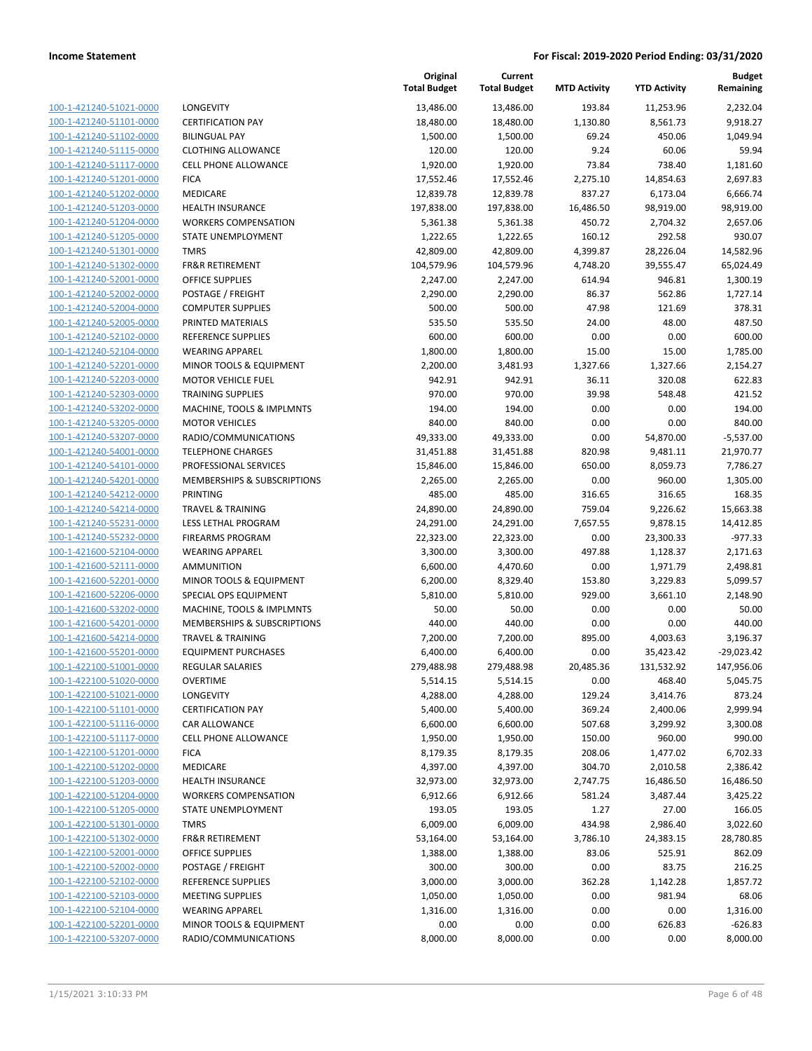| | | Original Total Budget | Current Total Budget | MTD Activity | YTD Activity | Budget Remaining |
|---|---|---|---|---|---|---|
| 100-1-421240-51021-0000 | LONGEVITY | 13,486.00 | 13,486.00 | 193.84 | 11,253.96 | 2,232.04 |
| 100-1-421240-51101-0000 | CERTIFICATION PAY | 18,480.00 | 18,480.00 | 1,130.80 | 8,561.73 | 9,918.27 |
| 100-1-421240-51102-0000 | BILINGUAL PAY | 1,500.00 | 1,500.00 | 69.24 | 450.06 | 1,049.94 |
| 100-1-421240-51115-0000 | CLOTHING ALLOWANCE | 120.00 | 120.00 | 9.24 | 60.06 | 59.94 |
| 100-1-421240-51117-0000 | CELL PHONE ALLOWANCE | 1,920.00 | 1,920.00 | 73.84 | 738.40 | 1,181.60 |
| 100-1-421240-51201-0000 | FICA | 17,552.46 | 17,552.46 | 2,275.10 | 14,854.63 | 2,697.83 |
| 100-1-421240-51202-0000 | MEDICARE | 12,839.78 | 12,839.78 | 837.27 | 6,173.04 | 6,666.74 |
| 100-1-421240-51203-0000 | HEALTH INSURANCE | 197,838.00 | 197,838.00 | 16,486.50 | 98,919.00 | 98,919.00 |
| 100-1-421240-51204-0000 | WORKERS COMPENSATION | 5,361.38 | 5,361.38 | 450.72 | 2,704.32 | 2,657.06 |
| 100-1-421240-51205-0000 | STATE UNEMPLOYMENT | 1,222.65 | 1,222.65 | 160.12 | 292.58 | 930.07 |
| 100-1-421240-51301-0000 | TMRS | 42,809.00 | 42,809.00 | 4,399.87 | 28,226.04 | 14,582.96 |
| 100-1-421240-51302-0000 | FR&R RETIREMENT | 104,579.96 | 104,579.96 | 4,748.20 | 39,555.47 | 65,024.49 |
| 100-1-421240-52001-0000 | OFFICE SUPPLIES | 2,247.00 | 2,247.00 | 614.94 | 946.81 | 1,300.19 |
| 100-1-421240-52002-0000 | POSTAGE / FREIGHT | 2,290.00 | 2,290.00 | 86.37 | 562.86 | 1,727.14 |
| 100-1-421240-52004-0000 | COMPUTER SUPPLIES | 500.00 | 500.00 | 47.98 | 121.69 | 378.31 |
| 100-1-421240-52005-0000 | PRINTED MATERIALS | 535.50 | 535.50 | 24.00 | 48.00 | 487.50 |
| 100-1-421240-52102-0000 | REFERENCE SUPPLIES | 600.00 | 600.00 | 0.00 | 0.00 | 600.00 |
| 100-1-421240-52104-0000 | WEARING APPAREL | 1,800.00 | 1,800.00 | 15.00 | 15.00 | 1,785.00 |
| 100-1-421240-52201-0000 | MINOR TOOLS & EQUIPMENT | 2,200.00 | 3,481.93 | 1,327.66 | 1,327.66 | 2,154.27 |
| 100-1-421240-52203-0000 | MOTOR VEHICLE FUEL | 942.91 | 942.91 | 36.11 | 320.08 | 622.83 |
| 100-1-421240-52303-0000 | TRAINING SUPPLIES | 970.00 | 970.00 | 39.98 | 548.48 | 421.52 |
| 100-1-421240-53202-0000 | MACHINE, TOOLS & IMPLMNTS | 194.00 | 194.00 | 0.00 | 0.00 | 194.00 |
| 100-1-421240-53205-0000 | MOTOR VEHICLES | 840.00 | 840.00 | 0.00 | 0.00 | 840.00 |
| 100-1-421240-53207-0000 | RADIO/COMMUNICATIONS | 49,333.00 | 49,333.00 | 0.00 | 54,870.00 | -5,537.00 |
| 100-1-421240-54001-0000 | TELEPHONE CHARGES | 31,451.88 | 31,451.88 | 820.98 | 9,481.11 | 21,970.77 |
| 100-1-421240-54101-0000 | PROFESSIONAL SERVICES | 15,846.00 | 15,846.00 | 650.00 | 8,059.73 | 7,786.27 |
| 100-1-421240-54201-0000 | MEMBERSHIPS & SUBSCRIPTIONS | 2,265.00 | 2,265.00 | 0.00 | 960.00 | 1,305.00 |
| 100-1-421240-54212-0000 | PRINTING | 485.00 | 485.00 | 316.65 | 316.65 | 168.35 |
| 100-1-421240-54214-0000 | TRAVEL & TRAINING | 24,890.00 | 24,890.00 | 759.04 | 9,226.62 | 15,663.38 |
| 100-1-421240-55231-0000 | LESS LETHAL PROGRAM | 24,291.00 | 24,291.00 | 7,657.55 | 9,878.15 | 14,412.85 |
| 100-1-421240-55232-0000 | FIREARMS PROGRAM | 22,323.00 | 22,323.00 | 0.00 | 23,300.33 | -977.33 |
| 100-1-421600-52104-0000 | WEARING APPAREL | 3,300.00 | 3,300.00 | 497.88 | 1,128.37 | 2,171.63 |
| 100-1-421600-52111-0000 | AMMUNITION | 6,600.00 | 4,470.60 | 0.00 | 1,971.79 | 2,498.81 |
| 100-1-421600-52201-0000 | MINOR TOOLS & EQUIPMENT | 6,200.00 | 8,329.40 | 153.80 | 3,229.83 | 5,099.57 |
| 100-1-421600-52206-0000 | SPECIAL OPS EQUIPMENT | 5,810.00 | 5,810.00 | 929.00 | 3,661.10 | 2,148.90 |
| 100-1-421600-53202-0000 | MACHINE, TOOLS & IMPLMNTS | 50.00 | 50.00 | 0.00 | 0.00 | 50.00 |
| 100-1-421600-54201-0000 | MEMBERSHIPS & SUBSCRIPTIONS | 440.00 | 440.00 | 0.00 | 0.00 | 440.00 |
| 100-1-421600-54214-0000 | TRAVEL & TRAINING | 7,200.00 | 7,200.00 | 895.00 | 4,003.63 | 3,196.37 |
| 100-1-421600-55201-0000 | EQUIPMENT PURCHASES | 6,400.00 | 6,400.00 | 0.00 | 35,423.42 | -29,023.42 |
| 100-1-422100-51001-0000 | REGULAR SALARIES | 279,488.98 | 279,488.98 | 20,485.36 | 131,532.92 | 147,956.06 |
| 100-1-422100-51020-0000 | OVERTIME | 5,514.15 | 5,514.15 | 0.00 | 468.40 | 5,045.75 |
| 100-1-422100-51021-0000 | LONGEVITY | 4,288.00 | 4,288.00 | 129.24 | 3,414.76 | 873.24 |
| 100-1-422100-51101-0000 | CERTIFICATION PAY | 5,400.00 | 5,400.00 | 369.24 | 2,400.06 | 2,999.94 |
| 100-1-422100-51116-0000 | CAR ALLOWANCE | 6,600.00 | 6,600.00 | 507.68 | 3,299.92 | 3,300.08 |
| 100-1-422100-51117-0000 | CELL PHONE ALLOWANCE | 1,950.00 | 1,950.00 | 150.00 | 960.00 | 990.00 |
| 100-1-422100-51201-0000 | FICA | 8,179.35 | 8,179.35 | 208.06 | 1,477.02 | 6,702.33 |
| 100-1-422100-51202-0000 | MEDICARE | 4,397.00 | 4,397.00 | 304.70 | 2,010.58 | 2,386.42 |
| 100-1-422100-51203-0000 | HEALTH INSURANCE | 32,973.00 | 32,973.00 | 2,747.75 | 16,486.50 | 16,486.50 |
| 100-1-422100-51204-0000 | WORKERS COMPENSATION | 6,912.66 | 6,912.66 | 581.24 | 3,487.44 | 3,425.22 |
| 100-1-422100-51205-0000 | STATE UNEMPLOYMENT | 193.05 | 193.05 | 1.27 | 27.00 | 166.05 |
| 100-1-422100-51301-0000 | TMRS | 6,009.00 | 6,009.00 | 434.98 | 2,986.40 | 3,022.60 |
| 100-1-422100-51302-0000 | FR&R RETIREMENT | 53,164.00 | 53,164.00 | 3,786.10 | 24,383.15 | 28,780.85 |
| 100-1-422100-52001-0000 | OFFICE SUPPLIES | 1,388.00 | 1,388.00 | 83.06 | 525.91 | 862.09 |
| 100-1-422100-52002-0000 | POSTAGE / FREIGHT | 300.00 | 300.00 | 0.00 | 83.75 | 216.25 |
| 100-1-422100-52102-0000 | REFERENCE SUPPLIES | 3,000.00 | 3,000.00 | 362.28 | 1,142.28 | 1,857.72 |
| 100-1-422100-52103-0000 | MEETING SUPPLIES | 1,050.00 | 1,050.00 | 0.00 | 981.94 | 68.06 |
| 100-1-422100-52104-0000 | WEARING APPAREL | 1,316.00 | 1,316.00 | 0.00 | 0.00 | 1,316.00 |
| 100-1-422100-52201-0000 | MINOR TOOLS & EQUIPMENT | 0.00 | 0.00 | 0.00 | 626.83 | -626.83 |
| 100-1-422100-53207-0000 | RADIO/COMMUNICATIONS | 8,000.00 | 8,000.00 | 0.00 | 0.00 | 8,000.00 |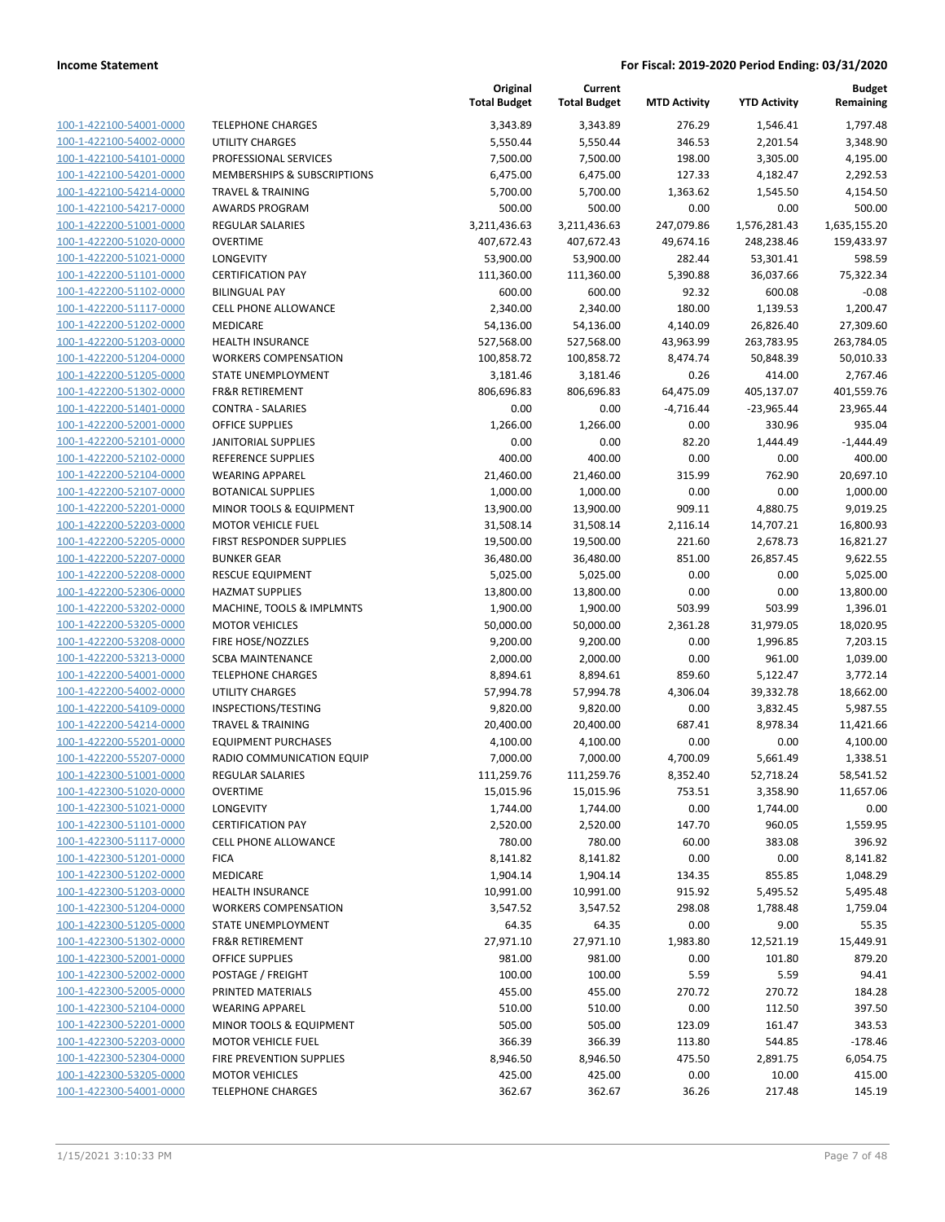| | | Original Total Budget | Current Total Budget | MTD Activity | YTD Activity | Budget Remaining |
|---|---|---|---|---|---|---|
| 100-1-422100-54001-0000 | TELEPHONE CHARGES | 3,343.89 | 3,343.89 | 276.29 | 1,546.41 | 1,797.48 |
| 100-1-422100-54002-0000 | UTILITY CHARGES | 5,550.44 | 5,550.44 | 346.53 | 2,201.54 | 3,348.90 |
| 100-1-422100-54101-0000 | PROFESSIONAL SERVICES | 7,500.00 | 7,500.00 | 198.00 | 3,305.00 | 4,195.00 |
| 100-1-422100-54201-0000 | MEMBERSHIPS & SUBSCRIPTIONS | 6,475.00 | 6,475.00 | 127.33 | 4,182.47 | 2,292.53 |
| 100-1-422100-54214-0000 | TRAVEL & TRAINING | 5,700.00 | 5,700.00 | 1,363.62 | 1,545.50 | 4,154.50 |
| 100-1-422100-54217-0000 | AWARDS PROGRAM | 500.00 | 500.00 | 0.00 | 0.00 | 500.00 |
| 100-1-422200-51001-0000 | REGULAR SALARIES | 3,211,436.63 | 3,211,436.63 | 247,079.86 | 1,576,281.43 | 1,635,155.20 |
| 100-1-422200-51020-0000 | OVERTIME | 407,672.43 | 407,672.43 | 49,674.16 | 248,238.46 | 159,433.97 |
| 100-1-422200-51021-0000 | LONGEVITY | 53,900.00 | 53,900.00 | 282.44 | 53,301.41 | 598.59 |
| 100-1-422200-51101-0000 | CERTIFICATION PAY | 111,360.00 | 111,360.00 | 5,390.88 | 36,037.66 | 75,322.34 |
| 100-1-422200-51102-0000 | BILINGUAL PAY | 600.00 | 600.00 | 92.32 | 600.08 | -0.08 |
| 100-1-422200-51117-0000 | CELL PHONE ALLOWANCE | 2,340.00 | 2,340.00 | 180.00 | 1,139.53 | 1,200.47 |
| 100-1-422200-51202-0000 | MEDICARE | 54,136.00 | 54,136.00 | 4,140.09 | 26,826.40 | 27,309.60 |
| 100-1-422200-51203-0000 | HEALTH INSURANCE | 527,568.00 | 527,568.00 | 43,963.99 | 263,783.95 | 263,784.05 |
| 100-1-422200-51204-0000 | WORKERS COMPENSATION | 100,858.72 | 100,858.72 | 8,474.74 | 50,848.39 | 50,010.33 |
| 100-1-422200-51205-0000 | STATE UNEMPLOYMENT | 3,181.46 | 3,181.46 | 0.26 | 414.00 | 2,767.46 |
| 100-1-422200-51302-0000 | FR&R RETIREMENT | 806,696.83 | 806,696.83 | 64,475.09 | 405,137.07 | 401,559.76 |
| 100-1-422200-51401-0000 | CONTRA - SALARIES | 0.00 | 0.00 | -4,716.44 | -23,965.44 | 23,965.44 |
| 100-1-422200-52001-0000 | OFFICE SUPPLIES | 1,266.00 | 1,266.00 | 0.00 | 330.96 | 935.04 |
| 100-1-422200-52101-0000 | JANITORIAL SUPPLIES | 0.00 | 0.00 | 82.20 | 1,444.49 | -1,444.49 |
| 100-1-422200-52102-0000 | REFERENCE SUPPLIES | 400.00 | 400.00 | 0.00 | 0.00 | 400.00 |
| 100-1-422200-52104-0000 | WEARING APPAREL | 21,460.00 | 21,460.00 | 315.99 | 762.90 | 20,697.10 |
| 100-1-422200-52107-0000 | BOTANICAL SUPPLIES | 1,000.00 | 1,000.00 | 0.00 | 0.00 | 1,000.00 |
| 100-1-422200-52201-0000 | MINOR TOOLS & EQUIPMENT | 13,900.00 | 13,900.00 | 909.11 | 4,880.75 | 9,019.25 |
| 100-1-422200-52203-0000 | MOTOR VEHICLE FUEL | 31,508.14 | 31,508.14 | 2,116.14 | 14,707.21 | 16,800.93 |
| 100-1-422200-52205-0000 | FIRST RESPONDER SUPPLIES | 19,500.00 | 19,500.00 | 221.60 | 2,678.73 | 16,821.27 |
| 100-1-422200-52207-0000 | BUNKER GEAR | 36,480.00 | 36,480.00 | 851.00 | 26,857.45 | 9,622.55 |
| 100-1-422200-52208-0000 | RESCUE EQUIPMENT | 5,025.00 | 5,025.00 | 0.00 | 0.00 | 5,025.00 |
| 100-1-422200-52306-0000 | HAZMAT SUPPLIES | 13,800.00 | 13,800.00 | 0.00 | 0.00 | 13,800.00 |
| 100-1-422200-53202-0000 | MACHINE, TOOLS & IMPLMNTS | 1,900.00 | 1,900.00 | 503.99 | 503.99 | 1,396.01 |
| 100-1-422200-53205-0000 | MOTOR VEHICLES | 50,000.00 | 50,000.00 | 2,361.28 | 31,979.05 | 18,020.95 |
| 100-1-422200-53208-0000 | FIRE HOSE/NOZZLES | 9,200.00 | 9,200.00 | 0.00 | 1,996.85 | 7,203.15 |
| 100-1-422200-53213-0000 | SCBA MAINTENANCE | 2,000.00 | 2,000.00 | 0.00 | 961.00 | 1,039.00 |
| 100-1-422200-54001-0000 | TELEPHONE CHARGES | 8,894.61 | 8,894.61 | 859.60 | 5,122.47 | 3,772.14 |
| 100-1-422200-54002-0000 | UTILITY CHARGES | 57,994.78 | 57,994.78 | 4,306.04 | 39,332.78 | 18,662.00 |
| 100-1-422200-54109-0000 | INSPECTIONS/TESTING | 9,820.00 | 9,820.00 | 0.00 | 3,832.45 | 5,987.55 |
| 100-1-422200-54214-0000 | TRAVEL & TRAINING | 20,400.00 | 20,400.00 | 687.41 | 8,978.34 | 11,421.66 |
| 100-1-422200-55201-0000 | EQUIPMENT PURCHASES | 4,100.00 | 4,100.00 | 0.00 | 0.00 | 4,100.00 |
| 100-1-422200-55207-0000 | RADIO COMMUNICATION EQUIP | 7,000.00 | 7,000.00 | 4,700.09 | 5,661.49 | 1,338.51 |
| 100-1-422300-51001-0000 | REGULAR SALARIES | 111,259.76 | 111,259.76 | 8,352.40 | 52,718.24 | 58,541.52 |
| 100-1-422300-51020-0000 | OVERTIME | 15,015.96 | 15,015.96 | 753.51 | 3,358.90 | 11,657.06 |
| 100-1-422300-51021-0000 | LONGEVITY | 1,744.00 | 1,744.00 | 0.00 | 1,744.00 | 0.00 |
| 100-1-422300-51101-0000 | CERTIFICATION PAY | 2,520.00 | 2,520.00 | 147.70 | 960.05 | 1,559.95 |
| 100-1-422300-51117-0000 | CELL PHONE ALLOWANCE | 780.00 | 780.00 | 60.00 | 383.08 | 396.92 |
| 100-1-422300-51201-0000 | FICA | 8,141.82 | 8,141.82 | 0.00 | 0.00 | 8,141.82 |
| 100-1-422300-51202-0000 | MEDICARE | 1,904.14 | 1,904.14 | 134.35 | 855.85 | 1,048.29 |
| 100-1-422300-51203-0000 | HEALTH INSURANCE | 10,991.00 | 10,991.00 | 915.92 | 5,495.52 | 5,495.48 |
| 100-1-422300-51204-0000 | WORKERS COMPENSATION | 3,547.52 | 3,547.52 | 298.08 | 1,788.48 | 1,759.04 |
| 100-1-422300-51205-0000 | STATE UNEMPLOYMENT | 64.35 | 64.35 | 0.00 | 9.00 | 55.35 |
| 100-1-422300-51302-0000 | FR&R RETIREMENT | 27,971.10 | 27,971.10 | 1,983.80 | 12,521.19 | 15,449.91 |
| 100-1-422300-52001-0000 | OFFICE SUPPLIES | 981.00 | 981.00 | 0.00 | 101.80 | 879.20 |
| 100-1-422300-52002-0000 | POSTAGE / FREIGHT | 100.00 | 100.00 | 5.59 | 5.59 | 94.41 |
| 100-1-422300-52005-0000 | PRINTED MATERIALS | 455.00 | 455.00 | 270.72 | 270.72 | 184.28 |
| 100-1-422300-52104-0000 | WEARING APPAREL | 510.00 | 510.00 | 0.00 | 112.50 | 397.50 |
| 100-1-422300-52201-0000 | MINOR TOOLS & EQUIPMENT | 505.00 | 505.00 | 123.09 | 161.47 | 343.53 |
| 100-1-422300-52203-0000 | MOTOR VEHICLE FUEL | 366.39 | 366.39 | 113.80 | 544.85 | -178.46 |
| 100-1-422300-52304-0000 | FIRE PREVENTION SUPPLIES | 8,946.50 | 8,946.50 | 475.50 | 2,891.75 | 6,054.75 |
| 100-1-422300-53205-0000 | MOTOR VEHICLES | 425.00 | 425.00 | 0.00 | 10.00 | 415.00 |
| 100-1-422300-54001-0000 | TELEPHONE CHARGES | 362.67 | 362.67 | 36.26 | 217.48 | 145.19 |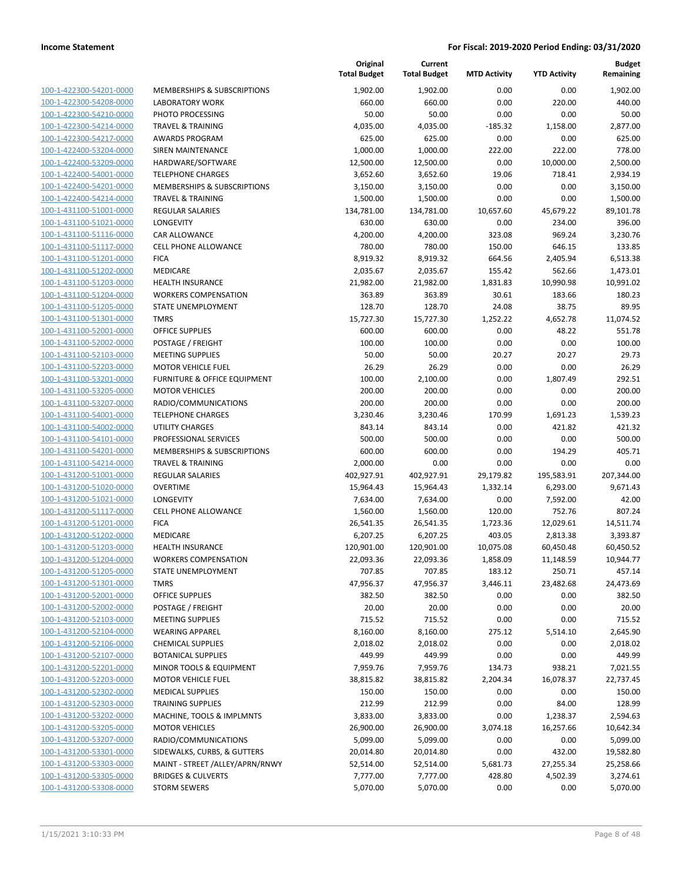**Income Statement** | **For Fiscal: 2019-2020 Period Ending: 03/31/2020**

| | | Original Total Budget | Current Total Budget | MTD Activity | YTD Activity | Budget Remaining |
|---|---|---|---|---|---|---|
| 100-1-422300-54201-0000 | MEMBERSHIPS & SUBSCRIPTIONS | 1,902.00 | 1,902.00 | 0.00 | 0.00 | 1,902.00 |
| 100-1-422300-54208-0000 | LABORATORY WORK | 660.00 | 660.00 | 0.00 | 220.00 | 440.00 |
| 100-1-422300-54210-0000 | PHOTO PROCESSING | 50.00 | 50.00 | 0.00 | 0.00 | 50.00 |
| 100-1-422300-54214-0000 | TRAVEL & TRAINING | 4,035.00 | 4,035.00 | -185.32 | 1,158.00 | 2,877.00 |
| 100-1-422300-54217-0000 | AWARDS PROGRAM | 625.00 | 625.00 | 0.00 | 0.00 | 625.00 |
| 100-1-422400-53204-0000 | SIREN MAINTENANCE | 1,000.00 | 1,000.00 | 222.00 | 222.00 | 778.00 |
| 100-1-422400-53209-0000 | HARDWARE/SOFTWARE | 12,500.00 | 12,500.00 | 0.00 | 10,000.00 | 2,500.00 |
| 100-1-422400-54001-0000 | TELEPHONE CHARGES | 3,652.60 | 3,652.60 | 19.06 | 718.41 | 2,934.19 |
| 100-1-422400-54201-0000 | MEMBERSHIPS & SUBSCRIPTIONS | 3,150.00 | 3,150.00 | 0.00 | 0.00 | 3,150.00 |
| 100-1-422400-54214-0000 | TRAVEL & TRAINING | 1,500.00 | 1,500.00 | 0.00 | 0.00 | 1,500.00 |
| 100-1-431100-51001-0000 | REGULAR SALARIES | 134,781.00 | 134,781.00 | 10,657.60 | 45,679.22 | 89,101.78 |
| 100-1-431100-51021-0000 | LONGEVITY | 630.00 | 630.00 | 0.00 | 234.00 | 396.00 |
| 100-1-431100-51116-0000 | CAR ALLOWANCE | 4,200.00 | 4,200.00 | 323.08 | 969.24 | 3,230.76 |
| 100-1-431100-51117-0000 | CELL PHONE ALLOWANCE | 780.00 | 780.00 | 150.00 | 646.15 | 133.85 |
| 100-1-431100-51201-0000 | FICA | 8,919.32 | 8,919.32 | 664.56 | 2,405.94 | 6,513.38 |
| 100-1-431100-51202-0000 | MEDICARE | 2,035.67 | 2,035.67 | 155.42 | 562.66 | 1,473.01 |
| 100-1-431100-51203-0000 | HEALTH INSURANCE | 21,982.00 | 21,982.00 | 1,831.83 | 10,990.98 | 10,991.02 |
| 100-1-431100-51204-0000 | WORKERS COMPENSATION | 363.89 | 363.89 | 30.61 | 183.66 | 180.23 |
| 100-1-431100-51205-0000 | STATE UNEMPLOYMENT | 128.70 | 128.70 | 24.08 | 38.75 | 89.95 |
| 100-1-431100-51301-0000 | TMRS | 15,727.30 | 15,727.30 | 1,252.22 | 4,652.78 | 11,074.52 |
| 100-1-431100-52001-0000 | OFFICE SUPPLIES | 600.00 | 600.00 | 0.00 | 48.22 | 551.78 |
| 100-1-431100-52002-0000 | POSTAGE / FREIGHT | 100.00 | 100.00 | 0.00 | 0.00 | 100.00 |
| 100-1-431100-52103-0000 | MEETING SUPPLIES | 50.00 | 50.00 | 20.27 | 20.27 | 29.73 |
| 100-1-431100-52203-0000 | MOTOR VEHICLE FUEL | 26.29 | 26.29 | 0.00 | 0.00 | 26.29 |
| 100-1-431100-53201-0000 | FURNITURE & OFFICE EQUIPMENT | 100.00 | 2,100.00 | 0.00 | 1,807.49 | 292.51 |
| 100-1-431100-53205-0000 | MOTOR VEHICLES | 200.00 | 200.00 | 0.00 | 0.00 | 200.00 |
| 100-1-431100-53207-0000 | RADIO/COMMUNICATIONS | 200.00 | 200.00 | 0.00 | 0.00 | 200.00 |
| 100-1-431100-54001-0000 | TELEPHONE CHARGES | 3,230.46 | 3,230.46 | 170.99 | 1,691.23 | 1,539.23 |
| 100-1-431100-54002-0000 | UTILITY CHARGES | 843.14 | 843.14 | 0.00 | 421.82 | 421.32 |
| 100-1-431100-54101-0000 | PROFESSIONAL SERVICES | 500.00 | 500.00 | 0.00 | 0.00 | 500.00 |
| 100-1-431100-54201-0000 | MEMBERSHIPS & SUBSCRIPTIONS | 600.00 | 600.00 | 0.00 | 194.29 | 405.71 |
| 100-1-431100-54214-0000 | TRAVEL & TRAINING | 2,000.00 | 0.00 | 0.00 | 0.00 | 0.00 |
| 100-1-431200-51001-0000 | REGULAR SALARIES | 402,927.91 | 402,927.91 | 29,179.82 | 195,583.91 | 207,344.00 |
| 100-1-431200-51020-0000 | OVERTIME | 15,964.43 | 15,964.43 | 1,332.14 | 6,293.00 | 9,671.43 |
| 100-1-431200-51021-0000 | LONGEVITY | 7,634.00 | 7,634.00 | 0.00 | 7,592.00 | 42.00 |
| 100-1-431200-51117-0000 | CELL PHONE ALLOWANCE | 1,560.00 | 1,560.00 | 120.00 | 752.76 | 807.24 |
| 100-1-431200-51201-0000 | FICA | 26,541.35 | 26,541.35 | 1,723.36 | 12,029.61 | 14,511.74 |
| 100-1-431200-51202-0000 | MEDICARE | 6,207.25 | 6,207.25 | 403.05 | 2,813.38 | 3,393.87 |
| 100-1-431200-51203-0000 | HEALTH INSURANCE | 120,901.00 | 120,901.00 | 10,075.08 | 60,450.48 | 60,450.52 |
| 100-1-431200-51204-0000 | WORKERS COMPENSATION | 22,093.36 | 22,093.36 | 1,858.09 | 11,148.59 | 10,944.77 |
| 100-1-431200-51205-0000 | STATE UNEMPLOYMENT | 707.85 | 707.85 | 183.12 | 250.71 | 457.14 |
| 100-1-431200-51301-0000 | TMRS | 47,956.37 | 47,956.37 | 3,446.11 | 23,482.68 | 24,473.69 |
| 100-1-431200-52001-0000 | OFFICE SUPPLIES | 382.50 | 382.50 | 0.00 | 0.00 | 382.50 |
| 100-1-431200-52002-0000 | POSTAGE / FREIGHT | 20.00 | 20.00 | 0.00 | 0.00 | 20.00 |
| 100-1-431200-52103-0000 | MEETING SUPPLIES | 715.52 | 715.52 | 0.00 | 0.00 | 715.52 |
| 100-1-431200-52104-0000 | WEARING APPAREL | 8,160.00 | 8,160.00 | 275.12 | 5,514.10 | 2,645.90 |
| 100-1-431200-52106-0000 | CHEMICAL SUPPLIES | 2,018.02 | 2,018.02 | 0.00 | 0.00 | 2,018.02 |
| 100-1-431200-52107-0000 | BOTANICAL SUPPLIES | 449.99 | 449.99 | 0.00 | 0.00 | 449.99 |
| 100-1-431200-52201-0000 | MINOR TOOLS & EQUIPMENT | 7,959.76 | 7,959.76 | 134.73 | 938.21 | 7,021.55 |
| 100-1-431200-52203-0000 | MOTOR VEHICLE FUEL | 38,815.82 | 38,815.82 | 2,204.34 | 16,078.37 | 22,737.45 |
| 100-1-431200-52302-0000 | MEDICAL SUPPLIES | 150.00 | 150.00 | 0.00 | 0.00 | 150.00 |
| 100-1-431200-52303-0000 | TRAINING SUPPLIES | 212.99 | 212.99 | 0.00 | 84.00 | 128.99 |
| 100-1-431200-53202-0000 | MACHINE, TOOLS & IMPLMNTS | 3,833.00 | 3,833.00 | 0.00 | 1,238.37 | 2,594.63 |
| 100-1-431200-53205-0000 | MOTOR VEHICLES | 26,900.00 | 26,900.00 | 3,074.18 | 16,257.66 | 10,642.34 |
| 100-1-431200-53207-0000 | RADIO/COMMUNICATIONS | 5,099.00 | 5,099.00 | 0.00 | 0.00 | 5,099.00 |
| 100-1-431200-53301-0000 | SIDEWALKS, CURBS, & GUTTERS | 20,014.80 | 20,014.80 | 0.00 | 432.00 | 19,582.80 |
| 100-1-431200-53303-0000 | MAINT - STREET /ALLEY/APRN/RNWY | 52,514.00 | 52,514.00 | 5,681.73 | 27,255.34 | 25,258.66 |
| 100-1-431200-53305-0000 | BRIDGES & CULVERTS | 7,777.00 | 7,777.00 | 428.80 | 4,502.39 | 3,274.61 |
| 100-1-431200-53308-0000 | STORM SEWERS | 5,070.00 | 5,070.00 | 0.00 | 0.00 | 5,070.00 |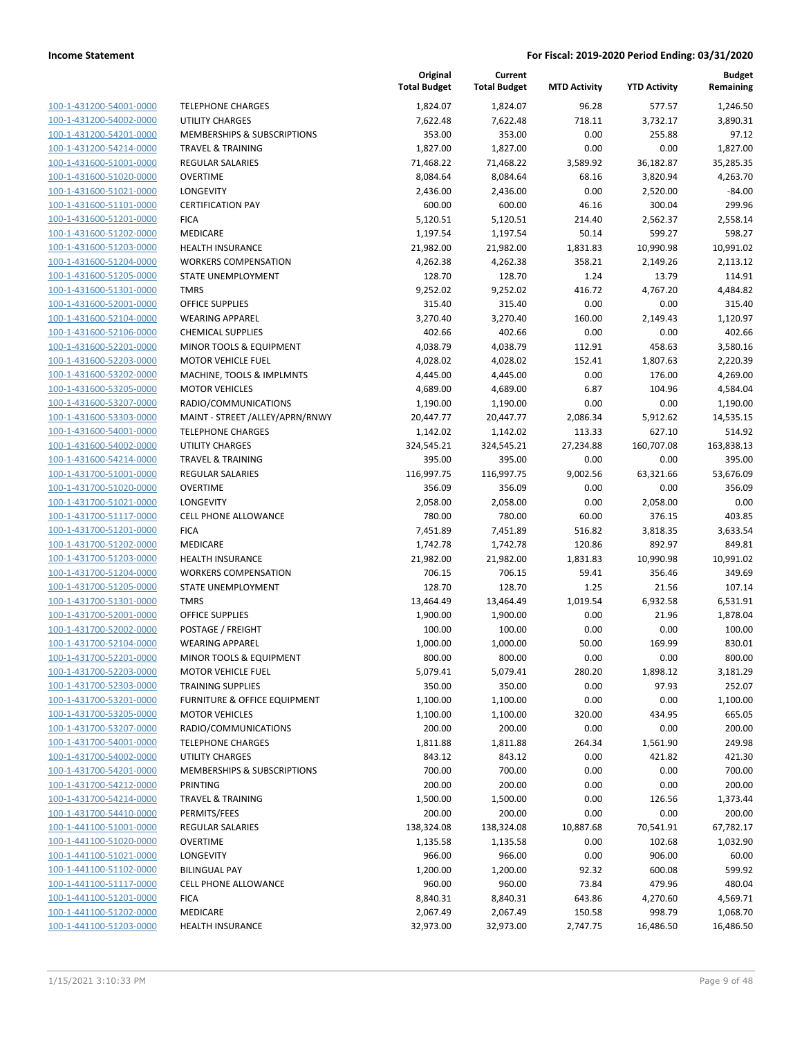| | | Original Total Budget | Current Total Budget | MTD Activity | YTD Activity | Budget Remaining |
|---|---|---|---|---|---|---|
| 100-1-431200-54001-0000 | TELEPHONE CHARGES | 1,824.07 | 1,824.07 | 96.28 | 577.57 | 1,246.50 |
| 100-1-431200-54002-0000 | UTILITY CHARGES | 7,622.48 | 7,622.48 | 718.11 | 3,732.17 | 3,890.31 |
| 100-1-431200-54201-0000 | MEMBERSHIPS & SUBSCRIPTIONS | 353.00 | 353.00 | 0.00 | 255.88 | 97.12 |
| 100-1-431200-54214-0000 | TRAVEL & TRAINING | 1,827.00 | 1,827.00 | 0.00 | 0.00 | 1,827.00 |
| 100-1-431600-51001-0000 | REGULAR SALARIES | 71,468.22 | 71,468.22 | 3,589.92 | 36,182.87 | 35,285.35 |
| 100-1-431600-51020-0000 | OVERTIME | 8,084.64 | 8,084.64 | 68.16 | 3,820.94 | 4,263.70 |
| 100-1-431600-51021-0000 | LONGEVITY | 2,436.00 | 2,436.00 | 0.00 | 2,520.00 | -84.00 |
| 100-1-431600-51101-0000 | CERTIFICATION PAY | 600.00 | 600.00 | 46.16 | 300.04 | 299.96 |
| 100-1-431600-51201-0000 | FICA | 5,120.51 | 5,120.51 | 214.40 | 2,562.37 | 2,558.14 |
| 100-1-431600-51202-0000 | MEDICARE | 1,197.54 | 1,197.54 | 50.14 | 599.27 | 598.27 |
| 100-1-431600-51203-0000 | HEALTH INSURANCE | 21,982.00 | 21,982.00 | 1,831.83 | 10,990.98 | 10,991.02 |
| 100-1-431600-51204-0000 | WORKERS COMPENSATION | 4,262.38 | 4,262.38 | 358.21 | 2,149.26 | 2,113.12 |
| 100-1-431600-51205-0000 | STATE UNEMPLOYMENT | 128.70 | 128.70 | 1.24 | 13.79 | 114.91 |
| 100-1-431600-51301-0000 | TMRS | 9,252.02 | 9,252.02 | 416.72 | 4,767.20 | 4,484.82 |
| 100-1-431600-52001-0000 | OFFICE SUPPLIES | 315.40 | 315.40 | 0.00 | 0.00 | 315.40 |
| 100-1-431600-52104-0000 | WEARING APPAREL | 3,270.40 | 3,270.40 | 160.00 | 2,149.43 | 1,120.97 |
| 100-1-431600-52106-0000 | CHEMICAL SUPPLIES | 402.66 | 402.66 | 0.00 | 0.00 | 402.66 |
| 100-1-431600-52201-0000 | MINOR TOOLS & EQUIPMENT | 4,038.79 | 4,038.79 | 112.91 | 458.63 | 3,580.16 |
| 100-1-431600-52203-0000 | MOTOR VEHICLE FUEL | 4,028.02 | 4,028.02 | 152.41 | 1,807.63 | 2,220.39 |
| 100-1-431600-53202-0000 | MACHINE, TOOLS & IMPLMNTS | 4,445.00 | 4,445.00 | 0.00 | 176.00 | 4,269.00 |
| 100-1-431600-53205-0000 | MOTOR VEHICLES | 4,689.00 | 4,689.00 | 6.87 | 104.96 | 4,584.04 |
| 100-1-431600-53207-0000 | RADIO/COMMUNICATIONS | 1,190.00 | 1,190.00 | 0.00 | 0.00 | 1,190.00 |
| 100-1-431600-53303-0000 | MAINT - STREET /ALLEY/APRN/RNWY | 20,447.77 | 20,447.77 | 2,086.34 | 5,912.62 | 14,535.15 |
| 100-1-431600-54001-0000 | TELEPHONE CHARGES | 1,142.02 | 1,142.02 | 113.33 | 627.10 | 514.92 |
| 100-1-431600-54002-0000 | UTILITY CHARGES | 324,545.21 | 324,545.21 | 27,234.88 | 160,707.08 | 163,838.13 |
| 100-1-431600-54214-0000 | TRAVEL & TRAINING | 395.00 | 395.00 | 0.00 | 0.00 | 395.00 |
| 100-1-431700-51001-0000 | REGULAR SALARIES | 116,997.75 | 116,997.75 | 9,002.56 | 63,321.66 | 53,676.09 |
| 100-1-431700-51020-0000 | OVERTIME | 356.09 | 356.09 | 0.00 | 0.00 | 356.09 |
| 100-1-431700-51021-0000 | LONGEVITY | 2,058.00 | 2,058.00 | 0.00 | 2,058.00 | 0.00 |
| 100-1-431700-51117-0000 | CELL PHONE ALLOWANCE | 780.00 | 780.00 | 60.00 | 376.15 | 403.85 |
| 100-1-431700-51201-0000 | FICA | 7,451.89 | 7,451.89 | 516.82 | 3,818.35 | 3,633.54 |
| 100-1-431700-51202-0000 | MEDICARE | 1,742.78 | 1,742.78 | 120.86 | 892.97 | 849.81 |
| 100-1-431700-51203-0000 | HEALTH INSURANCE | 21,982.00 | 21,982.00 | 1,831.83 | 10,990.98 | 10,991.02 |
| 100-1-431700-51204-0000 | WORKERS COMPENSATION | 706.15 | 706.15 | 59.41 | 356.46 | 349.69 |
| 100-1-431700-51205-0000 | STATE UNEMPLOYMENT | 128.70 | 128.70 | 1.25 | 21.56 | 107.14 |
| 100-1-431700-51301-0000 | TMRS | 13,464.49 | 13,464.49 | 1,019.54 | 6,932.58 | 6,531.91 |
| 100-1-431700-52001-0000 | OFFICE SUPPLIES | 1,900.00 | 1,900.00 | 0.00 | 21.96 | 1,878.04 |
| 100-1-431700-52002-0000 | POSTAGE / FREIGHT | 100.00 | 100.00 | 0.00 | 0.00 | 100.00 |
| 100-1-431700-52104-0000 | WEARING APPAREL | 1,000.00 | 1,000.00 | 50.00 | 169.99 | 830.01 |
| 100-1-431700-52201-0000 | MINOR TOOLS & EQUIPMENT | 800.00 | 800.00 | 0.00 | 0.00 | 800.00 |
| 100-1-431700-52203-0000 | MOTOR VEHICLE FUEL | 5,079.41 | 5,079.41 | 280.20 | 1,898.12 | 3,181.29 |
| 100-1-431700-52303-0000 | TRAINING SUPPLIES | 350.00 | 350.00 | 0.00 | 97.93 | 252.07 |
| 100-1-431700-53201-0000 | FURNITURE & OFFICE EQUIPMENT | 1,100.00 | 1,100.00 | 0.00 | 0.00 | 1,100.00 |
| 100-1-431700-53205-0000 | MOTOR VEHICLES | 1,100.00 | 1,100.00 | 320.00 | 434.95 | 665.05 |
| 100-1-431700-53207-0000 | RADIO/COMMUNICATIONS | 200.00 | 200.00 | 0.00 | 0.00 | 200.00 |
| 100-1-431700-54001-0000 | TELEPHONE CHARGES | 1,811.88 | 1,811.88 | 264.34 | 1,561.90 | 249.98 |
| 100-1-431700-54002-0000 | UTILITY CHARGES | 843.12 | 843.12 | 0.00 | 421.82 | 421.30 |
| 100-1-431700-54201-0000 | MEMBERSHIPS & SUBSCRIPTIONS | 700.00 | 700.00 | 0.00 | 0.00 | 700.00 |
| 100-1-431700-54212-0000 | PRINTING | 200.00 | 200.00 | 0.00 | 0.00 | 200.00 |
| 100-1-431700-54214-0000 | TRAVEL & TRAINING | 1,500.00 | 1,500.00 | 0.00 | 126.56 | 1,373.44 |
| 100-1-431700-54410-0000 | PERMITS/FEES | 200.00 | 200.00 | 0.00 | 0.00 | 200.00 |
| 100-1-441100-51001-0000 | REGULAR SALARIES | 138,324.08 | 138,324.08 | 10,887.68 | 70,541.91 | 67,782.17 |
| 100-1-441100-51020-0000 | OVERTIME | 1,135.58 | 1,135.58 | 0.00 | 102.68 | 1,032.90 |
| 100-1-441100-51021-0000 | LONGEVITY | 966.00 | 966.00 | 0.00 | 906.00 | 60.00 |
| 100-1-441100-51102-0000 | BILINGUAL PAY | 1,200.00 | 1,200.00 | 92.32 | 600.08 | 599.92 |
| 100-1-441100-51117-0000 | CELL PHONE ALLOWANCE | 960.00 | 960.00 | 73.84 | 479.96 | 480.04 |
| 100-1-441100-51201-0000 | FICA | 8,840.31 | 8,840.31 | 643.86 | 4,270.60 | 4,569.71 |
| 100-1-441100-51202-0000 | MEDICARE | 2,067.49 | 2,067.49 | 150.58 | 998.79 | 1,068.70 |
| 100-1-441100-51203-0000 | HEALTH INSURANCE | 32,973.00 | 32,973.00 | 2,747.75 | 16,486.50 | 16,486.50 |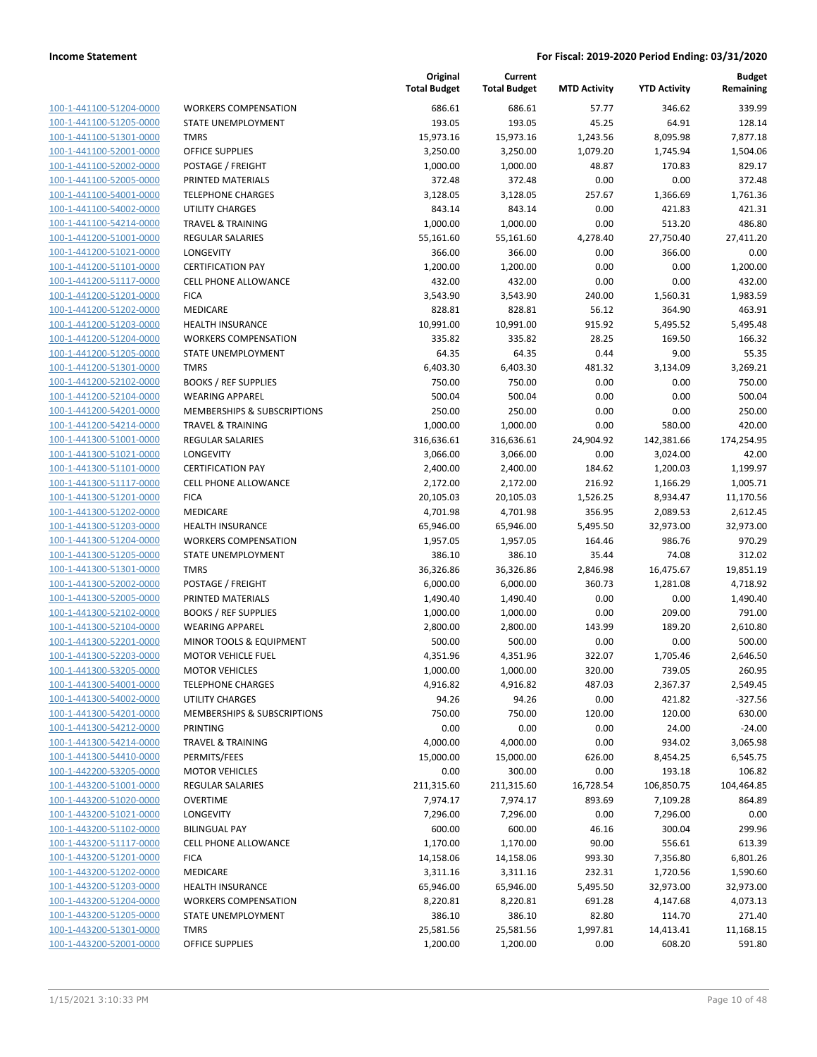**Income Statement** — For Fiscal: 2019-2020 Period Ending: 03/31/2020

| | | Original Total Budget | Current Total Budget | MTD Activity | YTD Activity | Budget Remaining |
|---|---|---|---|---|---|---|
| 100-1-441100-51204-0000 | WORKERS COMPENSATION | 686.61 | 686.61 | 57.77 | 346.62 | 339.99 |
| 100-1-441100-51205-0000 | STATE UNEMPLOYMENT | 193.05 | 193.05 | 45.25 | 64.91 | 128.14 |
| 100-1-441100-51301-0000 | TMRS | 15,973.16 | 15,973.16 | 1,243.56 | 8,095.98 | 7,877.18 |
| 100-1-441100-52001-0000 | OFFICE SUPPLIES | 3,250.00 | 3,250.00 | 1,079.20 | 1,745.94 | 1,504.06 |
| 100-1-441100-52002-0000 | POSTAGE / FREIGHT | 1,000.00 | 1,000.00 | 48.87 | 170.83 | 829.17 |
| 100-1-441100-52005-0000 | PRINTED MATERIALS | 372.48 | 372.48 | 0.00 | 0.00 | 372.48 |
| 100-1-441100-54001-0000 | TELEPHONE CHARGES | 3,128.05 | 3,128.05 | 257.67 | 1,366.69 | 1,761.36 |
| 100-1-441100-54002-0000 | UTILITY CHARGES | 843.14 | 843.14 | 0.00 | 421.83 | 421.31 |
| 100-1-441100-54214-0000 | TRAVEL & TRAINING | 1,000.00 | 1,000.00 | 0.00 | 513.20 | 486.80 |
| 100-1-441200-51001-0000 | REGULAR SALARIES | 55,161.60 | 55,161.60 | 4,278.40 | 27,750.40 | 27,411.20 |
| 100-1-441200-51021-0000 | LONGEVITY | 366.00 | 366.00 | 0.00 | 366.00 | 0.00 |
| 100-1-441200-51101-0000 | CERTIFICATION PAY | 1,200.00 | 1,200.00 | 0.00 | 0.00 | 1,200.00 |
| 100-1-441200-51117-0000 | CELL PHONE ALLOWANCE | 432.00 | 432.00 | 0.00 | 0.00 | 432.00 |
| 100-1-441200-51201-0000 | FICA | 3,543.90 | 3,543.90 | 240.00 | 1,560.31 | 1,983.59 |
| 100-1-441200-51202-0000 | MEDICARE | 828.81 | 828.81 | 56.12 | 364.90 | 463.91 |
| 100-1-441200-51203-0000 | HEALTH INSURANCE | 10,991.00 | 10,991.00 | 915.92 | 5,495.52 | 5,495.48 |
| 100-1-441200-51204-0000 | WORKERS COMPENSATION | 335.82 | 335.82 | 28.25 | 169.50 | 166.32 |
| 100-1-441200-51205-0000 | STATE UNEMPLOYMENT | 64.35 | 64.35 | 0.44 | 9.00 | 55.35 |
| 100-1-441200-51301-0000 | TMRS | 6,403.30 | 6,403.30 | 481.32 | 3,134.09 | 3,269.21 |
| 100-1-441200-52102-0000 | BOOKS / REF SUPPLIES | 750.00 | 750.00 | 0.00 | 0.00 | 750.00 |
| 100-1-441200-52104-0000 | WEARING APPAREL | 500.04 | 500.04 | 0.00 | 0.00 | 500.04 |
| 100-1-441200-54201-0000 | MEMBERSHIPS & SUBSCRIPTIONS | 250.00 | 250.00 | 0.00 | 0.00 | 250.00 |
| 100-1-441200-54214-0000 | TRAVEL & TRAINING | 1,000.00 | 1,000.00 | 0.00 | 580.00 | 420.00 |
| 100-1-441300-51001-0000 | REGULAR SALARIES | 316,636.61 | 316,636.61 | 24,904.92 | 142,381.66 | 174,254.95 |
| 100-1-441300-51021-0000 | LONGEVITY | 3,066.00 | 3,066.00 | 0.00 | 3,024.00 | 42.00 |
| 100-1-441300-51101-0000 | CERTIFICATION PAY | 2,400.00 | 2,400.00 | 184.62 | 1,200.03 | 1,199.97 |
| 100-1-441300-51117-0000 | CELL PHONE ALLOWANCE | 2,172.00 | 2,172.00 | 216.92 | 1,166.29 | 1,005.71 |
| 100-1-441300-51201-0000 | FICA | 20,105.03 | 20,105.03 | 1,526.25 | 8,934.47 | 11,170.56 |
| 100-1-441300-51202-0000 | MEDICARE | 4,701.98 | 4,701.98 | 356.95 | 2,089.53 | 2,612.45 |
| 100-1-441300-51203-0000 | HEALTH INSURANCE | 65,946.00 | 65,946.00 | 5,495.50 | 32,973.00 | 32,973.00 |
| 100-1-441300-51204-0000 | WORKERS COMPENSATION | 1,957.05 | 1,957.05 | 164.46 | 986.76 | 970.29 |
| 100-1-441300-51205-0000 | STATE UNEMPLOYMENT | 386.10 | 386.10 | 35.44 | 74.08 | 312.02 |
| 100-1-441300-51301-0000 | TMRS | 36,326.86 | 36,326.86 | 2,846.98 | 16,475.67 | 19,851.19 |
| 100-1-441300-52002-0000 | POSTAGE / FREIGHT | 6,000.00 | 6,000.00 | 360.73 | 1,281.08 | 4,718.92 |
| 100-1-441300-52005-0000 | PRINTED MATERIALS | 1,490.40 | 1,490.40 | 0.00 | 0.00 | 1,490.40 |
| 100-1-441300-52102-0000 | BOOKS / REF SUPPLIES | 1,000.00 | 1,000.00 | 0.00 | 209.00 | 791.00 |
| 100-1-441300-52104-0000 | WEARING APPAREL | 2,800.00 | 2,800.00 | 143.99 | 189.20 | 2,610.80 |
| 100-1-441300-52201-0000 | MINOR TOOLS & EQUIPMENT | 500.00 | 500.00 | 0.00 | 0.00 | 500.00 |
| 100-1-441300-52203-0000 | MOTOR VEHICLE FUEL | 4,351.96 | 4,351.96 | 322.07 | 1,705.46 | 2,646.50 |
| 100-1-441300-53205-0000 | MOTOR VEHICLES | 1,000.00 | 1,000.00 | 320.00 | 739.05 | 260.95 |
| 100-1-441300-54001-0000 | TELEPHONE CHARGES | 4,916.82 | 4,916.82 | 487.03 | 2,367.37 | 2,549.45 |
| 100-1-441300-54002-0000 | UTILITY CHARGES | 94.26 | 94.26 | 0.00 | 421.82 | -327.56 |
| 100-1-441300-54201-0000 | MEMBERSHIPS & SUBSCRIPTIONS | 750.00 | 750.00 | 120.00 | 120.00 | 630.00 |
| 100-1-441300-54212-0000 | PRINTING | 0.00 | 0.00 | 0.00 | 24.00 | -24.00 |
| 100-1-441300-54214-0000 | TRAVEL & TRAINING | 4,000.00 | 4,000.00 | 0.00 | 934.02 | 3,065.98 |
| 100-1-441300-54410-0000 | PERMITS/FEES | 15,000.00 | 15,000.00 | 626.00 | 8,454.25 | 6,545.75 |
| 100-1-442200-53205-0000 | MOTOR VEHICLES | 0.00 | 300.00 | 0.00 | 193.18 | 106.82 |
| 100-1-443200-51001-0000 | REGULAR SALARIES | 211,315.60 | 211,315.60 | 16,728.54 | 106,850.75 | 104,464.85 |
| 100-1-443200-51020-0000 | OVERTIME | 7,974.17 | 7,974.17 | 893.69 | 7,109.28 | 864.89 |
| 100-1-443200-51021-0000 | LONGEVITY | 7,296.00 | 7,296.00 | 0.00 | 7,296.00 | 0.00 |
| 100-1-443200-51102-0000 | BILINGUAL PAY | 600.00 | 600.00 | 46.16 | 300.04 | 299.96 |
| 100-1-443200-51117-0000 | CELL PHONE ALLOWANCE | 1,170.00 | 1,170.00 | 90.00 | 556.61 | 613.39 |
| 100-1-443200-51201-0000 | FICA | 14,158.06 | 14,158.06 | 993.30 | 7,356.80 | 6,801.26 |
| 100-1-443200-51202-0000 | MEDICARE | 3,311.16 | 3,311.16 | 232.31 | 1,720.56 | 1,590.60 |
| 100-1-443200-51203-0000 | HEALTH INSURANCE | 65,946.00 | 65,946.00 | 5,495.50 | 32,973.00 | 32,973.00 |
| 100-1-443200-51204-0000 | WORKERS COMPENSATION | 8,220.81 | 8,220.81 | 691.28 | 4,147.68 | 4,073.13 |
| 100-1-443200-51205-0000 | STATE UNEMPLOYMENT | 386.10 | 386.10 | 82.80 | 114.70 | 271.40 |
| 100-1-443200-51301-0000 | TMRS | 25,581.56 | 25,581.56 | 1,997.81 | 14,413.41 | 11,168.15 |
| 100-1-443200-52001-0000 | OFFICE SUPPLIES | 1,200.00 | 1,200.00 | 0.00 | 608.20 | 591.80 |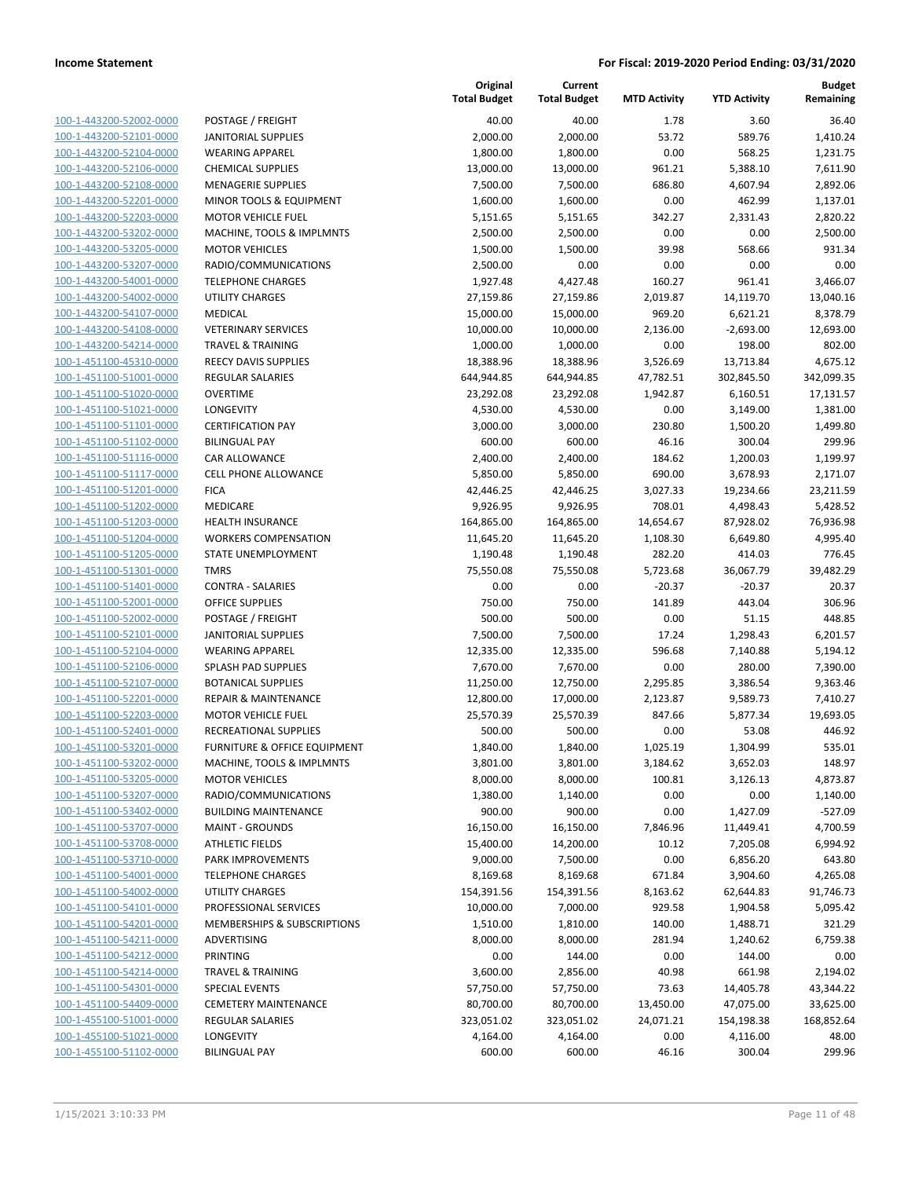| | | Original Total Budget | Current Total Budget | MTD Activity | YTD Activity | Budget Remaining |
|---|---|---|---|---|---|---|
| 100-1-443200-52002-0000 | POSTAGE / FREIGHT | 40.00 | 40.00 | 1.78 | 3.60 | 36.40 |
| 100-1-443200-52101-0000 | JANITORIAL SUPPLIES | 2,000.00 | 2,000.00 | 53.72 | 589.76 | 1,410.24 |
| 100-1-443200-52104-0000 | WEARING APPAREL | 1,800.00 | 1,800.00 | 0.00 | 568.25 | 1,231.75 |
| 100-1-443200-52106-0000 | CHEMICAL SUPPLIES | 13,000.00 | 13,000.00 | 961.21 | 5,388.10 | 7,611.90 |
| 100-1-443200-52108-0000 | MENAGERIE SUPPLIES | 7,500.00 | 7,500.00 | 686.80 | 4,607.94 | 2,892.06 |
| 100-1-443200-52201-0000 | MINOR TOOLS & EQUIPMENT | 1,600.00 | 1,600.00 | 0.00 | 462.99 | 1,137.01 |
| 100-1-443200-52203-0000 | MOTOR VEHICLE FUEL | 5,151.65 | 5,151.65 | 342.27 | 2,331.43 | 2,820.22 |
| 100-1-443200-53202-0000 | MACHINE, TOOLS & IMPLMNTS | 2,500.00 | 2,500.00 | 0.00 | 0.00 | 2,500.00 |
| 100-1-443200-53205-0000 | MOTOR VEHICLES | 1,500.00 | 1,500.00 | 39.98 | 568.66 | 931.34 |
| 100-1-443200-53207-0000 | RADIO/COMMUNICATIONS | 2,500.00 | 0.00 | 0.00 | 0.00 | 0.00 |
| 100-1-443200-54001-0000 | TELEPHONE CHARGES | 1,927.48 | 4,427.48 | 160.27 | 961.41 | 3,466.07 |
| 100-1-443200-54002-0000 | UTILITY CHARGES | 27,159.86 | 27,159.86 | 2,019.87 | 14,119.70 | 13,040.16 |
| 100-1-443200-54107-0000 | MEDICAL | 15,000.00 | 15,000.00 | 969.20 | 6,621.21 | 8,378.79 |
| 100-1-443200-54108-0000 | VETERINARY SERVICES | 10,000.00 | 10,000.00 | 2,136.00 | -2,693.00 | 12,693.00 |
| 100-1-443200-54214-0000 | TRAVEL & TRAINING | 1,000.00 | 1,000.00 | 0.00 | 198.00 | 802.00 |
| 100-1-451100-45310-0000 | REECY DAVIS SUPPLIES | 18,388.96 | 18,388.96 | 3,526.69 | 13,713.84 | 4,675.12 |
| 100-1-451100-51001-0000 | REGULAR SALARIES | 644,944.85 | 644,944.85 | 47,782.51 | 302,845.50 | 342,099.35 |
| 100-1-451100-51020-0000 | OVERTIME | 23,292.08 | 23,292.08 | 1,942.87 | 6,160.51 | 17,131.57 |
| 100-1-451100-51021-0000 | LONGEVITY | 4,530.00 | 4,530.00 | 0.00 | 3,149.00 | 1,381.00 |
| 100-1-451100-51101-0000 | CERTIFICATION PAY | 3,000.00 | 3,000.00 | 230.80 | 1,500.20 | 1,499.80 |
| 100-1-451100-51102-0000 | BILINGUAL PAY | 600.00 | 600.00 | 46.16 | 300.04 | 299.96 |
| 100-1-451100-51116-0000 | CAR ALLOWANCE | 2,400.00 | 2,400.00 | 184.62 | 1,200.03 | 1,199.97 |
| 100-1-451100-51117-0000 | CELL PHONE ALLOWANCE | 5,850.00 | 5,850.00 | 690.00 | 3,678.93 | 2,171.07 |
| 100-1-451100-51201-0000 | FICA | 42,446.25 | 42,446.25 | 3,027.33 | 19,234.66 | 23,211.59 |
| 100-1-451100-51202-0000 | MEDICARE | 9,926.95 | 9,926.95 | 708.01 | 4,498.43 | 5,428.52 |
| 100-1-451100-51203-0000 | HEALTH INSURANCE | 164,865.00 | 164,865.00 | 14,654.67 | 87,928.02 | 76,936.98 |
| 100-1-451100-51204-0000 | WORKERS COMPENSATION | 11,645.20 | 11,645.20 | 1,108.30 | 6,649.80 | 4,995.40 |
| 100-1-451100-51205-0000 | STATE UNEMPLOYMENT | 1,190.48 | 1,190.48 | 282.20 | 414.03 | 776.45 |
| 100-1-451100-51301-0000 | TMRS | 75,550.08 | 75,550.08 | 5,723.68 | 36,067.79 | 39,482.29 |
| 100-1-451100-51401-0000 | CONTRA - SALARIES | 0.00 | 0.00 | -20.37 | -20.37 | 20.37 |
| 100-1-451100-52001-0000 | OFFICE SUPPLIES | 750.00 | 750.00 | 141.89 | 443.04 | 306.96 |
| 100-1-451100-52002-0000 | POSTAGE / FREIGHT | 500.00 | 500.00 | 0.00 | 51.15 | 448.85 |
| 100-1-451100-52101-0000 | JANITORIAL SUPPLIES | 7,500.00 | 7,500.00 | 17.24 | 1,298.43 | 6,201.57 |
| 100-1-451100-52104-0000 | WEARING APPAREL | 12,335.00 | 12,335.00 | 596.68 | 7,140.88 | 5,194.12 |
| 100-1-451100-52106-0000 | SPLASH PAD SUPPLIES | 7,670.00 | 7,670.00 | 0.00 | 280.00 | 7,390.00 |
| 100-1-451100-52107-0000 | BOTANICAL SUPPLIES | 11,250.00 | 12,750.00 | 2,295.85 | 3,386.54 | 9,363.46 |
| 100-1-451100-52201-0000 | REPAIR & MAINTENANCE | 12,800.00 | 17,000.00 | 2,123.87 | 9,589.73 | 7,410.27 |
| 100-1-451100-52203-0000 | MOTOR VEHICLE FUEL | 25,570.39 | 25,570.39 | 847.66 | 5,877.34 | 19,693.05 |
| 100-1-451100-52401-0000 | RECREATIONAL SUPPLIES | 500.00 | 500.00 | 0.00 | 53.08 | 446.92 |
| 100-1-451100-53201-0000 | FURNITURE & OFFICE EQUIPMENT | 1,840.00 | 1,840.00 | 1,025.19 | 1,304.99 | 535.01 |
| 100-1-451100-53202-0000 | MACHINE, TOOLS & IMPLMNTS | 3,801.00 | 3,801.00 | 3,184.62 | 3,652.03 | 148.97 |
| 100-1-451100-53205-0000 | MOTOR VEHICLES | 8,000.00 | 8,000.00 | 100.81 | 3,126.13 | 4,873.87 |
| 100-1-451100-53207-0000 | RADIO/COMMUNICATIONS | 1,380.00 | 1,140.00 | 0.00 | 0.00 | 1,140.00 |
| 100-1-451100-53402-0000 | BUILDING MAINTENANCE | 900.00 | 900.00 | 0.00 | 1,427.09 | -527.09 |
| 100-1-451100-53707-0000 | MAINT - GROUNDS | 16,150.00 | 16,150.00 | 7,846.96 | 11,449.41 | 4,700.59 |
| 100-1-451100-53708-0000 | ATHLETIC FIELDS | 15,400.00 | 14,200.00 | 10.12 | 7,205.08 | 6,994.92 |
| 100-1-451100-53710-0000 | PARK IMPROVEMENTS | 9,000.00 | 7,500.00 | 0.00 | 6,856.20 | 643.80 |
| 100-1-451100-54001-0000 | TELEPHONE CHARGES | 8,169.68 | 8,169.68 | 671.84 | 3,904.60 | 4,265.08 |
| 100-1-451100-54002-0000 | UTILITY CHARGES | 154,391.56 | 154,391.56 | 8,163.62 | 62,644.83 | 91,746.73 |
| 100-1-451100-54101-0000 | PROFESSIONAL SERVICES | 10,000.00 | 7,000.00 | 929.58 | 1,904.58 | 5,095.42 |
| 100-1-451100-54201-0000 | MEMBERSHIPS & SUBSCRIPTIONS | 1,510.00 | 1,810.00 | 140.00 | 1,488.71 | 321.29 |
| 100-1-451100-54211-0000 | ADVERTISING | 8,000.00 | 8,000.00 | 281.94 | 1,240.62 | 6,759.38 |
| 100-1-451100-54212-0000 | PRINTING | 0.00 | 144.00 | 0.00 | 144.00 | 0.00 |
| 100-1-451100-54214-0000 | TRAVEL & TRAINING | 3,600.00 | 2,856.00 | 40.98 | 661.98 | 2,194.02 |
| 100-1-451100-54301-0000 | SPECIAL EVENTS | 57,750.00 | 57,750.00 | 73.63 | 14,405.78 | 43,344.22 |
| 100-1-451100-54409-0000 | CEMETERY MAINTENANCE | 80,700.00 | 80,700.00 | 13,450.00 | 47,075.00 | 33,625.00 |
| 100-1-455100-51001-0000 | REGULAR SALARIES | 323,051.02 | 323,051.02 | 24,071.21 | 154,198.38 | 168,852.64 |
| 100-1-455100-51021-0000 | LONGEVITY | 4,164.00 | 4,164.00 | 0.00 | 4,116.00 | 48.00 |
| 100-1-455100-51102-0000 | BILINGUAL PAY | 600.00 | 600.00 | 46.16 | 300.04 | 299.96 |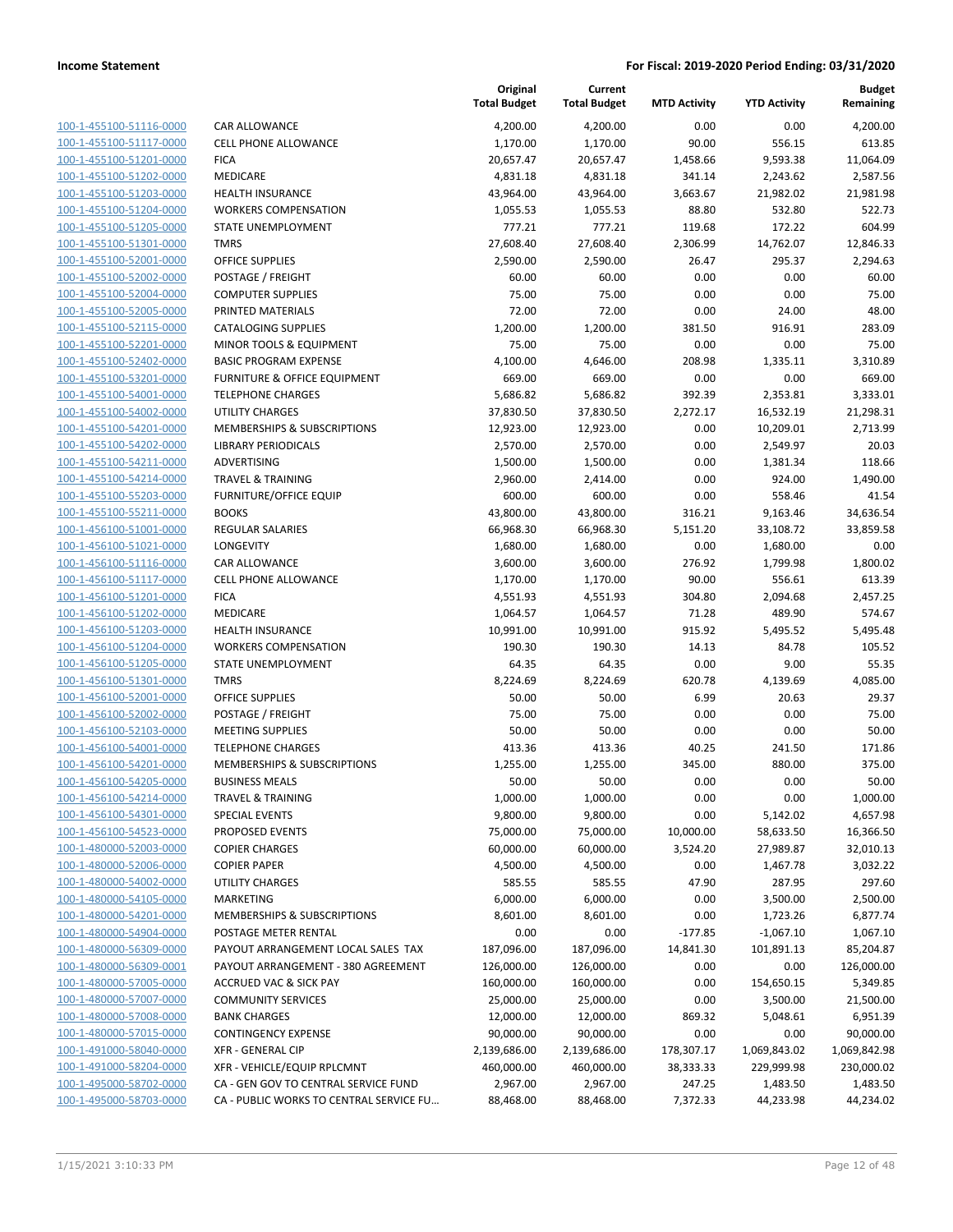**Income Statement** | **For Fiscal: 2019-2020 Period Ending: 03/31/2020**

| | | Original Total Budget | Current Total Budget | MTD Activity | YTD Activity | Budget Remaining |
|---|---|---|---|---|---|---|
| 100-1-455100-51116-0000 | CAR ALLOWANCE | 4,200.00 | 4,200.00 | 0.00 | 0.00 | 4,200.00 |
| 100-1-455100-51117-0000 | CELL PHONE ALLOWANCE | 1,170.00 | 1,170.00 | 90.00 | 556.15 | 613.85 |
| 100-1-455100-51201-0000 | FICA | 20,657.47 | 20,657.47 | 1,458.66 | 9,593.38 | 11,064.09 |
| 100-1-455100-51202-0000 | MEDICARE | 4,831.18 | 4,831.18 | 341.14 | 2,243.62 | 2,587.56 |
| 100-1-455100-51203-0000 | HEALTH INSURANCE | 43,964.00 | 43,964.00 | 3,663.67 | 21,982.02 | 21,981.98 |
| 100-1-455100-51204-0000 | WORKERS COMPENSATION | 1,055.53 | 1,055.53 | 88.80 | 532.80 | 522.73 |
| 100-1-455100-51205-0000 | STATE UNEMPLOYMENT | 777.21 | 777.21 | 119.68 | 172.22 | 604.99 |
| 100-1-455100-51301-0000 | TMRS | 27,608.40 | 27,608.40 | 2,306.99 | 14,762.07 | 12,846.33 |
| 100-1-455100-52001-0000 | OFFICE SUPPLIES | 2,590.00 | 2,590.00 | 26.47 | 295.37 | 2,294.63 |
| 100-1-455100-52002-0000 | POSTAGE / FREIGHT | 60.00 | 60.00 | 0.00 | 0.00 | 60.00 |
| 100-1-455100-52004-0000 | COMPUTER SUPPLIES | 75.00 | 75.00 | 0.00 | 0.00 | 75.00 |
| 100-1-455100-52005-0000 | PRINTED MATERIALS | 72.00 | 72.00 | 0.00 | 24.00 | 48.00 |
| 100-1-455100-52115-0000 | CATALOGING SUPPLIES | 1,200.00 | 1,200.00 | 381.50 | 916.91 | 283.09 |
| 100-1-455100-52201-0000 | MINOR TOOLS & EQUIPMENT | 75.00 | 75.00 | 0.00 | 0.00 | 75.00 |
| 100-1-455100-52402-0000 | BASIC PROGRAM EXPENSE | 4,100.00 | 4,646.00 | 208.98 | 1,335.11 | 3,310.89 |
| 100-1-455100-53201-0000 | FURNITURE & OFFICE EQUIPMENT | 669.00 | 669.00 | 0.00 | 0.00 | 669.00 |
| 100-1-455100-54001-0000 | TELEPHONE CHARGES | 5,686.82 | 5,686.82 | 392.39 | 2,353.81 | 3,333.01 |
| 100-1-455100-54002-0000 | UTILITY CHARGES | 37,830.50 | 37,830.50 | 2,272.17 | 16,532.19 | 21,298.31 |
| 100-1-455100-54201-0000 | MEMBERSHIPS & SUBSCRIPTIONS | 12,923.00 | 12,923.00 | 0.00 | 10,209.01 | 2,713.99 |
| 100-1-455100-54202-0000 | LIBRARY PERIODICALS | 2,570.00 | 2,570.00 | 0.00 | 2,549.97 | 20.03 |
| 100-1-455100-54211-0000 | ADVERTISING | 1,500.00 | 1,500.00 | 0.00 | 1,381.34 | 118.66 |
| 100-1-455100-54214-0000 | TRAVEL & TRAINING | 2,960.00 | 2,414.00 | 0.00 | 924.00 | 1,490.00 |
| 100-1-455100-55203-0000 | FURNITURE/OFFICE EQUIP | 600.00 | 600.00 | 0.00 | 558.46 | 41.54 |
| 100-1-455100-55211-0000 | BOOKS | 43,800.00 | 43,800.00 | 316.21 | 9,163.46 | 34,636.54 |
| 100-1-456100-51001-0000 | REGULAR SALARIES | 66,968.30 | 66,968.30 | 5,151.20 | 33,108.72 | 33,859.58 |
| 100-1-456100-51021-0000 | LONGEVITY | 1,680.00 | 1,680.00 | 0.00 | 1,680.00 | 0.00 |
| 100-1-456100-51116-0000 | CAR ALLOWANCE | 3,600.00 | 3,600.00 | 276.92 | 1,799.98 | 1,800.02 |
| 100-1-456100-51117-0000 | CELL PHONE ALLOWANCE | 1,170.00 | 1,170.00 | 90.00 | 556.61 | 613.39 |
| 100-1-456100-51201-0000 | FICA | 4,551.93 | 4,551.93 | 304.80 | 2,094.68 | 2,457.25 |
| 100-1-456100-51202-0000 | MEDICARE | 1,064.57 | 1,064.57 | 71.28 | 489.90 | 574.67 |
| 100-1-456100-51203-0000 | HEALTH INSURANCE | 10,991.00 | 10,991.00 | 915.92 | 5,495.52 | 5,495.48 |
| 100-1-456100-51204-0000 | WORKERS COMPENSATION | 190.30 | 190.30 | 14.13 | 84.78 | 105.52 |
| 100-1-456100-51205-0000 | STATE UNEMPLOYMENT | 64.35 | 64.35 | 0.00 | 9.00 | 55.35 |
| 100-1-456100-51301-0000 | TMRS | 8,224.69 | 8,224.69 | 620.78 | 4,139.69 | 4,085.00 |
| 100-1-456100-52001-0000 | OFFICE SUPPLIES | 50.00 | 50.00 | 6.99 | 20.63 | 29.37 |
| 100-1-456100-52002-0000 | POSTAGE / FREIGHT | 75.00 | 75.00 | 0.00 | 0.00 | 75.00 |
| 100-1-456100-52103-0000 | MEETING SUPPLIES | 50.00 | 50.00 | 0.00 | 0.00 | 50.00 |
| 100-1-456100-54001-0000 | TELEPHONE CHARGES | 413.36 | 413.36 | 40.25 | 241.50 | 171.86 |
| 100-1-456100-54201-0000 | MEMBERSHIPS & SUBSCRIPTIONS | 1,255.00 | 1,255.00 | 345.00 | 880.00 | 375.00 |
| 100-1-456100-54205-0000 | BUSINESS MEALS | 50.00 | 50.00 | 0.00 | 0.00 | 50.00 |
| 100-1-456100-54214-0000 | TRAVEL & TRAINING | 1,000.00 | 1,000.00 | 0.00 | 0.00 | 1,000.00 |
| 100-1-456100-54301-0000 | SPECIAL EVENTS | 9,800.00 | 9,800.00 | 0.00 | 5,142.02 | 4,657.98 |
| 100-1-456100-54523-0000 | PROPOSED EVENTS | 75,000.00 | 75,000.00 | 10,000.00 | 58,633.50 | 16,366.50 |
| 100-1-480000-52003-0000 | COPIER CHARGES | 60,000.00 | 60,000.00 | 3,524.20 | 27,989.87 | 32,010.13 |
| 100-1-480000-52006-0000 | COPIER PAPER | 4,500.00 | 4,500.00 | 0.00 | 1,467.78 | 3,032.22 |
| 100-1-480000-54002-0000 | UTILITY CHARGES | 585.55 | 585.55 | 47.90 | 287.95 | 297.60 |
| 100-1-480000-54105-0000 | MARKETING | 6,000.00 | 6,000.00 | 0.00 | 3,500.00 | 2,500.00 |
| 100-1-480000-54201-0000 | MEMBERSHIPS & SUBSCRIPTIONS | 8,601.00 | 8,601.00 | 0.00 | 1,723.26 | 6,877.74 |
| 100-1-480000-54904-0000 | POSTAGE METER RENTAL | 0.00 | 0.00 | -177.85 | -1,067.10 | 1,067.10 |
| 100-1-480000-56309-0000 | PAYOUT ARRANGEMENT LOCAL SALES TAX | 187,096.00 | 187,096.00 | 14,841.30 | 101,891.13 | 85,204.87 |
| 100-1-480000-56309-0001 | PAYOUT ARRANGEMENT - 380 AGREEMENT | 126,000.00 | 126,000.00 | 0.00 | 0.00 | 126,000.00 |
| 100-1-480000-57005-0000 | ACCRUED VAC & SICK PAY | 160,000.00 | 160,000.00 | 0.00 | 154,650.15 | 5,349.85 |
| 100-1-480000-57007-0000 | COMMUNITY SERVICES | 25,000.00 | 25,000.00 | 0.00 | 3,500.00 | 21,500.00 |
| 100-1-480000-57008-0000 | BANK CHARGES | 12,000.00 | 12,000.00 | 869.32 | 5,048.61 | 6,951.39 |
| 100-1-480000-57015-0000 | CONTINGENCY EXPENSE | 90,000.00 | 90,000.00 | 0.00 | 0.00 | 90,000.00 |
| 100-1-491000-58040-0000 | XFR - GENERAL CIP | 2,139,686.00 | 2,139,686.00 | 178,307.17 | 1,069,843.02 | 1,069,842.98 |
| 100-1-491000-58204-0000 | XFR - VEHICLE/EQUIP RPLCMNT | 460,000.00 | 460,000.00 | 38,333.33 | 229,999.98 | 230,000.02 |
| 100-1-495000-58702-0000 | CA - GEN GOV TO CENTRAL SERVICE FUND | 2,967.00 | 2,967.00 | 247.25 | 1,483.50 | 1,483.50 |
| 100-1-495000-58703-0000 | CA - PUBLIC WORKS TO CENTRAL SERVICE FU... | 88,468.00 | 88,468.00 | 7,372.33 | 44,233.98 | 44,234.02 |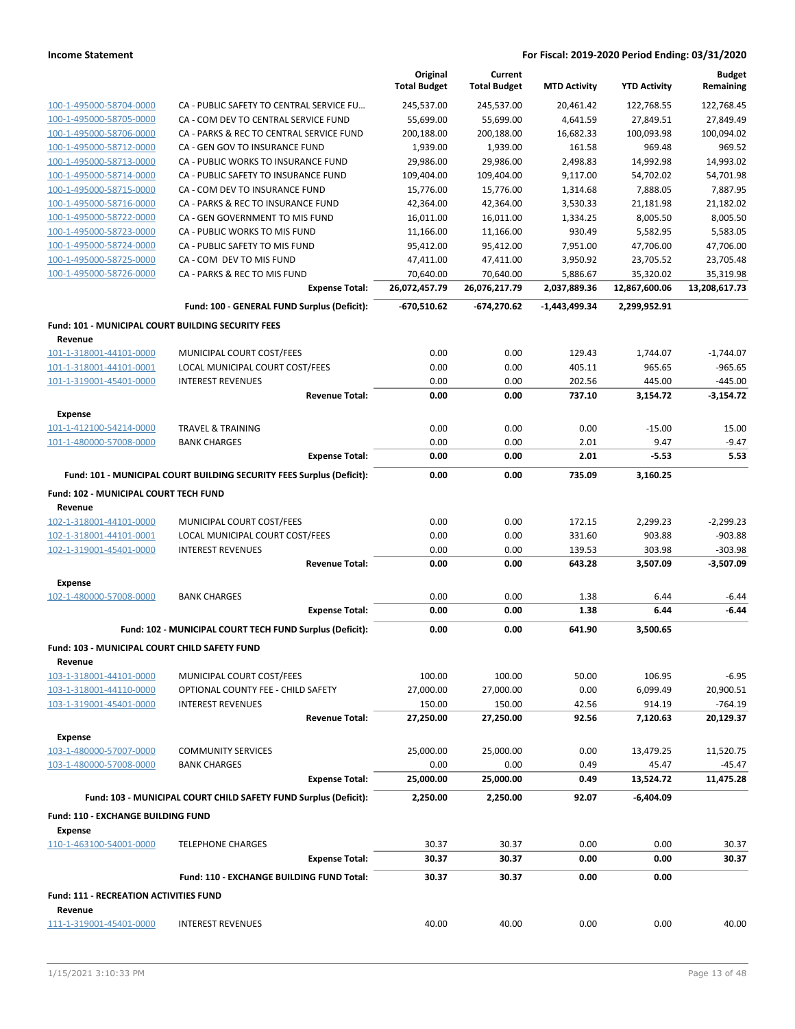**Income Statement** — For Fiscal: 2019-2020 Period Ending: 03/31/2020

| | | Original Total Budget | Current Total Budget | MTD Activity | YTD Activity | Budget Remaining |
|---|---|---|---|---|---|---|
| 100-1-495000-58704-0000 | CA - PUBLIC SAFETY TO CENTRAL SERVICE FU… | 245,537.00 | 245,537.00 | 20,461.42 | 122,768.55 | 122,768.45 |
| 100-1-495000-58705-0000 | CA - COM DEV TO CENTRAL SERVICE FUND | 55,699.00 | 55,699.00 | 4,641.59 | 27,849.51 | 27,849.49 |
| 100-1-495000-58706-0000 | CA - PARKS & REC TO CENTRAL SERVICE FUND | 200,188.00 | 200,188.00 | 16,682.33 | 100,093.98 | 100,094.02 |
| 100-1-495000-58712-0000 | CA - GEN GOV TO INSURANCE FUND | 1,939.00 | 1,939.00 | 161.58 | 969.48 | 969.52 |
| 100-1-495000-58713-0000 | CA - PUBLIC WORKS TO INSURANCE FUND | 29,986.00 | 29,986.00 | 2,498.83 | 14,992.98 | 14,993.02 |
| 100-1-495000-58714-0000 | CA - PUBLIC SAFETY TO INSURANCE FUND | 109,404.00 | 109,404.00 | 9,117.00 | 54,702.02 | 54,701.98 |
| 100-1-495000-58715-0000 | CA - COM DEV TO INSURANCE FUND | 15,776.00 | 15,776.00 | 1,314.68 | 7,888.05 | 7,887.95 |
| 100-1-495000-58716-0000 | CA - PARKS & REC TO INSURANCE FUND | 42,364.00 | 42,364.00 | 3,530.33 | 21,181.98 | 21,182.02 |
| 100-1-495000-58722-0000 | CA - GEN GOVERNMENT TO MIS FUND | 16,011.00 | 16,011.00 | 1,334.25 | 8,005.50 | 8,005.50 |
| 100-1-495000-58723-0000 | CA - PUBLIC WORKS TO MIS FUND | 11,166.00 | 11,166.00 | 930.49 | 5,582.95 | 5,583.05 |
| 100-1-495000-58724-0000 | CA - PUBLIC SAFETY TO MIS FUND | 95,412.00 | 95,412.00 | 7,951.00 | 47,706.00 | 47,706.00 |
| 100-1-495000-58725-0000 | CA - COM DEV TO MIS FUND | 47,411.00 | 47,411.00 | 3,950.92 | 23,705.52 | 23,705.48 |
| 100-1-495000-58726-0000 | CA - PARKS & REC TO MIS FUND | 70,640.00 | 70,640.00 | 5,886.67 | 35,320.02 | 35,319.98 |
| | **Expense Total:** | **26,072,457.79** | **26,076,217.79** | **2,037,889.36** | **12,867,600.06** | **13,208,617.73** |
| | **Fund: 100 - GENERAL FUND Surplus (Deficit):** | **-670,510.62** | **-674,270.62** | **-1,443,499.34** | **2,299,952.91** | |
| **Fund: 101 - MUNICIPAL COURT BUILDING SECURITY FEES** | | | | | | |
| **Revenue** | | | | | | |
| 101-1-318001-44101-0000 | MUNICIPAL COURT COST/FEES | 0.00 | 0.00 | 129.43 | 1,744.07 | -1,744.07 |
| 101-1-318001-44101-0001 | LOCAL MUNICIPAL COURT COST/FEES | 0.00 | 0.00 | 405.11 | 965.65 | -965.65 |
| 101-1-319001-45401-0000 | INTEREST REVENUES | 0.00 | 0.00 | 202.56 | 445.00 | -445.00 |
| | **Revenue Total:** | **0.00** | **0.00** | **737.10** | **3,154.72** | **-3,154.72** |
| **Expense** | | | | | | |
| 101-1-412100-54214-0000 | TRAVEL & TRAINING | 0.00 | 0.00 | 0.00 | -15.00 | 15.00 |
| 101-1-480000-57008-0000 | BANK CHARGES | 0.00 | 0.00 | 2.01 | 9.47 | -9.47 |
| | **Expense Total:** | **0.00** | **0.00** | **2.01** | **-5.53** | **5.53** |
| | **Fund: 101 - MUNICIPAL COURT BUILDING SECURITY FEES Surplus (Deficit):** | **0.00** | **0.00** | **735.09** | **3,160.25** | |
| **Fund: 102 - MUNICIPAL COURT TECH FUND** | | | | | | |
| **Revenue** | | | | | | |
| 102-1-318001-44101-0000 | MUNICIPAL COURT COST/FEES | 0.00 | 0.00 | 172.15 | 2,299.23 | -2,299.23 |
| 102-1-318001-44101-0001 | LOCAL MUNICIPAL COURT COST/FEES | 0.00 | 0.00 | 331.60 | 903.88 | -903.88 |
| 102-1-319001-45401-0000 | INTEREST REVENUES | 0.00 | 0.00 | 139.53 | 303.98 | -303.98 |
| | **Revenue Total:** | **0.00** | **0.00** | **643.28** | **3,507.09** | **-3,507.09** |
| **Expense** | | | | | | |
| 102-1-480000-57008-0000 | BANK CHARGES | 0.00 | 0.00 | 1.38 | 6.44 | -6.44 |
| | **Expense Total:** | **0.00** | **0.00** | **1.38** | **6.44** | **-6.44** |
| | **Fund: 102 - MUNICIPAL COURT TECH FUND Surplus (Deficit):** | **0.00** | **0.00** | **641.90** | **3,500.65** | |
| **Fund: 103 - MUNICIPAL COURT CHILD SAFETY FUND** | | | | | | |
| **Revenue** | | | | | | |
| 103-1-318001-44101-0000 | MUNICIPAL COURT COST/FEES | 100.00 | 100.00 | 50.00 | 106.95 | -6.95 |
| 103-1-318001-44110-0000 | OPTIONAL COUNTY FEE - CHILD SAFETY | 27,000.00 | 27,000.00 | 0.00 | 6,099.49 | 20,900.51 |
| 103-1-319001-45401-0000 | INTEREST REVENUES | 150.00 | 150.00 | 42.56 | 914.19 | -764.19 |
| | **Revenue Total:** | **27,250.00** | **27,250.00** | **92.56** | **7,120.63** | **20,129.37** |
| **Expense** | | | | | | |
| 103-1-480000-57007-0000 | COMMUNITY SERVICES | 25,000.00 | 25,000.00 | 0.00 | 13,479.25 | 11,520.75 |
| 103-1-480000-57008-0000 | BANK CHARGES | 0.00 | 0.00 | 0.49 | 45.47 | -45.47 |
| | **Expense Total:** | **25,000.00** | **25,000.00** | **0.49** | **13,524.72** | **11,475.28** |
| | **Fund: 103 - MUNICIPAL COURT CHILD SAFETY FUND Surplus (Deficit):** | **2,250.00** | **2,250.00** | **92.07** | **-6,404.09** | |
| **Fund: 110 - EXCHANGE BUILDING FUND** | | | | | | |
| **Expense** | | | | | | |
| 110-1-463100-54001-0000 | TELEPHONE CHARGES | 30.37 | 30.37 | 0.00 | 0.00 | 30.37 |
| | **Expense Total:** | **30.37** | **30.37** | **0.00** | **0.00** | **30.37** |
| | **Fund: 110 - EXCHANGE BUILDING FUND Total:** | **30.37** | **30.37** | **0.00** | **0.00** | |
| **Fund: 111 - RECREATION ACTIVITIES FUND** | | | | | | |
| **Revenue** | | | | | | |
| 111-1-319001-45401-0000 | INTEREST REVENUES | 40.00 | 40.00 | 0.00 | 0.00 | 40.00 |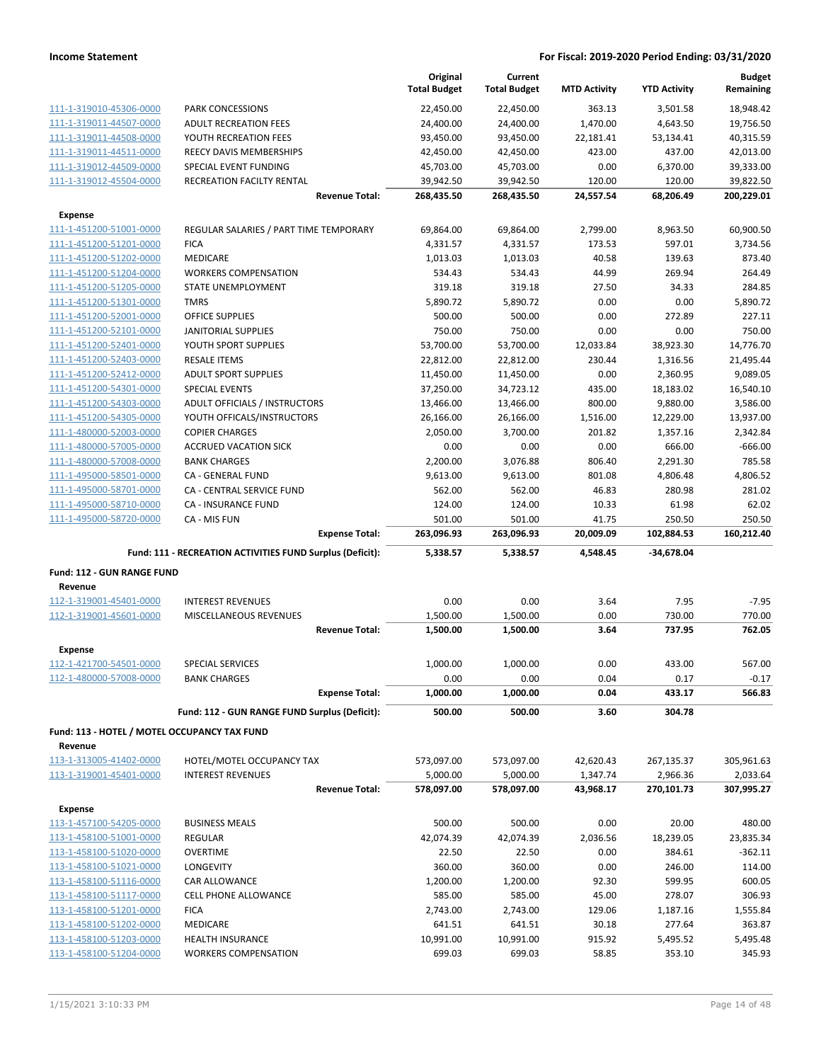**Income Statement** — **For Fiscal: 2019-2020 Period Ending: 03/31/2020**

| | | Original Total Budget | Current Total Budget | MTD Activity | YTD Activity | Budget Remaining |
|---|---|---|---|---|---|---|
| 111-1-319010-45306-0000 | PARK CONCESSIONS | 22,450.00 | 22,450.00 | 363.13 | 3,501.58 | 18,948.42 |
| 111-1-319011-44507-0000 | ADULT RECREATION FEES | 24,400.00 | 24,400.00 | 1,470.00 | 4,643.50 | 19,756.50 |
| 111-1-319011-44508-0000 | YOUTH RECREATION FEES | 93,450.00 | 93,450.00 | 22,181.41 | 53,134.41 | 40,315.59 |
| 111-1-319011-44511-0000 | REECY DAVIS MEMBERSHIPS | 42,450.00 | 42,450.00 | 423.00 | 437.00 | 42,013.00 |
| 111-1-319012-44509-0000 | SPECIAL EVENT FUNDING | 45,703.00 | 45,703.00 | 0.00 | 6,370.00 | 39,333.00 |
| 111-1-319012-45504-0000 | RECREATION FACILTY RENTAL | 39,942.50 | 39,942.50 | 120.00 | 120.00 | 39,822.50 |
| | **Revenue Total:** | **268,435.50** | **268,435.50** | **24,557.54** | **68,206.49** | **200,229.01** |
| **Expense** | | | | | | |
| 111-1-451200-51001-0000 | REGULAR SALARIES / PART TIME TEMPORARY | 69,864.00 | 69,864.00 | 2,799.00 | 8,963.50 | 60,900.50 |
| 111-1-451200-51201-0000 | FICA | 4,331.57 | 4,331.57 | 173.53 | 597.01 | 3,734.56 |
| 111-1-451200-51202-0000 | MEDICARE | 1,013.03 | 1,013.03 | 40.58 | 139.63 | 873.40 |
| 111-1-451200-51204-0000 | WORKERS COMPENSATION | 534.43 | 534.43 | 44.99 | 269.94 | 264.49 |
| 111-1-451200-51205-0000 | STATE UNEMPLOYMENT | 319.18 | 319.18 | 27.50 | 34.33 | 284.85 |
| 111-1-451200-51301-0000 | TMRS | 5,890.72 | 5,890.72 | 0.00 | 0.00 | 5,890.72 |
| 111-1-451200-52001-0000 | OFFICE SUPPLIES | 500.00 | 500.00 | 0.00 | 272.89 | 227.11 |
| 111-1-451200-52101-0000 | JANITORIAL SUPPLIES | 750.00 | 750.00 | 0.00 | 0.00 | 750.00 |
| 111-1-451200-52401-0000 | YOUTH SPORT SUPPLIES | 53,700.00 | 53,700.00 | 12,033.84 | 38,923.30 | 14,776.70 |
| 111-1-451200-52403-0000 | RESALE ITEMS | 22,812.00 | 22,812.00 | 230.44 | 1,316.56 | 21,495.44 |
| 111-1-451200-52412-0000 | ADULT SPORT SUPPLIES | 11,450.00 | 11,450.00 | 0.00 | 2,360.95 | 9,089.05 |
| 111-1-451200-54301-0000 | SPECIAL EVENTS | 37,250.00 | 34,723.12 | 435.00 | 18,183.02 | 16,540.10 |
| 111-1-451200-54303-0000 | ADULT OFFICIALS / INSTRUCTORS | 13,466.00 | 13,466.00 | 800.00 | 9,880.00 | 3,586.00 |
| 111-1-451200-54305-0000 | YOUTH OFFICALS/INSTRUCTORS | 26,166.00 | 26,166.00 | 1,516.00 | 12,229.00 | 13,937.00 |
| 111-1-480000-52003-0000 | COPIER CHARGES | 2,050.00 | 3,700.00 | 201.82 | 1,357.16 | 2,342.84 |
| 111-1-480000-57005-0000 | ACCRUED VACATION SICK | 0.00 | 0.00 | 0.00 | 666.00 | -666.00 |
| 111-1-480000-57008-0000 | BANK CHARGES | 2,200.00 | 3,076.88 | 806.40 | 2,291.30 | 785.58 |
| 111-1-495000-58501-0000 | CA - GENERAL FUND | 9,613.00 | 9,613.00 | 801.08 | 4,806.48 | 4,806.52 |
| 111-1-495000-58701-0000 | CA - CENTRAL SERVICE FUND | 562.00 | 562.00 | 46.83 | 280.98 | 281.02 |
| 111-1-495000-58710-0000 | CA - INSURANCE FUND | 124.00 | 124.00 | 10.33 | 61.98 | 62.02 |
| 111-1-495000-58720-0000 | CA - MIS FUN | 501.00 | 501.00 | 41.75 | 250.50 | 250.50 |
| | **Expense Total:** | **263,096.93** | **263,096.93** | **20,009.09** | **102,884.53** | **160,212.40** |
| | **Fund: 111 - RECREATION ACTIVITIES FUND Surplus (Deficit):** | **5,338.57** | **5,338.57** | **4,548.45** | **-34,678.04** | |
| **Fund: 112 - GUN RANGE FUND** | | | | | | |
| **Revenue** | | | | | | |
| 112-1-319001-45401-0000 | INTEREST REVENUES | 0.00 | 0.00 | 3.64 | 7.95 | -7.95 |
| 112-1-319001-45601-0000 | MISCELLANEOUS REVENUES | 1,500.00 | 1,500.00 | 0.00 | 730.00 | 770.00 |
| | **Revenue Total:** | **1,500.00** | **1,500.00** | **3.64** | **737.95** | **762.05** |
| **Expense** | | | | | | |
| 112-1-421700-54501-0000 | SPECIAL SERVICES | 1,000.00 | 1,000.00 | 0.00 | 433.00 | 567.00 |
| 112-1-480000-57008-0000 | BANK CHARGES | 0.00 | 0.00 | 0.04 | 0.17 | -0.17 |
| | **Expense Total:** | **1,000.00** | **1,000.00** | **0.04** | **433.17** | **566.83** |
| | **Fund: 112 - GUN RANGE FUND Surplus (Deficit):** | **500.00** | **500.00** | **3.60** | **304.78** | |
| **Fund: 113 - HOTEL / MOTEL OCCUPANCY TAX FUND** | | | | | | |
| **Revenue** | | | | | | |
| 113-1-313005-41402-0000 | HOTEL/MOTEL OCCUPANCY TAX | 573,097.00 | 573,097.00 | 42,620.43 | 267,135.37 | 305,961.63 |
| 113-1-319001-45401-0000 | INTEREST REVENUES | 5,000.00 | 5,000.00 | 1,347.74 | 2,966.36 | 2,033.64 |
| | **Revenue Total:** | **578,097.00** | **578,097.00** | **43,968.17** | **270,101.73** | **307,995.27** |
| **Expense** | | | | | | |
| 113-1-457100-54205-0000 | BUSINESS MEALS | 500.00 | 500.00 | 0.00 | 20.00 | 480.00 |
| 113-1-458100-51001-0000 | REGULAR | 42,074.39 | 42,074.39 | 2,036.56 | 18,239.05 | 23,835.34 |
| 113-1-458100-51020-0000 | OVERTIME | 22.50 | 22.50 | 0.00 | 384.61 | -362.11 |
| 113-1-458100-51021-0000 | LONGEVITY | 360.00 | 360.00 | 0.00 | 246.00 | 114.00 |
| 113-1-458100-51116-0000 | CAR ALLOWANCE | 1,200.00 | 1,200.00 | 92.30 | 599.95 | 600.05 |
| 113-1-458100-51117-0000 | CELL PHONE ALLOWANCE | 585.00 | 585.00 | 45.00 | 278.07 | 306.93 |
| 113-1-458100-51201-0000 | FICA | 2,743.00 | 2,743.00 | 129.06 | 1,187.16 | 1,555.84 |
| 113-1-458100-51202-0000 | MEDICARE | 641.51 | 641.51 | 30.18 | 277.64 | 363.87 |
| 113-1-458100-51203-0000 | HEALTH INSURANCE | 10,991.00 | 10,991.00 | 915.92 | 5,495.52 | 5,495.48 |
| 113-1-458100-51204-0000 | WORKERS COMPENSATION | 699.03 | 699.03 | 58.85 | 353.10 | 345.93 |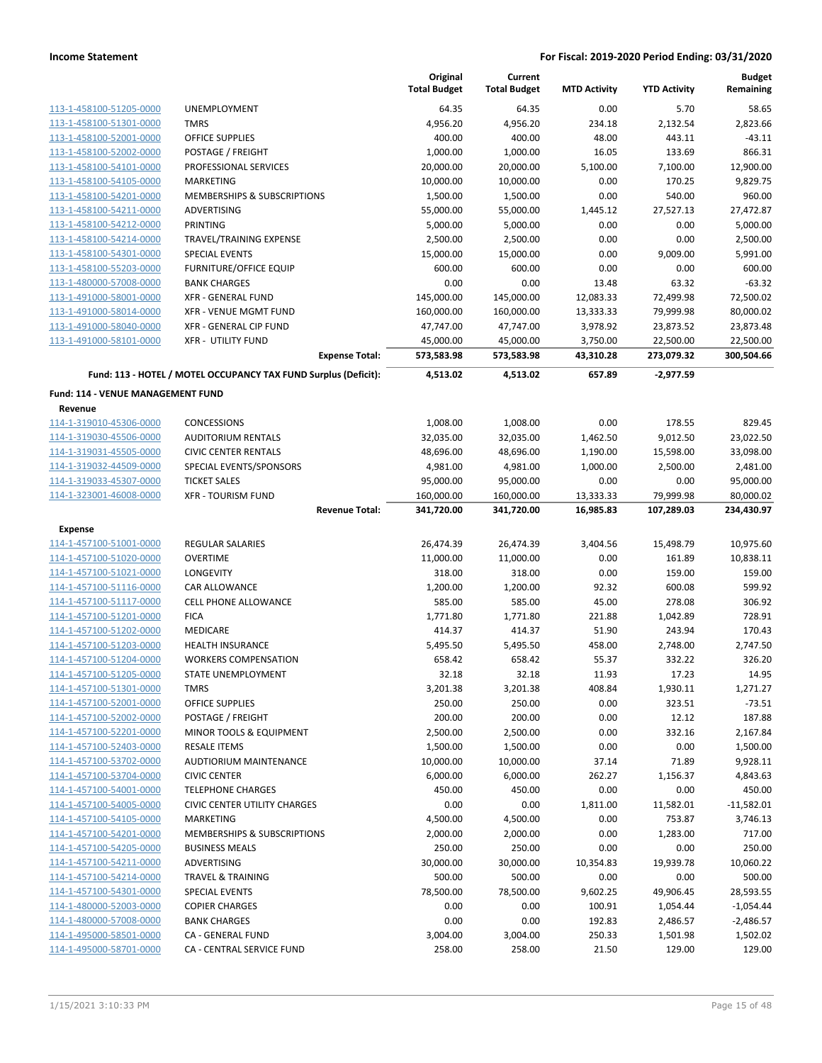| | | Original Total Budget | Current Total Budget | MTD Activity | YTD Activity | Budget Remaining |
|---|---|---|---|---|---|---|
| 113-1-458100-51205-0000 | UNEMPLOYMENT | 64.35 | 64.35 | 0.00 | 5.70 | 58.65 |
| 113-1-458100-51301-0000 | TMRS | 4,956.20 | 4,956.20 | 234.18 | 2,132.54 | 2,823.66 |
| 113-1-458100-52001-0000 | OFFICE SUPPLIES | 400.00 | 400.00 | 48.00 | 443.11 | -43.11 |
| 113-1-458100-52002-0000 | POSTAGE / FREIGHT | 1,000.00 | 1,000.00 | 16.05 | 133.69 | 866.31 |
| 113-1-458100-54101-0000 | PROFESSIONAL SERVICES | 20,000.00 | 20,000.00 | 5,100.00 | 7,100.00 | 12,900.00 |
| 113-1-458100-54105-0000 | MARKETING | 10,000.00 | 10,000.00 | 0.00 | 170.25 | 9,829.75 |
| 113-1-458100-54201-0000 | MEMBERSHIPS & SUBSCRIPTIONS | 1,500.00 | 1,500.00 | 0.00 | 540.00 | 960.00 |
| 113-1-458100-54211-0000 | ADVERTISING | 55,000.00 | 55,000.00 | 1,445.12 | 27,527.13 | 27,472.87 |
| 113-1-458100-54212-0000 | PRINTING | 5,000.00 | 5,000.00 | 0.00 | 0.00 | 5,000.00 |
| 113-1-458100-54214-0000 | TRAVEL/TRAINING EXPENSE | 2,500.00 | 2,500.00 | 0.00 | 0.00 | 2,500.00 |
| 113-1-458100-54301-0000 | SPECIAL EVENTS | 15,000.00 | 15,000.00 | 0.00 | 9,009.00 | 5,991.00 |
| 113-1-458100-55203-0000 | FURNITURE/OFFICE EQUIP | 600.00 | 600.00 | 0.00 | 0.00 | 600.00 |
| 113-1-480000-57008-0000 | BANK CHARGES | 0.00 | 0.00 | 13.48 | 63.32 | -63.32 |
| 113-1-491000-58001-0000 | XFR - GENERAL FUND | 145,000.00 | 145,000.00 | 12,083.33 | 72,499.98 | 72,500.02 |
| 113-1-491000-58014-0000 | XFR - VENUE MGMT FUND | 160,000.00 | 160,000.00 | 13,333.33 | 79,999.98 | 80,000.02 |
| 113-1-491000-58040-0000 | XFR - GENERAL CIP FUND | 47,747.00 | 47,747.00 | 3,978.92 | 23,873.52 | 23,873.48 |
| 113-1-491000-58101-0000 | XFR - UTILITY FUND | 45,000.00 | 45,000.00 | 3,750.00 | 22,500.00 | 22,500.00 |
| | **Expense Total:** | **573,583.98** | **573,583.98** | **43,310.28** | **273,079.32** | **300,504.66** |
| | **Fund: 113 - HOTEL / MOTEL OCCUPANCY TAX FUND Surplus (Deficit):** | **4,513.02** | **4,513.02** | **657.89** | **-2,977.59** | |

**Fund: 114 - VENUE MANAGEMENT FUND**

**Revenue**

| | | Original Total Budget | Current Total Budget | MTD Activity | YTD Activity | Budget Remaining |
|---|---|---|---|---|---|---|
| 114-1-319010-45306-0000 | CONCESSIONS | 1,008.00 | 1,008.00 | 0.00 | 178.55 | 829.45 |
| 114-1-319030-45506-0000 | AUDITORIUM RENTALS | 32,035.00 | 32,035.00 | 1,462.50 | 9,012.50 | 23,022.50 |
| 114-1-319031-45505-0000 | CIVIC CENTER RENTALS | 48,696.00 | 48,696.00 | 1,190.00 | 15,598.00 | 33,098.00 |
| 114-1-319032-44509-0000 | SPECIAL EVENTS/SPONSORS | 4,981.00 | 4,981.00 | 1,000.00 | 2,500.00 | 2,481.00 |
| 114-1-319033-45307-0000 | TICKET SALES | 95,000.00 | 95,000.00 | 0.00 | 0.00 | 95,000.00 |
| 114-1-323001-46008-0000 | XFR - TOURISM FUND | 160,000.00 | 160,000.00 | 13,333.33 | 79,999.98 | 80,000.02 |
| | **Revenue Total:** | **341,720.00** | **341,720.00** | **16,985.83** | **107,289.03** | **234,430.97** |

**Expense**

| | | Original Total Budget | Current Total Budget | MTD Activity | YTD Activity | Budget Remaining |
|---|---|---|---|---|---|---|
| 114-1-457100-51001-0000 | REGULAR SALARIES | 26,474.39 | 26,474.39 | 3,404.56 | 15,498.79 | 10,975.60 |
| 114-1-457100-51020-0000 | OVERTIME | 11,000.00 | 11,000.00 | 0.00 | 161.89 | 10,838.11 |
| 114-1-457100-51021-0000 | LONGEVITY | 318.00 | 318.00 | 0.00 | 159.00 | 159.00 |
| 114-1-457100-51116-0000 | CAR ALLOWANCE | 1,200.00 | 1,200.00 | 92.32 | 600.08 | 599.92 |
| 114-1-457100-51117-0000 | CELL PHONE ALLOWANCE | 585.00 | 585.00 | 45.00 | 278.08 | 306.92 |
| 114-1-457100-51201-0000 | FICA | 1,771.80 | 1,771.80 | 221.88 | 1,042.89 | 728.91 |
| 114-1-457100-51202-0000 | MEDICARE | 414.37 | 414.37 | 51.90 | 243.94 | 170.43 |
| 114-1-457100-51203-0000 | HEALTH INSURANCE | 5,495.50 | 5,495.50 | 458.00 | 2,748.00 | 2,747.50 |
| 114-1-457100-51204-0000 | WORKERS COMPENSATION | 658.42 | 658.42 | 55.37 | 332.22 | 326.20 |
| 114-1-457100-51205-0000 | STATE UNEMPLOYMENT | 32.18 | 32.18 | 11.93 | 17.23 | 14.95 |
| 114-1-457100-51301-0000 | TMRS | 3,201.38 | 3,201.38 | 408.84 | 1,930.11 | 1,271.27 |
| 114-1-457100-52001-0000 | OFFICE SUPPLIES | 250.00 | 250.00 | 0.00 | 323.51 | -73.51 |
| 114-1-457100-52002-0000 | POSTAGE / FREIGHT | 200.00 | 200.00 | 0.00 | 12.12 | 187.88 |
| 114-1-457100-52201-0000 | MINOR TOOLS & EQUIPMENT | 2,500.00 | 2,500.00 | 0.00 | 332.16 | 2,167.84 |
| 114-1-457100-52403-0000 | RESALE ITEMS | 1,500.00 | 1,500.00 | 0.00 | 0.00 | 1,500.00 |
| 114-1-457100-53702-0000 | AUDTIORIUM MAINTENANCE | 10,000.00 | 10,000.00 | 37.14 | 71.89 | 9,928.11 |
| 114-1-457100-53704-0000 | CIVIC CENTER | 6,000.00 | 6,000.00 | 262.27 | 1,156.37 | 4,843.63 |
| 114-1-457100-54001-0000 | TELEPHONE CHARGES | 450.00 | 450.00 | 0.00 | 0.00 | 450.00 |
| 114-1-457100-54005-0000 | CIVIC CENTER UTILITY CHARGES | 0.00 | 0.00 | 1,811.00 | 11,582.01 | -11,582.01 |
| 114-1-457100-54105-0000 | MARKETING | 4,500.00 | 4,500.00 | 0.00 | 753.87 | 3,746.13 |
| 114-1-457100-54201-0000 | MEMBERSHIPS & SUBSCRIPTIONS | 2,000.00 | 2,000.00 | 0.00 | 1,283.00 | 717.00 |
| 114-1-457100-54205-0000 | BUSINESS MEALS | 250.00 | 250.00 | 0.00 | 0.00 | 250.00 |
| 114-1-457100-54211-0000 | ADVERTISING | 30,000.00 | 30,000.00 | 10,354.83 | 19,939.78 | 10,060.22 |
| 114-1-457100-54214-0000 | TRAVEL & TRAINING | 500.00 | 500.00 | 0.00 | 0.00 | 500.00 |
| 114-1-457100-54301-0000 | SPECIAL EVENTS | 78,500.00 | 78,500.00 | 9,602.25 | 49,906.45 | 28,593.55 |
| 114-1-480000-52003-0000 | COPIER CHARGES | 0.00 | 0.00 | 100.91 | 1,054.44 | -1,054.44 |
| 114-1-480000-57008-0000 | BANK CHARGES | 0.00 | 0.00 | 192.83 | 2,486.57 | -2,486.57 |
| 114-1-495000-58501-0000 | CA - GENERAL FUND | 3,004.00 | 3,004.00 | 250.33 | 1,501.98 | 1,502.02 |
| 114-1-495000-58701-0000 | CA - CENTRAL SERVICE FUND | 258.00 | 258.00 | 21.50 | 129.00 | 129.00 |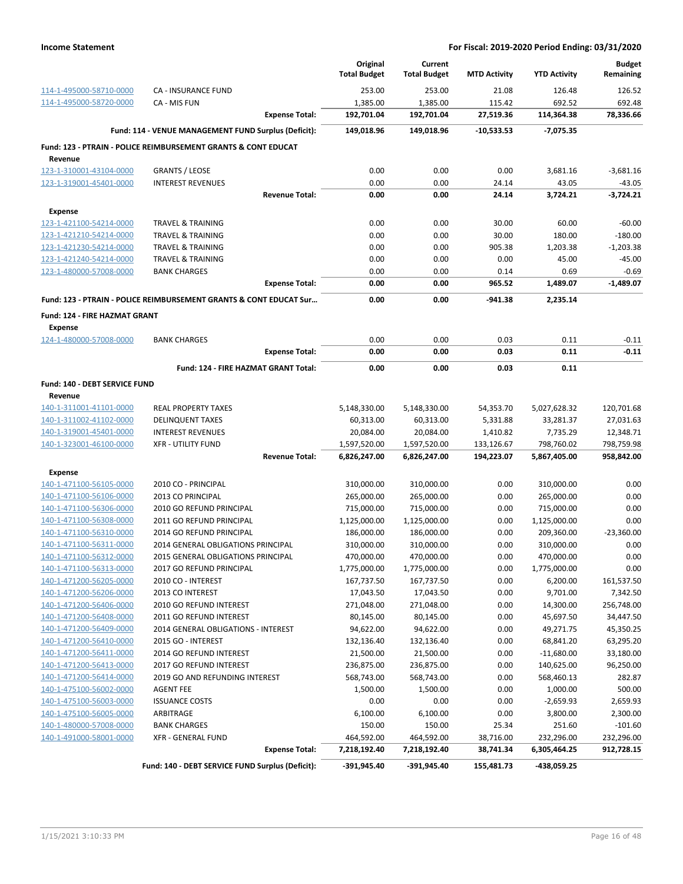| | | Original Total Budget | Current Total Budget | MTD Activity | YTD Activity | Budget Remaining |
|---|---|---|---|---|---|---|
| 114-1-495000-58710-0000 | CA - INSURANCE FUND | 253.00 | 253.00 | 21.08 | 126.48 | 126.52 |
| 114-1-495000-58720-0000 | CA - MIS FUN | 1,385.00 | 1,385.00 | 115.42 | 692.52 | 692.48 |
| | **Expense Total:** | **192,701.04** | **192,701.04** | **27,519.36** | **114,364.38** | **78,336.66** |
| | **Fund: 114 - VENUE MANAGEMENT FUND Surplus (Deficit):** | **149,018.96** | **149,018.96** | **-10,533.53** | **-7,075.35** | |
| **Fund: 123 - PTRAIN - POLICE REIMBURSEMENT GRANTS & CONT EDUCAT** | | | | | | |
| **Revenue** | | | | | | |
| 123-1-310001-43104-0000 | GRANTS / LEOSE | 0.00 | 0.00 | 0.00 | 3,681.16 | -3,681.16 |
| 123-1-319001-45401-0000 | INTEREST REVENUES | 0.00 | 0.00 | 24.14 | 43.05 | -43.05 |
| | **Revenue Total:** | **0.00** | **0.00** | **24.14** | **3,724.21** | **-3,724.21** |
| **Expense** | | | | | | |
| 123-1-421100-54214-0000 | TRAVEL & TRAINING | 0.00 | 0.00 | 30.00 | 60.00 | -60.00 |
| 123-1-421210-54214-0000 | TRAVEL & TRAINING | 0.00 | 0.00 | 30.00 | 180.00 | -180.00 |
| 123-1-421230-54214-0000 | TRAVEL & TRAINING | 0.00 | 0.00 | 905.38 | 1,203.38 | -1,203.38 |
| 123-1-421240-54214-0000 | TRAVEL & TRAINING | 0.00 | 0.00 | 0.00 | 45.00 | -45.00 |
| 123-1-480000-57008-0000 | BANK CHARGES | 0.00 | 0.00 | 0.14 | 0.69 | -0.69 |
| | **Expense Total:** | **0.00** | **0.00** | **965.52** | **1,489.07** | **-1,489.07** |
| **Fund: 123 - PTRAIN - POLICE REIMBURSEMENT GRANTS & CONT EDUCAT Sur...** | | **0.00** | **0.00** | **-941.38** | **2,235.14** | |
| **Fund: 124 - FIRE HAZMAT GRANT** | | | | | | |
| **Expense** | | | | | | |
| 124-1-480000-57008-0000 | BANK CHARGES | 0.00 | 0.00 | 0.03 | 0.11 | -0.11 |
| | **Expense Total:** | **0.00** | **0.00** | **0.03** | **0.11** | **-0.11** |
| | **Fund: 124 - FIRE HAZMAT GRANT Total:** | **0.00** | **0.00** | **0.03** | **0.11** | |
| **Fund: 140 - DEBT SERVICE FUND** | | | | | | |
| **Revenue** | | | | | | |
| 140-1-311001-41101-0000 | REAL PROPERTY TAXES | 5,148,330.00 | 5,148,330.00 | 54,353.70 | 5,027,628.32 | 120,701.68 |
| 140-1-311002-41102-0000 | DELINQUENT TAXES | 60,313.00 | 60,313.00 | 5,331.88 | 33,281.37 | 27,031.63 |
| 140-1-319001-45401-0000 | INTEREST REVENUES | 20,084.00 | 20,084.00 | 1,410.82 | 7,735.29 | 12,348.71 |
| 140-1-323001-46100-0000 | XFR - UTILITY FUND | 1,597,520.00 | 1,597,520.00 | 133,126.67 | 798,760.02 | 798,759.98 |
| | **Revenue Total:** | **6,826,247.00** | **6,826,247.00** | **194,223.07** | **5,867,405.00** | **958,842.00** |
| **Expense** | | | | | | |
| 140-1-471100-56105-0000 | 2010 CO - PRINCIPAL | 310,000.00 | 310,000.00 | 0.00 | 310,000.00 | 0.00 |
| 140-1-471100-56106-0000 | 2013 CO PRINCIPAL | 265,000.00 | 265,000.00 | 0.00 | 265,000.00 | 0.00 |
| 140-1-471100-56306-0000 | 2010 GO REFUND PRINCIPAL | 715,000.00 | 715,000.00 | 0.00 | 715,000.00 | 0.00 |
| 140-1-471100-56308-0000 | 2011 GO REFUND PRINCIPAL | 1,125,000.00 | 1,125,000.00 | 0.00 | 1,125,000.00 | 0.00 |
| 140-1-471100-56310-0000 | 2014 GO REFUND PRINCIPAL | 186,000.00 | 186,000.00 | 0.00 | 209,360.00 | -23,360.00 |
| 140-1-471100-56311-0000 | 2014 GENERAL OBLIGATIONS PRINCIPAL | 310,000.00 | 310,000.00 | 0.00 | 310,000.00 | 0.00 |
| 140-1-471100-56312-0000 | 2015 GENERAL OBLIGATIONS PRINCIPAL | 470,000.00 | 470,000.00 | 0.00 | 470,000.00 | 0.00 |
| 140-1-471100-56313-0000 | 2017 GO REFUND PRINCIPAL | 1,775,000.00 | 1,775,000.00 | 0.00 | 1,775,000.00 | 0.00 |
| 140-1-471200-56205-0000 | 2010 CO - INTEREST | 167,737.50 | 167,737.50 | 0.00 | 6,200.00 | 161,537.50 |
| 140-1-471200-56206-0000 | 2013 CO INTEREST | 17,043.50 | 17,043.50 | 0.00 | 9,701.00 | 7,342.50 |
| 140-1-471200-56406-0000 | 2010 GO REFUND INTEREST | 271,048.00 | 271,048.00 | 0.00 | 14,300.00 | 256,748.00 |
| 140-1-471200-56408-0000 | 2011 GO REFUND INTEREST | 80,145.00 | 80,145.00 | 0.00 | 45,697.50 | 34,447.50 |
| 140-1-471200-56409-0000 | 2014 GENERAL OBLIGATIONS - INTEREST | 94,622.00 | 94,622.00 | 0.00 | 49,271.75 | 45,350.25 |
| 140-1-471200-56410-0000 | 2015 GO - INTEREST | 132,136.40 | 132,136.40 | 0.00 | 68,841.20 | 63,295.20 |
| 140-1-471200-56411-0000 | 2014 GO REFUND INTEREST | 21,500.00 | 21,500.00 | 0.00 | -11,680.00 | 33,180.00 |
| 140-1-471200-56413-0000 | 2017 GO REFUND INTEREST | 236,875.00 | 236,875.00 | 0.00 | 140,625.00 | 96,250.00 |
| 140-1-471200-56414-0000 | 2019 GO AND REFUNDING INTEREST | 568,743.00 | 568,743.00 | 0.00 | 568,460.13 | 282.87 |
| 140-1-475100-56002-0000 | AGENT FEE | 1,500.00 | 1,500.00 | 0.00 | 1,000.00 | 500.00 |
| 140-1-475100-56003-0000 | ISSUANCE COSTS | 0.00 | 0.00 | 0.00 | -2,659.93 | 2,659.93 |
| 140-1-475100-56005-0000 | ARBITRAGE | 6,100.00 | 6,100.00 | 0.00 | 3,800.00 | 2,300.00 |
| 140-1-480000-57008-0000 | BANK CHARGES | 150.00 | 150.00 | 25.34 | 251.60 | -101.60 |
| 140-1-491000-58001-0000 | XFR - GENERAL FUND | 464,592.00 | 464,592.00 | 38,716.00 | 232,296.00 | 232,296.00 |
| | **Expense Total:** | **7,218,192.40** | **7,218,192.40** | **38,741.34** | **6,305,464.25** | **912,728.15** |
| | **Fund: 140 - DEBT SERVICE FUND Surplus (Deficit):** | **-391,945.40** | **-391,945.40** | **155,481.73** | **-438,059.25** | |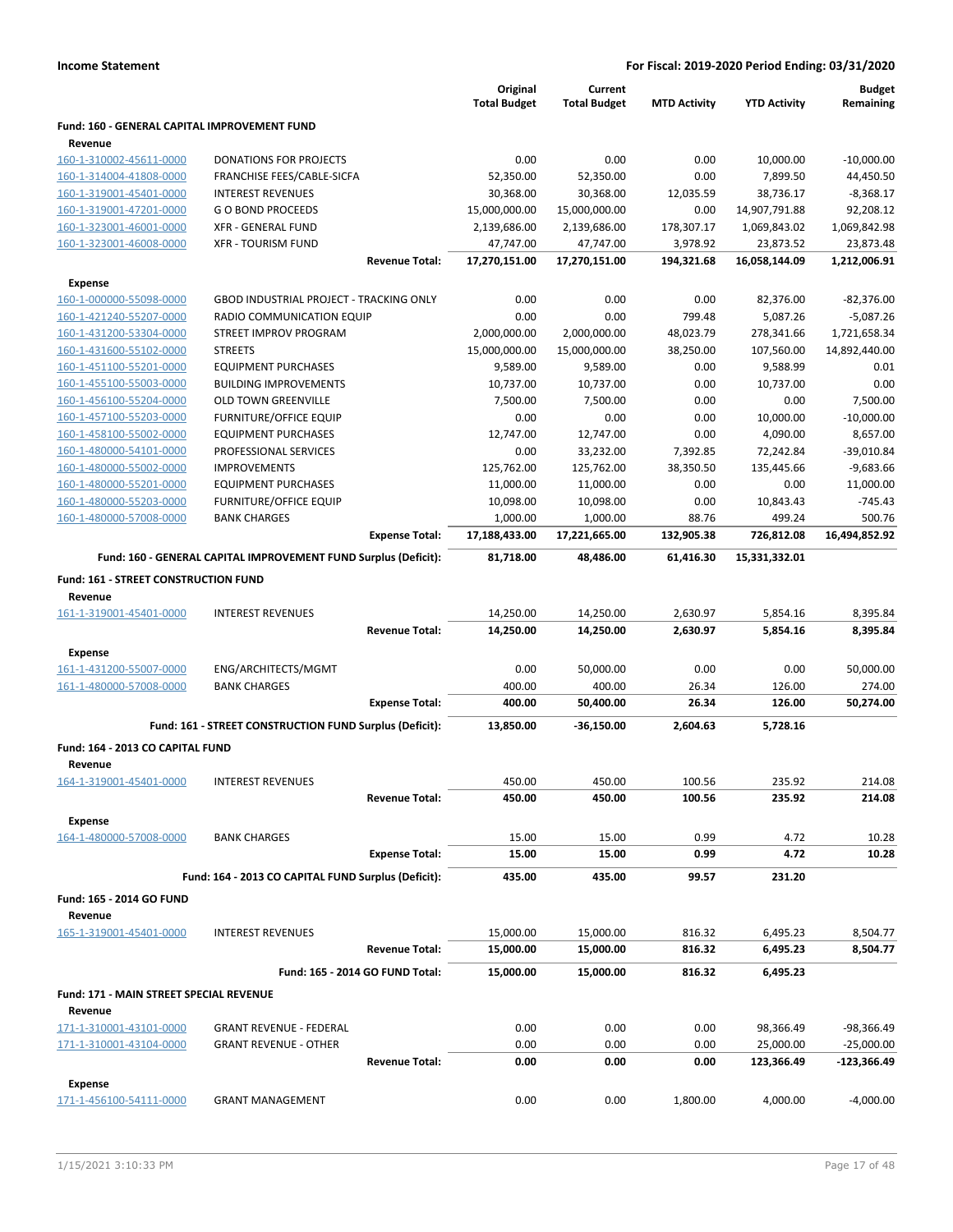**Income Statement** — For Fiscal: 2019-2020 Period Ending: 03/31/2020

| | | Original Total Budget | Current Total Budget | MTD Activity | YTD Activity | Budget Remaining |
|---|---|---|---|---|---|---|
| **Fund: 160 - GENERAL CAPITAL IMPROVEMENT FUND** | | | | | | |
| **Revenue** | | | | | | |
| 160-1-310002-45611-0000 | DONATIONS FOR PROJECTS | 0.00 | 0.00 | 0.00 | 10,000.00 | -10,000.00 |
| 160-1-314004-41808-0000 | FRANCHISE FEES/CABLE-SICFA | 52,350.00 | 52,350.00 | 0.00 | 7,899.50 | 44,450.50 |
| 160-1-319001-45401-0000 | INTEREST REVENUES | 30,368.00 | 30,368.00 | 12,035.59 | 38,736.17 | -8,368.17 |
| 160-1-319001-47201-0000 | G O BOND PROCEEDS | 15,000,000.00 | 15,000,000.00 | 0.00 | 14,907,791.88 | 92,208.12 |
| 160-1-323001-46001-0000 | XFR - GENERAL FUND | 2,139,686.00 | 2,139,686.00 | 178,307.17 | 1,069,843.02 | 1,069,842.98 |
| 160-1-323001-46008-0000 | XFR - TOURISM FUND | 47,747.00 | 47,747.00 | 3,978.92 | 23,873.52 | 23,873.48 |
| | **Revenue Total:** | **17,270,151.00** | **17,270,151.00** | **194,321.68** | **16,058,144.09** | **1,212,006.91** |
| **Expense** | | | | | | |
| 160-1-000000-55098-0000 | GBOD INDUSTRIAL PROJECT - TRACKING ONLY | 0.00 | 0.00 | 0.00 | 82,376.00 | -82,376.00 |
| 160-1-421240-55207-0000 | RADIO COMMUNICATION EQUIP | 0.00 | 0.00 | 799.48 | 5,087.26 | -5,087.26 |
| 160-1-431200-53304-0000 | STREET IMPROV PROGRAM | 2,000,000.00 | 2,000,000.00 | 48,023.79 | 278,341.66 | 1,721,658.34 |
| 160-1-431600-55102-0000 | STREETS | 15,000,000.00 | 15,000,000.00 | 38,250.00 | 107,560.00 | 14,892,440.00 |
| 160-1-451100-55201-0000 | EQUIPMENT PURCHASES | 9,589.00 | 9,589.00 | 0.00 | 9,588.99 | 0.01 |
| 160-1-455100-55003-0000 | BUILDING IMPROVEMENTS | 10,737.00 | 10,737.00 | 0.00 | 10,737.00 | 0.00 |
| 160-1-456100-55204-0000 | OLD TOWN GREENVILLE | 7,500.00 | 7,500.00 | 0.00 | 0.00 | 7,500.00 |
| 160-1-457100-55203-0000 | FURNITURE/OFFICE EQUIP | 0.00 | 0.00 | 0.00 | 10,000.00 | -10,000.00 |
| 160-1-458100-55002-0000 | EQUIPMENT PURCHASES | 12,747.00 | 12,747.00 | 0.00 | 4,090.00 | 8,657.00 |
| 160-1-480000-54101-0000 | PROFESSIONAL SERVICES | 0.00 | 33,232.00 | 7,392.85 | 72,242.84 | -39,010.84 |
| 160-1-480000-55002-0000 | IMPROVEMENTS | 125,762.00 | 125,762.00 | 38,350.50 | 135,445.66 | -9,683.66 |
| 160-1-480000-55201-0000 | EQUIPMENT PURCHASES | 11,000.00 | 11,000.00 | 0.00 | 0.00 | 11,000.00 |
| 160-1-480000-55203-0000 | FURNITURE/OFFICE EQUIP | 10,098.00 | 10,098.00 | 0.00 | 10,843.43 | -745.43 |
| 160-1-480000-57008-0000 | BANK CHARGES | 1,000.00 | 1,000.00 | 88.76 | 499.24 | 500.76 |
| | **Expense Total:** | **17,188,433.00** | **17,221,665.00** | **132,905.38** | **726,812.08** | **16,494,852.92** |
| | **Fund: 160 - GENERAL CAPITAL IMPROVEMENT FUND Surplus (Deficit):** | **81,718.00** | **48,486.00** | **61,416.30** | **15,331,332.01** | |
| **Fund: 161 - STREET CONSTRUCTION FUND** | | | | | | |
| **Revenue** | | | | | | |
| 161-1-319001-45401-0000 | INTEREST REVENUES | 14,250.00 | 14,250.00 | 2,630.97 | 5,854.16 | 8,395.84 |
| | **Revenue Total:** | **14,250.00** | **14,250.00** | **2,630.97** | **5,854.16** | **8,395.84** |
| **Expense** | | | | | | |
| 161-1-431200-55007-0000 | ENG/ARCHITECTS/MGMT | 0.00 | 50,000.00 | 0.00 | 0.00 | 50,000.00 |
| 161-1-480000-57008-0000 | BANK CHARGES | 400.00 | 400.00 | 26.34 | 126.00 | 274.00 |
| | **Expense Total:** | **400.00** | **50,400.00** | **26.34** | **126.00** | **50,274.00** |
| | **Fund: 161 - STREET CONSTRUCTION FUND Surplus (Deficit):** | **13,850.00** | **-36,150.00** | **2,604.63** | **5,728.16** | |
| **Fund: 164 - 2013 CO CAPITAL FUND** | | | | | | |
| **Revenue** | | | | | | |
| 164-1-319001-45401-0000 | INTEREST REVENUES | 450.00 | 450.00 | 100.56 | 235.92 | 214.08 |
| | **Revenue Total:** | **450.00** | **450.00** | **100.56** | **235.92** | **214.08** |
| **Expense** | | | | | | |
| 164-1-480000-57008-0000 | BANK CHARGES | 15.00 | 15.00 | 0.99 | 4.72 | 10.28 |
| | **Expense Total:** | **15.00** | **15.00** | **0.99** | **4.72** | **10.28** |
| | **Fund: 164 - 2013 CO CAPITAL FUND Surplus (Deficit):** | **435.00** | **435.00** | **99.57** | **231.20** | |
| **Fund: 165 - 2014 GO FUND** | | | | | | |
| **Revenue** | | | | | | |
| 165-1-319001-45401-0000 | INTEREST REVENUES | 15,000.00 | 15,000.00 | 816.32 | 6,495.23 | 8,504.77 |
| | **Revenue Total:** | **15,000.00** | **15,000.00** | **816.32** | **6,495.23** | **8,504.77** |
| | **Fund: 165 - 2014 GO FUND Total:** | **15,000.00** | **15,000.00** | **816.32** | **6,495.23** | |
| **Fund: 171 - MAIN STREET SPECIAL REVENUE** | | | | | | |
| **Revenue** | | | | | | |
| 171-1-310001-43101-0000 | GRANT REVENUE - FEDERAL | 0.00 | 0.00 | 0.00 | 98,366.49 | -98,366.49 |
| 171-1-310001-43104-0000 | GRANT REVENUE - OTHER | 0.00 | 0.00 | 0.00 | 25,000.00 | -25,000.00 |
| | **Revenue Total:** | **0.00** | **0.00** | **0.00** | **123,366.49** | **-123,366.49** |
| **Expense** | | | | | | |
| 171-1-456100-54111-0000 | GRANT MANAGEMENT | 0.00 | 0.00 | 1,800.00 | 4,000.00 | -4,000.00 |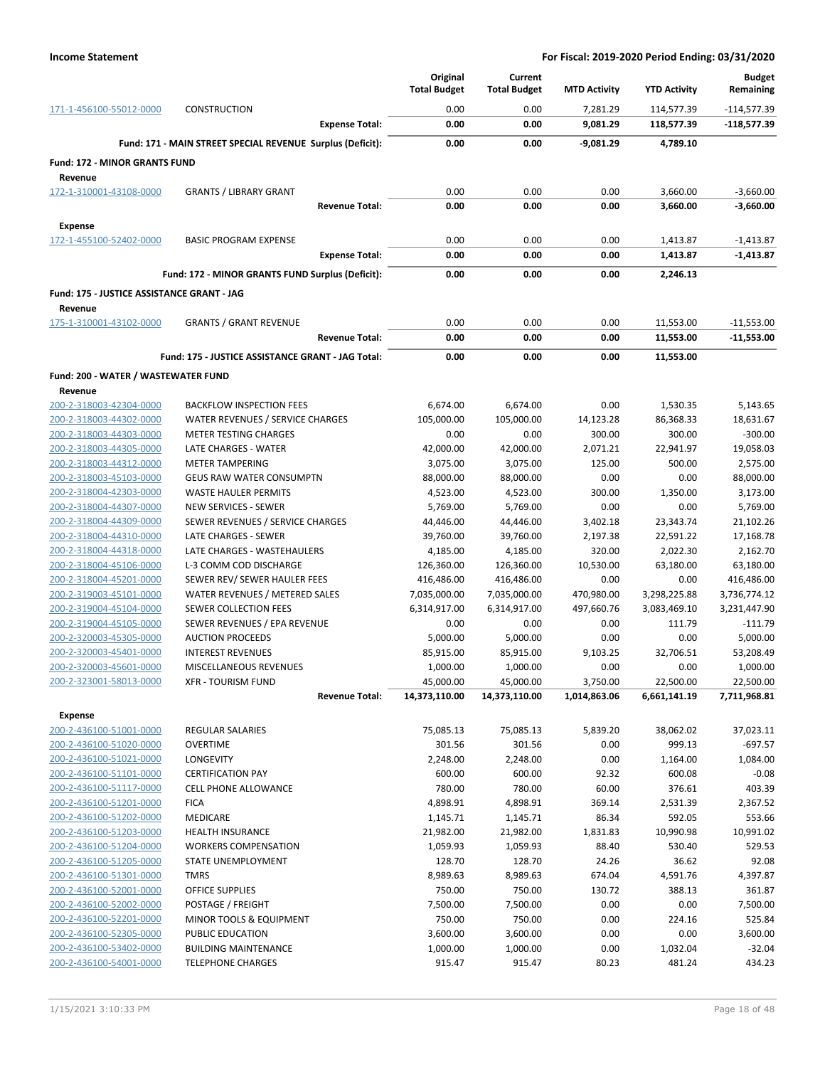**Income Statement** — For Fiscal: 2019-2020 Period Ending: 03/31/2020

| | | Original Total Budget | Current Total Budget | MTD Activity | YTD Activity | Budget Remaining |
|---|---|---|---|---|---|---|
| 171-1-456100-55012-0000 | CONSTRUCTION | 0.00 | 0.00 | 7,281.29 | 114,577.39 | -114,577.39 |
| | **Expense Total:** | **0.00** | **0.00** | **9,081.29** | **118,577.39** | **-118,577.39** |
| | **Fund: 171 - MAIN STREET SPECIAL REVENUE Surplus (Deficit):** | **0.00** | **0.00** | **-9,081.29** | **4,789.10** | |
| **Fund: 172 - MINOR GRANTS FUND** | | | | | | |
| **Revenue** | | | | | | |
| 172-1-310001-43108-0000 | GRANTS / LIBRARY GRANT | 0.00 | 0.00 | 0.00 | 3,660.00 | -3,660.00 |
| | **Revenue Total:** | **0.00** | **0.00** | **0.00** | **3,660.00** | **-3,660.00** |
| **Expense** | | | | | | |
| 172-1-455100-52402-0000 | BASIC PROGRAM EXPENSE | 0.00 | 0.00 | 0.00 | 1,413.87 | -1,413.87 |
| | **Expense Total:** | **0.00** | **0.00** | **0.00** | **1,413.87** | **-1,413.87** |
| | **Fund: 172 - MINOR GRANTS FUND Surplus (Deficit):** | **0.00** | **0.00** | **0.00** | **2,246.13** | |
| **Fund: 175 - JUSTICE ASSISTANCE GRANT - JAG** | | | | | | |
| **Revenue** | | | | | | |
| 175-1-310001-43102-0000 | GRANTS / GRANT REVENUE | 0.00 | 0.00 | 0.00 | 11,553.00 | -11,553.00 |
| | **Revenue Total:** | **0.00** | **0.00** | **0.00** | **11,553.00** | **-11,553.00** |
| | **Fund: 175 - JUSTICE ASSISTANCE GRANT - JAG Total:** | **0.00** | **0.00** | **0.00** | **11,553.00** | |
| **Fund: 200 - WATER / WASTEWATER FUND** | | | | | | |
| **Revenue** | | | | | | |
| 200-2-318003-42304-0000 | BACKFLOW INSPECTION FEES | 6,674.00 | 6,674.00 | 0.00 | 1,530.35 | 5,143.65 |
| 200-2-318003-44302-0000 | WATER REVENUES / SERVICE CHARGES | 105,000.00 | 105,000.00 | 14,123.28 | 86,368.33 | 18,631.67 |
| 200-2-318003-44303-0000 | METER TESTING CHARGES | 0.00 | 0.00 | 300.00 | 300.00 | -300.00 |
| 200-2-318003-44305-0000 | LATE CHARGES - WATER | 42,000.00 | 42,000.00 | 2,071.21 | 22,941.97 | 19,058.03 |
| 200-2-318003-44312-0000 | METER TAMPERING | 3,075.00 | 3,075.00 | 125.00 | 500.00 | 2,575.00 |
| 200-2-318003-45103-0000 | GEUS RAW WATER CONSUMPTN | 88,000.00 | 88,000.00 | 0.00 | 0.00 | 88,000.00 |
| 200-2-318004-42303-0000 | WASTE HAULER PERMITS | 4,523.00 | 4,523.00 | 300.00 | 1,350.00 | 3,173.00 |
| 200-2-318004-44307-0000 | NEW SERVICES - SEWER | 5,769.00 | 5,769.00 | 0.00 | 0.00 | 5,769.00 |
| 200-2-318004-44309-0000 | SEWER REVENUES / SERVICE CHARGES | 44,446.00 | 44,446.00 | 3,402.18 | 23,343.74 | 21,102.26 |
| 200-2-318004-44310-0000 | LATE CHARGES - SEWER | 39,760.00 | 39,760.00 | 2,197.38 | 22,591.22 | 17,168.78 |
| 200-2-318004-44318-0000 | LATE CHARGES - WASTEHAULERS | 4,185.00 | 4,185.00 | 320.00 | 2,022.30 | 2,162.70 |
| 200-2-318004-45106-0000 | L-3 COMM COD DISCHARGE | 126,360.00 | 126,360.00 | 10,530.00 | 63,180.00 | 63,180.00 |
| 200-2-318004-45201-0000 | SEWER REV/ SEWER HAULER FEES | 416,486.00 | 416,486.00 | 0.00 | 0.00 | 416,486.00 |
| 200-2-319003-45101-0000 | WATER REVENUES / METERED SALES | 7,035,000.00 | 7,035,000.00 | 470,980.00 | 3,298,225.88 | 3,736,774.12 |
| 200-2-319004-45104-0000 | SEWER COLLECTION FEES | 6,314,917.00 | 6,314,917.00 | 497,660.76 | 3,083,469.10 | 3,231,447.90 |
| 200-2-319004-45105-0000 | SEWER REVENUES / EPA REVENUE | 0.00 | 0.00 | 0.00 | 111.79 | -111.79 |
| 200-2-320003-45305-0000 | AUCTION PROCEEDS | 5,000.00 | 5,000.00 | 0.00 | 0.00 | 5,000.00 |
| 200-2-320003-45401-0000 | INTEREST REVENUES | 85,915.00 | 85,915.00 | 9,103.25 | 32,706.51 | 53,208.49 |
| 200-2-320003-45601-0000 | MISCELLANEOUS REVENUES | 1,000.00 | 1,000.00 | 0.00 | 0.00 | 1,000.00 |
| 200-2-323001-58013-0000 | XFR - TOURISM FUND | 45,000.00 | 45,000.00 | 3,750.00 | 22,500.00 | 22,500.00 |
| | **Revenue Total:** | **14,373,110.00** | **14,373,110.00** | **1,014,863.06** | **6,661,141.19** | **7,711,968.81** |
| **Expense** | | | | | | |
| 200-2-436100-51001-0000 | REGULAR SALARIES | 75,085.13 | 75,085.13 | 5,839.20 | 38,062.02 | 37,023.11 |
| 200-2-436100-51020-0000 | OVERTIME | 301.56 | 301.56 | 0.00 | 999.13 | -697.57 |
| 200-2-436100-51021-0000 | LONGEVITY | 2,248.00 | 2,248.00 | 0.00 | 1,164.00 | 1,084.00 |
| 200-2-436100-51101-0000 | CERTIFICATION PAY | 600.00 | 600.00 | 92.32 | 600.08 | -0.08 |
| 200-2-436100-51117-0000 | CELL PHONE ALLOWANCE | 780.00 | 780.00 | 60.00 | 376.61 | 403.39 |
| 200-2-436100-51201-0000 | FICA | 4,898.91 | 4,898.91 | 369.14 | 2,531.39 | 2,367.52 |
| 200-2-436100-51202-0000 | MEDICARE | 1,145.71 | 1,145.71 | 86.34 | 592.05 | 553.66 |
| 200-2-436100-51203-0000 | HEALTH INSURANCE | 21,982.00 | 21,982.00 | 1,831.83 | 10,990.98 | 10,991.02 |
| 200-2-436100-51204-0000 | WORKERS COMPENSATION | 1,059.93 | 1,059.93 | 88.40 | 530.40 | 529.53 |
| 200-2-436100-51205-0000 | STATE UNEMPLOYMENT | 128.70 | 128.70 | 24.26 | 36.62 | 92.08 |
| 200-2-436100-51301-0000 | TMRS | 8,989.63 | 8,989.63 | 674.04 | 4,591.76 | 4,397.87 |
| 200-2-436100-52001-0000 | OFFICE SUPPLIES | 750.00 | 750.00 | 130.72 | 388.13 | 361.87 |
| 200-2-436100-52002-0000 | POSTAGE / FREIGHT | 7,500.00 | 7,500.00 | 0.00 | 0.00 | 7,500.00 |
| 200-2-436100-52201-0000 | MINOR TOOLS & EQUIPMENT | 750.00 | 750.00 | 0.00 | 224.16 | 525.84 |
| 200-2-436100-52305-0000 | PUBLIC EDUCATION | 3,600.00 | 3,600.00 | 0.00 | 0.00 | 3,600.00 |
| 200-2-436100-53402-0000 | BUILDING MAINTENANCE | 1,000.00 | 1,000.00 | 0.00 | 1,032.04 | -32.04 |
| 200-2-436100-54001-0000 | TELEPHONE CHARGES | 915.47 | 915.47 | 80.23 | 481.24 | 434.23 |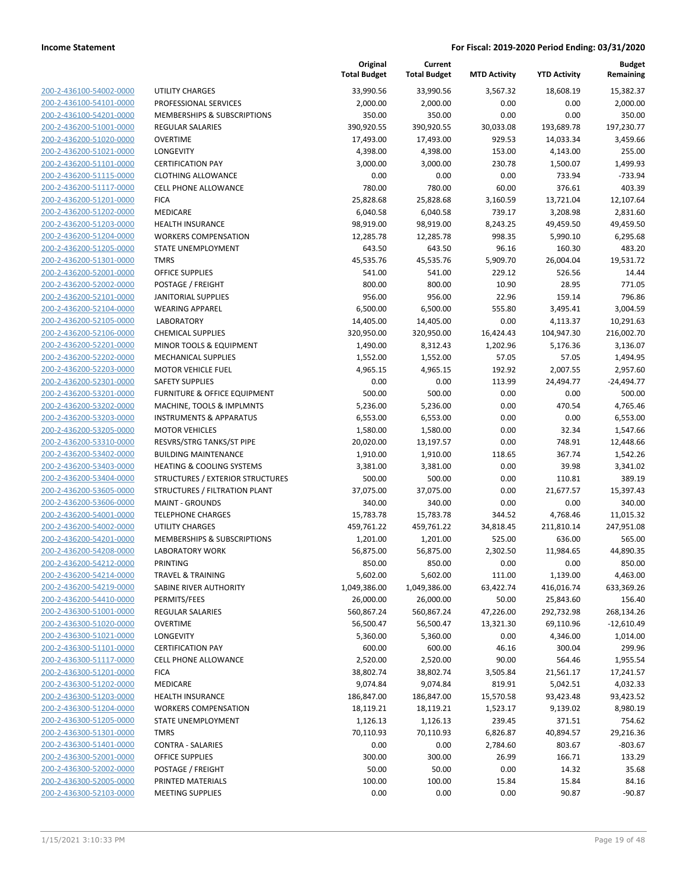| | | Original Total Budget | Current Total Budget | MTD Activity | YTD Activity | Budget Remaining |
|---|---|---|---|---|---|---|
| 200-2-436100-54002-0000 | UTILITY CHARGES | 33,990.56 | 33,990.56 | 3,567.32 | 18,608.19 | 15,382.37 |
| 200-2-436100-54101-0000 | PROFESSIONAL SERVICES | 2,000.00 | 2,000.00 | 0.00 | 0.00 | 2,000.00 |
| 200-2-436100-54201-0000 | MEMBERSHIPS & SUBSCRIPTIONS | 350.00 | 350.00 | 0.00 | 0.00 | 350.00 |
| 200-2-436200-51001-0000 | REGULAR SALARIES | 390,920.55 | 390,920.55 | 30,033.08 | 193,689.78 | 197,230.77 |
| 200-2-436200-51020-0000 | OVERTIME | 17,493.00 | 17,493.00 | 929.53 | 14,033.34 | 3,459.66 |
| 200-2-436200-51021-0000 | LONGEVITY | 4,398.00 | 4,398.00 | 153.00 | 4,143.00 | 255.00 |
| 200-2-436200-51101-0000 | CERTIFICATION PAY | 3,000.00 | 3,000.00 | 230.78 | 1,500.07 | 1,499.93 |
| 200-2-436200-51115-0000 | CLOTHING ALLOWANCE | 0.00 | 0.00 | 0.00 | 733.94 | -733.94 |
| 200-2-436200-51117-0000 | CELL PHONE ALLOWANCE | 780.00 | 780.00 | 60.00 | 376.61 | 403.39 |
| 200-2-436200-51201-0000 | FICA | 25,828.68 | 25,828.68 | 3,160.59 | 13,721.04 | 12,107.64 |
| 200-2-436200-51202-0000 | MEDICARE | 6,040.58 | 6,040.58 | 739.17 | 3,208.98 | 2,831.60 |
| 200-2-436200-51203-0000 | HEALTH INSURANCE | 98,919.00 | 98,919.00 | 8,243.25 | 49,459.50 | 49,459.50 |
| 200-2-436200-51204-0000 | WORKERS COMPENSATION | 12,285.78 | 12,285.78 | 998.35 | 5,990.10 | 6,295.68 |
| 200-2-436200-51205-0000 | STATE UNEMPLOYMENT | 643.50 | 643.50 | 96.16 | 160.30 | 483.20 |
| 200-2-436200-51301-0000 | TMRS | 45,535.76 | 45,535.76 | 5,909.70 | 26,004.04 | 19,531.72 |
| 200-2-436200-52001-0000 | OFFICE SUPPLIES | 541.00 | 541.00 | 229.12 | 526.56 | 14.44 |
| 200-2-436200-52002-0000 | POSTAGE / FREIGHT | 800.00 | 800.00 | 10.90 | 28.95 | 771.05 |
| 200-2-436200-52101-0000 | JANITORIAL SUPPLIES | 956.00 | 956.00 | 22.96 | 159.14 | 796.86 |
| 200-2-436200-52104-0000 | WEARING APPAREL | 6,500.00 | 6,500.00 | 555.80 | 3,495.41 | 3,004.59 |
| 200-2-436200-52105-0000 | LABORATORY | 14,405.00 | 14,405.00 | 0.00 | 4,113.37 | 10,291.63 |
| 200-2-436200-52106-0000 | CHEMICAL SUPPLIES | 320,950.00 | 320,950.00 | 16,424.43 | 104,947.30 | 216,002.70 |
| 200-2-436200-52201-0000 | MINOR TOOLS & EQUIPMENT | 1,490.00 | 8,312.43 | 1,202.96 | 5,176.36 | 3,136.07 |
| 200-2-436200-52202-0000 | MECHANICAL SUPPLIES | 1,552.00 | 1,552.00 | 57.05 | 57.05 | 1,494.95 |
| 200-2-436200-52203-0000 | MOTOR VEHICLE FUEL | 4,965.15 | 4,965.15 | 192.92 | 2,007.55 | 2,957.60 |
| 200-2-436200-52301-0000 | SAFETY SUPPLIES | 0.00 | 0.00 | 113.99 | 24,494.77 | -24,494.77 |
| 200-2-436200-53201-0000 | FURNITURE & OFFICE EQUIPMENT | 500.00 | 500.00 | 0.00 | 0.00 | 500.00 |
| 200-2-436200-53202-0000 | MACHINE, TOOLS & IMPLMNTS | 5,236.00 | 5,236.00 | 0.00 | 470.54 | 4,765.46 |
| 200-2-436200-53203-0000 | INSTRUMENTS & APPARATUS | 6,553.00 | 6,553.00 | 0.00 | 0.00 | 6,553.00 |
| 200-2-436200-53205-0000 | MOTOR VEHICLES | 1,580.00 | 1,580.00 | 0.00 | 32.34 | 1,547.66 |
| 200-2-436200-53310-0000 | RESVRS/STRG TANKS/ST PIPE | 20,020.00 | 13,197.57 | 0.00 | 748.91 | 12,448.66 |
| 200-2-436200-53402-0000 | BUILDING MAINTENANCE | 1,910.00 | 1,910.00 | 118.65 | 367.74 | 1,542.26 |
| 200-2-436200-53403-0000 | HEATING & COOLING SYSTEMS | 3,381.00 | 3,381.00 | 0.00 | 39.98 | 3,341.02 |
| 200-2-436200-53404-0000 | STRUCTURES / EXTERIOR STRUCTURES | 500.00 | 500.00 | 0.00 | 110.81 | 389.19 |
| 200-2-436200-53605-0000 | STRUCTURES / FILTRATION PLANT | 37,075.00 | 37,075.00 | 0.00 | 21,677.57 | 15,397.43 |
| 200-2-436200-53606-0000 | MAINT - GROUNDS | 340.00 | 340.00 | 0.00 | 0.00 | 340.00 |
| 200-2-436200-54001-0000 | TELEPHONE CHARGES | 15,783.78 | 15,783.78 | 344.52 | 4,768.46 | 11,015.32 |
| 200-2-436200-54002-0000 | UTILITY CHARGES | 459,761.22 | 459,761.22 | 34,818.45 | 211,810.14 | 247,951.08 |
| 200-2-436200-54201-0000 | MEMBERSHIPS & SUBSCRIPTIONS | 1,201.00 | 1,201.00 | 525.00 | 636.00 | 565.00 |
| 200-2-436200-54208-0000 | LABORATORY WORK | 56,875.00 | 56,875.00 | 2,302.50 | 11,984.65 | 44,890.35 |
| 200-2-436200-54212-0000 | PRINTING | 850.00 | 850.00 | 0.00 | 0.00 | 850.00 |
| 200-2-436200-54214-0000 | TRAVEL & TRAINING | 5,602.00 | 5,602.00 | 111.00 | 1,139.00 | 4,463.00 |
| 200-2-436200-54219-0000 | SABINE RIVER AUTHORITY | 1,049,386.00 | 1,049,386.00 | 63,422.74 | 416,016.74 | 633,369.26 |
| 200-2-436200-54410-0000 | PERMITS/FEES | 26,000.00 | 26,000.00 | 50.00 | 25,843.60 | 156.40 |
| 200-2-436300-51001-0000 | REGULAR SALARIES | 560,867.24 | 560,867.24 | 47,226.00 | 292,732.98 | 268,134.26 |
| 200-2-436300-51020-0000 | OVERTIME | 56,500.47 | 56,500.47 | 13,321.30 | 69,110.96 | -12,610.49 |
| 200-2-436300-51021-0000 | LONGEVITY | 5,360.00 | 5,360.00 | 0.00 | 4,346.00 | 1,014.00 |
| 200-2-436300-51101-0000 | CERTIFICATION PAY | 600.00 | 600.00 | 46.16 | 300.04 | 299.96 |
| 200-2-436300-51117-0000 | CELL PHONE ALLOWANCE | 2,520.00 | 2,520.00 | 90.00 | 564.46 | 1,955.54 |
| 200-2-436300-51201-0000 | FICA | 38,802.74 | 38,802.74 | 3,505.84 | 21,561.17 | 17,241.57 |
| 200-2-436300-51202-0000 | MEDICARE | 9,074.84 | 9,074.84 | 819.91 | 5,042.51 | 4,032.33 |
| 200-2-436300-51203-0000 | HEALTH INSURANCE | 186,847.00 | 186,847.00 | 15,570.58 | 93,423.48 | 93,423.52 |
| 200-2-436300-51204-0000 | WORKERS COMPENSATION | 18,119.21 | 18,119.21 | 1,523.17 | 9,139.02 | 8,980.19 |
| 200-2-436300-51205-0000 | STATE UNEMPLOYMENT | 1,126.13 | 1,126.13 | 239.45 | 371.51 | 754.62 |
| 200-2-436300-51301-0000 | TMRS | 70,110.93 | 70,110.93 | 6,826.87 | 40,894.57 | 29,216.36 |
| 200-2-436300-51401-0000 | CONTRA - SALARIES | 0.00 | 0.00 | 2,784.60 | 803.67 | -803.67 |
| 200-2-436300-52001-0000 | OFFICE SUPPLIES | 300.00 | 300.00 | 26.99 | 166.71 | 133.29 |
| 200-2-436300-52002-0000 | POSTAGE / FREIGHT | 50.00 | 50.00 | 0.00 | 14.32 | 35.68 |
| 200-2-436300-52005-0000 | PRINTED MATERIALS | 100.00 | 100.00 | 15.84 | 15.84 | 84.16 |
| 200-2-436300-52103-0000 | MEETING SUPPLIES | 0.00 | 0.00 | 0.00 | 90.87 | -90.87 |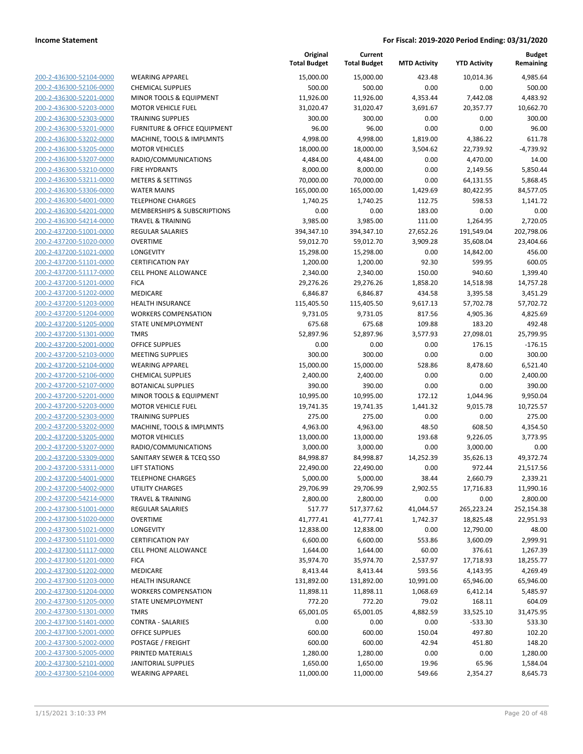**Income Statement** — **For Fiscal: 2019-2020 Period Ending: 03/31/2020**

| | | Original Total Budget | Current Total Budget | MTD Activity | YTD Activity | Budget Remaining |
|---|---|---|---|---|---|---|
| 200-2-436300-52104-0000 | WEARING APPAREL | 15,000.00 | 15,000.00 | 423.48 | 10,014.36 | 4,985.64 |
| 200-2-436300-52106-0000 | CHEMICAL SUPPLIES | 500.00 | 500.00 | 0.00 | 0.00 | 500.00 |
| 200-2-436300-52201-0000 | MINOR TOOLS & EQUIPMENT | 11,926.00 | 11,926.00 | 4,353.44 | 7,442.08 | 4,483.92 |
| 200-2-436300-52203-0000 | MOTOR VEHICLE FUEL | 31,020.47 | 31,020.47 | 3,691.67 | 20,357.77 | 10,662.70 |
| 200-2-436300-52303-0000 | TRAINING SUPPLIES | 300.00 | 300.00 | 0.00 | 0.00 | 300.00 |
| 200-2-436300-53201-0000 | FURNITURE & OFFICE EQUIPMENT | 96.00 | 96.00 | 0.00 | 0.00 | 96.00 |
| 200-2-436300-53202-0000 | MACHINE, TOOLS & IMPLMNTS | 4,998.00 | 4,998.00 | 1,819.00 | 4,386.22 | 611.78 |
| 200-2-436300-53205-0000 | MOTOR VEHICLES | 18,000.00 | 18,000.00 | 3,504.62 | 22,739.92 | -4,739.92 |
| 200-2-436300-53207-0000 | RADIO/COMMUNICATIONS | 4,484.00 | 4,484.00 | 0.00 | 4,470.00 | 14.00 |
| 200-2-436300-53210-0000 | FIRE HYDRANTS | 8,000.00 | 8,000.00 | 0.00 | 2,149.56 | 5,850.44 |
| 200-2-436300-53211-0000 | METERS & SETTINGS | 70,000.00 | 70,000.00 | 0.00 | 64,131.55 | 5,868.45 |
| 200-2-436300-53306-0000 | WATER MAINS | 165,000.00 | 165,000.00 | 1,429.69 | 80,422.95 | 84,577.05 |
| 200-2-436300-54001-0000 | TELEPHONE CHARGES | 1,740.25 | 1,740.25 | 112.75 | 598.53 | 1,141.72 |
| 200-2-436300-54201-0000 | MEMBERSHIPS & SUBSCRIPTIONS | 0.00 | 0.00 | 183.00 | 0.00 | 0.00 |
| 200-2-436300-54214-0000 | TRAVEL & TRAINING | 3,985.00 | 3,985.00 | 111.00 | 1,264.95 | 2,720.05 |
| 200-2-437200-51001-0000 | REGULAR SALARIES | 394,347.10 | 394,347.10 | 27,652.26 | 191,549.04 | 202,798.06 |
| 200-2-437200-51020-0000 | OVERTIME | 59,012.70 | 59,012.70 | 3,909.28 | 35,608.04 | 23,404.66 |
| 200-2-437200-51021-0000 | LONGEVITY | 15,298.00 | 15,298.00 | 0.00 | 14,842.00 | 456.00 |
| 200-2-437200-51101-0000 | CERTIFICATION PAY | 1,200.00 | 1,200.00 | 92.30 | 599.95 | 600.05 |
| 200-2-437200-51117-0000 | CELL PHONE ALLOWANCE | 2,340.00 | 2,340.00 | 150.00 | 940.60 | 1,399.40 |
| 200-2-437200-51201-0000 | FICA | 29,276.26 | 29,276.26 | 1,858.20 | 14,518.98 | 14,757.28 |
| 200-2-437200-51202-0000 | MEDICARE | 6,846.87 | 6,846.87 | 434.58 | 3,395.58 | 3,451.29 |
| 200-2-437200-51203-0000 | HEALTH INSURANCE | 115,405.50 | 115,405.50 | 9,617.13 | 57,702.78 | 57,702.72 |
| 200-2-437200-51204-0000 | WORKERS COMPENSATION | 9,731.05 | 9,731.05 | 817.56 | 4,905.36 | 4,825.69 |
| 200-2-437200-51205-0000 | STATE UNEMPLOYMENT | 675.68 | 675.68 | 109.88 | 183.20 | 492.48 |
| 200-2-437200-51301-0000 | TMRS | 52,897.96 | 52,897.96 | 3,577.93 | 27,098.01 | 25,799.95 |
| 200-2-437200-52001-0000 | OFFICE SUPPLIES | 0.00 | 0.00 | 0.00 | 176.15 | -176.15 |
| 200-2-437200-52103-0000 | MEETING SUPPLIES | 300.00 | 300.00 | 0.00 | 0.00 | 300.00 |
| 200-2-437200-52104-0000 | WEARING APPAREL | 15,000.00 | 15,000.00 | 528.86 | 8,478.60 | 6,521.40 |
| 200-2-437200-52106-0000 | CHEMICAL SUPPLIES | 2,400.00 | 2,400.00 | 0.00 | 0.00 | 2,400.00 |
| 200-2-437200-52107-0000 | BOTANICAL SUPPLIES | 390.00 | 390.00 | 0.00 | 0.00 | 390.00 |
| 200-2-437200-52201-0000 | MINOR TOOLS & EQUIPMENT | 10,995.00 | 10,995.00 | 172.12 | 1,044.96 | 9,950.04 |
| 200-2-437200-52203-0000 | MOTOR VEHICLE FUEL | 19,741.35 | 19,741.35 | 1,441.32 | 9,015.78 | 10,725.57 |
| 200-2-437200-52303-0000 | TRAINING SUPPLIES | 275.00 | 275.00 | 0.00 | 0.00 | 275.00 |
| 200-2-437200-53202-0000 | MACHINE, TOOLS & IMPLMNTS | 4,963.00 | 4,963.00 | 48.50 | 608.50 | 4,354.50 |
| 200-2-437200-53205-0000 | MOTOR VEHICLES | 13,000.00 | 13,000.00 | 193.68 | 9,226.05 | 3,773.95 |
| 200-2-437200-53207-0000 | RADIO/COMMUNICATIONS | 3,000.00 | 3,000.00 | 0.00 | 3,000.00 | 0.00 |
| 200-2-437200-53309-0000 | SANITARY SEWER & TCEQ SSO | 84,998.87 | 84,998.87 | 14,252.39 | 35,626.13 | 49,372.74 |
| 200-2-437200-53311-0000 | LIFT STATIONS | 22,490.00 | 22,490.00 | 0.00 | 972.44 | 21,517.56 |
| 200-2-437200-54001-0000 | TELEPHONE CHARGES | 5,000.00 | 5,000.00 | 38.44 | 2,660.79 | 2,339.21 |
| 200-2-437200-54002-0000 | UTILITY CHARGES | 29,706.99 | 29,706.99 | 2,902.55 | 17,716.83 | 11,990.16 |
| 200-2-437200-54214-0000 | TRAVEL & TRAINING | 2,800.00 | 2,800.00 | 0.00 | 0.00 | 2,800.00 |
| 200-2-437300-51001-0000 | REGULAR SALARIES | 517.77 | 517,377.62 | 41,044.57 | 265,223.24 | 252,154.38 |
| 200-2-437300-51020-0000 | OVERTIME | 41,777.41 | 41,777.41 | 1,742.37 | 18,825.48 | 22,951.93 |
| 200-2-437300-51021-0000 | LONGEVITY | 12,838.00 | 12,838.00 | 0.00 | 12,790.00 | 48.00 |
| 200-2-437300-51101-0000 | CERTIFICATION PAY | 6,600.00 | 6,600.00 | 553.86 | 3,600.09 | 2,999.91 |
| 200-2-437300-51117-0000 | CELL PHONE ALLOWANCE | 1,644.00 | 1,644.00 | 60.00 | 376.61 | 1,267.39 |
| 200-2-437300-51201-0000 | FICA | 35,974.70 | 35,974.70 | 2,537.97 | 17,718.93 | 18,255.77 |
| 200-2-437300-51202-0000 | MEDICARE | 8,413.44 | 8,413.44 | 593.56 | 4,143.95 | 4,269.49 |
| 200-2-437300-51203-0000 | HEALTH INSURANCE | 131,892.00 | 131,892.00 | 10,991.00 | 65,946.00 | 65,946.00 |
| 200-2-437300-51204-0000 | WORKERS COMPENSATION | 11,898.11 | 11,898.11 | 1,068.69 | 6,412.14 | 5,485.97 |
| 200-2-437300-51205-0000 | STATE UNEMPLOYMENT | 772.20 | 772.20 | 79.02 | 168.11 | 604.09 |
| 200-2-437300-51301-0000 | TMRS | 65,001.05 | 65,001.05 | 4,882.59 | 33,525.10 | 31,475.95 |
| 200-2-437300-51401-0000 | CONTRA - SALARIES | 0.00 | 0.00 | 0.00 | -533.30 | 533.30 |
| 200-2-437300-52001-0000 | OFFICE SUPPLIES | 600.00 | 600.00 | 150.04 | 497.80 | 102.20 |
| 200-2-437300-52002-0000 | POSTAGE / FREIGHT | 600.00 | 600.00 | 42.94 | 451.80 | 148.20 |
| 200-2-437300-52005-0000 | PRINTED MATERIALS | 1,280.00 | 1,280.00 | 0.00 | 0.00 | 1,280.00 |
| 200-2-437300-52101-0000 | JANITORIAL SUPPLIES | 1,650.00 | 1,650.00 | 19.96 | 65.96 | 1,584.04 |
| 200-2-437300-52104-0000 | WEARING APPAREL | 11,000.00 | 11,000.00 | 549.66 | 2,354.27 | 8,645.73 |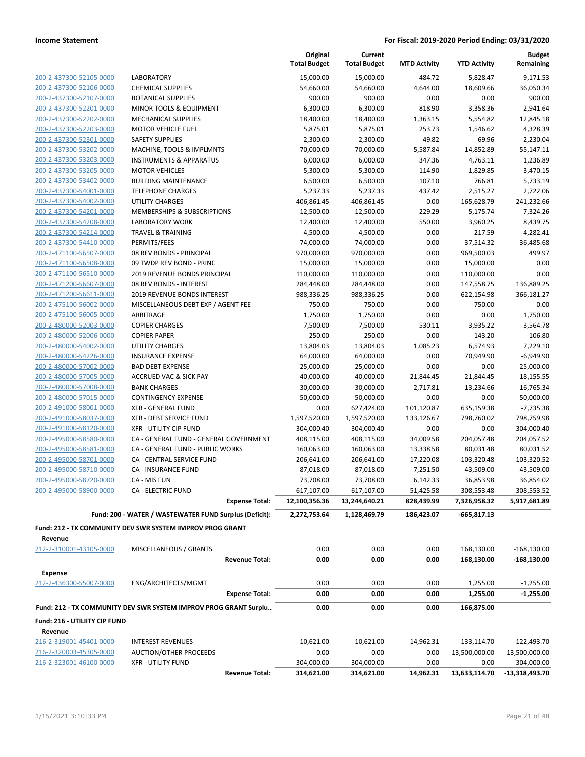| | | Original Total Budget | Current Total Budget | MTD Activity | YTD Activity | Budget Remaining |
|---|---|---|---|---|---|---|
| 200-2-437300-52105-0000 | LABORATORY | 15,000.00 | 15,000.00 | 484.72 | 5,828.47 | 9,171.53 |
| 200-2-437300-52106-0000 | CHEMICAL SUPPLIES | 54,660.00 | 54,660.00 | 4,644.00 | 18,609.66 | 36,050.34 |
| 200-2-437300-52107-0000 | BOTANICAL SUPPLIES | 900.00 | 900.00 | 0.00 | 0.00 | 900.00 |
| 200-2-437300-52201-0000 | MINOR TOOLS & EQUIPMENT | 6,300.00 | 6,300.00 | 818.90 | 3,358.36 | 2,941.64 |
| 200-2-437300-52202-0000 | MECHANICAL SUPPLIES | 18,400.00 | 18,400.00 | 1,363.15 | 5,554.82 | 12,845.18 |
| 200-2-437300-52203-0000 | MOTOR VEHICLE FUEL | 5,875.01 | 5,875.01 | 253.73 | 1,546.62 | 4,328.39 |
| 200-2-437300-52301-0000 | SAFETY SUPPLIES | 2,300.00 | 2,300.00 | 49.82 | 69.96 | 2,230.04 |
| 200-2-437300-53202-0000 | MACHINE, TOOLS & IMPLMNTS | 70,000.00 | 70,000.00 | 5,587.84 | 14,852.89 | 55,147.11 |
| 200-2-437300-53203-0000 | INSTRUMENTS & APPARATUS | 6,000.00 | 6,000.00 | 347.36 | 4,763.11 | 1,236.89 |
| 200-2-437300-53205-0000 | MOTOR VEHICLES | 5,300.00 | 5,300.00 | 114.90 | 1,829.85 | 3,470.15 |
| 200-2-437300-53402-0000 | BUILDING MAINTENANCE | 6,500.00 | 6,500.00 | 107.10 | 766.81 | 5,733.19 |
| 200-2-437300-54001-0000 | TELEPHONE CHARGES | 5,237.33 | 5,237.33 | 437.42 | 2,515.27 | 2,722.06 |
| 200-2-437300-54002-0000 | UTILITY CHARGES | 406,861.45 | 406,861.45 | 0.00 | 165,628.79 | 241,232.66 |
| 200-2-437300-54201-0000 | MEMBERSHIPS & SUBSCRIPTIONS | 12,500.00 | 12,500.00 | 229.29 | 5,175.74 | 7,324.26 |
| 200-2-437300-54208-0000 | LABORATORY WORK | 12,400.00 | 12,400.00 | 550.00 | 3,960.25 | 8,439.75 |
| 200-2-437300-54214-0000 | TRAVEL & TRAINING | 4,500.00 | 4,500.00 | 0.00 | 217.59 | 4,282.41 |
| 200-2-437300-54410-0000 | PERMITS/FEES | 74,000.00 | 74,000.00 | 0.00 | 37,514.32 | 36,485.68 |
| 200-2-471100-56507-0000 | 08 REV BONDS - PRINCIPAL | 970,000.00 | 970,000.00 | 0.00 | 969,500.03 | 499.97 |
| 200-2-471100-56508-0000 | 09 TWDP REV BOND - PRINC | 15,000.00 | 15,000.00 | 0.00 | 15,000.00 | 0.00 |
| 200-2-471100-56510-0000 | 2019 REVENUE BONDS PRINCIPAL | 110,000.00 | 110,000.00 | 0.00 | 110,000.00 | 0.00 |
| 200-2-471200-56607-0000 | 08 REV BONDS - INTEREST | 284,448.00 | 284,448.00 | 0.00 | 147,558.75 | 136,889.25 |
| 200-2-471200-56611-0000 | 2019 REVENUE BONDS INTEREST | 988,336.25 | 988,336.25 | 0.00 | 622,154.98 | 366,181.27 |
| 200-2-475100-56002-0000 | MISCELLANEOUS DEBT EXP / AGENT FEE | 750.00 | 750.00 | 0.00 | 750.00 | 0.00 |
| 200-2-475100-56005-0000 | ARBITRAGE | 1,750.00 | 1,750.00 | 0.00 | 0.00 | 1,750.00 |
| 200-2-480000-52003-0000 | COPIER CHARGES | 7,500.00 | 7,500.00 | 530.11 | 3,935.22 | 3,564.78 |
| 200-2-480000-52006-0000 | COPIER PAPER | 250.00 | 250.00 | 0.00 | 143.20 | 106.80 |
| 200-2-480000-54002-0000 | UTILITY CHARGES | 13,804.03 | 13,804.03 | 1,085.23 | 6,574.93 | 7,229.10 |
| 200-2-480000-54226-0000 | INSURANCE EXPENSE | 64,000.00 | 64,000.00 | 0.00 | 70,949.90 | -6,949.90 |
| 200-2-480000-57002-0000 | BAD DEBT EXPENSE | 25,000.00 | 25,000.00 | 0.00 | 0.00 | 25,000.00 |
| 200-2-480000-57005-0000 | ACCRUED VAC & SICK PAY | 40,000.00 | 40,000.00 | 21,844.45 | 21,844.45 | 18,155.55 |
| 200-2-480000-57008-0000 | BANK CHARGES | 30,000.00 | 30,000.00 | 2,717.81 | 13,234.66 | 16,765.34 |
| 200-2-480000-57015-0000 | CONTINGENCY EXPENSE | 50,000.00 | 50,000.00 | 0.00 | 0.00 | 50,000.00 |
| 200-2-491000-58001-0000 | XFR - GENERAL FUND | 0.00 | 627,424.00 | 101,120.87 | 635,159.38 | -7,735.38 |
| 200-2-491000-58037-0000 | XFR - DEBT SERVICE FUND | 1,597,520.00 | 1,597,520.00 | 133,126.67 | 798,760.02 | 798,759.98 |
| 200-2-491000-58120-0000 | XFR - UTILITY CIP FUND | 304,000.40 | 304,000.40 | 0.00 | 0.00 | 304,000.40 |
| 200-2-495000-58580-0000 | CA - GENERAL FUND - GENERAL GOVERNMENT | 408,115.00 | 408,115.00 | 34,009.58 | 204,057.48 | 204,057.52 |
| 200-2-495000-58581-0000 | CA - GENERAL FUND - PUBLIC WORKS | 160,063.00 | 160,063.00 | 13,338.58 | 80,031.48 | 80,031.52 |
| 200-2-495000-58701-0000 | CA - CENTRAL SERVICE FUND | 206,641.00 | 206,641.00 | 17,220.08 | 103,320.48 | 103,320.52 |
| 200-2-495000-58710-0000 | CA - INSURANCE FUND | 87,018.00 | 87,018.00 | 7,251.50 | 43,509.00 | 43,509.00 |
| 200-2-495000-58720-0000 | CA - MIS FUN | 73,708.00 | 73,708.00 | 6,142.33 | 36,853.98 | 36,854.02 |
| 200-2-495000-58900-0000 | CA - ELECTRIC FUND | 617,107.00 | 617,107.00 | 51,425.58 | 308,553.48 | 308,553.52 |
| | **Expense Total:** | **12,100,356.36** | **13,244,640.21** | **828,439.99** | **7,326,958.32** | **5,917,681.89** |
| | **Fund: 200 - WATER / WASTEWATER FUND Surplus (Deficit):** | **2,272,753.64** | **1,128,469.79** | **186,423.07** | **-665,817.13** | |

**Fund: 212 - TX COMMUNITY DEV SWR SYSTEM IMPROV PROG GRANT**

**Revenue**

| | | Original Total Budget | Current Total Budget | MTD Activity | YTD Activity | Budget Remaining |
|---|---|---|---|---|---|---|
| 212-2-310001-43105-0000 | MISCELLANEOUS / GRANTS | 0.00 | 0.00 | 0.00 | 168,130.00 | -168,130.00 |
| | **Revenue Total:** | **0.00** | **0.00** | **0.00** | **168,130.00** | **-168,130.00** |

**Expense**

| | | Original Total Budget | Current Total Budget | MTD Activity | YTD Activity | Budget Remaining |
|---|---|---|---|---|---|---|
| 212-2-436300-55007-0000 | ENG/ARCHITECTS/MGMT | 0.00 | 0.00 | 0.00 | 1,255.00 | -1,255.00 |
| | **Expense Total:** | **0.00** | **0.00** | **0.00** | **1,255.00** | **-1,255.00** |
| | **Fund: 212 - TX COMMUNITY DEV SWR SYSTEM IMPROV PROG GRANT Surplu..** | **0.00** | **0.00** | **0.00** | **166,875.00** | |

**Fund: 216 - UTILIITY CIP FUND**

**Revenue**

| | | Original Total Budget | Current Total Budget | MTD Activity | YTD Activity | Budget Remaining |
|---|---|---|---|---|---|---|
| 216-2-319001-45401-0000 | INTEREST REVENUES | 10,621.00 | 10,621.00 | 14,962.31 | 133,114.70 | -122,493.70 |
| 216-2-320003-45305-0000 | AUCTION/OTHER PROCEEDS | 0.00 | 0.00 | 0.00 | 13,500,000.00 | -13,500,000.00 |
| 216-2-323001-46100-0000 | XFR - UTILITY FUND | 304,000.00 | 304,000.00 | 0.00 | 0.00 | 304,000.00 |
| | **Revenue Total:** | **314,621.00** | **314,621.00** | **14,962.31** | **13,633,114.70** | **-13,318,493.70** |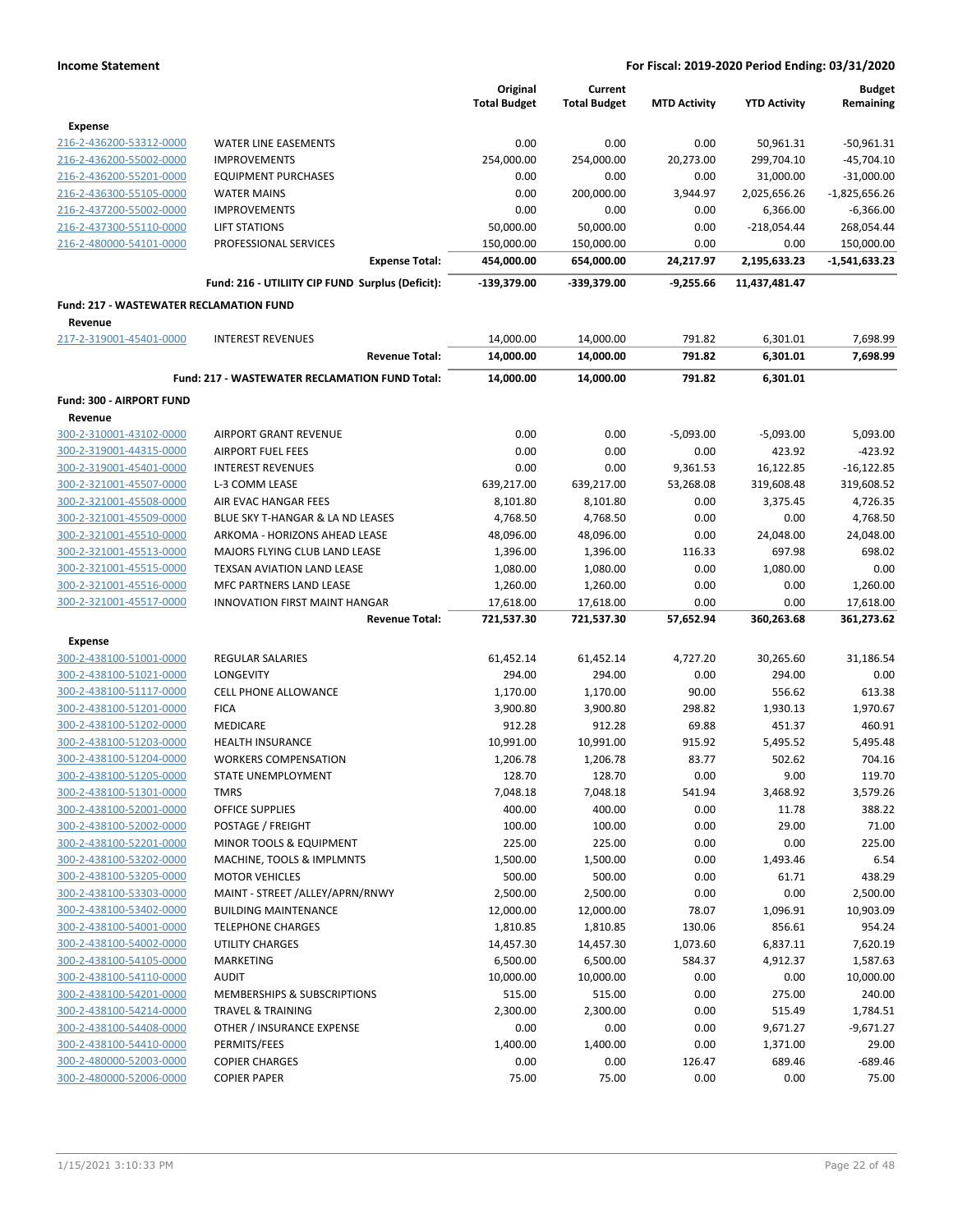**Income Statement** — For Fiscal: 2019-2020 Period Ending: 03/31/2020

| | | Original Total Budget | Current Total Budget | MTD Activity | YTD Activity | Budget Remaining |
|---|---|---|---|---|---|---|
| **Expense** | | | | | | |
| 216-2-436200-53312-0000 | WATER LINE EASEMENTS | 0.00 | 0.00 | 0.00 | 50,961.31 | -50,961.31 |
| 216-2-436200-55002-0000 | IMPROVEMENTS | 254,000.00 | 254,000.00 | 20,273.00 | 299,704.10 | -45,704.10 |
| 216-2-436200-55201-0000 | EQUIPMENT PURCHASES | 0.00 | 0.00 | 0.00 | 31,000.00 | -31,000.00 |
| 216-2-436300-55105-0000 | WATER MAINS | 0.00 | 200,000.00 | 3,944.97 | 2,025,656.26 | -1,825,656.26 |
| 216-2-437200-55002-0000 | IMPROVEMENTS | 0.00 | 0.00 | 0.00 | 6,366.00 | -6,366.00 |
| 216-2-437300-55110-0000 | LIFT STATIONS | 50,000.00 | 50,000.00 | 0.00 | -218,054.44 | 268,054.44 |
| 216-2-480000-54101-0000 | PROFESSIONAL SERVICES | 150,000.00 | 150,000.00 | 0.00 | 0.00 | 150,000.00 |
| | **Expense Total:** | **454,000.00** | **654,000.00** | **24,217.97** | **2,195,633.23** | **-1,541,633.23** |
| | **Fund: 216 - UTILIITY CIP FUND Surplus (Deficit):** | **-139,379.00** | **-339,379.00** | **-9,255.66** | **11,437,481.47** | |
| **Fund: 217 - WASTEWATER RECLAMATION FUND** | | | | | | |
| **Revenue** | | | | | | |
| 217-2-319001-45401-0000 | INTEREST REVENUES | 14,000.00 | 14,000.00 | 791.82 | 6,301.01 | 7,698.99 |
| | **Revenue Total:** | **14,000.00** | **14,000.00** | **791.82** | **6,301.01** | **7,698.99** |
| | **Fund: 217 - WASTEWATER RECLAMATION FUND Total:** | **14,000.00** | **14,000.00** | **791.82** | **6,301.01** | |
| **Fund: 300 - AIRPORT FUND** | | | | | | |
| **Revenue** | | | | | | |
| 300-2-310001-43102-0000 | AIRPORT GRANT REVENUE | 0.00 | 0.00 | -5,093.00 | -5,093.00 | 5,093.00 |
| 300-2-319001-44315-0000 | AIRPORT FUEL FEES | 0.00 | 0.00 | 0.00 | 423.92 | -423.92 |
| 300-2-319001-45401-0000 | INTEREST REVENUES | 0.00 | 0.00 | 9,361.53 | 16,122.85 | -16,122.85 |
| 300-2-321001-45507-0000 | L-3 COMM LEASE | 639,217.00 | 639,217.00 | 53,268.08 | 319,608.48 | 319,608.52 |
| 300-2-321001-45508-0000 | AIR EVAC HANGAR FEES | 8,101.80 | 8,101.80 | 0.00 | 3,375.45 | 4,726.35 |
| 300-2-321001-45509-0000 | BLUE SKY T-HANGAR & LA ND LEASES | 4,768.50 | 4,768.50 | 0.00 | 0.00 | 4,768.50 |
| 300-2-321001-45510-0000 | ARKOMA - HORIZONS AHEAD LEASE | 48,096.00 | 48,096.00 | 0.00 | 24,048.00 | 24,048.00 |
| 300-2-321001-45513-0000 | MAJORS FLYING CLUB LAND LEASE | 1,396.00 | 1,396.00 | 116.33 | 697.98 | 698.02 |
| 300-2-321001-45515-0000 | TEXSAN AVIATION LAND LEASE | 1,080.00 | 1,080.00 | 0.00 | 1,080.00 | 0.00 |
| 300-2-321001-45516-0000 | MFC PARTNERS LAND LEASE | 1,260.00 | 1,260.00 | 0.00 | 0.00 | 1,260.00 |
| 300-2-321001-45517-0000 | INNOVATION FIRST MAINT HANGAR | 17,618.00 | 17,618.00 | 0.00 | 0.00 | 17,618.00 |
| | **Revenue Total:** | **721,537.30** | **721,537.30** | **57,652.94** | **360,263.68** | **361,273.62** |
| **Expense** | | | | | | |
| 300-2-438100-51001-0000 | REGULAR SALARIES | 61,452.14 | 61,452.14 | 4,727.20 | 30,265.60 | 31,186.54 |
| 300-2-438100-51021-0000 | LONGEVITY | 294.00 | 294.00 | 0.00 | 294.00 | 0.00 |
| 300-2-438100-51117-0000 | CELL PHONE ALLOWANCE | 1,170.00 | 1,170.00 | 90.00 | 556.62 | 613.38 |
| 300-2-438100-51201-0000 | FICA | 3,900.80 | 3,900.80 | 298.82 | 1,930.13 | 1,970.67 |
| 300-2-438100-51202-0000 | MEDICARE | 912.28 | 912.28 | 69.88 | 451.37 | 460.91 |
| 300-2-438100-51203-0000 | HEALTH INSURANCE | 10,991.00 | 10,991.00 | 915.92 | 5,495.52 | 5,495.48 |
| 300-2-438100-51204-0000 | WORKERS COMPENSATION | 1,206.78 | 1,206.78 | 83.77 | 502.62 | 704.16 |
| 300-2-438100-51205-0000 | STATE UNEMPLOYMENT | 128.70 | 128.70 | 0.00 | 9.00 | 119.70 |
| 300-2-438100-51301-0000 | TMRS | 7,048.18 | 7,048.18 | 541.94 | 3,468.92 | 3,579.26 |
| 300-2-438100-52001-0000 | OFFICE SUPPLIES | 400.00 | 400.00 | 0.00 | 11.78 | 388.22 |
| 300-2-438100-52002-0000 | POSTAGE / FREIGHT | 100.00 | 100.00 | 0.00 | 29.00 | 71.00 |
| 300-2-438100-52201-0000 | MINOR TOOLS & EQUIPMENT | 225.00 | 225.00 | 0.00 | 0.00 | 225.00 |
| 300-2-438100-53202-0000 | MACHINE, TOOLS & IMPLMNTS | 1,500.00 | 1,500.00 | 0.00 | 1,493.46 | 6.54 |
| 300-2-438100-53205-0000 | MOTOR VEHICLES | 500.00 | 500.00 | 0.00 | 61.71 | 438.29 |
| 300-2-438100-53303-0000 | MAINT - STREET /ALLEY/APRN/RNWY | 2,500.00 | 2,500.00 | 0.00 | 0.00 | 2,500.00 |
| 300-2-438100-53402-0000 | BUILDING MAINTENANCE | 12,000.00 | 12,000.00 | 78.07 | 1,096.91 | 10,903.09 |
| 300-2-438100-54001-0000 | TELEPHONE CHARGES | 1,810.85 | 1,810.85 | 130.06 | 856.61 | 954.24 |
| 300-2-438100-54002-0000 | UTILITY CHARGES | 14,457.30 | 14,457.30 | 1,073.60 | 6,837.11 | 7,620.19 |
| 300-2-438100-54105-0000 | MARKETING | 6,500.00 | 6,500.00 | 584.37 | 4,912.37 | 1,587.63 |
| 300-2-438100-54110-0000 | AUDIT | 10,000.00 | 10,000.00 | 0.00 | 0.00 | 10,000.00 |
| 300-2-438100-54201-0000 | MEMBERSHIPS & SUBSCRIPTIONS | 515.00 | 515.00 | 0.00 | 275.00 | 240.00 |
| 300-2-438100-54214-0000 | TRAVEL & TRAINING | 2,300.00 | 2,300.00 | 0.00 | 515.49 | 1,784.51 |
| 300-2-438100-54408-0000 | OTHER / INSURANCE EXPENSE | 0.00 | 0.00 | 0.00 | 9,671.27 | -9,671.27 |
| 300-2-438100-54410-0000 | PERMITS/FEES | 1,400.00 | 1,400.00 | 0.00 | 1,371.00 | 29.00 |
| 300-2-480000-52003-0000 | COPIER CHARGES | 0.00 | 0.00 | 126.47 | 689.46 | -689.46 |
| 300-2-480000-52006-0000 | COPIER PAPER | 75.00 | 75.00 | 0.00 | 0.00 | 75.00 |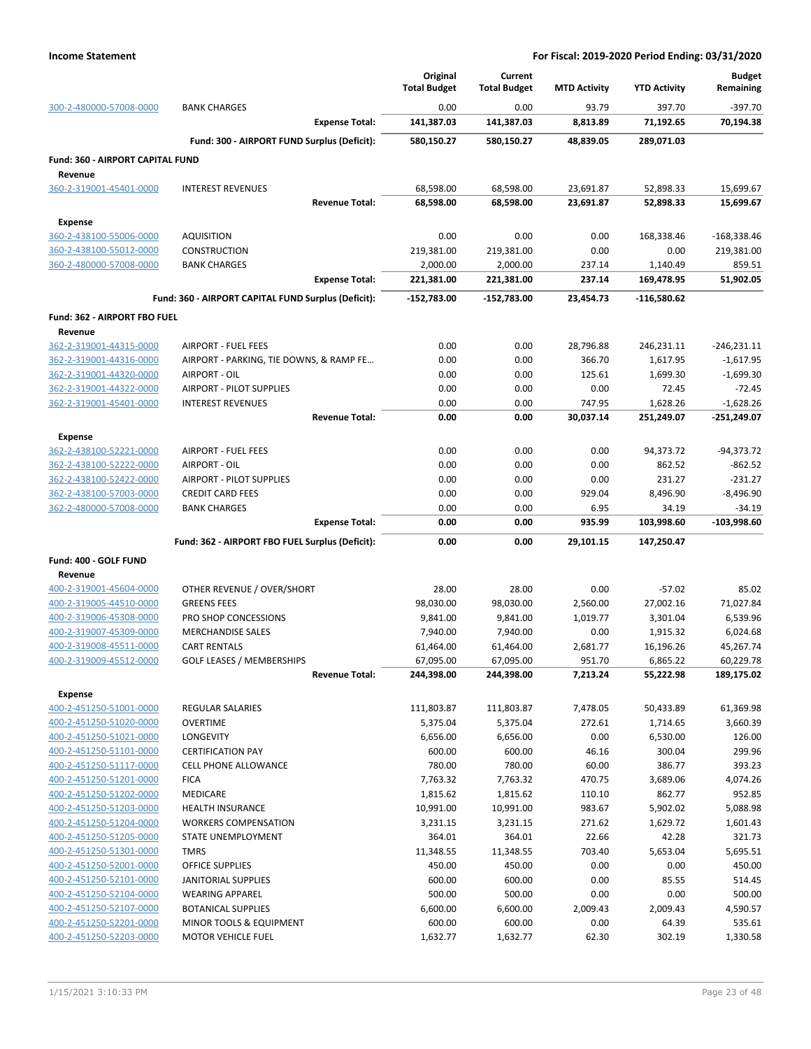**Income Statement** — **For Fiscal: 2019-2020 Period Ending: 03/31/2020**

| | | Original Total Budget | Current Total Budget | MTD Activity | YTD Activity | Budget Remaining |
|---|---|---|---|---|---|---|
| 300-2-480000-57008-0000 | BANK CHARGES | 0.00 | 0.00 | 93.79 | 397.70 | -397.70 |
| | **Expense Total:** | **141,387.03** | **141,387.03** | **8,813.89** | **71,192.65** | **70,194.38** |
| | **Fund: 300 - AIRPORT FUND Surplus (Deficit):** | **580,150.27** | **580,150.27** | **48,839.05** | **289,071.03** | |
| **Fund: 360 - AIRPORT CAPITAL FUND** | | | | | | |
| **Revenue** | | | | | | |
| 360-2-319001-45401-0000 | INTEREST REVENUES | 68,598.00 | 68,598.00 | 23,691.87 | 52,898.33 | 15,699.67 |
| | **Revenue Total:** | **68,598.00** | **68,598.00** | **23,691.87** | **52,898.33** | **15,699.67** |
| **Expense** | | | | | | |
| 360-2-438100-55006-0000 | AQUISITION | 0.00 | 0.00 | 0.00 | 168,338.46 | -168,338.46 |
| 360-2-438100-55012-0000 | CONSTRUCTION | 219,381.00 | 219,381.00 | 0.00 | 0.00 | 219,381.00 |
| 360-2-480000-57008-0000 | BANK CHARGES | 2,000.00 | 2,000.00 | 237.14 | 1,140.49 | 859.51 |
| | **Expense Total:** | **221,381.00** | **221,381.00** | **237.14** | **169,478.95** | **51,902.05** |
| | **Fund: 360 - AIRPORT CAPITAL FUND Surplus (Deficit):** | **-152,783.00** | **-152,783.00** | **23,454.73** | **-116,580.62** | |
| **Fund: 362 - AIRPORT FBO FUEL** | | | | | | |
| **Revenue** | | | | | | |
| 362-2-319001-44315-0000 | AIRPORT - FUEL FEES | 0.00 | 0.00 | 28,796.88 | 246,231.11 | -246,231.11 |
| 362-2-319001-44316-0000 | AIRPORT - PARKING, TIE DOWNS, & RAMP FE… | 0.00 | 0.00 | 366.70 | 1,617.95 | -1,617.95 |
| 362-2-319001-44320-0000 | AIRPORT - OIL | 0.00 | 0.00 | 125.61 | 1,699.30 | -1,699.30 |
| 362-2-319001-44322-0000 | AIRPORT - PILOT SUPPLIES | 0.00 | 0.00 | 0.00 | 72.45 | -72.45 |
| 362-2-319001-45401-0000 | INTEREST REVENUES | 0.00 | 0.00 | 747.95 | 1,628.26 | -1,628.26 |
| | **Revenue Total:** | **0.00** | **0.00** | **30,037.14** | **251,249.07** | **-251,249.07** |
| **Expense** | | | | | | |
| 362-2-438100-52221-0000 | AIRPORT - FUEL FEES | 0.00 | 0.00 | 0.00 | 94,373.72 | -94,373.72 |
| 362-2-438100-52222-0000 | AIRPORT - OIL | 0.00 | 0.00 | 0.00 | 862.52 | -862.52 |
| 362-2-438100-52422-0000 | AIRPORT - PILOT SUPPLIES | 0.00 | 0.00 | 0.00 | 231.27 | -231.27 |
| 362-2-438100-57003-0000 | CREDIT CARD FEES | 0.00 | 0.00 | 929.04 | 8,496.90 | -8,496.90 |
| 362-2-480000-57008-0000 | BANK CHARGES | 0.00 | 0.00 | 6.95 | 34.19 | -34.19 |
| | **Expense Total:** | **0.00** | **0.00** | **935.99** | **103,998.60** | **-103,998.60** |
| | **Fund: 362 - AIRPORT FBO FUEL Surplus (Deficit):** | **0.00** | **0.00** | **29,101.15** | **147,250.47** | |
| **Fund: 400 - GOLF FUND** | | | | | | |
| **Revenue** | | | | | | |
| 400-2-319001-45604-0000 | OTHER REVENUE / OVER/SHORT | 28.00 | 28.00 | 0.00 | -57.02 | 85.02 |
| 400-2-319005-44510-0000 | GREENS FEES | 98,030.00 | 98,030.00 | 2,560.00 | 27,002.16 | 71,027.84 |
| 400-2-319006-45308-0000 | PRO SHOP CONCESSIONS | 9,841.00 | 9,841.00 | 1,019.77 | 3,301.04 | 6,539.96 |
| 400-2-319007-45309-0000 | MERCHANDISE SALES | 7,940.00 | 7,940.00 | 0.00 | 1,915.32 | 6,024.68 |
| 400-2-319008-45511-0000 | CART RENTALS | 61,464.00 | 61,464.00 | 2,681.77 | 16,196.26 | 45,267.74 |
| 400-2-319009-45512-0000 | GOLF LEASES / MEMBERSHIPS | 67,095.00 | 67,095.00 | 951.70 | 6,865.22 | 60,229.78 |
| | **Revenue Total:** | **244,398.00** | **244,398.00** | **7,213.24** | **55,222.98** | **189,175.02** |
| **Expense** | | | | | | |
| 400-2-451250-51001-0000 | REGULAR SALARIES | 111,803.87 | 111,803.87 | 7,478.05 | 50,433.89 | 61,369.98 |
| 400-2-451250-51020-0000 | OVERTIME | 5,375.04 | 5,375.04 | 272.61 | 1,714.65 | 3,660.39 |
| 400-2-451250-51021-0000 | LONGEVITY | 6,656.00 | 6,656.00 | 0.00 | 6,530.00 | 126.00 |
| 400-2-451250-51101-0000 | CERTIFICATION PAY | 600.00 | 600.00 | 46.16 | 300.04 | 299.96 |
| 400-2-451250-51117-0000 | CELL PHONE ALLOWANCE | 780.00 | 780.00 | 60.00 | 386.77 | 393.23 |
| 400-2-451250-51201-0000 | FICA | 7,763.32 | 7,763.32 | 470.75 | 3,689.06 | 4,074.26 |
| 400-2-451250-51202-0000 | MEDICARE | 1,815.62 | 1,815.62 | 110.10 | 862.77 | 952.85 |
| 400-2-451250-51203-0000 | HEALTH INSURANCE | 10,991.00 | 10,991.00 | 983.67 | 5,902.02 | 5,088.98 |
| 400-2-451250-51204-0000 | WORKERS COMPENSATION | 3,231.15 | 3,231.15 | 271.62 | 1,629.72 | 1,601.43 |
| 400-2-451250-51205-0000 | STATE UNEMPLOYMENT | 364.01 | 364.01 | 22.66 | 42.28 | 321.73 |
| 400-2-451250-51301-0000 | TMRS | 11,348.55 | 11,348.55 | 703.40 | 5,653.04 | 5,695.51 |
| 400-2-451250-52001-0000 | OFFICE SUPPLIES | 450.00 | 450.00 | 0.00 | 0.00 | 450.00 |
| 400-2-451250-52101-0000 | JANITORIAL SUPPLIES | 600.00 | 600.00 | 0.00 | 85.55 | 514.45 |
| 400-2-451250-52104-0000 | WEARING APPAREL | 500.00 | 500.00 | 0.00 | 0.00 | 500.00 |
| 400-2-451250-52107-0000 | BOTANICAL SUPPLIES | 6,600.00 | 6,600.00 | 2,009.43 | 2,009.43 | 4,590.57 |
| 400-2-451250-52201-0000 | MINOR TOOLS & EQUIPMENT | 600.00 | 600.00 | 0.00 | 64.39 | 535.61 |
| 400-2-451250-52203-0000 | MOTOR VEHICLE FUEL | 1,632.77 | 1,632.77 | 62.30 | 302.19 | 1,330.58 |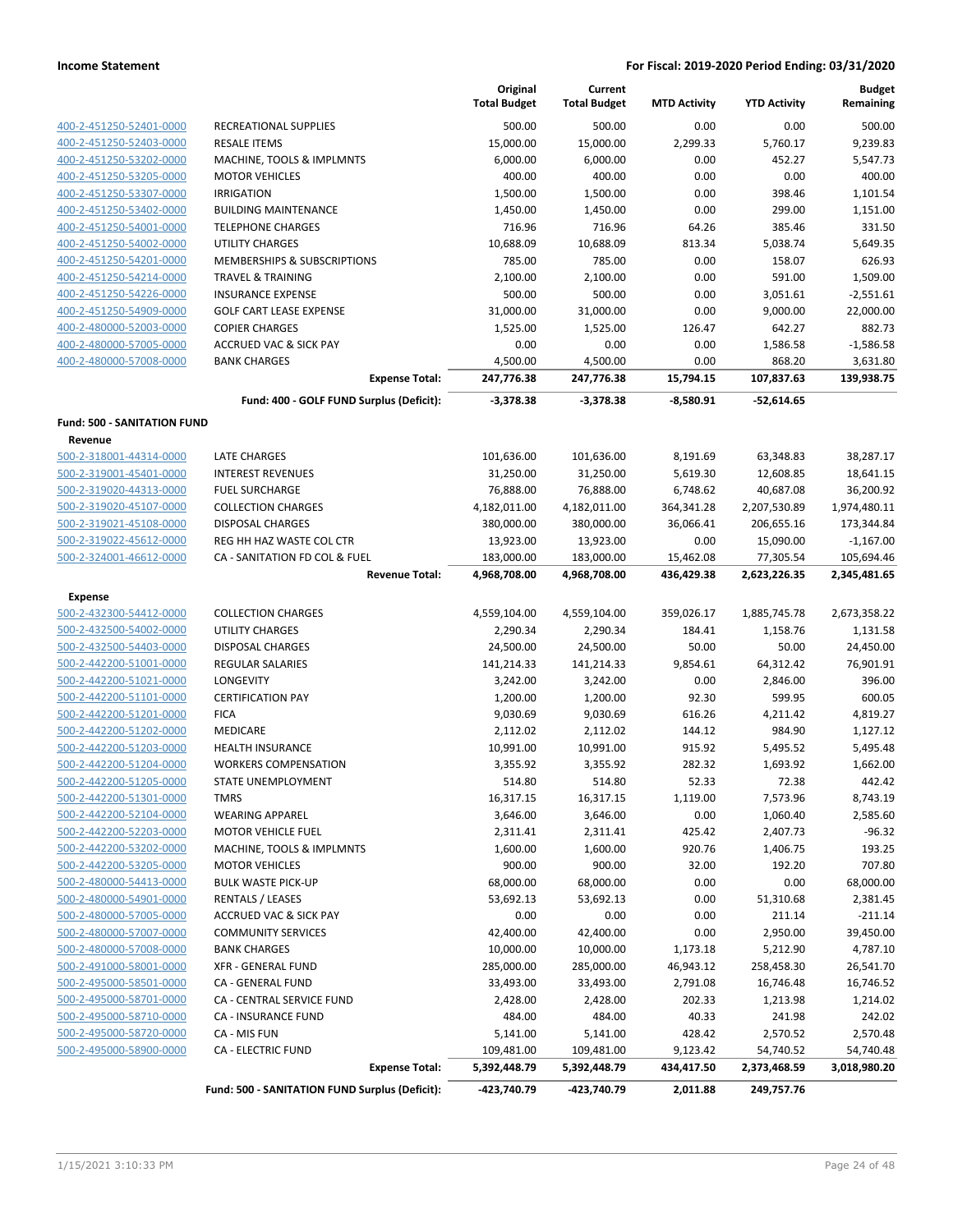**Income Statement** — **For Fiscal: 2019-2020 Period Ending: 03/31/2020**

| | | Original Total Budget | Current Total Budget | MTD Activity | YTD Activity | Budget Remaining |
|---|---|---|---|---|---|---|
| 400-2-451250-52401-0000 | RECREATIONAL SUPPLIES | 500.00 | 500.00 | 0.00 | 0.00 | 500.00 |
| 400-2-451250-52403-0000 | RESALE ITEMS | 15,000.00 | 15,000.00 | 2,299.33 | 5,760.17 | 9,239.83 |
| 400-2-451250-53202-0000 | MACHINE, TOOLS & IMPLMNTS | 6,000.00 | 6,000.00 | 0.00 | 452.27 | 5,547.73 |
| 400-2-451250-53205-0000 | MOTOR VEHICLES | 400.00 | 400.00 | 0.00 | 0.00 | 400.00 |
| 400-2-451250-53307-0000 | IRRIGATION | 1,500.00 | 1,500.00 | 0.00 | 398.46 | 1,101.54 |
| 400-2-451250-53402-0000 | BUILDING MAINTENANCE | 1,450.00 | 1,450.00 | 0.00 | 299.00 | 1,151.00 |
| 400-2-451250-54001-0000 | TELEPHONE CHARGES | 716.96 | 716.96 | 64.26 | 385.46 | 331.50 |
| 400-2-451250-54002-0000 | UTILITY CHARGES | 10,688.09 | 10,688.09 | 813.34 | 5,038.74 | 5,649.35 |
| 400-2-451250-54201-0000 | MEMBERSHIPS & SUBSCRIPTIONS | 785.00 | 785.00 | 0.00 | 158.07 | 626.93 |
| 400-2-451250-54214-0000 | TRAVEL & TRAINING | 2,100.00 | 2,100.00 | 0.00 | 591.00 | 1,509.00 |
| 400-2-451250-54226-0000 | INSURANCE EXPENSE | 500.00 | 500.00 | 0.00 | 3,051.61 | -2,551.61 |
| 400-2-451250-54909-0000 | GOLF CART LEASE EXPENSE | 31,000.00 | 31,000.00 | 0.00 | 9,000.00 | 22,000.00 |
| 400-2-480000-52003-0000 | COPIER CHARGES | 1,525.00 | 1,525.00 | 126.47 | 642.27 | 882.73 |
| 400-2-480000-57005-0000 | ACCRUED VAC & SICK PAY | 0.00 | 0.00 | 0.00 | 1,586.58 | -1,586.58 |
| 400-2-480000-57008-0000 | BANK CHARGES | 4,500.00 | 4,500.00 | 0.00 | 868.20 | 3,631.80 |
| | **Expense Total:** | **247,776.38** | **247,776.38** | **15,794.15** | **107,837.63** | **139,938.75** |
| | **Fund: 400 - GOLF FUND Surplus (Deficit):** | **-3,378.38** | **-3,378.38** | **-8,580.91** | **-52,614.65** | |
| **Fund: 500 - SANITATION FUND** | | | | | | |
| **Revenue** | | | | | | |
| 500-2-318001-44314-0000 | LATE CHARGES | 101,636.00 | 101,636.00 | 8,191.69 | 63,348.83 | 38,287.17 |
| 500-2-319001-45401-0000 | INTEREST REVENUES | 31,250.00 | 31,250.00 | 5,619.30 | 12,608.85 | 18,641.15 |
| 500-2-319020-44313-0000 | FUEL SURCHARGE | 76,888.00 | 76,888.00 | 6,748.62 | 40,687.08 | 36,200.92 |
| 500-2-319020-45107-0000 | COLLECTION CHARGES | 4,182,011.00 | 4,182,011.00 | 364,341.28 | 2,207,530.89 | 1,974,480.11 |
| 500-2-319021-45108-0000 | DISPOSAL CHARGES | 380,000.00 | 380,000.00 | 36,066.41 | 206,655.16 | 173,344.84 |
| 500-2-319022-45612-0000 | REG HH HAZ WASTE COL CTR | 13,923.00 | 13,923.00 | 0.00 | 15,090.00 | -1,167.00 |
| 500-2-324001-46612-0000 | CA - SANITATION FD COL & FUEL | 183,000.00 | 183,000.00 | 15,462.08 | 77,305.54 | 105,694.46 |
| | **Revenue Total:** | **4,968,708.00** | **4,968,708.00** | **436,429.38** | **2,623,226.35** | **2,345,481.65** |
| **Expense** | | | | | | |
| 500-2-432300-54412-0000 | COLLECTION CHARGES | 4,559,104.00 | 4,559,104.00 | 359,026.17 | 1,885,745.78 | 2,673,358.22 |
| 500-2-432500-54002-0000 | UTILITY CHARGES | 2,290.34 | 2,290.34 | 184.41 | 1,158.76 | 1,131.58 |
| 500-2-432500-54403-0000 | DISPOSAL CHARGES | 24,500.00 | 24,500.00 | 50.00 | 50.00 | 24,450.00 |
| 500-2-442200-51001-0000 | REGULAR SALARIES | 141,214.33 | 141,214.33 | 9,854.61 | 64,312.42 | 76,901.91 |
| 500-2-442200-51021-0000 | LONGEVITY | 3,242.00 | 3,242.00 | 0.00 | 2,846.00 | 396.00 |
| 500-2-442200-51101-0000 | CERTIFICATION PAY | 1,200.00 | 1,200.00 | 92.30 | 599.95 | 600.05 |
| 500-2-442200-51201-0000 | FICA | 9,030.69 | 9,030.69 | 616.26 | 4,211.42 | 4,819.27 |
| 500-2-442200-51202-0000 | MEDICARE | 2,112.02 | 2,112.02 | 144.12 | 984.90 | 1,127.12 |
| 500-2-442200-51203-0000 | HEALTH INSURANCE | 10,991.00 | 10,991.00 | 915.92 | 5,495.52 | 5,495.48 |
| 500-2-442200-51204-0000 | WORKERS COMPENSATION | 3,355.92 | 3,355.92 | 282.32 | 1,693.92 | 1,662.00 |
| 500-2-442200-51205-0000 | STATE UNEMPLOYMENT | 514.80 | 514.80 | 52.33 | 72.38 | 442.42 |
| 500-2-442200-51301-0000 | TMRS | 16,317.15 | 16,317.15 | 1,119.00 | 7,573.96 | 8,743.19 |
| 500-2-442200-52104-0000 | WEARING APPAREL | 3,646.00 | 3,646.00 | 0.00 | 1,060.40 | 2,585.60 |
| 500-2-442200-52203-0000 | MOTOR VEHICLE FUEL | 2,311.41 | 2,311.41 | 425.42 | 2,407.73 | -96.32 |
| 500-2-442200-53202-0000 | MACHINE, TOOLS & IMPLMNTS | 1,600.00 | 1,600.00 | 920.76 | 1,406.75 | 193.25 |
| 500-2-442200-53205-0000 | MOTOR VEHICLES | 900.00 | 900.00 | 32.00 | 192.20 | 707.80 |
| 500-2-480000-54413-0000 | BULK WASTE PICK-UP | 68,000.00 | 68,000.00 | 0.00 | 0.00 | 68,000.00 |
| 500-2-480000-54901-0000 | RENTALS / LEASES | 53,692.13 | 53,692.13 | 0.00 | 51,310.68 | 2,381.45 |
| 500-2-480000-57005-0000 | ACCRUED VAC & SICK PAY | 0.00 | 0.00 | 0.00 | 211.14 | -211.14 |
| 500-2-480000-57007-0000 | COMMUNITY SERVICES | 42,400.00 | 42,400.00 | 0.00 | 2,950.00 | 39,450.00 |
| 500-2-480000-57008-0000 | BANK CHARGES | 10,000.00 | 10,000.00 | 1,173.18 | 5,212.90 | 4,787.10 |
| 500-2-491000-58001-0000 | XFR - GENERAL FUND | 285,000.00 | 285,000.00 | 46,943.12 | 258,458.30 | 26,541.70 |
| 500-2-495000-58501-0000 | CA - GENERAL FUND | 33,493.00 | 33,493.00 | 2,791.08 | 16,746.48 | 16,746.52 |
| 500-2-495000-58701-0000 | CA - CENTRAL SERVICE FUND | 2,428.00 | 2,428.00 | 202.33 | 1,213.98 | 1,214.02 |
| 500-2-495000-58710-0000 | CA - INSURANCE FUND | 484.00 | 484.00 | 40.33 | 241.98 | 242.02 |
| 500-2-495000-58720-0000 | CA - MIS FUN | 5,141.00 | 5,141.00 | 428.42 | 2,570.52 | 2,570.48 |
| 500-2-495000-58900-0000 | CA - ELECTRIC FUND | 109,481.00 | 109,481.00 | 9,123.42 | 54,740.52 | 54,740.48 |
| | **Expense Total:** | **5,392,448.79** | **5,392,448.79** | **434,417.50** | **2,373,468.59** | **3,018,980.20** |
| | **Fund: 500 - SANITATION FUND Surplus (Deficit):** | **-423,740.79** | **-423,740.79** | **2,011.88** | **249,757.76** | |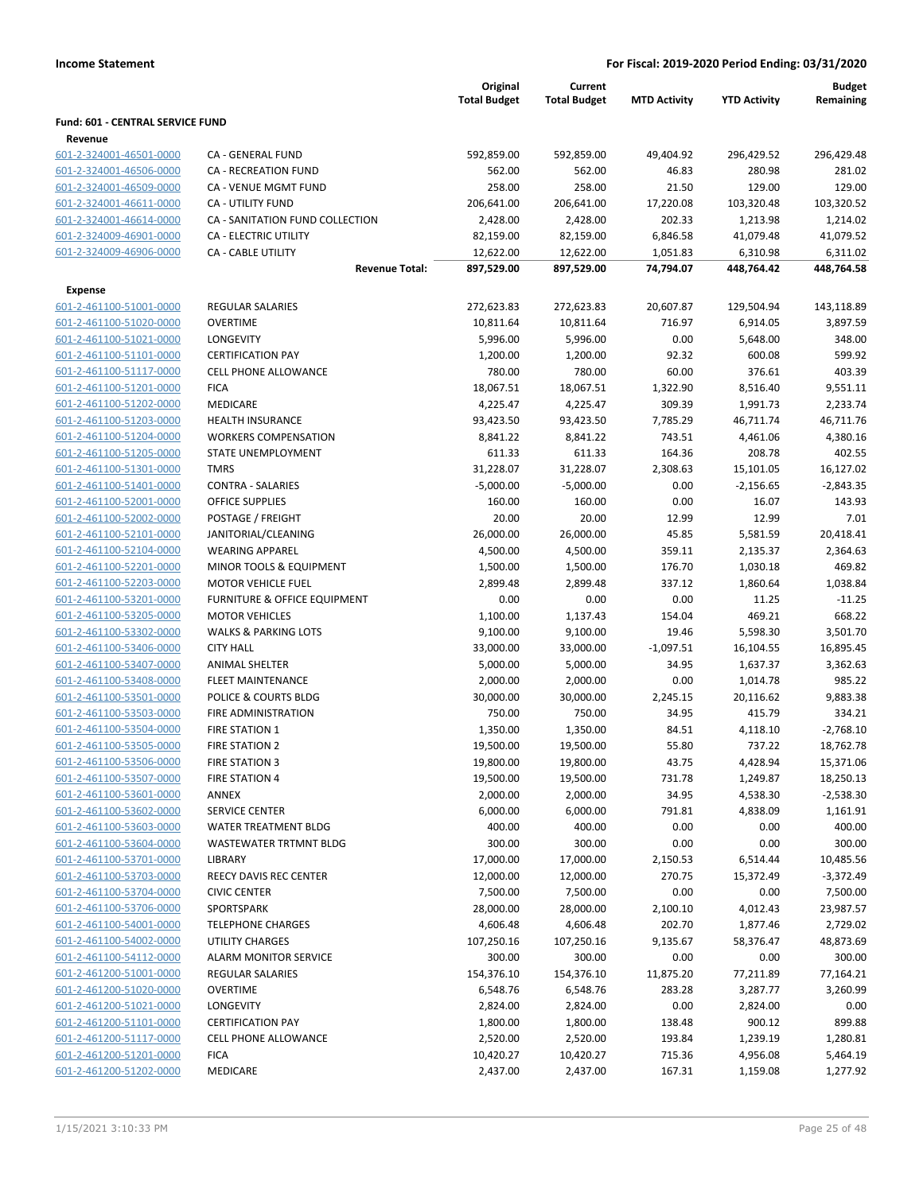**Income Statement** — For Fiscal: 2019-2020 Period Ending: 03/31/2020

| | | Original Total Budget | Current Total Budget | MTD Activity | YTD Activity | Budget Remaining |
|---|---|---|---|---|---|---|
| **Fund: 601 - CENTRAL SERVICE FUND** | | | | | | |
| **Revenue** | | | | | | |
| 601-2-324001-46501-0000 | CA - GENERAL FUND | 592,859.00 | 592,859.00 | 49,404.92 | 296,429.52 | 296,429.48 |
| 601-2-324001-46506-0000 | CA - RECREATION FUND | 562.00 | 562.00 | 46.83 | 280.98 | 281.02 |
| 601-2-324001-46509-0000 | CA - VENUE MGMT FUND | 258.00 | 258.00 | 21.50 | 129.00 | 129.00 |
| 601-2-324001-46611-0000 | CA - UTILITY FUND | 206,641.00 | 206,641.00 | 17,220.08 | 103,320.48 | 103,320.52 |
| 601-2-324001-46614-0000 | CA - SANITATION FUND COLLECTION | 2,428.00 | 2,428.00 | 202.33 | 1,213.98 | 1,214.02 |
| 601-2-324009-46901-0000 | CA - ELECTRIC UTILITY | 82,159.00 | 82,159.00 | 6,846.58 | 41,079.48 | 41,079.52 |
| 601-2-324009-46906-0000 | CA - CABLE UTILITY | 12,622.00 | 12,622.00 | 1,051.83 | 6,310.98 | 6,311.02 |
| | **Revenue Total:** | **897,529.00** | **897,529.00** | **74,794.07** | **448,764.42** | **448,764.58** |
| **Expense** | | | | | | |
| 601-2-461100-51001-0000 | REGULAR SALARIES | 272,623.83 | 272,623.83 | 20,607.87 | 129,504.94 | 143,118.89 |
| 601-2-461100-51020-0000 | OVERTIME | 10,811.64 | 10,811.64 | 716.97 | 6,914.05 | 3,897.59 |
| 601-2-461100-51021-0000 | LONGEVITY | 5,996.00 | 5,996.00 | 0.00 | 5,648.00 | 348.00 |
| 601-2-461100-51101-0000 | CERTIFICATION PAY | 1,200.00 | 1,200.00 | 92.32 | 600.08 | 599.92 |
| 601-2-461100-51117-0000 | CELL PHONE ALLOWANCE | 780.00 | 780.00 | 60.00 | 376.61 | 403.39 |
| 601-2-461100-51201-0000 | FICA | 18,067.51 | 18,067.51 | 1,322.90 | 8,516.40 | 9,551.11 |
| 601-2-461100-51202-0000 | MEDICARE | 4,225.47 | 4,225.47 | 309.39 | 1,991.73 | 2,233.74 |
| 601-2-461100-51203-0000 | HEALTH INSURANCE | 93,423.50 | 93,423.50 | 7,785.29 | 46,711.74 | 46,711.76 |
| 601-2-461100-51204-0000 | WORKERS COMPENSATION | 8,841.22 | 8,841.22 | 743.51 | 4,461.06 | 4,380.16 |
| 601-2-461100-51205-0000 | STATE UNEMPLOYMENT | 611.33 | 611.33 | 164.36 | 208.78 | 402.55 |
| 601-2-461100-51301-0000 | TMRS | 31,228.07 | 31,228.07 | 2,308.63 | 15,101.05 | 16,127.02 |
| 601-2-461100-51401-0000 | CONTRA - SALARIES | -5,000.00 | -5,000.00 | 0.00 | -2,156.65 | -2,843.35 |
| 601-2-461100-52001-0000 | OFFICE SUPPLIES | 160.00 | 160.00 | 0.00 | 16.07 | 143.93 |
| 601-2-461100-52002-0000 | POSTAGE / FREIGHT | 20.00 | 20.00 | 12.99 | 12.99 | 7.01 |
| 601-2-461100-52101-0000 | JANITORIAL/CLEANING | 26,000.00 | 26,000.00 | 45.85 | 5,581.59 | 20,418.41 |
| 601-2-461100-52104-0000 | WEARING APPAREL | 4,500.00 | 4,500.00 | 359.11 | 2,135.37 | 2,364.63 |
| 601-2-461100-52201-0000 | MINOR TOOLS & EQUIPMENT | 1,500.00 | 1,500.00 | 176.70 | 1,030.18 | 469.82 |
| 601-2-461100-52203-0000 | MOTOR VEHICLE FUEL | 2,899.48 | 2,899.48 | 337.12 | 1,860.64 | 1,038.84 |
| 601-2-461100-53201-0000 | FURNITURE & OFFICE EQUIPMENT | 0.00 | 0.00 | 0.00 | 11.25 | -11.25 |
| 601-2-461100-53205-0000 | MOTOR VEHICLES | 1,100.00 | 1,137.43 | 154.04 | 469.21 | 668.22 |
| 601-2-461100-53302-0000 | WALKS & PARKING LOTS | 9,100.00 | 9,100.00 | 19.46 | 5,598.30 | 3,501.70 |
| 601-2-461100-53406-0000 | CITY HALL | 33,000.00 | 33,000.00 | -1,097.51 | 16,104.55 | 16,895.45 |
| 601-2-461100-53407-0000 | ANIMAL SHELTER | 5,000.00 | 5,000.00 | 34.95 | 1,637.37 | 3,362.63 |
| 601-2-461100-53408-0000 | FLEET MAINTENANCE | 2,000.00 | 2,000.00 | 0.00 | 1,014.78 | 985.22 |
| 601-2-461100-53501-0000 | POLICE & COURTS BLDG | 30,000.00 | 30,000.00 | 2,245.15 | 20,116.62 | 9,883.38 |
| 601-2-461100-53503-0000 | FIRE ADMINISTRATION | 750.00 | 750.00 | 34.95 | 415.79 | 334.21 |
| 601-2-461100-53504-0000 | FIRE STATION 1 | 1,350.00 | 1,350.00 | 84.51 | 4,118.10 | -2,768.10 |
| 601-2-461100-53505-0000 | FIRE STATION 2 | 19,500.00 | 19,500.00 | 55.80 | 737.22 | 18,762.78 |
| 601-2-461100-53506-0000 | FIRE STATION 3 | 19,800.00 | 19,800.00 | 43.75 | 4,428.94 | 15,371.06 |
| 601-2-461100-53507-0000 | FIRE STATION 4 | 19,500.00 | 19,500.00 | 731.78 | 1,249.87 | 18,250.13 |
| 601-2-461100-53601-0000 | ANNEX | 2,000.00 | 2,000.00 | 34.95 | 4,538.30 | -2,538.30 |
| 601-2-461100-53602-0000 | SERVICE CENTER | 6,000.00 | 6,000.00 | 791.81 | 4,838.09 | 1,161.91 |
| 601-2-461100-53603-0000 | WATER TREATMENT BLDG | 400.00 | 400.00 | 0.00 | 0.00 | 400.00 |
| 601-2-461100-53604-0000 | WASTEWATER TRTMNT BLDG | 300.00 | 300.00 | 0.00 | 0.00 | 300.00 |
| 601-2-461100-53701-0000 | LIBRARY | 17,000.00 | 17,000.00 | 2,150.53 | 6,514.44 | 10,485.56 |
| 601-2-461100-53703-0000 | REECY DAVIS REC CENTER | 12,000.00 | 12,000.00 | 270.75 | 15,372.49 | -3,372.49 |
| 601-2-461100-53704-0000 | CIVIC CENTER | 7,500.00 | 7,500.00 | 0.00 | 0.00 | 7,500.00 |
| 601-2-461100-53706-0000 | SPORTSPARK | 28,000.00 | 28,000.00 | 2,100.10 | 4,012.43 | 23,987.57 |
| 601-2-461100-54001-0000 | TELEPHONE CHARGES | 4,606.48 | 4,606.48 | 202.70 | 1,877.46 | 2,729.02 |
| 601-2-461100-54002-0000 | UTILITY CHARGES | 107,250.16 | 107,250.16 | 9,135.67 | 58,376.47 | 48,873.69 |
| 601-2-461100-54112-0000 | ALARM MONITOR SERVICE | 300.00 | 300.00 | 0.00 | 0.00 | 300.00 |
| 601-2-461200-51001-0000 | REGULAR SALARIES | 154,376.10 | 154,376.10 | 11,875.20 | 77,211.89 | 77,164.21 |
| 601-2-461200-51020-0000 | OVERTIME | 6,548.76 | 6,548.76 | 283.28 | 3,287.77 | 3,260.99 |
| 601-2-461200-51021-0000 | LONGEVITY | 2,824.00 | 2,824.00 | 0.00 | 2,824.00 | 0.00 |
| 601-2-461200-51101-0000 | CERTIFICATION PAY | 1,800.00 | 1,800.00 | 138.48 | 900.12 | 899.88 |
| 601-2-461200-51117-0000 | CELL PHONE ALLOWANCE | 2,520.00 | 2,520.00 | 193.84 | 1,239.19 | 1,280.81 |
| 601-2-461200-51201-0000 | FICA | 10,420.27 | 10,420.27 | 715.36 | 4,956.08 | 5,464.19 |
| 601-2-461200-51202-0000 | MEDICARE | 2,437.00 | 2,437.00 | 167.31 | 1,159.08 | 1,277.92 |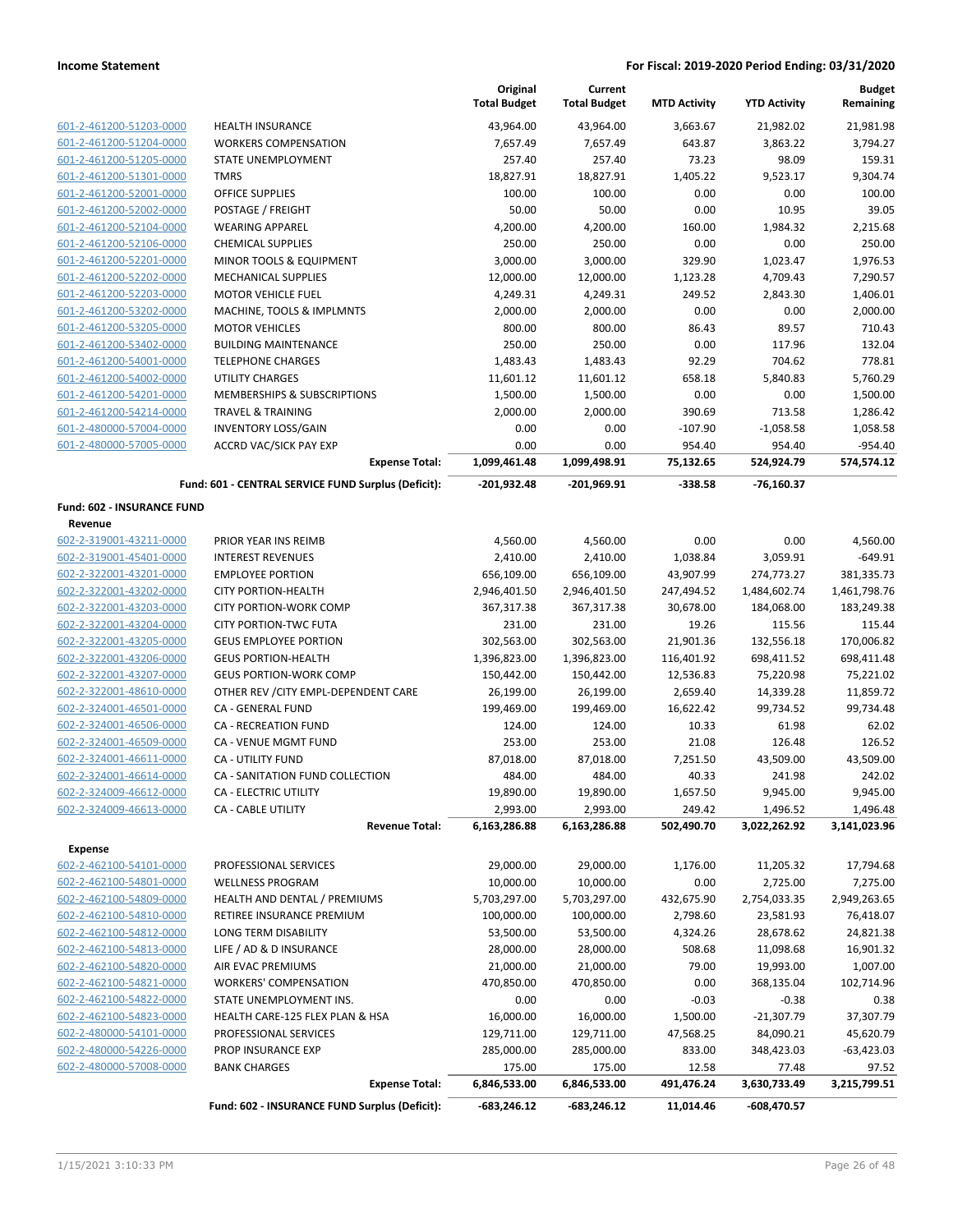| | | Original Total Budget | Current Total Budget | MTD Activity | YTD Activity | Budget Remaining |
|---|---|---|---|---|---|---|
| 601-2-461200-51203-0000 | HEALTH INSURANCE | 43,964.00 | 43,964.00 | 3,663.67 | 21,982.02 | 21,981.98 |
| 601-2-461200-51204-0000 | WORKERS COMPENSATION | 7,657.49 | 7,657.49 | 643.87 | 3,863.22 | 3,794.27 |
| 601-2-461200-51205-0000 | STATE UNEMPLOYMENT | 257.40 | 257.40 | 73.23 | 98.09 | 159.31 |
| 601-2-461200-51301-0000 | TMRS | 18,827.91 | 18,827.91 | 1,405.22 | 9,523.17 | 9,304.74 |
| 601-2-461200-52001-0000 | OFFICE SUPPLIES | 100.00 | 100.00 | 0.00 | 0.00 | 100.00 |
| 601-2-461200-52002-0000 | POSTAGE / FREIGHT | 50.00 | 50.00 | 0.00 | 10.95 | 39.05 |
| 601-2-461200-52104-0000 | WEARING APPAREL | 4,200.00 | 4,200.00 | 160.00 | 1,984.32 | 2,215.68 |
| 601-2-461200-52106-0000 | CHEMICAL SUPPLIES | 250.00 | 250.00 | 0.00 | 0.00 | 250.00 |
| 601-2-461200-52201-0000 | MINOR TOOLS & EQUIPMENT | 3,000.00 | 3,000.00 | 329.90 | 1,023.47 | 1,976.53 |
| 601-2-461200-52202-0000 | MECHANICAL SUPPLIES | 12,000.00 | 12,000.00 | 1,123.28 | 4,709.43 | 7,290.57 |
| 601-2-461200-52203-0000 | MOTOR VEHICLE FUEL | 4,249.31 | 4,249.31 | 249.52 | 2,843.30 | 1,406.01 |
| 601-2-461200-53202-0000 | MACHINE, TOOLS & IMPLMNTS | 2,000.00 | 2,000.00 | 0.00 | 0.00 | 2,000.00 |
| 601-2-461200-53205-0000 | MOTOR VEHICLES | 800.00 | 800.00 | 86.43 | 89.57 | 710.43 |
| 601-2-461200-53402-0000 | BUILDING MAINTENANCE | 250.00 | 250.00 | 0.00 | 117.96 | 132.04 |
| 601-2-461200-54001-0000 | TELEPHONE CHARGES | 1,483.43 | 1,483.43 | 92.29 | 704.62 | 778.81 |
| 601-2-461200-54002-0000 | UTILITY CHARGES | 11,601.12 | 11,601.12 | 658.18 | 5,840.83 | 5,760.29 |
| 601-2-461200-54201-0000 | MEMBERSHIPS & SUBSCRIPTIONS | 1,500.00 | 1,500.00 | 0.00 | 0.00 | 1,500.00 |
| 601-2-461200-54214-0000 | TRAVEL & TRAINING | 2,000.00 | 2,000.00 | 390.69 | 713.58 | 1,286.42 |
| 601-2-480000-57004-0000 | INVENTORY LOSS/GAIN | 0.00 | 0.00 | -107.90 | -1,058.58 | 1,058.58 |
| 601-2-480000-57005-0000 | ACCRD VAC/SICK PAY EXP | 0.00 | 0.00 | 954.40 | 954.40 | -954.40 |
| | **Expense Total:** | **1,099,461.48** | **1,099,498.91** | **75,132.65** | **524,924.79** | **574,574.12** |
| | **Fund: 601 - CENTRAL SERVICE FUND Surplus (Deficit):** | **-201,932.48** | **-201,969.91** | **-338.58** | **-76,160.37** | |

**Fund: 602 - INSURANCE FUND**

**Revenue**

| | | Original Total Budget | Current Total Budget | MTD Activity | YTD Activity | Budget Remaining |
|---|---|---|---|---|---|---|
| 602-2-319001-43211-0000 | PRIOR YEAR INS REIMB | 4,560.00 | 4,560.00 | 0.00 | 0.00 | 4,560.00 |
| 602-2-319001-45401-0000 | INTEREST REVENUES | 2,410.00 | 2,410.00 | 1,038.84 | 3,059.91 | -649.91 |
| 602-2-322001-43201-0000 | EMPLOYEE PORTION | 656,109.00 | 656,109.00 | 43,907.99 | 274,773.27 | 381,335.73 |
| 602-2-322001-43202-0000 | CITY PORTION-HEALTH | 2,946,401.50 | 2,946,401.50 | 247,494.52 | 1,484,602.74 | 1,461,798.76 |
| 602-2-322001-43203-0000 | CITY PORTION-WORK COMP | 367,317.38 | 367,317.38 | 30,678.00 | 184,068.00 | 183,249.38 |
| 602-2-322001-43204-0000 | CITY PORTION-TWC FUTA | 231.00 | 231.00 | 19.26 | 115.56 | 115.44 |
| 602-2-322001-43205-0000 | GEUS EMPLOYEE PORTION | 302,563.00 | 302,563.00 | 21,901.36 | 132,556.18 | 170,006.82 |
| 602-2-322001-43206-0000 | GEUS PORTION-HEALTH | 1,396,823.00 | 1,396,823.00 | 116,401.92 | 698,411.52 | 698,411.48 |
| 602-2-322001-43207-0000 | GEUS PORTION-WORK COMP | 150,442.00 | 150,442.00 | 12,536.83 | 75,220.98 | 75,221.02 |
| 602-2-322001-48610-0000 | OTHER REV /CITY EMPL-DEPENDENT CARE | 26,199.00 | 26,199.00 | 2,659.40 | 14,339.28 | 11,859.72 |
| 602-2-324001-46501-0000 | CA - GENERAL FUND | 199,469.00 | 199,469.00 | 16,622.42 | 99,734.52 | 99,734.48 |
| 602-2-324001-46506-0000 | CA - RECREATION FUND | 124.00 | 124.00 | 10.33 | 61.98 | 62.02 |
| 602-2-324001-46509-0000 | CA - VENUE MGMT FUND | 253.00 | 253.00 | 21.08 | 126.48 | 126.52 |
| 602-2-324001-46611-0000 | CA - UTILITY FUND | 87,018.00 | 87,018.00 | 7,251.50 | 43,509.00 | 43,509.00 |
| 602-2-324001-46614-0000 | CA - SANITATION FUND COLLECTION | 484.00 | 484.00 | 40.33 | 241.98 | 242.02 |
| 602-2-324009-46612-0000 | CA - ELECTRIC UTILITY | 19,890.00 | 19,890.00 | 1,657.50 | 9,945.00 | 9,945.00 |
| 602-2-324009-46613-0000 | CA - CABLE UTILITY | 2,993.00 | 2,993.00 | 249.42 | 1,496.52 | 1,496.48 |
| | **Revenue Total:** | **6,163,286.88** | **6,163,286.88** | **502,490.70** | **3,022,262.92** | **3,141,023.96** |

**Expense**

| | | Original Total Budget | Current Total Budget | MTD Activity | YTD Activity | Budget Remaining |
|---|---|---|---|---|---|---|
| 602-2-462100-54101-0000 | PROFESSIONAL SERVICES | 29,000.00 | 29,000.00 | 1,176.00 | 11,205.32 | 17,794.68 |
| 602-2-462100-54801-0000 | WELLNESS PROGRAM | 10,000.00 | 10,000.00 | 0.00 | 2,725.00 | 7,275.00 |
| 602-2-462100-54809-0000 | HEALTH AND DENTAL / PREMIUMS | 5,703,297.00 | 5,703,297.00 | 432,675.90 | 2,754,033.35 | 2,949,263.65 |
| 602-2-462100-54810-0000 | RETIREE INSURANCE PREMIUM | 100,000.00 | 100,000.00 | 2,798.60 | 23,581.93 | 76,418.07 |
| 602-2-462100-54812-0000 | LONG TERM DISABILITY | 53,500.00 | 53,500.00 | 4,324.26 | 28,678.62 | 24,821.38 |
| 602-2-462100-54813-0000 | LIFE / AD & D INSURANCE | 28,000.00 | 28,000.00 | 508.68 | 11,098.68 | 16,901.32 |
| 602-2-462100-54820-0000 | AIR EVAC PREMIUMS | 21,000.00 | 21,000.00 | 79.00 | 19,993.00 | 1,007.00 |
| 602-2-462100-54821-0000 | WORKERS' COMPENSATION | 470,850.00 | 470,850.00 | 0.00 | 368,135.04 | 102,714.96 |
| 602-2-462100-54822-0000 | STATE UNEMPLOYMENT INS. | 0.00 | 0.00 | -0.03 | -0.38 | 0.38 |
| 602-2-462100-54823-0000 | HEALTH CARE-125 FLEX PLAN & HSA | 16,000.00 | 16,000.00 | 1,500.00 | -21,307.79 | 37,307.79 |
| 602-2-480000-54101-0000 | PROFESSIONAL SERVICES | 129,711.00 | 129,711.00 | 47,568.25 | 84,090.21 | 45,620.79 |
| 602-2-480000-54226-0000 | PROP INSURANCE EXP | 285,000.00 | 285,000.00 | 833.00 | 348,423.03 | -63,423.03 |
| 602-2-480000-57008-0000 | BANK CHARGES | 175.00 | 175.00 | 12.58 | 77.48 | 97.52 |
| | **Expense Total:** | **6,846,533.00** | **6,846,533.00** | **491,476.24** | **3,630,733.49** | **3,215,799.51** |
| | **Fund: 602 - INSURANCE FUND Surplus (Deficit):** | **-683,246.12** | **-683,246.12** | **11,014.46** | **-608,470.57** | |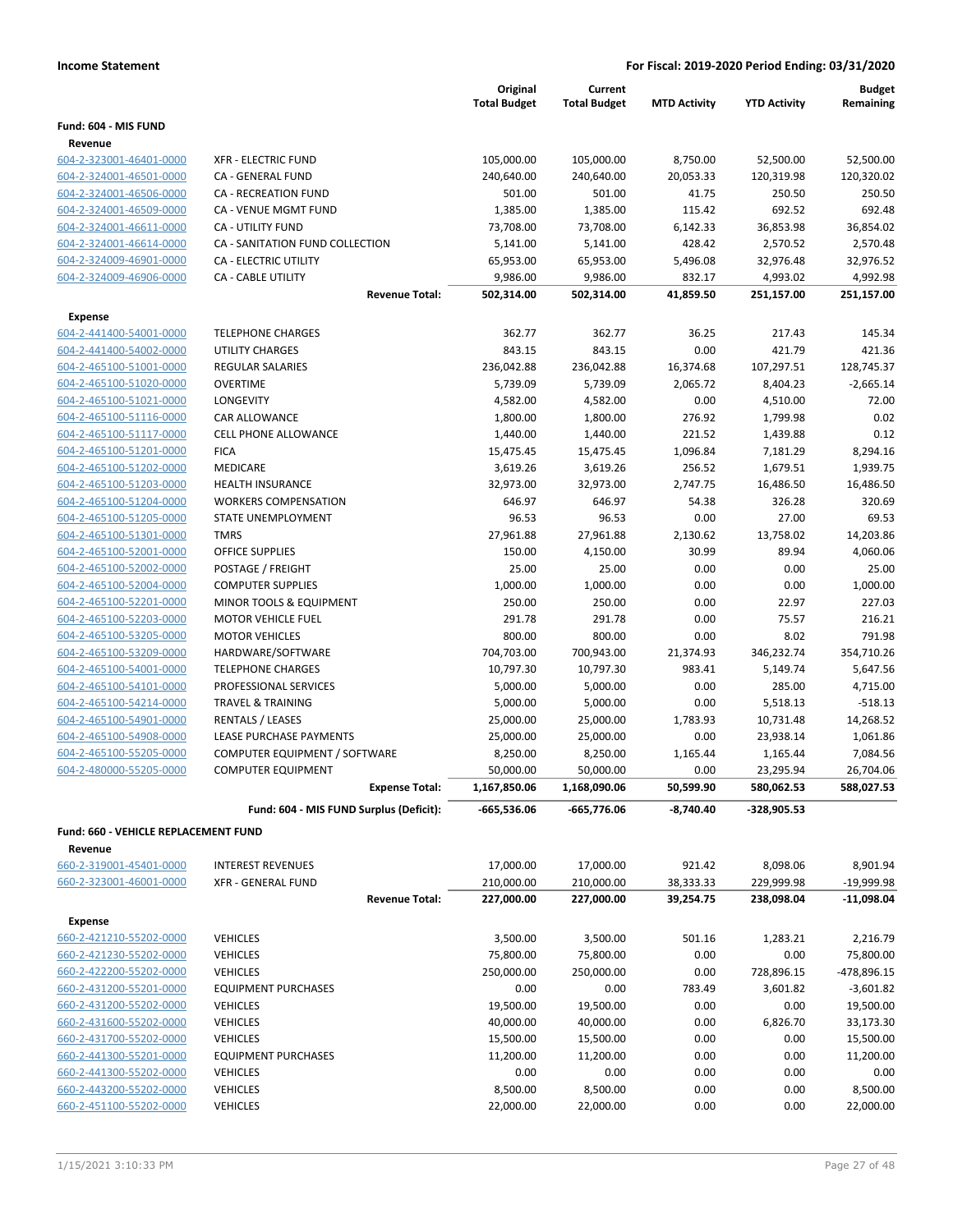**Income Statement** — **For Fiscal: 2019-2020 Period Ending: 03/31/2020**

| | | Original Total Budget | Current Total Budget | MTD Activity | YTD Activity | Budget Remaining |
|---|---|---|---|---|---|---|
| **Fund: 604 - MIS FUND** | | | | | | |
| **Revenue** | | | | | | |
| 604-2-323001-46401-0000 | XFR - ELECTRIC FUND | 105,000.00 | 105,000.00 | 8,750.00 | 52,500.00 | 52,500.00 |
| 604-2-324001-46501-0000 | CA - GENERAL FUND | 240,640.00 | 240,640.00 | 20,053.33 | 120,319.98 | 120,320.02 |
| 604-2-324001-46506-0000 | CA - RECREATION FUND | 501.00 | 501.00 | 41.75 | 250.50 | 250.50 |
| 604-2-324001-46509-0000 | CA - VENUE MGMT FUND | 1,385.00 | 1,385.00 | 115.42 | 692.52 | 692.48 |
| 604-2-324001-46611-0000 | CA - UTILITY FUND | 73,708.00 | 73,708.00 | 6,142.33 | 36,853.98 | 36,854.02 |
| 604-2-324001-46614-0000 | CA - SANITATION FUND COLLECTION | 5,141.00 | 5,141.00 | 428.42 | 2,570.52 | 2,570.48 |
| 604-2-324009-46901-0000 | CA - ELECTRIC UTILITY | 65,953.00 | 65,953.00 | 5,496.08 | 32,976.48 | 32,976.52 |
| 604-2-324009-46906-0000 | CA - CABLE UTILITY | 9,986.00 | 9,986.00 | 832.17 | 4,993.02 | 4,992.98 |
| | **Revenue Total:** | **502,314.00** | **502,314.00** | **41,859.50** | **251,157.00** | **251,157.00** |
| **Expense** | | | | | | |
| 604-2-441400-54001-0000 | TELEPHONE CHARGES | 362.77 | 362.77 | 36.25 | 217.43 | 145.34 |
| 604-2-441400-54002-0000 | UTILITY CHARGES | 843.15 | 843.15 | 0.00 | 421.79 | 421.36 |
| 604-2-465100-51001-0000 | REGULAR SALARIES | 236,042.88 | 236,042.88 | 16,374.68 | 107,297.51 | 128,745.37 |
| 604-2-465100-51020-0000 | OVERTIME | 5,739.09 | 5,739.09 | 2,065.72 | 8,404.23 | -2,665.14 |
| 604-2-465100-51021-0000 | LONGEVITY | 4,582.00 | 4,582.00 | 0.00 | 4,510.00 | 72.00 |
| 604-2-465100-51116-0000 | CAR ALLOWANCE | 1,800.00 | 1,800.00 | 276.92 | 1,799.98 | 0.02 |
| 604-2-465100-51117-0000 | CELL PHONE ALLOWANCE | 1,440.00 | 1,440.00 | 221.52 | 1,439.88 | 0.12 |
| 604-2-465100-51201-0000 | FICA | 15,475.45 | 15,475.45 | 1,096.84 | 7,181.29 | 8,294.16 |
| 604-2-465100-51202-0000 | MEDICARE | 3,619.26 | 3,619.26 | 256.52 | 1,679.51 | 1,939.75 |
| 604-2-465100-51203-0000 | HEALTH INSURANCE | 32,973.00 | 32,973.00 | 2,747.75 | 16,486.50 | 16,486.50 |
| 604-2-465100-51204-0000 | WORKERS COMPENSATION | 646.97 | 646.97 | 54.38 | 326.28 | 320.69 |
| 604-2-465100-51205-0000 | STATE UNEMPLOYMENT | 96.53 | 96.53 | 0.00 | 27.00 | 69.53 |
| 604-2-465100-51301-0000 | TMRS | 27,961.88 | 27,961.88 | 2,130.62 | 13,758.02 | 14,203.86 |
| 604-2-465100-52001-0000 | OFFICE SUPPLIES | 150.00 | 4,150.00 | 30.99 | 89.94 | 4,060.06 |
| 604-2-465100-52002-0000 | POSTAGE / FREIGHT | 25.00 | 25.00 | 0.00 | 0.00 | 25.00 |
| 604-2-465100-52004-0000 | COMPUTER SUPPLIES | 1,000.00 | 1,000.00 | 0.00 | 0.00 | 1,000.00 |
| 604-2-465100-52201-0000 | MINOR TOOLS & EQUIPMENT | 250.00 | 250.00 | 0.00 | 22.97 | 227.03 |
| 604-2-465100-52203-0000 | MOTOR VEHICLE FUEL | 291.78 | 291.78 | 0.00 | 75.57 | 216.21 |
| 604-2-465100-53205-0000 | MOTOR VEHICLES | 800.00 | 800.00 | 0.00 | 8.02 | 791.98 |
| 604-2-465100-53209-0000 | HARDWARE/SOFTWARE | 704,703.00 | 700,943.00 | 21,374.93 | 346,232.74 | 354,710.26 |
| 604-2-465100-54001-0000 | TELEPHONE CHARGES | 10,797.30 | 10,797.30 | 983.41 | 5,149.74 | 5,647.56 |
| 604-2-465100-54101-0000 | PROFESSIONAL SERVICES | 5,000.00 | 5,000.00 | 0.00 | 285.00 | 4,715.00 |
| 604-2-465100-54214-0000 | TRAVEL & TRAINING | 5,000.00 | 5,000.00 | 0.00 | 5,518.13 | -518.13 |
| 604-2-465100-54901-0000 | RENTALS / LEASES | 25,000.00 | 25,000.00 | 1,783.93 | 10,731.48 | 14,268.52 |
| 604-2-465100-54908-0000 | LEASE PURCHASE PAYMENTS | 25,000.00 | 25,000.00 | 0.00 | 23,938.14 | 1,061.86 |
| 604-2-465100-55205-0000 | COMPUTER EQUIPMENT / SOFTWARE | 8,250.00 | 8,250.00 | 1,165.44 | 1,165.44 | 7,084.56 |
| 604-2-480000-55205-0000 | COMPUTER EQUIPMENT | 50,000.00 | 50,000.00 | 0.00 | 23,295.94 | 26,704.06 |
| | **Expense Total:** | **1,167,850.06** | **1,168,090.06** | **50,599.90** | **580,062.53** | **588,027.53** |
| | **Fund: 604 - MIS FUND Surplus (Deficit):** | **-665,536.06** | **-665,776.06** | **-8,740.40** | **-328,905.53** | |
| **Fund: 660 - VEHICLE REPLACEMENT FUND** | | | | | | |
| **Revenue** | | | | | | |
| 660-2-319001-45401-0000 | INTEREST REVENUES | 17,000.00 | 17,000.00 | 921.42 | 8,098.06 | 8,901.94 |
| 660-2-323001-46001-0000 | XFR - GENERAL FUND | 210,000.00 | 210,000.00 | 38,333.33 | 229,999.98 | -19,999.98 |
| | **Revenue Total:** | **227,000.00** | **227,000.00** | **39,254.75** | **238,098.04** | **-11,098.04** |
| **Expense** | | | | | | |
| 660-2-421210-55202-0000 | VEHICLES | 3,500.00 | 3,500.00 | 501.16 | 1,283.21 | 2,216.79 |
| 660-2-421230-55202-0000 | VEHICLES | 75,800.00 | 75,800.00 | 0.00 | 0.00 | 75,800.00 |
| 660-2-422200-55202-0000 | VEHICLES | 250,000.00 | 250,000.00 | 0.00 | 728,896.15 | -478,896.15 |
| 660-2-431200-55201-0000 | EQUIPMENT PURCHASES | 0.00 | 0.00 | 783.49 | 3,601.82 | -3,601.82 |
| 660-2-431200-55202-0000 | VEHICLES | 19,500.00 | 19,500.00 | 0.00 | 0.00 | 19,500.00 |
| 660-2-431600-55202-0000 | VEHICLES | 40,000.00 | 40,000.00 | 0.00 | 6,826.70 | 33,173.30 |
| 660-2-431700-55202-0000 | VEHICLES | 15,500.00 | 15,500.00 | 0.00 | 0.00 | 15,500.00 |
| 660-2-441300-55201-0000 | EQUIPMENT PURCHASES | 11,200.00 | 11,200.00 | 0.00 | 0.00 | 11,200.00 |
| 660-2-441300-55202-0000 | VEHICLES | 0.00 | 0.00 | 0.00 | 0.00 | 0.00 |
| 660-2-443200-55202-0000 | VEHICLES | 8,500.00 | 8,500.00 | 0.00 | 0.00 | 8,500.00 |
| 660-2-451100-55202-0000 | VEHICLES | 22,000.00 | 22,000.00 | 0.00 | 0.00 | 22,000.00 |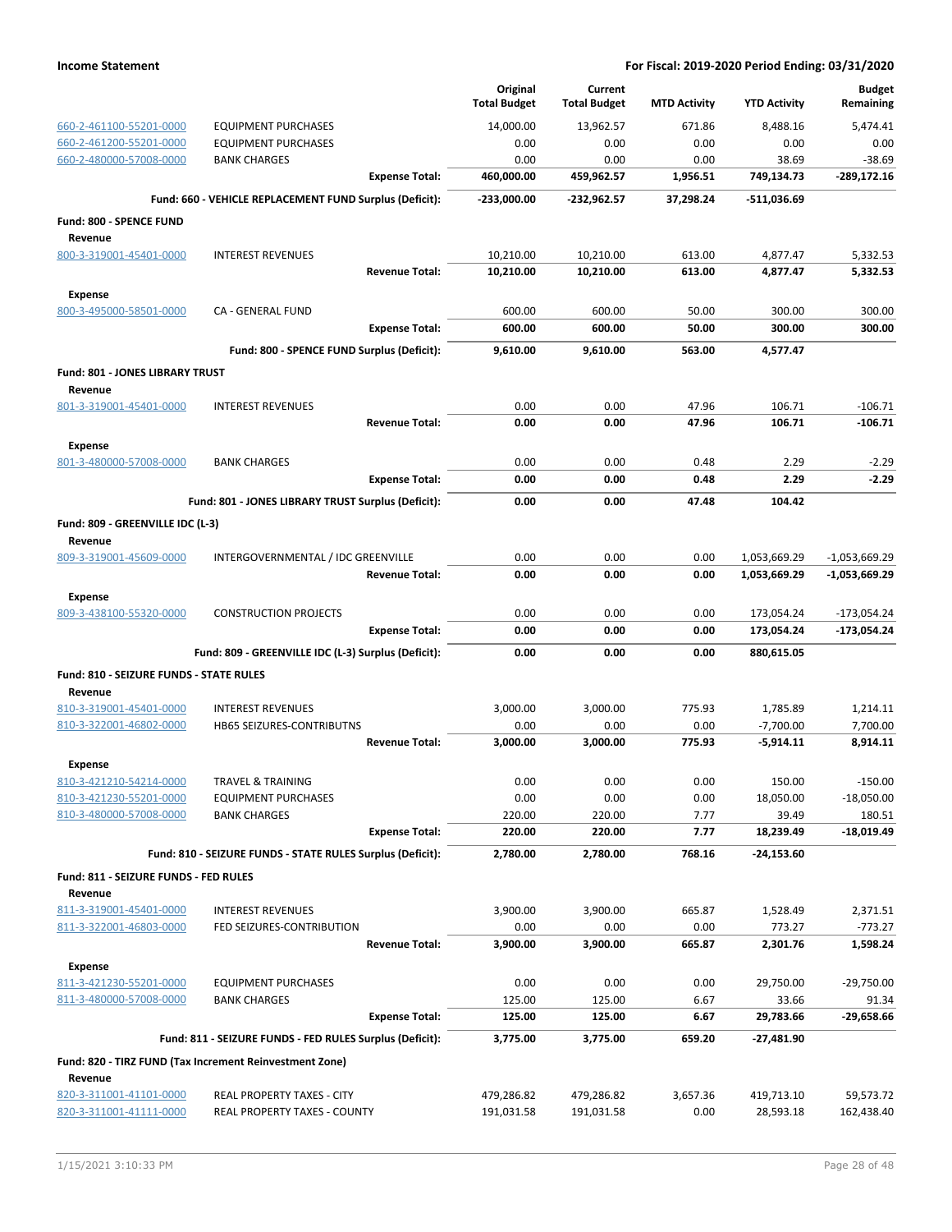| | | Original Total Budget | Current Total Budget | MTD Activity | YTD Activity | Budget Remaining |
|---|---|---|---|---|---|---|
| 660-2-461100-55201-0000 | EQUIPMENT PURCHASES | 14,000.00 | 13,962.57 | 671.86 | 8,488.16 | 5,474.41 |
| 660-2-461200-55201-0000 | EQUIPMENT PURCHASES | 0.00 | 0.00 | 0.00 | 0.00 | 0.00 |
| 660-2-480000-57008-0000 | BANK CHARGES | 0.00 | 0.00 | 0.00 | 38.69 | -38.69 |
| | **Expense Total:** | **460,000.00** | **459,962.57** | **1,956.51** | **749,134.73** | **-289,172.16** |
| | **Fund: 660 - VEHICLE REPLACEMENT FUND Surplus (Deficit):** | **-233,000.00** | **-232,962.57** | **37,298.24** | **-511,036.69** | |
| **Fund: 800 - SPENCE FUND** | | | | | | |
| **Revenue** | | | | | | |
| 800-3-319001-45401-0000 | INTEREST REVENUES | 10,210.00 | 10,210.00 | 613.00 | 4,877.47 | 5,332.53 |
| | **Revenue Total:** | **10,210.00** | **10,210.00** | **613.00** | **4,877.47** | **5,332.53** |
| **Expense** | | | | | | |
| 800-3-495000-58501-0000 | CA - GENERAL FUND | 600.00 | 600.00 | 50.00 | 300.00 | 300.00 |
| | **Expense Total:** | **600.00** | **600.00** | **50.00** | **300.00** | **300.00** |
| | **Fund: 800 - SPENCE FUND Surplus (Deficit):** | **9,610.00** | **9,610.00** | **563.00** | **4,577.47** | |
| **Fund: 801 - JONES LIBRARY TRUST** | | | | | | |
| **Revenue** | | | | | | |
| 801-3-319001-45401-0000 | INTEREST REVENUES | 0.00 | 0.00 | 47.96 | 106.71 | -106.71 |
| | **Revenue Total:** | **0.00** | **0.00** | **47.96** | **106.71** | **-106.71** |
| **Expense** | | | | | | |
| 801-3-480000-57008-0000 | BANK CHARGES | 0.00 | 0.00 | 0.48 | 2.29 | -2.29 |
| | **Expense Total:** | **0.00** | **0.00** | **0.48** | **2.29** | **-2.29** |
| | **Fund: 801 - JONES LIBRARY TRUST Surplus (Deficit):** | **0.00** | **0.00** | **47.48** | **104.42** | |
| **Fund: 809 - GREENVILLE IDC (L-3)** | | | | | | |
| **Revenue** | | | | | | |
| 809-3-319001-45609-0000 | INTERGOVERNMENTAL / IDC GREENVILLE | 0.00 | 0.00 | 0.00 | 1,053,669.29 | -1,053,669.29 |
| | **Revenue Total:** | **0.00** | **0.00** | **0.00** | **1,053,669.29** | **-1,053,669.29** |
| **Expense** | | | | | | |
| 809-3-438100-55320-0000 | CONSTRUCTION PROJECTS | 0.00 | 0.00 | 0.00 | 173,054.24 | -173,054.24 |
| | **Expense Total:** | **0.00** | **0.00** | **0.00** | **173,054.24** | **-173,054.24** |
| | **Fund: 809 - GREENVILLE IDC (L-3) Surplus (Deficit):** | **0.00** | **0.00** | **0.00** | **880,615.05** | |
| **Fund: 810 - SEIZURE FUNDS - STATE RULES** | | | | | | |
| **Revenue** | | | | | | |
| 810-3-319001-45401-0000 | INTEREST REVENUES | 3,000.00 | 3,000.00 | 775.93 | 1,785.89 | 1,214.11 |
| 810-3-322001-46802-0000 | HB65 SEIZURES-CONTRIBUTNS | 0.00 | 0.00 | 0.00 | -7,700.00 | 7,700.00 |
| | **Revenue Total:** | **3,000.00** | **3,000.00** | **775.93** | **-5,914.11** | **8,914.11** |
| **Expense** | | | | | | |
| 810-3-421210-54214-0000 | TRAVEL & TRAINING | 0.00 | 0.00 | 0.00 | 150.00 | -150.00 |
| 810-3-421230-55201-0000 | EQUIPMENT PURCHASES | 0.00 | 0.00 | 0.00 | 18,050.00 | -18,050.00 |
| 810-3-480000-57008-0000 | BANK CHARGES | 220.00 | 220.00 | 7.77 | 39.49 | 180.51 |
| | **Expense Total:** | **220.00** | **220.00** | **7.77** | **18,239.49** | **-18,019.49** |
| | **Fund: 810 - SEIZURE FUNDS - STATE RULES Surplus (Deficit):** | **2,780.00** | **2,780.00** | **768.16** | **-24,153.60** | |
| **Fund: 811 - SEIZURE FUNDS - FED RULES** | | | | | | |
| **Revenue** | | | | | | |
| 811-3-319001-45401-0000 | INTEREST REVENUES | 3,900.00 | 3,900.00 | 665.87 | 1,528.49 | 2,371.51 |
| 811-3-322001-46803-0000 | FED SEIZURES-CONTRIBUTION | 0.00 | 0.00 | 0.00 | 773.27 | -773.27 |
| | **Revenue Total:** | **3,900.00** | **3,900.00** | **665.87** | **2,301.76** | **1,598.24** |
| **Expense** | | | | | | |
| 811-3-421230-55201-0000 | EQUIPMENT PURCHASES | 0.00 | 0.00 | 0.00 | 29,750.00 | -29,750.00 |
| 811-3-480000-57008-0000 | BANK CHARGES | 125.00 | 125.00 | 6.67 | 33.66 | 91.34 |
| | **Expense Total:** | **125.00** | **125.00** | **6.67** | **29,783.66** | **-29,658.66** |
| | **Fund: 811 - SEIZURE FUNDS - FED RULES Surplus (Deficit):** | **3,775.00** | **3,775.00** | **659.20** | **-27,481.90** | |
| **Fund: 820 - TIRZ FUND (Tax Increment Reinvestment Zone)** | | | | | | |
| **Revenue** | | | | | | |
| 820-3-311001-41101-0000 | REAL PROPERTY TAXES - CITY | 479,286.82 | 479,286.82 | 3,657.36 | 419,713.10 | 59,573.72 |
| 820-3-311001-41111-0000 | REAL PROPERTY TAXES - COUNTY | 191,031.58 | 191,031.58 | 0.00 | 28,593.18 | 162,438.40 |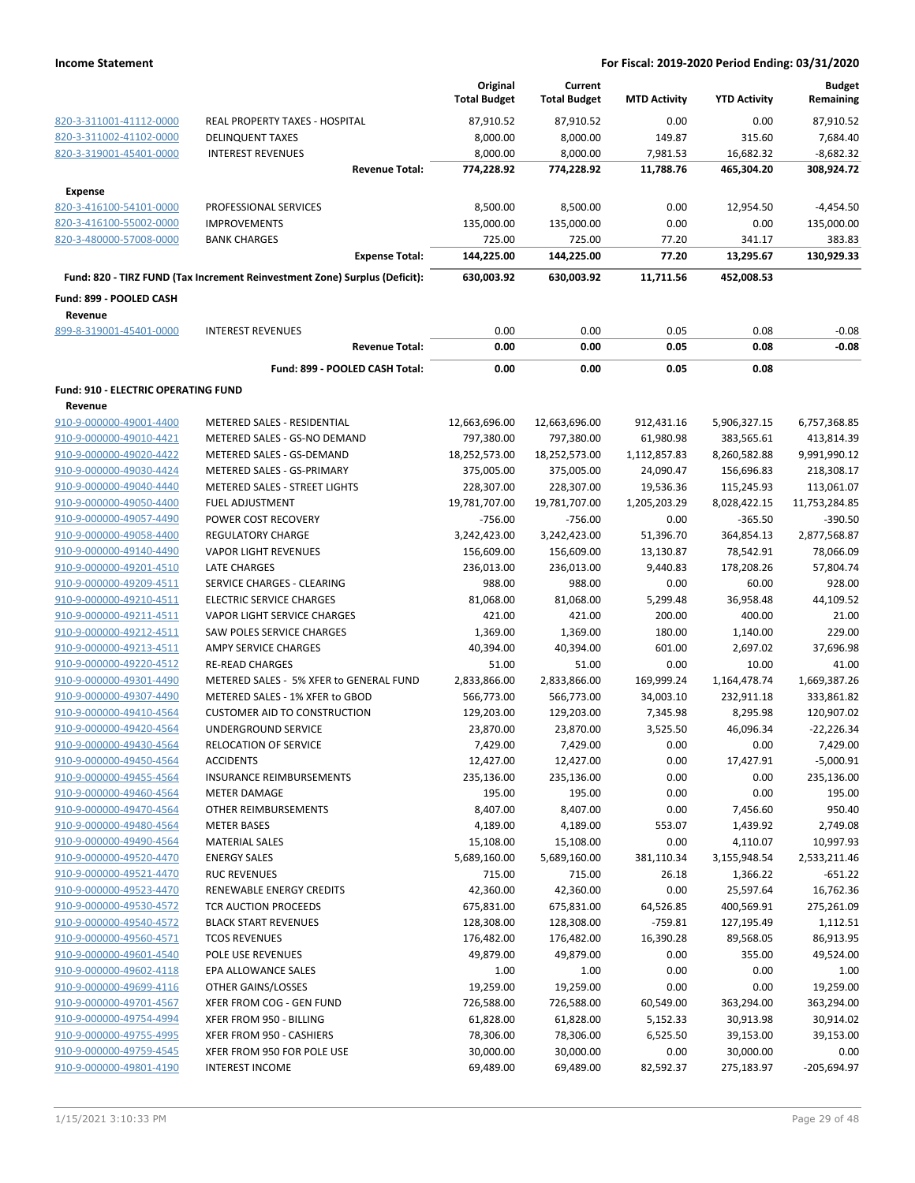| | | Original Total Budget | Current Total Budget | MTD Activity | YTD Activity | Budget Remaining |
|---|---|---|---|---|---|---|
| 820-3-311001-41112-0000 | REAL PROPERTY TAXES - HOSPITAL | 87,910.52 | 87,910.52 | 0.00 | 0.00 | 87,910.52 |
| 820-3-311002-41102-0000 | DELINQUENT TAXES | 8,000.00 | 8,000.00 | 149.87 | 315.60 | 7,684.40 |
| 820-3-319001-45401-0000 | INTEREST REVENUES | 8,000.00 | 8,000.00 | 7,981.53 | 16,682.32 | -8,682.32 |
| | **Revenue Total:** | **774,228.92** | **774,228.92** | **11,788.76** | **465,304.20** | **308,924.72** |
| **Expense** | | | | | | |
| 820-3-416100-54101-0000 | PROFESSIONAL SERVICES | 8,500.00 | 8,500.00 | 0.00 | 12,954.50 | -4,454.50 |
| 820-3-416100-55002-0000 | IMPROVEMENTS | 135,000.00 | 135,000.00 | 0.00 | 0.00 | 135,000.00 |
| 820-3-480000-57008-0000 | BANK CHARGES | 725.00 | 725.00 | 77.20 | 341.17 | 383.83 |
| | **Expense Total:** | **144,225.00** | **144,225.00** | **77.20** | **13,295.67** | **130,929.33** |
| **Fund: 820 - TIRZ FUND (Tax Increment Reinvestment Zone) Surplus (Deficit):** | | **630,003.92** | **630,003.92** | **11,711.56** | **452,008.53** | |
| **Fund: 899 - POOLED CASH** | | | | | | |
| **Revenue** | | | | | | |
| 899-8-319001-45401-0000 | INTEREST REVENUES | 0.00 | 0.00 | 0.05 | 0.08 | -0.08 |
| | **Revenue Total:** | **0.00** | **0.00** | **0.05** | **0.08** | **-0.08** |
| | **Fund: 899 - POOLED CASH Total:** | **0.00** | **0.00** | **0.05** | **0.08** | |
| **Fund: 910 - ELECTRIC OPERATING FUND** | | | | | | |
| **Revenue** | | | | | | |
| 910-9-000000-49001-4400 | METERED SALES - RESIDENTIAL | 12,663,696.00 | 12,663,696.00 | 912,431.16 | 5,906,327.15 | 6,757,368.85 |
| 910-9-000000-49010-4421 | METERED SALES - GS-NO DEMAND | 797,380.00 | 797,380.00 | 61,980.98 | 383,565.61 | 413,814.39 |
| 910-9-000000-49020-4422 | METERED SALES - GS-DEMAND | 18,252,573.00 | 18,252,573.00 | 1,112,857.83 | 8,260,582.88 | 9,991,990.12 |
| 910-9-000000-49030-4424 | METERED SALES - GS-PRIMARY | 375,005.00 | 375,005.00 | 24,090.47 | 156,696.83 | 218,308.17 |
| 910-9-000000-49040-4440 | METERED SALES - STREET LIGHTS | 228,307.00 | 228,307.00 | 19,536.36 | 115,245.93 | 113,061.07 |
| 910-9-000000-49050-4400 | FUEL ADJUSTMENT | 19,781,707.00 | 19,781,707.00 | 1,205,203.29 | 8,028,422.15 | 11,753,284.85 |
| 910-9-000000-49057-4490 | POWER COST RECOVERY | -756.00 | -756.00 | 0.00 | -365.50 | -390.50 |
| 910-9-000000-49058-4400 | REGULATORY CHARGE | 3,242,423.00 | 3,242,423.00 | 51,396.70 | 364,854.13 | 2,877,568.87 |
| 910-9-000000-49140-4490 | VAPOR LIGHT REVENUES | 156,609.00 | 156,609.00 | 13,130.87 | 78,542.91 | 78,066.09 |
| 910-9-000000-49201-4510 | LATE CHARGES | 236,013.00 | 236,013.00 | 9,440.83 | 178,208.26 | 57,804.74 |
| 910-9-000000-49209-4511 | SERVICE CHARGES - CLEARING | 988.00 | 988.00 | 0.00 | 60.00 | 928.00 |
| 910-9-000000-49210-4511 | ELECTRIC SERVICE CHARGES | 81,068.00 | 81,068.00 | 5,299.48 | 36,958.48 | 44,109.52 |
| 910-9-000000-49211-4511 | VAPOR LIGHT SERVICE CHARGES | 421.00 | 421.00 | 200.00 | 400.00 | 21.00 |
| 910-9-000000-49212-4511 | SAW POLES SERVICE CHARGES | 1,369.00 | 1,369.00 | 180.00 | 1,140.00 | 229.00 |
| 910-9-000000-49213-4511 | AMPY SERVICE CHARGES | 40,394.00 | 40,394.00 | 601.00 | 2,697.02 | 37,696.98 |
| 910-9-000000-49220-4512 | RE-READ CHARGES | 51.00 | 51.00 | 0.00 | 10.00 | 41.00 |
| 910-9-000000-49301-4490 | METERED SALES - 5% XFER to GENERAL FUND | 2,833,866.00 | 2,833,866.00 | 169,999.24 | 1,164,478.74 | 1,669,387.26 |
| 910-9-000000-49307-4490 | METERED SALES - 1% XFER to GBOD | 566,773.00 | 566,773.00 | 34,003.10 | 232,911.18 | 333,861.82 |
| 910-9-000000-49410-4564 | CUSTOMER AID TO CONSTRUCTION | 129,203.00 | 129,203.00 | 7,345.98 | 8,295.98 | 120,907.02 |
| 910-9-000000-49420-4564 | UNDERGROUND SERVICE | 23,870.00 | 23,870.00 | 3,525.50 | 46,096.34 | -22,226.34 |
| 910-9-000000-49430-4564 | RELOCATION OF SERVICE | 7,429.00 | 7,429.00 | 0.00 | 0.00 | 7,429.00 |
| 910-9-000000-49450-4564 | ACCIDENTS | 12,427.00 | 12,427.00 | 0.00 | 17,427.91 | -5,000.91 |
| 910-9-000000-49455-4564 | INSURANCE REIMBURSEMENTS | 235,136.00 | 235,136.00 | 0.00 | 0.00 | 235,136.00 |
| 910-9-000000-49460-4564 | METER DAMAGE | 195.00 | 195.00 | 0.00 | 0.00 | 195.00 |
| 910-9-000000-49470-4564 | OTHER REIMBURSEMENTS | 8,407.00 | 8,407.00 | 0.00 | 7,456.60 | 950.40 |
| 910-9-000000-49480-4564 | METER BASES | 4,189.00 | 4,189.00 | 553.07 | 1,439.92 | 2,749.08 |
| 910-9-000000-49490-4564 | MATERIAL SALES | 15,108.00 | 15,108.00 | 0.00 | 4,110.07 | 10,997.93 |
| 910-9-000000-49520-4470 | ENERGY SALES | 5,689,160.00 | 5,689,160.00 | 381,110.34 | 3,155,948.54 | 2,533,211.46 |
| 910-9-000000-49521-4470 | RUC REVENUES | 715.00 | 715.00 | 26.18 | 1,366.22 | -651.22 |
| 910-9-000000-49523-4470 | RENEWABLE ENERGY CREDITS | 42,360.00 | 42,360.00 | 0.00 | 25,597.64 | 16,762.36 |
| 910-9-000000-49530-4572 | TCR AUCTION PROCEEDS | 675,831.00 | 675,831.00 | 64,526.85 | 400,569.91 | 275,261.09 |
| 910-9-000000-49540-4572 | BLACK START REVENUES | 128,308.00 | 128,308.00 | -759.81 | 127,195.49 | 1,112.51 |
| 910-9-000000-49560-4571 | TCOS REVENUES | 176,482.00 | 176,482.00 | 16,390.28 | 89,568.05 | 86,913.95 |
| 910-9-000000-49601-4540 | POLE USE REVENUES | 49,879.00 | 49,879.00 | 0.00 | 355.00 | 49,524.00 |
| 910-9-000000-49602-4118 | EPA ALLOWANCE SALES | 1.00 | 1.00 | 0.00 | 0.00 | 1.00 |
| 910-9-000000-49699-4116 | OTHER GAINS/LOSSES | 19,259.00 | 19,259.00 | 0.00 | 0.00 | 19,259.00 |
| 910-9-000000-49701-4567 | XFER FROM COG - GEN FUND | 726,588.00 | 726,588.00 | 60,549.00 | 363,294.00 | 363,294.00 |
| 910-9-000000-49754-4994 | XFER FROM 950 - BILLING | 61,828.00 | 61,828.00 | 5,152.33 | 30,913.98 | 30,914.02 |
| 910-9-000000-49755-4995 | XFER FROM 950 - CASHIERS | 78,306.00 | 78,306.00 | 6,525.50 | 39,153.00 | 39,153.00 |
| 910-9-000000-49759-4545 | XFER FROM 950 FOR POLE USE | 30,000.00 | 30,000.00 | 0.00 | 30,000.00 | 0.00 |
| 910-9-000000-49801-4190 | INTEREST INCOME | 69,489.00 | 69,489.00 | 82,592.37 | 275,183.97 | -205,694.97 |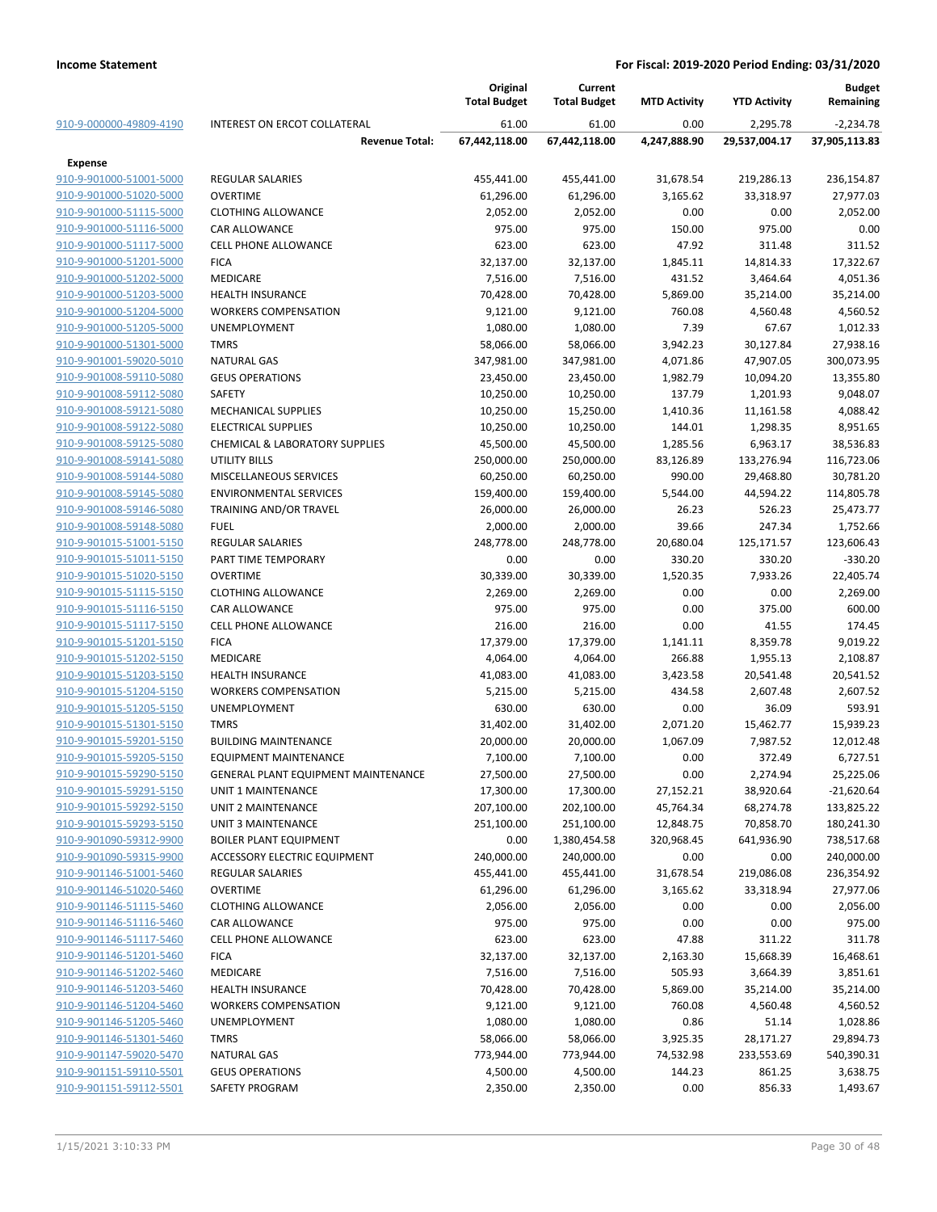**Income Statement** **For Fiscal: 2019-2020 Period Ending: 03/31/2020**

| | | Original Total Budget | Current Total Budget | MTD Activity | YTD Activity | Budget Remaining |
|---|---|---|---|---|---|---|
| 910-9-000000-49809-4190 | INTEREST ON ERCOT COLLATERAL | 61.00 | 61.00 | 0.00 | 2,295.78 | -2,234.78 |
| | **Revenue Total:** | **67,442,118.00** | **67,442,118.00** | **4,247,888.90** | **29,537,004.17** | **37,905,113.83** |
| **Expense** | | | | | | |
| 910-9-901000-51001-5000 | REGULAR SALARIES | 455,441.00 | 455,441.00 | 31,678.54 | 219,286.13 | 236,154.87 |
| 910-9-901000-51020-5000 | OVERTIME | 61,296.00 | 61,296.00 | 3,165.62 | 33,318.97 | 27,977.03 |
| 910-9-901000-51115-5000 | CLOTHING ALLOWANCE | 2,052.00 | 2,052.00 | 0.00 | 0.00 | 2,052.00 |
| 910-9-901000-51116-5000 | CAR ALLOWANCE | 975.00 | 975.00 | 150.00 | 975.00 | 0.00 |
| 910-9-901000-51117-5000 | CELL PHONE ALLOWANCE | 623.00 | 623.00 | 47.92 | 311.48 | 311.52 |
| 910-9-901000-51201-5000 | FICA | 32,137.00 | 32,137.00 | 1,845.11 | 14,814.33 | 17,322.67 |
| 910-9-901000-51202-5000 | MEDICARE | 7,516.00 | 7,516.00 | 431.52 | 3,464.64 | 4,051.36 |
| 910-9-901000-51203-5000 | HEALTH INSURANCE | 70,428.00 | 70,428.00 | 5,869.00 | 35,214.00 | 35,214.00 |
| 910-9-901000-51204-5000 | WORKERS COMPENSATION | 9,121.00 | 9,121.00 | 760.08 | 4,560.48 | 4,560.52 |
| 910-9-901000-51205-5000 | UNEMPLOYMENT | 1,080.00 | 1,080.00 | 7.39 | 67.67 | 1,012.33 |
| 910-9-901000-51301-5000 | TMRS | 58,066.00 | 58,066.00 | 3,942.23 | 30,127.84 | 27,938.16 |
| 910-9-901001-59020-5010 | NATURAL GAS | 347,981.00 | 347,981.00 | 4,071.86 | 47,907.05 | 300,073.95 |
| 910-9-901008-59110-5080 | GEUS OPERATIONS | 23,450.00 | 23,450.00 | 1,982.79 | 10,094.20 | 13,355.80 |
| 910-9-901008-59112-5080 | SAFETY | 10,250.00 | 10,250.00 | 137.79 | 1,201.93 | 9,048.07 |
| 910-9-901008-59121-5080 | MECHANICAL SUPPLIES | 10,250.00 | 15,250.00 | 1,410.36 | 11,161.58 | 4,088.42 |
| 910-9-901008-59122-5080 | ELECTRICAL SUPPLIES | 10,250.00 | 10,250.00 | 144.01 | 1,298.35 | 8,951.65 |
| 910-9-901008-59125-5080 | CHEMICAL & LABORATORY SUPPLIES | 45,500.00 | 45,500.00 | 1,285.56 | 6,963.17 | 38,536.83 |
| 910-9-901008-59141-5080 | UTILITY BILLS | 250,000.00 | 250,000.00 | 83,126.89 | 133,276.94 | 116,723.06 |
| 910-9-901008-59144-5080 | MISCELLANEOUS SERVICES | 60,250.00 | 60,250.00 | 990.00 | 29,468.80 | 30,781.20 |
| 910-9-901008-59145-5080 | ENVIRONMENTAL SERVICES | 159,400.00 | 159,400.00 | 5,544.00 | 44,594.22 | 114,805.78 |
| 910-9-901008-59146-5080 | TRAINING AND/OR TRAVEL | 26,000.00 | 26,000.00 | 26.23 | 526.23 | 25,473.77 |
| 910-9-901008-59148-5080 | FUEL | 2,000.00 | 2,000.00 | 39.66 | 247.34 | 1,752.66 |
| 910-9-901015-51001-5150 | REGULAR SALARIES | 248,778.00 | 248,778.00 | 20,680.04 | 125,171.57 | 123,606.43 |
| 910-9-901015-51011-5150 | PART TIME TEMPORARY | 0.00 | 0.00 | 330.20 | 330.20 | -330.20 |
| 910-9-901015-51020-5150 | OVERTIME | 30,339.00 | 30,339.00 | 1,520.35 | 7,933.26 | 22,405.74 |
| 910-9-901015-51115-5150 | CLOTHING ALLOWANCE | 2,269.00 | 2,269.00 | 0.00 | 0.00 | 2,269.00 |
| 910-9-901015-51116-5150 | CAR ALLOWANCE | 975.00 | 975.00 | 0.00 | 375.00 | 600.00 |
| 910-9-901015-51117-5150 | CELL PHONE ALLOWANCE | 216.00 | 216.00 | 0.00 | 41.55 | 174.45 |
| 910-9-901015-51201-5150 | FICA | 17,379.00 | 17,379.00 | 1,141.11 | 8,359.78 | 9,019.22 |
| 910-9-901015-51202-5150 | MEDICARE | 4,064.00 | 4,064.00 | 266.88 | 1,955.13 | 2,108.87 |
| 910-9-901015-51203-5150 | HEALTH INSURANCE | 41,083.00 | 41,083.00 | 3,423.58 | 20,541.48 | 20,541.52 |
| 910-9-901015-51204-5150 | WORKERS COMPENSATION | 5,215.00 | 5,215.00 | 434.58 | 2,607.48 | 2,607.52 |
| 910-9-901015-51205-5150 | UNEMPLOYMENT | 630.00 | 630.00 | 0.00 | 36.09 | 593.91 |
| 910-9-901015-51301-5150 | TMRS | 31,402.00 | 31,402.00 | 2,071.20 | 15,462.77 | 15,939.23 |
| 910-9-901015-59201-5150 | BUILDING MAINTENANCE | 20,000.00 | 20,000.00 | 1,067.09 | 7,987.52 | 12,012.48 |
| 910-9-901015-59205-5150 | EQUIPMENT MAINTENANCE | 7,100.00 | 7,100.00 | 0.00 | 372.49 | 6,727.51 |
| 910-9-901015-59290-5150 | GENERAL PLANT EQUIPMENT MAINTENANCE | 27,500.00 | 27,500.00 | 0.00 | 2,274.94 | 25,225.06 |
| 910-9-901015-59291-5150 | UNIT 1 MAINTENANCE | 17,300.00 | 17,300.00 | 27,152.21 | 38,920.64 | -21,620.64 |
| 910-9-901015-59292-5150 | UNIT 2 MAINTENANCE | 207,100.00 | 202,100.00 | 45,764.34 | 68,274.78 | 133,825.22 |
| 910-9-901015-59293-5150 | UNIT 3 MAINTENANCE | 251,100.00 | 251,100.00 | 12,848.75 | 70,858.70 | 180,241.30 |
| 910-9-901090-59312-9900 | BOILER PLANT EQUIPMENT | 0.00 | 1,380,454.58 | 320,968.45 | 641,936.90 | 738,517.68 |
| 910-9-901090-59315-9900 | ACCESSORY ELECTRIC EQUIPMENT | 240,000.00 | 240,000.00 | 0.00 | 0.00 | 240,000.00 |
| 910-9-901146-51001-5460 | REGULAR SALARIES | 455,441.00 | 455,441.00 | 31,678.54 | 219,086.08 | 236,354.92 |
| 910-9-901146-51020-5460 | OVERTIME | 61,296.00 | 61,296.00 | 3,165.62 | 33,318.94 | 27,977.06 |
| 910-9-901146-51115-5460 | CLOTHING ALLOWANCE | 2,056.00 | 2,056.00 | 0.00 | 0.00 | 2,056.00 |
| 910-9-901146-51116-5460 | CAR ALLOWANCE | 975.00 | 975.00 | 0.00 | 0.00 | 975.00 |
| 910-9-901146-51117-5460 | CELL PHONE ALLOWANCE | 623.00 | 623.00 | 47.88 | 311.22 | 311.78 |
| 910-9-901146-51201-5460 | FICA | 32,137.00 | 32,137.00 | 2,163.30 | 15,668.39 | 16,468.61 |
| 910-9-901146-51202-5460 | MEDICARE | 7,516.00 | 7,516.00 | 505.93 | 3,664.39 | 3,851.61 |
| 910-9-901146-51203-5460 | HEALTH INSURANCE | 70,428.00 | 70,428.00 | 5,869.00 | 35,214.00 | 35,214.00 |
| 910-9-901146-51204-5460 | WORKERS COMPENSATION | 9,121.00 | 9,121.00 | 760.08 | 4,560.48 | 4,560.52 |
| 910-9-901146-51205-5460 | UNEMPLOYMENT | 1,080.00 | 1,080.00 | 0.86 | 51.14 | 1,028.86 |
| 910-9-901146-51301-5460 | TMRS | 58,066.00 | 58,066.00 | 3,925.35 | 28,171.27 | 29,894.73 |
| 910-9-901147-59020-5470 | NATURAL GAS | 773,944.00 | 773,944.00 | 74,532.98 | 233,553.69 | 540,390.31 |
| 910-9-901151-59110-5501 | GEUS OPERATIONS | 4,500.00 | 4,500.00 | 144.23 | 861.25 | 3,638.75 |
| 910-9-901151-59112-5501 | SAFETY PROGRAM | 2,350.00 | 2,350.00 | 0.00 | 856.33 | 1,493.67 |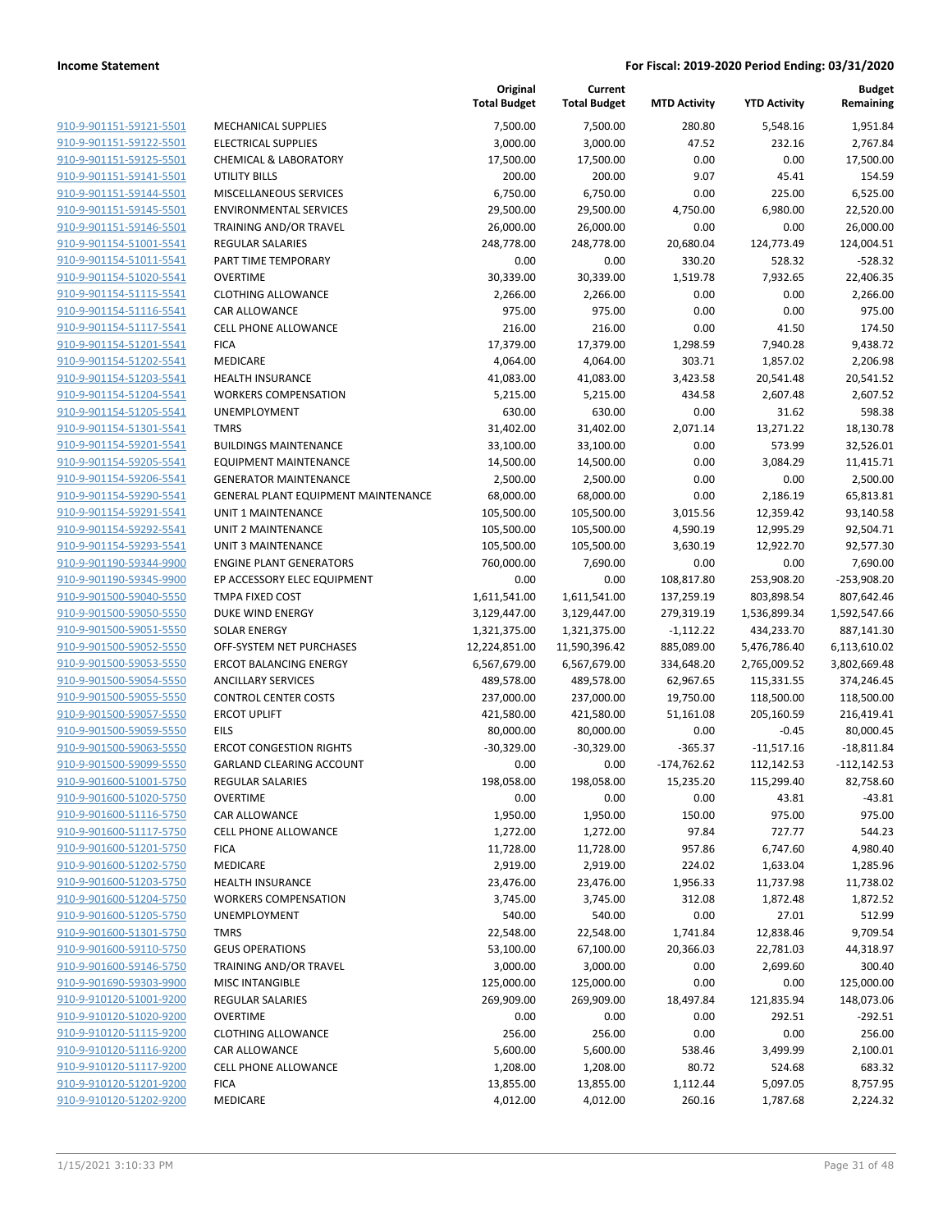**Income Statement** — For Fiscal: 2019-2020 Period Ending: 03/31/2020

| | | Original Total Budget | Current Total Budget | MTD Activity | YTD Activity | Budget Remaining |
|---|---|---|---|---|---|---|
| 910-9-901151-59121-5501 | MECHANICAL SUPPLIES | 7,500.00 | 7,500.00 | 280.80 | 5,548.16 | 1,951.84 |
| 910-9-901151-59122-5501 | ELECTRICAL SUPPLIES | 3,000.00 | 3,000.00 | 47.52 | 232.16 | 2,767.84 |
| 910-9-901151-59125-5501 | CHEMICAL & LABORATORY | 17,500.00 | 17,500.00 | 0.00 | 0.00 | 17,500.00 |
| 910-9-901151-59141-5501 | UTILITY BILLS | 200.00 | 200.00 | 9.07 | 45.41 | 154.59 |
| 910-9-901151-59144-5501 | MISCELLANEOUS SERVICES | 6,750.00 | 6,750.00 | 0.00 | 225.00 | 6,525.00 |
| 910-9-901151-59145-5501 | ENVIRONMENTAL SERVICES | 29,500.00 | 29,500.00 | 4,750.00 | 6,980.00 | 22,520.00 |
| 910-9-901151-59146-5501 | TRAINING AND/OR TRAVEL | 26,000.00 | 26,000.00 | 0.00 | 0.00 | 26,000.00 |
| 910-9-901154-51001-5541 | REGULAR SALARIES | 248,778.00 | 248,778.00 | 20,680.04 | 124,773.49 | 124,004.51 |
| 910-9-901154-51011-5541 | PART TIME TEMPORARY | 0.00 | 0.00 | 330.20 | 528.32 | -528.32 |
| 910-9-901154-51020-5541 | OVERTIME | 30,339.00 | 30,339.00 | 1,519.78 | 7,932.65 | 22,406.35 |
| 910-9-901154-51115-5541 | CLOTHING ALLOWANCE | 2,266.00 | 2,266.00 | 0.00 | 0.00 | 2,266.00 |
| 910-9-901154-51116-5541 | CAR ALLOWANCE | 975.00 | 975.00 | 0.00 | 0.00 | 975.00 |
| 910-9-901154-51117-5541 | CELL PHONE ALLOWANCE | 216.00 | 216.00 | 0.00 | 41.50 | 174.50 |
| 910-9-901154-51201-5541 | FICA | 17,379.00 | 17,379.00 | 1,298.59 | 7,940.28 | 9,438.72 |
| 910-9-901154-51202-5541 | MEDICARE | 4,064.00 | 4,064.00 | 303.71 | 1,857.02 | 2,206.98 |
| 910-9-901154-51203-5541 | HEALTH INSURANCE | 41,083.00 | 41,083.00 | 3,423.58 | 20,541.48 | 20,541.52 |
| 910-9-901154-51204-5541 | WORKERS COMPENSATION | 5,215.00 | 5,215.00 | 434.58 | 2,607.48 | 2,607.52 |
| 910-9-901154-51205-5541 | UNEMPLOYMENT | 630.00 | 630.00 | 0.00 | 31.62 | 598.38 |
| 910-9-901154-51301-5541 | TMRS | 31,402.00 | 31,402.00 | 2,071.14 | 13,271.22 | 18,130.78 |
| 910-9-901154-59201-5541 | BUILDINGS MAINTENANCE | 33,100.00 | 33,100.00 | 0.00 | 573.99 | 32,526.01 |
| 910-9-901154-59205-5541 | EQUIPMENT MAINTENANCE | 14,500.00 | 14,500.00 | 0.00 | 3,084.29 | 11,415.71 |
| 910-9-901154-59206-5541 | GENERATOR MAINTENANCE | 2,500.00 | 2,500.00 | 0.00 | 0.00 | 2,500.00 |
| 910-9-901154-59290-5541 | GENERAL PLANT EQUIPMENT MAINTENANCE | 68,000.00 | 68,000.00 | 0.00 | 2,186.19 | 65,813.81 |
| 910-9-901154-59291-5541 | UNIT 1 MAINTENANCE | 105,500.00 | 105,500.00 | 3,015.56 | 12,359.42 | 93,140.58 |
| 910-9-901154-59292-5541 | UNIT 2 MAINTENANCE | 105,500.00 | 105,500.00 | 4,590.19 | 12,995.29 | 92,504.71 |
| 910-9-901154-59293-5541 | UNIT 3 MAINTENANCE | 105,500.00 | 105,500.00 | 3,630.19 | 12,922.70 | 92,577.30 |
| 910-9-901190-59344-9900 | ENGINE PLANT GENERATORS | 760,000.00 | 7,690.00 | 0.00 | 0.00 | 7,690.00 |
| 910-9-901190-59345-9900 | EP ACCESSORY ELEC EQUIPMENT | 0.00 | 0.00 | 108,817.80 | 253,908.20 | -253,908.20 |
| 910-9-901500-59040-5550 | TMPA FIXED COST | 1,611,541.00 | 1,611,541.00 | 137,259.19 | 803,898.54 | 807,642.46 |
| 910-9-901500-59050-5550 | DUKE WIND ENERGY | 3,129,447.00 | 3,129,447.00 | 279,319.19 | 1,536,899.34 | 1,592,547.66 |
| 910-9-901500-59051-5550 | SOLAR ENERGY | 1,321,375.00 | 1,321,375.00 | -1,112.22 | 434,233.70 | 887,141.30 |
| 910-9-901500-59052-5550 | OFF-SYSTEM NET PURCHASES | 12,224,851.00 | 11,590,396.42 | 885,089.00 | 5,476,786.40 | 6,113,610.02 |
| 910-9-901500-59053-5550 | ERCOT BALANCING ENERGY | 6,567,679.00 | 6,567,679.00 | 334,648.20 | 2,765,009.52 | 3,802,669.48 |
| 910-9-901500-59054-5550 | ANCILLARY SERVICES | 489,578.00 | 489,578.00 | 62,967.65 | 115,331.55 | 374,246.45 |
| 910-9-901500-59055-5550 | CONTROL CENTER COSTS | 237,000.00 | 237,000.00 | 19,750.00 | 118,500.00 | 118,500.00 |
| 910-9-901500-59057-5550 | ERCOT UPLIFT | 421,580.00 | 421,580.00 | 51,161.08 | 205,160.59 | 216,419.41 |
| 910-9-901500-59059-5550 | EILS | 80,000.00 | 80,000.00 | 0.00 | -0.45 | 80,000.45 |
| 910-9-901500-59063-5550 | ERCOT CONGESTION RIGHTS | -30,329.00 | -30,329.00 | -365.37 | -11,517.16 | -18,811.84 |
| 910-9-901500-59099-5550 | GARLAND CLEARING ACCOUNT | 0.00 | 0.00 | -174,762.62 | 112,142.53 | -112,142.53 |
| 910-9-901600-51001-5750 | REGULAR SALARIES | 198,058.00 | 198,058.00 | 15,235.20 | 115,299.40 | 82,758.60 |
| 910-9-901600-51020-5750 | OVERTIME | 0.00 | 0.00 | 0.00 | 43.81 | -43.81 |
| 910-9-901600-51116-5750 | CAR ALLOWANCE | 1,950.00 | 1,950.00 | 150.00 | 975.00 | 975.00 |
| 910-9-901600-51117-5750 | CELL PHONE ALLOWANCE | 1,272.00 | 1,272.00 | 97.84 | 727.77 | 544.23 |
| 910-9-901600-51201-5750 | FICA | 11,728.00 | 11,728.00 | 957.86 | 6,747.60 | 4,980.40 |
| 910-9-901600-51202-5750 | MEDICARE | 2,919.00 | 2,919.00 | 224.02 | 1,633.04 | 1,285.96 |
| 910-9-901600-51203-5750 | HEALTH INSURANCE | 23,476.00 | 23,476.00 | 1,956.33 | 11,737.98 | 11,738.02 |
| 910-9-901600-51204-5750 | WORKERS COMPENSATION | 3,745.00 | 3,745.00 | 312.08 | 1,872.48 | 1,872.52 |
| 910-9-901600-51205-5750 | UNEMPLOYMENT | 540.00 | 540.00 | 0.00 | 27.01 | 512.99 |
| 910-9-901600-51301-5750 | TMRS | 22,548.00 | 22,548.00 | 1,741.84 | 12,838.46 | 9,709.54 |
| 910-9-901600-59110-5750 | GEUS OPERATIONS | 53,100.00 | 67,100.00 | 20,366.03 | 22,781.03 | 44,318.97 |
| 910-9-901600-59146-5750 | TRAINING AND/OR TRAVEL | 3,000.00 | 3,000.00 | 0.00 | 2,699.60 | 300.40 |
| 910-9-901690-59303-9900 | MISC INTANGIBLE | 125,000.00 | 125,000.00 | 0.00 | 0.00 | 125,000.00 |
| 910-9-910120-51001-9200 | REGULAR SALARIES | 269,909.00 | 269,909.00 | 18,497.84 | 121,835.94 | 148,073.06 |
| 910-9-910120-51020-9200 | OVERTIME | 0.00 | 0.00 | 0.00 | 292.51 | -292.51 |
| 910-9-910120-51115-9200 | CLOTHING ALLOWANCE | 256.00 | 256.00 | 0.00 | 0.00 | 256.00 |
| 910-9-910120-51116-9200 | CAR ALLOWANCE | 5,600.00 | 5,600.00 | 538.46 | 3,499.99 | 2,100.01 |
| 910-9-910120-51117-9200 | CELL PHONE ALLOWANCE | 1,208.00 | 1,208.00 | 80.72 | 524.68 | 683.32 |
| 910-9-910120-51201-9200 | FICA | 13,855.00 | 13,855.00 | 1,112.44 | 5,097.05 | 8,757.95 |
| 910-9-910120-51202-9200 | MEDICARE | 4,012.00 | 4,012.00 | 260.16 | 1,787.68 | 2,224.32 |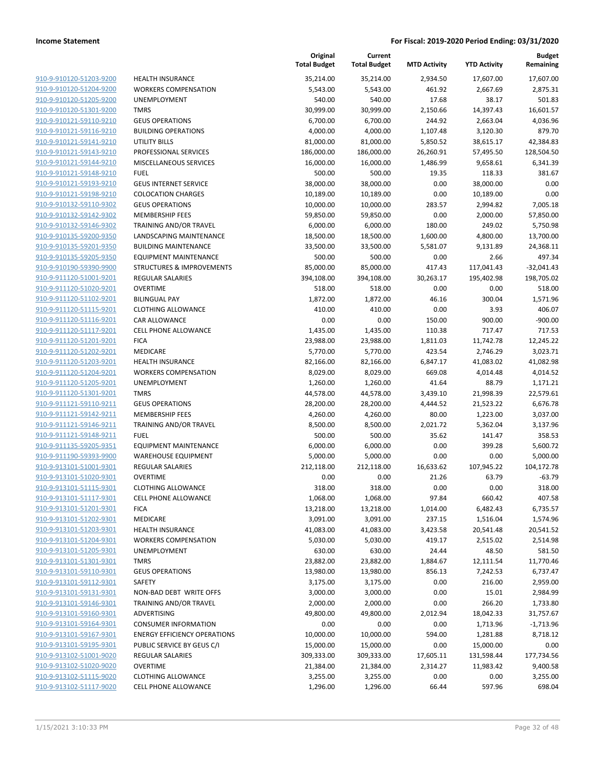| | | Original Total Budget | Current Total Budget | MTD Activity | YTD Activity | Budget Remaining |
|---|---|---|---|---|---|---|
| 910-9-910120-51203-9200 | HEALTH INSURANCE | 35,214.00 | 35,214.00 | 2,934.50 | 17,607.00 | 17,607.00 |
| 910-9-910120-51204-9200 | WORKERS COMPENSATION | 5,543.00 | 5,543.00 | 461.92 | 2,667.69 | 2,875.31 |
| 910-9-910120-51205-9200 | UNEMPLOYMENT | 540.00 | 540.00 | 17.68 | 38.17 | 501.83 |
| 910-9-910120-51301-9200 | TMRS | 30,999.00 | 30,999.00 | 2,150.66 | 14,397.43 | 16,601.57 |
| 910-9-910121-59110-9210 | GEUS OPERATIONS | 6,700.00 | 6,700.00 | 244.92 | 2,663.04 | 4,036.96 |
| 910-9-910121-59116-9210 | BUILDING OPERATIONS | 4,000.00 | 4,000.00 | 1,107.48 | 3,120.30 | 879.70 |
| 910-9-910121-59141-9210 | UTILITY BILLS | 81,000.00 | 81,000.00 | 5,850.52 | 38,615.17 | 42,384.83 |
| 910-9-910121-59143-9210 | PROFESSIONAL SERVICES | 186,000.00 | 186,000.00 | 26,260.91 | 57,495.50 | 128,504.50 |
| 910-9-910121-59144-9210 | MISCELLANEOUS SERVICES | 16,000.00 | 16,000.00 | 1,486.99 | 9,658.61 | 6,341.39 |
| 910-9-910121-59148-9210 | FUEL | 500.00 | 500.00 | 19.35 | 118.33 | 381.67 |
| 910-9-910121-59193-9210 | GEUS INTERNET SERVICE | 38,000.00 | 38,000.00 | 0.00 | 38,000.00 | 0.00 |
| 910-9-910121-59198-9210 | COLOCATION CHARGES | 10,189.00 | 10,189.00 | 0.00 | 10,189.00 | 0.00 |
| 910-9-910132-59110-9302 | GEUS OPERATIONS | 10,000.00 | 10,000.00 | 283.57 | 2,994.82 | 7,005.18 |
| 910-9-910132-59142-9302 | MEMBERSHIP FEES | 59,850.00 | 59,850.00 | 0.00 | 2,000.00 | 57,850.00 |
| 910-9-910132-59146-9302 | TRAINING AND/OR TRAVEL | 6,000.00 | 6,000.00 | 180.00 | 249.02 | 5,750.98 |
| 910-9-910135-59200-9350 | LANDSCAPING MAINTENANCE | 18,500.00 | 18,500.00 | 1,600.00 | 4,800.00 | 13,700.00 |
| 910-9-910135-59201-9350 | BUILDING MAINTENANCE | 33,500.00 | 33,500.00 | 5,581.07 | 9,131.89 | 24,368.11 |
| 910-9-910135-59205-9350 | EQUIPMENT MAINTENANCE | 500.00 | 500.00 | 0.00 | 2.66 | 497.34 |
| 910-9-910190-59390-9900 | STRUCTURES & IMPROVEMENTS | 85,000.00 | 85,000.00 | 417.43 | 117,041.43 | -32,041.43 |
| 910-9-911120-51001-9201 | REGULAR SALARIES | 394,108.00 | 394,108.00 | 30,263.17 | 195,402.98 | 198,705.02 |
| 910-9-911120-51020-9201 | OVERTIME | 518.00 | 518.00 | 0.00 | 0.00 | 518.00 |
| 910-9-911120-51102-9201 | BILINGUAL PAY | 1,872.00 | 1,872.00 | 46.16 | 300.04 | 1,571.96 |
| 910-9-911120-51115-9201 | CLOTHING ALLOWANCE | 410.00 | 410.00 | 0.00 | 3.93 | 406.07 |
| 910-9-911120-51116-9201 | CAR ALLOWANCE | 0.00 | 0.00 | 150.00 | 900.00 | -900.00 |
| 910-9-911120-51117-9201 | CELL PHONE ALLOWANCE | 1,435.00 | 1,435.00 | 110.38 | 717.47 | 717.53 |
| 910-9-911120-51201-9201 | FICA | 23,988.00 | 23,988.00 | 1,811.03 | 11,742.78 | 12,245.22 |
| 910-9-911120-51202-9201 | MEDICARE | 5,770.00 | 5,770.00 | 423.54 | 2,746.29 | 3,023.71 |
| 910-9-911120-51203-9201 | HEALTH INSURANCE | 82,166.00 | 82,166.00 | 6,847.17 | 41,083.02 | 41,082.98 |
| 910-9-911120-51204-9201 | WORKERS COMPENSATION | 8,029.00 | 8,029.00 | 669.08 | 4,014.48 | 4,014.52 |
| 910-9-911120-51205-9201 | UNEMPLOYMENT | 1,260.00 | 1,260.00 | 41.64 | 88.79 | 1,171.21 |
| 910-9-911120-51301-9201 | TMRS | 44,578.00 | 44,578.00 | 3,439.10 | 21,998.39 | 22,579.61 |
| 910-9-911121-59110-9211 | GEUS OPERATIONS | 28,200.00 | 28,200.00 | 4,444.52 | 21,523.22 | 6,676.78 |
| 910-9-911121-59142-9211 | MEMBERSHIP FEES | 4,260.00 | 4,260.00 | 80.00 | 1,223.00 | 3,037.00 |
| 910-9-911121-59146-9211 | TRAINING AND/OR TRAVEL | 8,500.00 | 8,500.00 | 2,021.72 | 5,362.04 | 3,137.96 |
| 910-9-911121-59148-9211 | FUEL | 500.00 | 500.00 | 35.62 | 141.47 | 358.53 |
| 910-9-911135-59205-9351 | EQUIPMENT MAINTENANCE | 6,000.00 | 6,000.00 | 0.00 | 399.28 | 5,600.72 |
| 910-9-911190-59393-9900 | WAREHOUSE EQUIPMENT | 5,000.00 | 5,000.00 | 0.00 | 0.00 | 5,000.00 |
| 910-9-913101-51001-9301 | REGULAR SALARIES | 212,118.00 | 212,118.00 | 16,633.62 | 107,945.22 | 104,172.78 |
| 910-9-913101-51020-9301 | OVERTIME | 0.00 | 0.00 | 21.26 | 63.79 | -63.79 |
| 910-9-913101-51115-9301 | CLOTHING ALLOWANCE | 318.00 | 318.00 | 0.00 | 0.00 | 318.00 |
| 910-9-913101-51117-9301 | CELL PHONE ALLOWANCE | 1,068.00 | 1,068.00 | 97.84 | 660.42 | 407.58 |
| 910-9-913101-51201-9301 | FICA | 13,218.00 | 13,218.00 | 1,014.00 | 6,482.43 | 6,735.57 |
| 910-9-913101-51202-9301 | MEDICARE | 3,091.00 | 3,091.00 | 237.15 | 1,516.04 | 1,574.96 |
| 910-9-913101-51203-9301 | HEALTH INSURANCE | 41,083.00 | 41,083.00 | 3,423.58 | 20,541.48 | 20,541.52 |
| 910-9-913101-51204-9301 | WORKERS COMPENSATION | 5,030.00 | 5,030.00 | 419.17 | 2,515.02 | 2,514.98 |
| 910-9-913101-51205-9301 | UNEMPLOYMENT | 630.00 | 630.00 | 24.44 | 48.50 | 581.50 |
| 910-9-913101-51301-9301 | TMRS | 23,882.00 | 23,882.00 | 1,884.67 | 12,111.54 | 11,770.46 |
| 910-9-913101-59110-9301 | GEUS OPERATIONS | 13,980.00 | 13,980.00 | 856.13 | 7,242.53 | 6,737.47 |
| 910-9-913101-59112-9301 | SAFETY | 3,175.00 | 3,175.00 | 0.00 | 216.00 | 2,959.00 |
| 910-9-913101-59131-9301 | NON-BAD DEBT WRITE OFFS | 3,000.00 | 3,000.00 | 0.00 | 15.01 | 2,984.99 |
| 910-9-913101-59146-9301 | TRAINING AND/OR TRAVEL | 2,000.00 | 2,000.00 | 0.00 | 266.20 | 1,733.80 |
| 910-9-913101-59160-9301 | ADVERTISING | 49,800.00 | 49,800.00 | 2,012.94 | 18,042.33 | 31,757.67 |
| 910-9-913101-59164-9301 | CONSUMER INFORMATION | 0.00 | 0.00 | 0.00 | 1,713.96 | -1,713.96 |
| 910-9-913101-59167-9301 | ENERGY EFFICIENCY OPERATIONS | 10,000.00 | 10,000.00 | 594.00 | 1,281.88 | 8,718.12 |
| 910-9-913101-59195-9301 | PUBLIC SERVICE BY GEUS C/I | 15,000.00 | 15,000.00 | 0.00 | 15,000.00 | 0.00 |
| 910-9-913102-51001-9020 | REGULAR SALARIES | 309,333.00 | 309,333.00 | 17,605.11 | 131,598.44 | 177,734.56 |
| 910-9-913102-51020-9020 | OVERTIME | 21,384.00 | 21,384.00 | 2,314.27 | 11,983.42 | 9,400.58 |
| 910-9-913102-51115-9020 | CLOTHING ALLOWANCE | 3,255.00 | 3,255.00 | 0.00 | 0.00 | 3,255.00 |
| 910-9-913102-51117-9020 | CELL PHONE ALLOWANCE | 1,296.00 | 1,296.00 | 66.44 | 597.96 | 698.04 |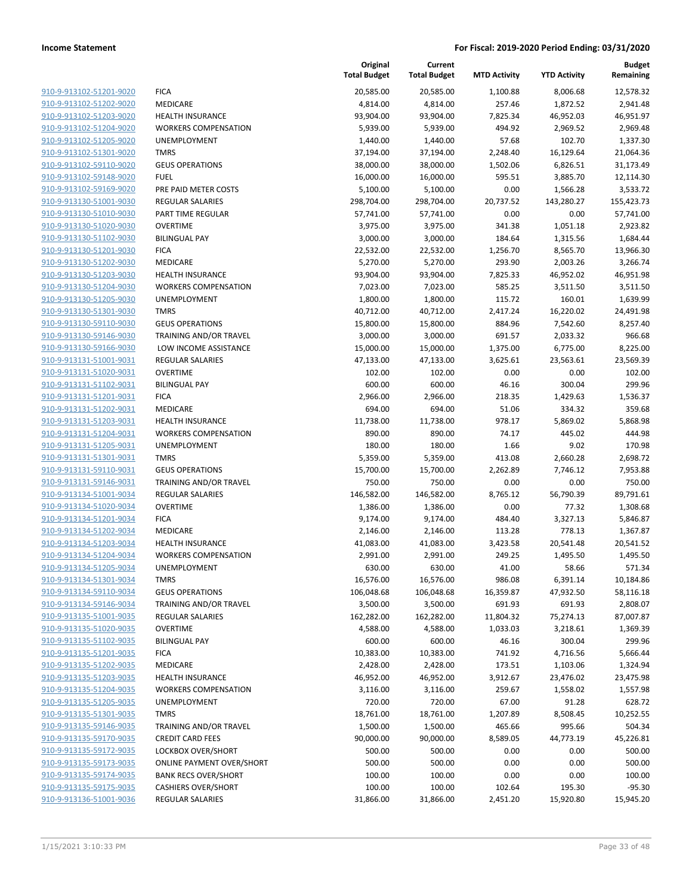**Income Statement** | **For Fiscal: 2019-2020 Period Ending: 03/31/2020**

| | | Original Total Budget | Current Total Budget | MTD Activity | YTD Activity | Budget Remaining |
|---|---|---|---|---|---|---|
| 910-9-913102-51201-9020 | FICA | 20,585.00 | 20,585.00 | 1,100.88 | 8,006.68 | 12,578.32 |
| 910-9-913102-51202-9020 | MEDICARE | 4,814.00 | 4,814.00 | 257.46 | 1,872.52 | 2,941.48 |
| 910-9-913102-51203-9020 | HEALTH INSURANCE | 93,904.00 | 93,904.00 | 7,825.34 | 46,952.03 | 46,951.97 |
| 910-9-913102-51204-9020 | WORKERS COMPENSATION | 5,939.00 | 5,939.00 | 494.92 | 2,969.52 | 2,969.48 |
| 910-9-913102-51205-9020 | UNEMPLOYMENT | 1,440.00 | 1,440.00 | 57.68 | 102.70 | 1,337.30 |
| 910-9-913102-51301-9020 | TMRS | 37,194.00 | 37,194.00 | 2,248.40 | 16,129.64 | 21,064.36 |
| 910-9-913102-59110-9020 | GEUS OPERATIONS | 38,000.00 | 38,000.00 | 1,502.06 | 6,826.51 | 31,173.49 |
| 910-9-913102-59148-9020 | FUEL | 16,000.00 | 16,000.00 | 595.51 | 3,885.70 | 12,114.30 |
| 910-9-913102-59169-9020 | PRE PAID METER COSTS | 5,100.00 | 5,100.00 | 0.00 | 1,566.28 | 3,533.72 |
| 910-9-913130-51001-9030 | REGULAR SALARIES | 298,704.00 | 298,704.00 | 20,737.52 | 143,280.27 | 155,423.73 |
| 910-9-913130-51010-9030 | PART TIME REGULAR | 57,741.00 | 57,741.00 | 0.00 | 0.00 | 57,741.00 |
| 910-9-913130-51020-9030 | OVERTIME | 3,975.00 | 3,975.00 | 341.38 | 1,051.18 | 2,923.82 |
| 910-9-913130-51102-9030 | BILINGUAL PAY | 3,000.00 | 3,000.00 | 184.64 | 1,315.56 | 1,684.44 |
| 910-9-913130-51201-9030 | FICA | 22,532.00 | 22,532.00 | 1,256.70 | 8,565.70 | 13,966.30 |
| 910-9-913130-51202-9030 | MEDICARE | 5,270.00 | 5,270.00 | 293.90 | 2,003.26 | 3,266.74 |
| 910-9-913130-51203-9030 | HEALTH INSURANCE | 93,904.00 | 93,904.00 | 7,825.33 | 46,952.02 | 46,951.98 |
| 910-9-913130-51204-9030 | WORKERS COMPENSATION | 7,023.00 | 7,023.00 | 585.25 | 3,511.50 | 3,511.50 |
| 910-9-913130-51205-9030 | UNEMPLOYMENT | 1,800.00 | 1,800.00 | 115.72 | 160.01 | 1,639.99 |
| 910-9-913130-51301-9030 | TMRS | 40,712.00 | 40,712.00 | 2,417.24 | 16,220.02 | 24,491.98 |
| 910-9-913130-59110-9030 | GEUS OPERATIONS | 15,800.00 | 15,800.00 | 884.96 | 7,542.60 | 8,257.40 |
| 910-9-913130-59146-9030 | TRAINING AND/OR TRAVEL | 3,000.00 | 3,000.00 | 691.57 | 2,033.32 | 966.68 |
| 910-9-913130-59166-9030 | LOW INCOME ASSISTANCE | 15,000.00 | 15,000.00 | 1,375.00 | 6,775.00 | 8,225.00 |
| 910-9-913131-51001-9031 | REGULAR SALARIES | 47,133.00 | 47,133.00 | 3,625.61 | 23,563.61 | 23,569.39 |
| 910-9-913131-51020-9031 | OVERTIME | 102.00 | 102.00 | 0.00 | 0.00 | 102.00 |
| 910-9-913131-51102-9031 | BILINGUAL PAY | 600.00 | 600.00 | 46.16 | 300.04 | 299.96 |
| 910-9-913131-51201-9031 | FICA | 2,966.00 | 2,966.00 | 218.35 | 1,429.63 | 1,536.37 |
| 910-9-913131-51202-9031 | MEDICARE | 694.00 | 694.00 | 51.06 | 334.32 | 359.68 |
| 910-9-913131-51203-9031 | HEALTH INSURANCE | 11,738.00 | 11,738.00 | 978.17 | 5,869.02 | 5,868.98 |
| 910-9-913131-51204-9031 | WORKERS COMPENSATION | 890.00 | 890.00 | 74.17 | 445.02 | 444.98 |
| 910-9-913131-51205-9031 | UNEMPLOYMENT | 180.00 | 180.00 | 1.66 | 9.02 | 170.98 |
| 910-9-913131-51301-9031 | TMRS | 5,359.00 | 5,359.00 | 413.08 | 2,660.28 | 2,698.72 |
| 910-9-913131-59110-9031 | GEUS OPERATIONS | 15,700.00 | 15,700.00 | 2,262.89 | 7,746.12 | 7,953.88 |
| 910-9-913131-59146-9031 | TRAINING AND/OR TRAVEL | 750.00 | 750.00 | 0.00 | 0.00 | 750.00 |
| 910-9-913134-51001-9034 | REGULAR SALARIES | 146,582.00 | 146,582.00 | 8,765.12 | 56,790.39 | 89,791.61 |
| 910-9-913134-51020-9034 | OVERTIME | 1,386.00 | 1,386.00 | 0.00 | 77.32 | 1,308.68 |
| 910-9-913134-51201-9034 | FICA | 9,174.00 | 9,174.00 | 484.40 | 3,327.13 | 5,846.87 |
| 910-9-913134-51202-9034 | MEDICARE | 2,146.00 | 2,146.00 | 113.28 | 778.13 | 1,367.87 |
| 910-9-913134-51203-9034 | HEALTH INSURANCE | 41,083.00 | 41,083.00 | 3,423.58 | 20,541.48 | 20,541.52 |
| 910-9-913134-51204-9034 | WORKERS COMPENSATION | 2,991.00 | 2,991.00 | 249.25 | 1,495.50 | 1,495.50 |
| 910-9-913134-51205-9034 | UNEMPLOYMENT | 630.00 | 630.00 | 41.00 | 58.66 | 571.34 |
| 910-9-913134-51301-9034 | TMRS | 16,576.00 | 16,576.00 | 986.08 | 6,391.14 | 10,184.86 |
| 910-9-913134-59110-9034 | GEUS OPERATIONS | 106,048.68 | 106,048.68 | 16,359.87 | 47,932.50 | 58,116.18 |
| 910-9-913134-59146-9034 | TRAINING AND/OR TRAVEL | 3,500.00 | 3,500.00 | 691.93 | 691.93 | 2,808.07 |
| 910-9-913135-51001-9035 | REGULAR SALARIES | 162,282.00 | 162,282.00 | 11,804.32 | 75,274.13 | 87,007.87 |
| 910-9-913135-51020-9035 | OVERTIME | 4,588.00 | 4,588.00 | 1,033.03 | 3,218.61 | 1,369.39 |
| 910-9-913135-51102-9035 | BILINGUAL PAY | 600.00 | 600.00 | 46.16 | 300.04 | 299.96 |
| 910-9-913135-51201-9035 | FICA | 10,383.00 | 10,383.00 | 741.92 | 4,716.56 | 5,666.44 |
| 910-9-913135-51202-9035 | MEDICARE | 2,428.00 | 2,428.00 | 173.51 | 1,103.06 | 1,324.94 |
| 910-9-913135-51203-9035 | HEALTH INSURANCE | 46,952.00 | 46,952.00 | 3,912.67 | 23,476.02 | 23,475.98 |
| 910-9-913135-51204-9035 | WORKERS COMPENSATION | 3,116.00 | 3,116.00 | 259.67 | 1,558.02 | 1,557.98 |
| 910-9-913135-51205-9035 | UNEMPLOYMENT | 720.00 | 720.00 | 67.00 | 91.28 | 628.72 |
| 910-9-913135-51301-9035 | TMRS | 18,761.00 | 18,761.00 | 1,207.89 | 8,508.45 | 10,252.55 |
| 910-9-913135-59146-9035 | TRAINING AND/OR TRAVEL | 1,500.00 | 1,500.00 | 465.66 | 995.66 | 504.34 |
| 910-9-913135-59170-9035 | CREDIT CARD FEES | 90,000.00 | 90,000.00 | 8,589.05 | 44,773.19 | 45,226.81 |
| 910-9-913135-59172-9035 | LOCKBOX OVER/SHORT | 500.00 | 500.00 | 0.00 | 0.00 | 500.00 |
| 910-9-913135-59173-9035 | ONLINE PAYMENT OVER/SHORT | 500.00 | 500.00 | 0.00 | 0.00 | 500.00 |
| 910-9-913135-59174-9035 | BANK RECS OVER/SHORT | 100.00 | 100.00 | 0.00 | 0.00 | 100.00 |
| 910-9-913135-59175-9035 | CASHIERS OVER/SHORT | 100.00 | 100.00 | 102.64 | 195.30 | -95.30 |
| 910-9-913136-51001-9036 | REGULAR SALARIES | 31,866.00 | 31,866.00 | 2,451.20 | 15,920.80 | 15,945.20 |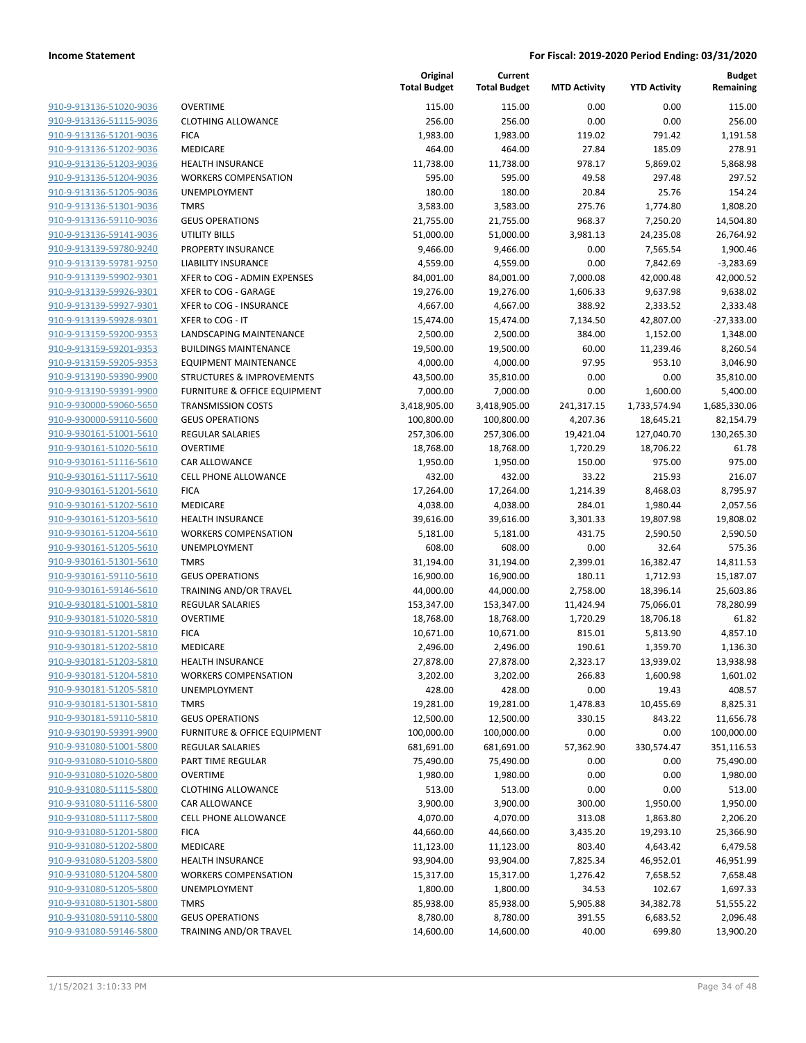**Income Statement** **For Fiscal: 2019-2020 Period Ending: 03/31/2020**

| | | Original Total Budget | Current Total Budget | MTD Activity | YTD Activity | Budget Remaining |
|---|---|---|---|---|---|---|
| 910-9-913136-51020-9036 | OVERTIME | 115.00 | 115.00 | 0.00 | 0.00 | 115.00 |
| 910-9-913136-51115-9036 | CLOTHING ALLOWANCE | 256.00 | 256.00 | 0.00 | 0.00 | 256.00 |
| 910-9-913136-51201-9036 | FICA | 1,983.00 | 1,983.00 | 119.02 | 791.42 | 1,191.58 |
| 910-9-913136-51202-9036 | MEDICARE | 464.00 | 464.00 | 27.84 | 185.09 | 278.91 |
| 910-9-913136-51203-9036 | HEALTH INSURANCE | 11,738.00 | 11,738.00 | 978.17 | 5,869.02 | 5,868.98 |
| 910-9-913136-51204-9036 | WORKERS COMPENSATION | 595.00 | 595.00 | 49.58 | 297.48 | 297.52 |
| 910-9-913136-51205-9036 | UNEMPLOYMENT | 180.00 | 180.00 | 20.84 | 25.76 | 154.24 |
| 910-9-913136-51301-9036 | TMRS | 3,583.00 | 3,583.00 | 275.76 | 1,774.80 | 1,808.20 |
| 910-9-913136-59110-9036 | GEUS OPERATIONS | 21,755.00 | 21,755.00 | 968.37 | 7,250.20 | 14,504.80 |
| 910-9-913136-59141-9036 | UTILITY BILLS | 51,000.00 | 51,000.00 | 3,981.13 | 24,235.08 | 26,764.92 |
| 910-9-913139-59780-9240 | PROPERTY INSURANCE | 9,466.00 | 9,466.00 | 0.00 | 7,565.54 | 1,900.46 |
| 910-9-913139-59781-9250 | LIABILITY INSURANCE | 4,559.00 | 4,559.00 | 0.00 | 7,842.69 | -3,283.69 |
| 910-9-913139-59902-9301 | XFER to COG - ADMIN EXPENSES | 84,001.00 | 84,001.00 | 7,000.08 | 42,000.48 | 42,000.52 |
| 910-9-913139-59926-9301 | XFER to COG - GARAGE | 19,276.00 | 19,276.00 | 1,606.33 | 9,637.98 | 9,638.02 |
| 910-9-913139-59927-9301 | XFER to COG - INSURANCE | 4,667.00 | 4,667.00 | 388.92 | 2,333.52 | 2,333.48 |
| 910-9-913139-59928-9301 | XFER to COG - IT | 15,474.00 | 15,474.00 | 7,134.50 | 42,807.00 | -27,333.00 |
| 910-9-913159-59200-9353 | LANDSCAPING MAINTENANCE | 2,500.00 | 2,500.00 | 384.00 | 1,152.00 | 1,348.00 |
| 910-9-913159-59201-9353 | BUILDINGS MAINTENANCE | 19,500.00 | 19,500.00 | 60.00 | 11,239.46 | 8,260.54 |
| 910-9-913159-59205-9353 | EQUIPMENT MAINTENANCE | 4,000.00 | 4,000.00 | 97.95 | 953.10 | 3,046.90 |
| 910-9-913190-59390-9900 | STRUCTURES & IMPROVEMENTS | 43,500.00 | 35,810.00 | 0.00 | 0.00 | 35,810.00 |
| 910-9-913190-59391-9900 | FURNITURE & OFFICE EQUIPMENT | 7,000.00 | 7,000.00 | 0.00 | 1,600.00 | 5,400.00 |
| 910-9-930000-59060-5650 | TRANSMISSION COSTS | 3,418,905.00 | 3,418,905.00 | 241,317.15 | 1,733,574.94 | 1,685,330.06 |
| 910-9-930000-59110-5600 | GEUS OPERATIONS | 100,800.00 | 100,800.00 | 4,207.36 | 18,645.21 | 82,154.79 |
| 910-9-930161-51001-5610 | REGULAR SALARIES | 257,306.00 | 257,306.00 | 19,421.04 | 127,040.70 | 130,265.30 |
| 910-9-930161-51020-5610 | OVERTIME | 18,768.00 | 18,768.00 | 1,720.29 | 18,706.22 | 61.78 |
| 910-9-930161-51116-5610 | CAR ALLOWANCE | 1,950.00 | 1,950.00 | 150.00 | 975.00 | 975.00 |
| 910-9-930161-51117-5610 | CELL PHONE ALLOWANCE | 432.00 | 432.00 | 33.22 | 215.93 | 216.07 |
| 910-9-930161-51201-5610 | FICA | 17,264.00 | 17,264.00 | 1,214.39 | 8,468.03 | 8,795.97 |
| 910-9-930161-51202-5610 | MEDICARE | 4,038.00 | 4,038.00 | 284.01 | 1,980.44 | 2,057.56 |
| 910-9-930161-51203-5610 | HEALTH INSURANCE | 39,616.00 | 39,616.00 | 3,301.33 | 19,807.98 | 19,808.02 |
| 910-9-930161-51204-5610 | WORKERS COMPENSATION | 5,181.00 | 5,181.00 | 431.75 | 2,590.50 | 2,590.50 |
| 910-9-930161-51205-5610 | UNEMPLOYMENT | 608.00 | 608.00 | 0.00 | 32.64 | 575.36 |
| 910-9-930161-51301-5610 | TMRS | 31,194.00 | 31,194.00 | 2,399.01 | 16,382.47 | 14,811.53 |
| 910-9-930161-59110-5610 | GEUS OPERATIONS | 16,900.00 | 16,900.00 | 180.11 | 1,712.93 | 15,187.07 |
| 910-9-930161-59146-5610 | TRAINING AND/OR TRAVEL | 44,000.00 | 44,000.00 | 2,758.00 | 18,396.14 | 25,603.86 |
| 910-9-930181-51001-5810 | REGULAR SALARIES | 153,347.00 | 153,347.00 | 11,424.94 | 75,066.01 | 78,280.99 |
| 910-9-930181-51020-5810 | OVERTIME | 18,768.00 | 18,768.00 | 1,720.29 | 18,706.18 | 61.82 |
| 910-9-930181-51201-5810 | FICA | 10,671.00 | 10,671.00 | 815.01 | 5,813.90 | 4,857.10 |
| 910-9-930181-51202-5810 | MEDICARE | 2,496.00 | 2,496.00 | 190.61 | 1,359.70 | 1,136.30 |
| 910-9-930181-51203-5810 | HEALTH INSURANCE | 27,878.00 | 27,878.00 | 2,323.17 | 13,939.02 | 13,938.98 |
| 910-9-930181-51204-5810 | WORKERS COMPENSATION | 3,202.00 | 3,202.00 | 266.83 | 1,600.98 | 1,601.02 |
| 910-9-930181-51205-5810 | UNEMPLOYMENT | 428.00 | 428.00 | 0.00 | 19.43 | 408.57 |
| 910-9-930181-51301-5810 | TMRS | 19,281.00 | 19,281.00 | 1,478.83 | 10,455.69 | 8,825.31 |
| 910-9-930181-59110-5810 | GEUS OPERATIONS | 12,500.00 | 12,500.00 | 330.15 | 843.22 | 11,656.78 |
| 910-9-930190-59391-9900 | FURNITURE & OFFICE EQUIPMENT | 100,000.00 | 100,000.00 | 0.00 | 0.00 | 100,000.00 |
| 910-9-931080-51001-5800 | REGULAR SALARIES | 681,691.00 | 681,691.00 | 57,362.90 | 330,574.47 | 351,116.53 |
| 910-9-931080-51010-5800 | PART TIME REGULAR | 75,490.00 | 75,490.00 | 0.00 | 0.00 | 75,490.00 |
| 910-9-931080-51020-5800 | OVERTIME | 1,980.00 | 1,980.00 | 0.00 | 0.00 | 1,980.00 |
| 910-9-931080-51115-5800 | CLOTHING ALLOWANCE | 513.00 | 513.00 | 0.00 | 0.00 | 513.00 |
| 910-9-931080-51116-5800 | CAR ALLOWANCE | 3,900.00 | 3,900.00 | 300.00 | 1,950.00 | 1,950.00 |
| 910-9-931080-51117-5800 | CELL PHONE ALLOWANCE | 4,070.00 | 4,070.00 | 313.08 | 1,863.80 | 2,206.20 |
| 910-9-931080-51201-5800 | FICA | 44,660.00 | 44,660.00 | 3,435.20 | 19,293.10 | 25,366.90 |
| 910-9-931080-51202-5800 | MEDICARE | 11,123.00 | 11,123.00 | 803.40 | 4,643.42 | 6,479.58 |
| 910-9-931080-51203-5800 | HEALTH INSURANCE | 93,904.00 | 93,904.00 | 7,825.34 | 46,952.01 | 46,951.99 |
| 910-9-931080-51204-5800 | WORKERS COMPENSATION | 15,317.00 | 15,317.00 | 1,276.42 | 7,658.52 | 7,658.48 |
| 910-9-931080-51205-5800 | UNEMPLOYMENT | 1,800.00 | 1,800.00 | 34.53 | 102.67 | 1,697.33 |
| 910-9-931080-51301-5800 | TMRS | 85,938.00 | 85,938.00 | 5,905.88 | 34,382.78 | 51,555.22 |
| 910-9-931080-59110-5800 | GEUS OPERATIONS | 8,780.00 | 8,780.00 | 391.55 | 6,683.52 | 2,096.48 |
| 910-9-931080-59146-5800 | TRAINING AND/OR TRAVEL | 14,600.00 | 14,600.00 | 40.00 | 699.80 | 13,900.20 |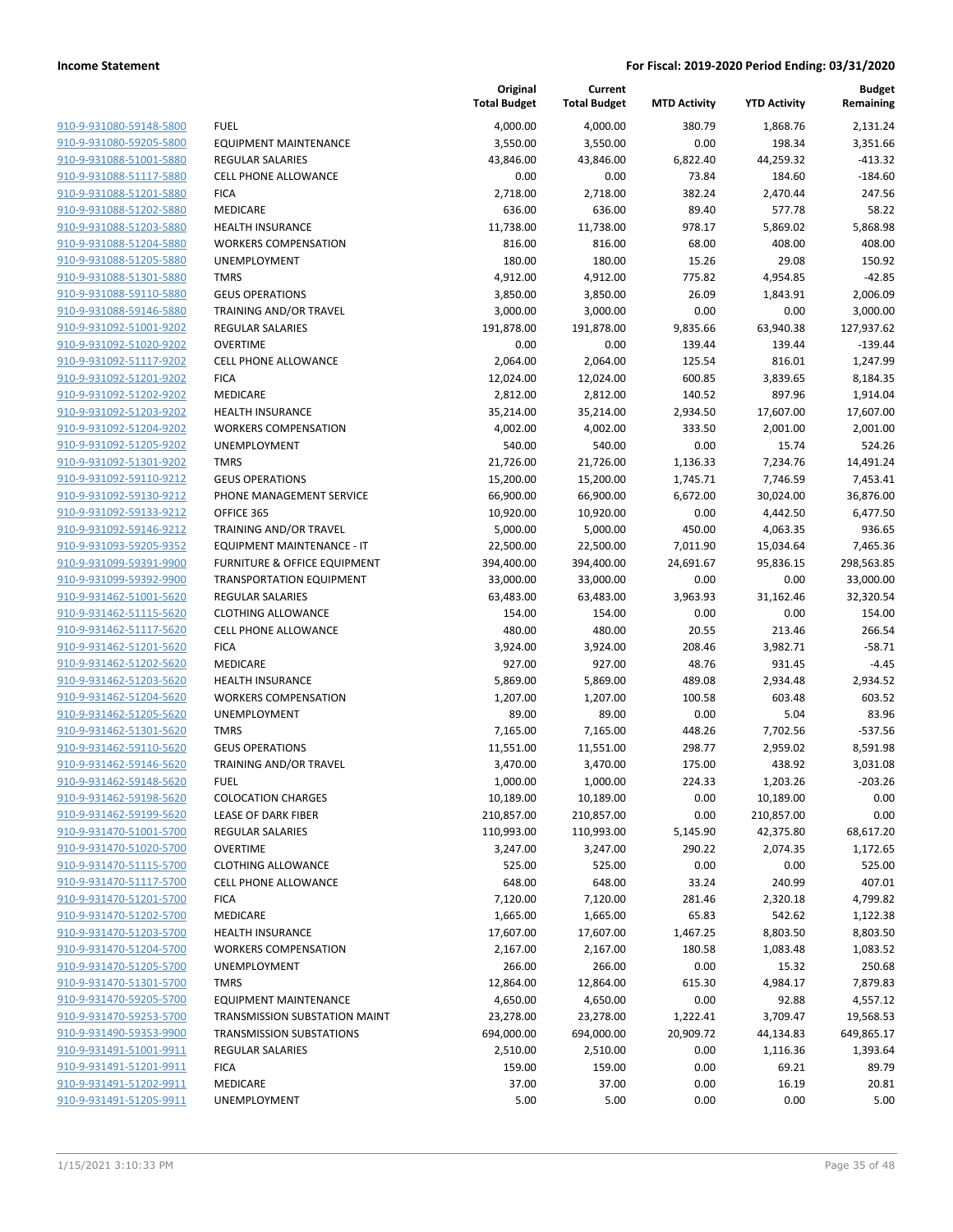**Income Statement** **For Fiscal: 2019-2020 Period Ending: 03/31/2020**

| | | Original Total Budget | Current Total Budget | MTD Activity | YTD Activity | Budget Remaining |
|---|---|---|---|---|---|---|
| 910-9-931080-59148-5800 | FUEL | 4,000.00 | 4,000.00 | 380.79 | 1,868.76 | 2,131.24 |
| 910-9-931080-59205-5800 | EQUIPMENT MAINTENANCE | 3,550.00 | 3,550.00 | 0.00 | 198.34 | 3,351.66 |
| 910-9-931088-51001-5880 | REGULAR SALARIES | 43,846.00 | 43,846.00 | 6,822.40 | 44,259.32 | -413.32 |
| 910-9-931088-51117-5880 | CELL PHONE ALLOWANCE | 0.00 | 0.00 | 73.84 | 184.60 | -184.60 |
| 910-9-931088-51201-5880 | FICA | 2,718.00 | 2,718.00 | 382.24 | 2,470.44 | 247.56 |
| 910-9-931088-51202-5880 | MEDICARE | 636.00 | 636.00 | 89.40 | 577.78 | 58.22 |
| 910-9-931088-51203-5880 | HEALTH INSURANCE | 11,738.00 | 11,738.00 | 978.17 | 5,869.02 | 5,868.98 |
| 910-9-931088-51204-5880 | WORKERS COMPENSATION | 816.00 | 816.00 | 68.00 | 408.00 | 408.00 |
| 910-9-931088-51205-5880 | UNEMPLOYMENT | 180.00 | 180.00 | 15.26 | 29.08 | 150.92 |
| 910-9-931088-51301-5880 | TMRS | 4,912.00 | 4,912.00 | 775.82 | 4,954.85 | -42.85 |
| 910-9-931088-59110-5880 | GEUS OPERATIONS | 3,850.00 | 3,850.00 | 26.09 | 1,843.91 | 2,006.09 |
| 910-9-931088-59146-5880 | TRAINING AND/OR TRAVEL | 3,000.00 | 3,000.00 | 0.00 | 0.00 | 3,000.00 |
| 910-9-931092-51001-9202 | REGULAR SALARIES | 191,878.00 | 191,878.00 | 9,835.66 | 63,940.38 | 127,937.62 |
| 910-9-931092-51020-9202 | OVERTIME | 0.00 | 0.00 | 139.44 | 139.44 | -139.44 |
| 910-9-931092-51117-9202 | CELL PHONE ALLOWANCE | 2,064.00 | 2,064.00 | 125.54 | 816.01 | 1,247.99 |
| 910-9-931092-51201-9202 | FICA | 12,024.00 | 12,024.00 | 600.85 | 3,839.65 | 8,184.35 |
| 910-9-931092-51202-9202 | MEDICARE | 2,812.00 | 2,812.00 | 140.52 | 897.96 | 1,914.04 |
| 910-9-931092-51203-9202 | HEALTH INSURANCE | 35,214.00 | 35,214.00 | 2,934.50 | 17,607.00 | 17,607.00 |
| 910-9-931092-51204-9202 | WORKERS COMPENSATION | 4,002.00 | 4,002.00 | 333.50 | 2,001.00 | 2,001.00 |
| 910-9-931092-51205-9202 | UNEMPLOYMENT | 540.00 | 540.00 | 0.00 | 15.74 | 524.26 |
| 910-9-931092-51301-9202 | TMRS | 21,726.00 | 21,726.00 | 1,136.33 | 7,234.76 | 14,491.24 |
| 910-9-931092-59110-9212 | GEUS OPERATIONS | 15,200.00 | 15,200.00 | 1,745.71 | 7,746.59 | 7,453.41 |
| 910-9-931092-59130-9212 | PHONE MANAGEMENT SERVICE | 66,900.00 | 66,900.00 | 6,672.00 | 30,024.00 | 36,876.00 |
| 910-9-931092-59133-9212 | OFFICE 365 | 10,920.00 | 10,920.00 | 0.00 | 4,442.50 | 6,477.50 |
| 910-9-931092-59146-9212 | TRAINING AND/OR TRAVEL | 5,000.00 | 5,000.00 | 450.00 | 4,063.35 | 936.65 |
| 910-9-931093-59205-9352 | EQUIPMENT MAINTENANCE - IT | 22,500.00 | 22,500.00 | 7,011.90 | 15,034.64 | 7,465.36 |
| 910-9-931099-59391-9900 | FURNITURE & OFFICE EQUIPMENT | 394,400.00 | 394,400.00 | 24,691.67 | 95,836.15 | 298,563.85 |
| 910-9-931099-59392-9900 | TRANSPORTATION EQUIPMENT | 33,000.00 | 33,000.00 | 0.00 | 0.00 | 33,000.00 |
| 910-9-931462-51001-5620 | REGULAR SALARIES | 63,483.00 | 63,483.00 | 3,963.93 | 31,162.46 | 32,320.54 |
| 910-9-931462-51115-5620 | CLOTHING ALLOWANCE | 154.00 | 154.00 | 0.00 | 0.00 | 154.00 |
| 910-9-931462-51117-5620 | CELL PHONE ALLOWANCE | 480.00 | 480.00 | 20.55 | 213.46 | 266.54 |
| 910-9-931462-51201-5620 | FICA | 3,924.00 | 3,924.00 | 208.46 | 3,982.71 | -58.71 |
| 910-9-931462-51202-5620 | MEDICARE | 927.00 | 927.00 | 48.76 | 931.45 | -4.45 |
| 910-9-931462-51203-5620 | HEALTH INSURANCE | 5,869.00 | 5,869.00 | 489.08 | 2,934.48 | 2,934.52 |
| 910-9-931462-51204-5620 | WORKERS COMPENSATION | 1,207.00 | 1,207.00 | 100.58 | 603.48 | 603.52 |
| 910-9-931462-51205-5620 | UNEMPLOYMENT | 89.00 | 89.00 | 0.00 | 5.04 | 83.96 |
| 910-9-931462-51301-5620 | TMRS | 7,165.00 | 7,165.00 | 448.26 | 7,702.56 | -537.56 |
| 910-9-931462-59110-5620 | GEUS OPERATIONS | 11,551.00 | 11,551.00 | 298.77 | 2,959.02 | 8,591.98 |
| 910-9-931462-59146-5620 | TRAINING AND/OR TRAVEL | 3,470.00 | 3,470.00 | 175.00 | 438.92 | 3,031.08 |
| 910-9-931462-59148-5620 | FUEL | 1,000.00 | 1,000.00 | 224.33 | 1,203.26 | -203.26 |
| 910-9-931462-59198-5620 | COLOCATION CHARGES | 10,189.00 | 10,189.00 | 0.00 | 10,189.00 | 0.00 |
| 910-9-931462-59199-5620 | LEASE OF DARK FIBER | 210,857.00 | 210,857.00 | 0.00 | 210,857.00 | 0.00 |
| 910-9-931470-51001-5700 | REGULAR SALARIES | 110,993.00 | 110,993.00 | 5,145.90 | 42,375.80 | 68,617.20 |
| 910-9-931470-51020-5700 | OVERTIME | 3,247.00 | 3,247.00 | 290.22 | 2,074.35 | 1,172.65 |
| 910-9-931470-51115-5700 | CLOTHING ALLOWANCE | 525.00 | 525.00 | 0.00 | 0.00 | 525.00 |
| 910-9-931470-51117-5700 | CELL PHONE ALLOWANCE | 648.00 | 648.00 | 33.24 | 240.99 | 407.01 |
| 910-9-931470-51201-5700 | FICA | 7,120.00 | 7,120.00 | 281.46 | 2,320.18 | 4,799.82 |
| 910-9-931470-51202-5700 | MEDICARE | 1,665.00 | 1,665.00 | 65.83 | 542.62 | 1,122.38 |
| 910-9-931470-51203-5700 | HEALTH INSURANCE | 17,607.00 | 17,607.00 | 1,467.25 | 8,803.50 | 8,803.50 |
| 910-9-931470-51204-5700 | WORKERS COMPENSATION | 2,167.00 | 2,167.00 | 180.58 | 1,083.48 | 1,083.52 |
| 910-9-931470-51205-5700 | UNEMPLOYMENT | 266.00 | 266.00 | 0.00 | 15.32 | 250.68 |
| 910-9-931470-51301-5700 | TMRS | 12,864.00 | 12,864.00 | 615.30 | 4,984.17 | 7,879.83 |
| 910-9-931470-59205-5700 | EQUIPMENT MAINTENANCE | 4,650.00 | 4,650.00 | 0.00 | 92.88 | 4,557.12 |
| 910-9-931470-59253-5700 | TRANSMISSION SUBSTATION MAINT | 23,278.00 | 23,278.00 | 1,222.41 | 3,709.47 | 19,568.53 |
| 910-9-931490-59353-9900 | TRANSMISSION SUBSTATIONS | 694,000.00 | 694,000.00 | 20,909.72 | 44,134.83 | 649,865.17 |
| 910-9-931491-51001-9911 | REGULAR SALARIES | 2,510.00 | 2,510.00 | 0.00 | 1,116.36 | 1,393.64 |
| 910-9-931491-51201-9911 | FICA | 159.00 | 159.00 | 0.00 | 69.21 | 89.79 |
| 910-9-931491-51202-9911 | MEDICARE | 37.00 | 37.00 | 0.00 | 16.19 | 20.81 |
| 910-9-931491-51205-9911 | UNEMPLOYMENT | 5.00 | 5.00 | 0.00 | 0.00 | 5.00 |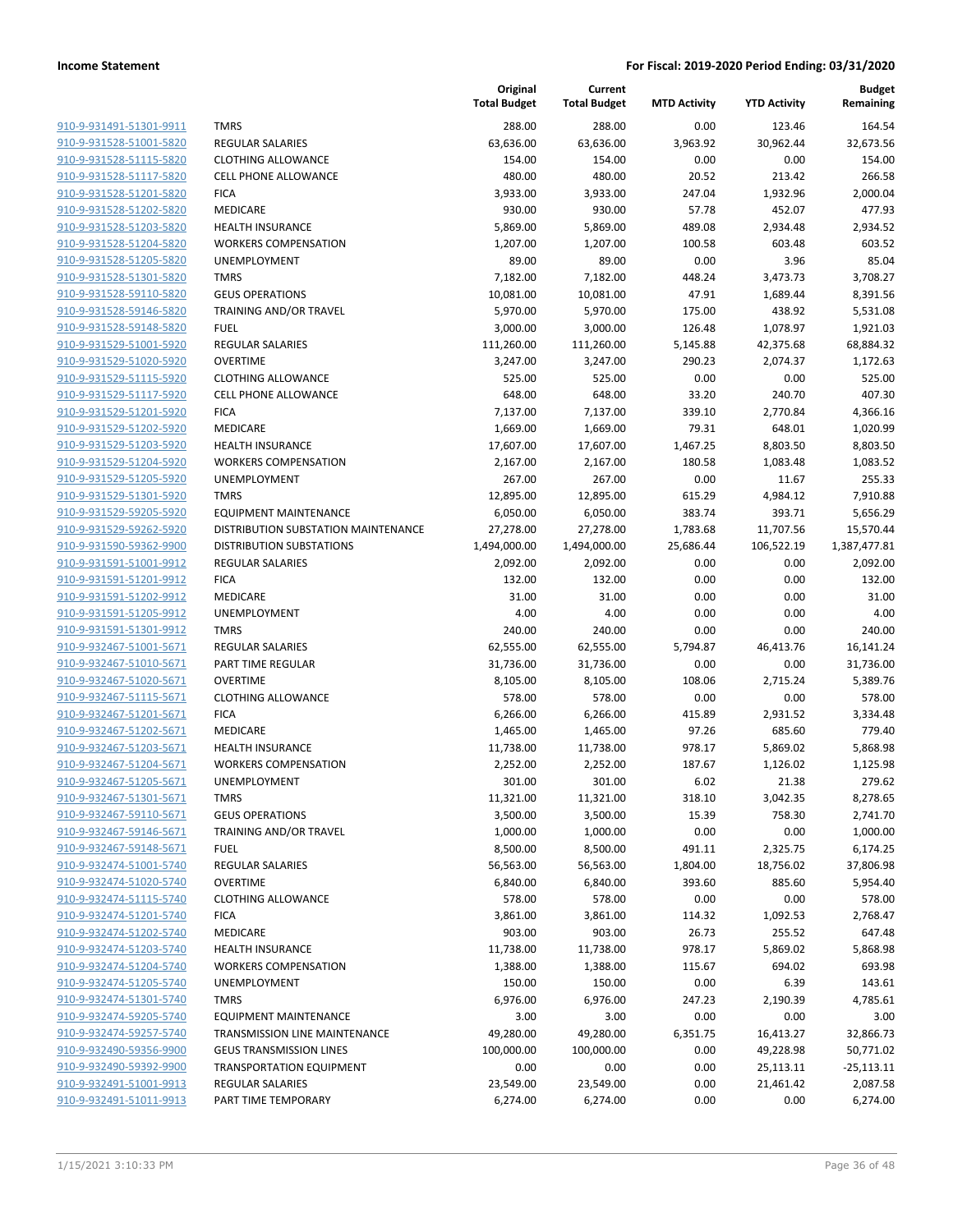**Income Statement** | **For Fiscal: 2019-2020 Period Ending: 03/31/2020**

| | | Original Total Budget | Current Total Budget | MTD Activity | YTD Activity | Budget Remaining |
|---|---|---|---|---|---|---|
| 910-9-931491-51301-9911 | TMRS | 288.00 | 288.00 | 0.00 | 123.46 | 164.54 |
| 910-9-931528-51001-5820 | REGULAR SALARIES | 63,636.00 | 63,636.00 | 3,963.92 | 30,962.44 | 32,673.56 |
| 910-9-931528-51115-5820 | CLOTHING ALLOWANCE | 154.00 | 154.00 | 0.00 | 0.00 | 154.00 |
| 910-9-931528-51117-5820 | CELL PHONE ALLOWANCE | 480.00 | 480.00 | 20.52 | 213.42 | 266.58 |
| 910-9-931528-51201-5820 | FICA | 3,933.00 | 3,933.00 | 247.04 | 1,932.96 | 2,000.04 |
| 910-9-931528-51202-5820 | MEDICARE | 930.00 | 930.00 | 57.78 | 452.07 | 477.93 |
| 910-9-931528-51203-5820 | HEALTH INSURANCE | 5,869.00 | 5,869.00 | 489.08 | 2,934.48 | 2,934.52 |
| 910-9-931528-51204-5820 | WORKERS COMPENSATION | 1,207.00 | 1,207.00 | 100.58 | 603.48 | 603.52 |
| 910-9-931528-51205-5820 | UNEMPLOYMENT | 89.00 | 89.00 | 0.00 | 3.96 | 85.04 |
| 910-9-931528-51301-5820 | TMRS | 7,182.00 | 7,182.00 | 448.24 | 3,473.73 | 3,708.27 |
| 910-9-931528-59110-5820 | GEUS OPERATIONS | 10,081.00 | 10,081.00 | 47.91 | 1,689.44 | 8,391.56 |
| 910-9-931528-59146-5820 | TRAINING AND/OR TRAVEL | 5,970.00 | 5,970.00 | 175.00 | 438.92 | 5,531.08 |
| 910-9-931528-59148-5820 | FUEL | 3,000.00 | 3,000.00 | 126.48 | 1,078.97 | 1,921.03 |
| 910-9-931529-51001-5920 | REGULAR SALARIES | 111,260.00 | 111,260.00 | 5,145.88 | 42,375.68 | 68,884.32 |
| 910-9-931529-51020-5920 | OVERTIME | 3,247.00 | 3,247.00 | 290.23 | 2,074.37 | 1,172.63 |
| 910-9-931529-51115-5920 | CLOTHING ALLOWANCE | 525.00 | 525.00 | 0.00 | 0.00 | 525.00 |
| 910-9-931529-51117-5920 | CELL PHONE ALLOWANCE | 648.00 | 648.00 | 33.20 | 240.70 | 407.30 |
| 910-9-931529-51201-5920 | FICA | 7,137.00 | 7,137.00 | 339.10 | 2,770.84 | 4,366.16 |
| 910-9-931529-51202-5920 | MEDICARE | 1,669.00 | 1,669.00 | 79.31 | 648.01 | 1,020.99 |
| 910-9-931529-51203-5920 | HEALTH INSURANCE | 17,607.00 | 17,607.00 | 1,467.25 | 8,803.50 | 8,803.50 |
| 910-9-931529-51204-5920 | WORKERS COMPENSATION | 2,167.00 | 2,167.00 | 180.58 | 1,083.48 | 1,083.52 |
| 910-9-931529-51205-5920 | UNEMPLOYMENT | 267.00 | 267.00 | 0.00 | 11.67 | 255.33 |
| 910-9-931529-51301-5920 | TMRS | 12,895.00 | 12,895.00 | 615.29 | 4,984.12 | 7,910.88 |
| 910-9-931529-59205-5920 | EQUIPMENT MAINTENANCE | 6,050.00 | 6,050.00 | 383.74 | 393.71 | 5,656.29 |
| 910-9-931529-59262-5920 | DISTRIBUTION SUBSTATION MAINTENANCE | 27,278.00 | 27,278.00 | 1,783.68 | 11,707.56 | 15,570.44 |
| 910-9-931590-59362-9900 | DISTRIBUTION SUBSTATIONS | 1,494,000.00 | 1,494,000.00 | 25,686.44 | 106,522.19 | 1,387,477.81 |
| 910-9-931591-51001-9912 | REGULAR SALARIES | 2,092.00 | 2,092.00 | 0.00 | 0.00 | 2,092.00 |
| 910-9-931591-51201-9912 | FICA | 132.00 | 132.00 | 0.00 | 0.00 | 132.00 |
| 910-9-931591-51202-9912 | MEDICARE | 31.00 | 31.00 | 0.00 | 0.00 | 31.00 |
| 910-9-931591-51205-9912 | UNEMPLOYMENT | 4.00 | 4.00 | 0.00 | 0.00 | 4.00 |
| 910-9-931591-51301-9912 | TMRS | 240.00 | 240.00 | 0.00 | 0.00 | 240.00 |
| 910-9-932467-51001-5671 | REGULAR SALARIES | 62,555.00 | 62,555.00 | 5,794.87 | 46,413.76 | 16,141.24 |
| 910-9-932467-51010-5671 | PART TIME REGULAR | 31,736.00 | 31,736.00 | 0.00 | 0.00 | 31,736.00 |
| 910-9-932467-51020-5671 | OVERTIME | 8,105.00 | 8,105.00 | 108.06 | 2,715.24 | 5,389.76 |
| 910-9-932467-51115-5671 | CLOTHING ALLOWANCE | 578.00 | 578.00 | 0.00 | 0.00 | 578.00 |
| 910-9-932467-51201-5671 | FICA | 6,266.00 | 6,266.00 | 415.89 | 2,931.52 | 3,334.48 |
| 910-9-932467-51202-5671 | MEDICARE | 1,465.00 | 1,465.00 | 97.26 | 685.60 | 779.40 |
| 910-9-932467-51203-5671 | HEALTH INSURANCE | 11,738.00 | 11,738.00 | 978.17 | 5,869.02 | 5,868.98 |
| 910-9-932467-51204-5671 | WORKERS COMPENSATION | 2,252.00 | 2,252.00 | 187.67 | 1,126.02 | 1,125.98 |
| 910-9-932467-51205-5671 | UNEMPLOYMENT | 301.00 | 301.00 | 6.02 | 21.38 | 279.62 |
| 910-9-932467-51301-5671 | TMRS | 11,321.00 | 11,321.00 | 318.10 | 3,042.35 | 8,278.65 |
| 910-9-932467-59110-5671 | GEUS OPERATIONS | 3,500.00 | 3,500.00 | 15.39 | 758.30 | 2,741.70 |
| 910-9-932467-59146-5671 | TRAINING AND/OR TRAVEL | 1,000.00 | 1,000.00 | 0.00 | 0.00 | 1,000.00 |
| 910-9-932467-59148-5671 | FUEL | 8,500.00 | 8,500.00 | 491.11 | 2,325.75 | 6,174.25 |
| 910-9-932474-51001-5740 | REGULAR SALARIES | 56,563.00 | 56,563.00 | 1,804.00 | 18,756.02 | 37,806.98 |
| 910-9-932474-51020-5740 | OVERTIME | 6,840.00 | 6,840.00 | 393.60 | 885.60 | 5,954.40 |
| 910-9-932474-51115-5740 | CLOTHING ALLOWANCE | 578.00 | 578.00 | 0.00 | 0.00 | 578.00 |
| 910-9-932474-51201-5740 | FICA | 3,861.00 | 3,861.00 | 114.32 | 1,092.53 | 2,768.47 |
| 910-9-932474-51202-5740 | MEDICARE | 903.00 | 903.00 | 26.73 | 255.52 | 647.48 |
| 910-9-932474-51203-5740 | HEALTH INSURANCE | 11,738.00 | 11,738.00 | 978.17 | 5,869.02 | 5,868.98 |
| 910-9-932474-51204-5740 | WORKERS COMPENSATION | 1,388.00 | 1,388.00 | 115.67 | 694.02 | 693.98 |
| 910-9-932474-51205-5740 | UNEMPLOYMENT | 150.00 | 150.00 | 0.00 | 6.39 | 143.61 |
| 910-9-932474-51301-5740 | TMRS | 6,976.00 | 6,976.00 | 247.23 | 2,190.39 | 4,785.61 |
| 910-9-932474-59205-5740 | EQUIPMENT MAINTENANCE | 3.00 | 3.00 | 0.00 | 0.00 | 3.00 |
| 910-9-932474-59257-5740 | TRANSMISSION LINE MAINTENANCE | 49,280.00 | 49,280.00 | 6,351.75 | 16,413.27 | 32,866.73 |
| 910-9-932490-59356-9900 | GEUS TRANSMISSION LINES | 100,000.00 | 100,000.00 | 0.00 | 49,228.98 | 50,771.02 |
| 910-9-932490-59392-9900 | TRANSPORTATION EQUIPMENT | 0.00 | 0.00 | 0.00 | 25,113.11 | -25,113.11 |
| 910-9-932491-51001-9913 | REGULAR SALARIES | 23,549.00 | 23,549.00 | 0.00 | 21,461.42 | 2,087.58 |
| 910-9-932491-51011-9913 | PART TIME TEMPORARY | 6,274.00 | 6,274.00 | 0.00 | 0.00 | 6,274.00 |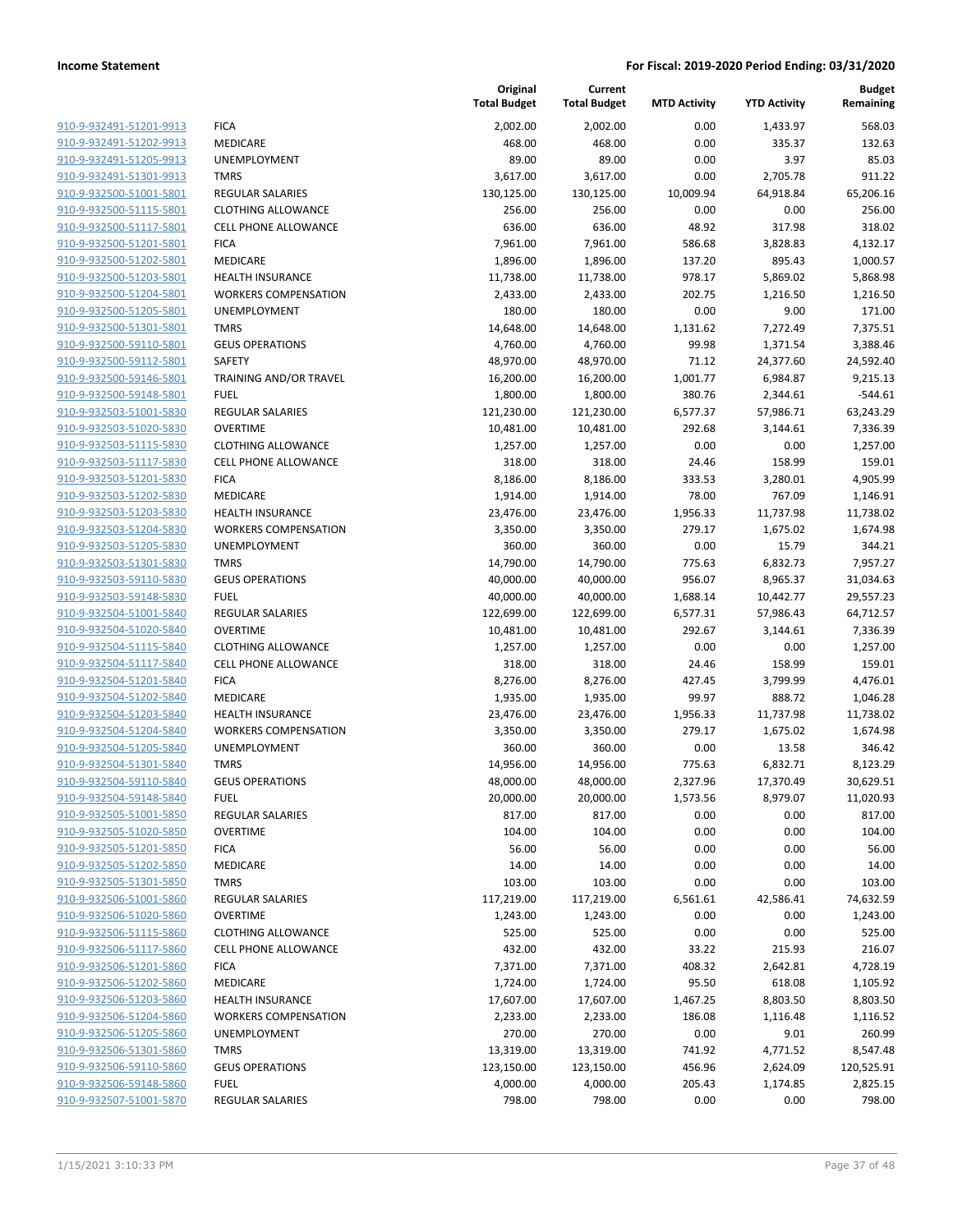**Income Statement** **For Fiscal: 2019-2020 Period Ending: 03/31/2020**

| | | Original Total Budget | Current Total Budget | MTD Activity | YTD Activity | Budget Remaining |
|---|---|---|---|---|---|---|
| 910-9-932491-51201-9913 | FICA | 2,002.00 | 2,002.00 | 0.00 | 1,433.97 | 568.03 |
| 910-9-932491-51202-9913 | MEDICARE | 468.00 | 468.00 | 0.00 | 335.37 | 132.63 |
| 910-9-932491-51205-9913 | UNEMPLOYMENT | 89.00 | 89.00 | 0.00 | 3.97 | 85.03 |
| 910-9-932491-51301-9913 | TMRS | 3,617.00 | 3,617.00 | 0.00 | 2,705.78 | 911.22 |
| 910-9-932500-51001-5801 | REGULAR SALARIES | 130,125.00 | 130,125.00 | 10,009.94 | 64,918.84 | 65,206.16 |
| 910-9-932500-51115-5801 | CLOTHING ALLOWANCE | 256.00 | 256.00 | 0.00 | 0.00 | 256.00 |
| 910-9-932500-51117-5801 | CELL PHONE ALLOWANCE | 636.00 | 636.00 | 48.92 | 317.98 | 318.02 |
| 910-9-932500-51201-5801 | FICA | 7,961.00 | 7,961.00 | 586.68 | 3,828.83 | 4,132.17 |
| 910-9-932500-51202-5801 | MEDICARE | 1,896.00 | 1,896.00 | 137.20 | 895.43 | 1,000.57 |
| 910-9-932500-51203-5801 | HEALTH INSURANCE | 11,738.00 | 11,738.00 | 978.17 | 5,869.02 | 5,868.98 |
| 910-9-932500-51204-5801 | WORKERS COMPENSATION | 2,433.00 | 2,433.00 | 202.75 | 1,216.50 | 1,216.50 |
| 910-9-932500-51205-5801 | UNEMPLOYMENT | 180.00 | 180.00 | 0.00 | 9.00 | 171.00 |
| 910-9-932500-51301-5801 | TMRS | 14,648.00 | 14,648.00 | 1,131.62 | 7,272.49 | 7,375.51 |
| 910-9-932500-59110-5801 | GEUS OPERATIONS | 4,760.00 | 4,760.00 | 99.98 | 1,371.54 | 3,388.46 |
| 910-9-932500-59112-5801 | SAFETY | 48,970.00 | 48,970.00 | 71.12 | 24,377.60 | 24,592.40 |
| 910-9-932500-59146-5801 | TRAINING AND/OR TRAVEL | 16,200.00 | 16,200.00 | 1,001.77 | 6,984.87 | 9,215.13 |
| 910-9-932500-59148-5801 | FUEL | 1,800.00 | 1,800.00 | 380.76 | 2,344.61 | -544.61 |
| 910-9-932503-51001-5830 | REGULAR SALARIES | 121,230.00 | 121,230.00 | 6,577.37 | 57,986.71 | 63,243.29 |
| 910-9-932503-51020-5830 | OVERTIME | 10,481.00 | 10,481.00 | 292.68 | 3,144.61 | 7,336.39 |
| 910-9-932503-51115-5830 | CLOTHING ALLOWANCE | 1,257.00 | 1,257.00 | 0.00 | 0.00 | 1,257.00 |
| 910-9-932503-51117-5830 | CELL PHONE ALLOWANCE | 318.00 | 318.00 | 24.46 | 158.99 | 159.01 |
| 910-9-932503-51201-5830 | FICA | 8,186.00 | 8,186.00 | 333.53 | 3,280.01 | 4,905.99 |
| 910-9-932503-51202-5830 | MEDICARE | 1,914.00 | 1,914.00 | 78.00 | 767.09 | 1,146.91 |
| 910-9-932503-51203-5830 | HEALTH INSURANCE | 23,476.00 | 23,476.00 | 1,956.33 | 11,737.98 | 11,738.02 |
| 910-9-932503-51204-5830 | WORKERS COMPENSATION | 3,350.00 | 3,350.00 | 279.17 | 1,675.02 | 1,674.98 |
| 910-9-932503-51205-5830 | UNEMPLOYMENT | 360.00 | 360.00 | 0.00 | 15.79 | 344.21 |
| 910-9-932503-51301-5830 | TMRS | 14,790.00 | 14,790.00 | 775.63 | 6,832.73 | 7,957.27 |
| 910-9-932503-59110-5830 | GEUS OPERATIONS | 40,000.00 | 40,000.00 | 956.07 | 8,965.37 | 31,034.63 |
| 910-9-932503-59148-5830 | FUEL | 40,000.00 | 40,000.00 | 1,688.14 | 10,442.77 | 29,557.23 |
| 910-9-932504-51001-5840 | REGULAR SALARIES | 122,699.00 | 122,699.00 | 6,577.31 | 57,986.43 | 64,712.57 |
| 910-9-932504-51020-5840 | OVERTIME | 10,481.00 | 10,481.00 | 292.67 | 3,144.61 | 7,336.39 |
| 910-9-932504-51115-5840 | CLOTHING ALLOWANCE | 1,257.00 | 1,257.00 | 0.00 | 0.00 | 1,257.00 |
| 910-9-932504-51117-5840 | CELL PHONE ALLOWANCE | 318.00 | 318.00 | 24.46 | 158.99 | 159.01 |
| 910-9-932504-51201-5840 | FICA | 8,276.00 | 8,276.00 | 427.45 | 3,799.99 | 4,476.01 |
| 910-9-932504-51202-5840 | MEDICARE | 1,935.00 | 1,935.00 | 99.97 | 888.72 | 1,046.28 |
| 910-9-932504-51203-5840 | HEALTH INSURANCE | 23,476.00 | 23,476.00 | 1,956.33 | 11,737.98 | 11,738.02 |
| 910-9-932504-51204-5840 | WORKERS COMPENSATION | 3,350.00 | 3,350.00 | 279.17 | 1,675.02 | 1,674.98 |
| 910-9-932504-51205-5840 | UNEMPLOYMENT | 360.00 | 360.00 | 0.00 | 13.58 | 346.42 |
| 910-9-932504-51301-5840 | TMRS | 14,956.00 | 14,956.00 | 775.63 | 6,832.71 | 8,123.29 |
| 910-9-932504-59110-5840 | GEUS OPERATIONS | 48,000.00 | 48,000.00 | 2,327.96 | 17,370.49 | 30,629.51 |
| 910-9-932504-59148-5840 | FUEL | 20,000.00 | 20,000.00 | 1,573.56 | 8,979.07 | 11,020.93 |
| 910-9-932505-51001-5850 | REGULAR SALARIES | 817.00 | 817.00 | 0.00 | 0.00 | 817.00 |
| 910-9-932505-51020-5850 | OVERTIME | 104.00 | 104.00 | 0.00 | 0.00 | 104.00 |
| 910-9-932505-51201-5850 | FICA | 56.00 | 56.00 | 0.00 | 0.00 | 56.00 |
| 910-9-932505-51202-5850 | MEDICARE | 14.00 | 14.00 | 0.00 | 0.00 | 14.00 |
| 910-9-932505-51301-5850 | TMRS | 103.00 | 103.00 | 0.00 | 0.00 | 103.00 |
| 910-9-932506-51001-5860 | REGULAR SALARIES | 117,219.00 | 117,219.00 | 6,561.61 | 42,586.41 | 74,632.59 |
| 910-9-932506-51020-5860 | OVERTIME | 1,243.00 | 1,243.00 | 0.00 | 0.00 | 1,243.00 |
| 910-9-932506-51115-5860 | CLOTHING ALLOWANCE | 525.00 | 525.00 | 0.00 | 0.00 | 525.00 |
| 910-9-932506-51117-5860 | CELL PHONE ALLOWANCE | 432.00 | 432.00 | 33.22 | 215.93 | 216.07 |
| 910-9-932506-51201-5860 | FICA | 7,371.00 | 7,371.00 | 408.32 | 2,642.81 | 4,728.19 |
| 910-9-932506-51202-5860 | MEDICARE | 1,724.00 | 1,724.00 | 95.50 | 618.08 | 1,105.92 |
| 910-9-932506-51203-5860 | HEALTH INSURANCE | 17,607.00 | 17,607.00 | 1,467.25 | 8,803.50 | 8,803.50 |
| 910-9-932506-51204-5860 | WORKERS COMPENSATION | 2,233.00 | 2,233.00 | 186.08 | 1,116.48 | 1,116.52 |
| 910-9-932506-51205-5860 | UNEMPLOYMENT | 270.00 | 270.00 | 0.00 | 9.01 | 260.99 |
| 910-9-932506-51301-5860 | TMRS | 13,319.00 | 13,319.00 | 741.92 | 4,771.52 | 8,547.48 |
| 910-9-932506-59110-5860 | GEUS OPERATIONS | 123,150.00 | 123,150.00 | 456.96 | 2,624.09 | 120,525.91 |
| 910-9-932506-59148-5860 | FUEL | 4,000.00 | 4,000.00 | 205.43 | 1,174.85 | 2,825.15 |
| 910-9-932507-51001-5870 | REGULAR SALARIES | 798.00 | 798.00 | 0.00 | 0.00 | 798.00 |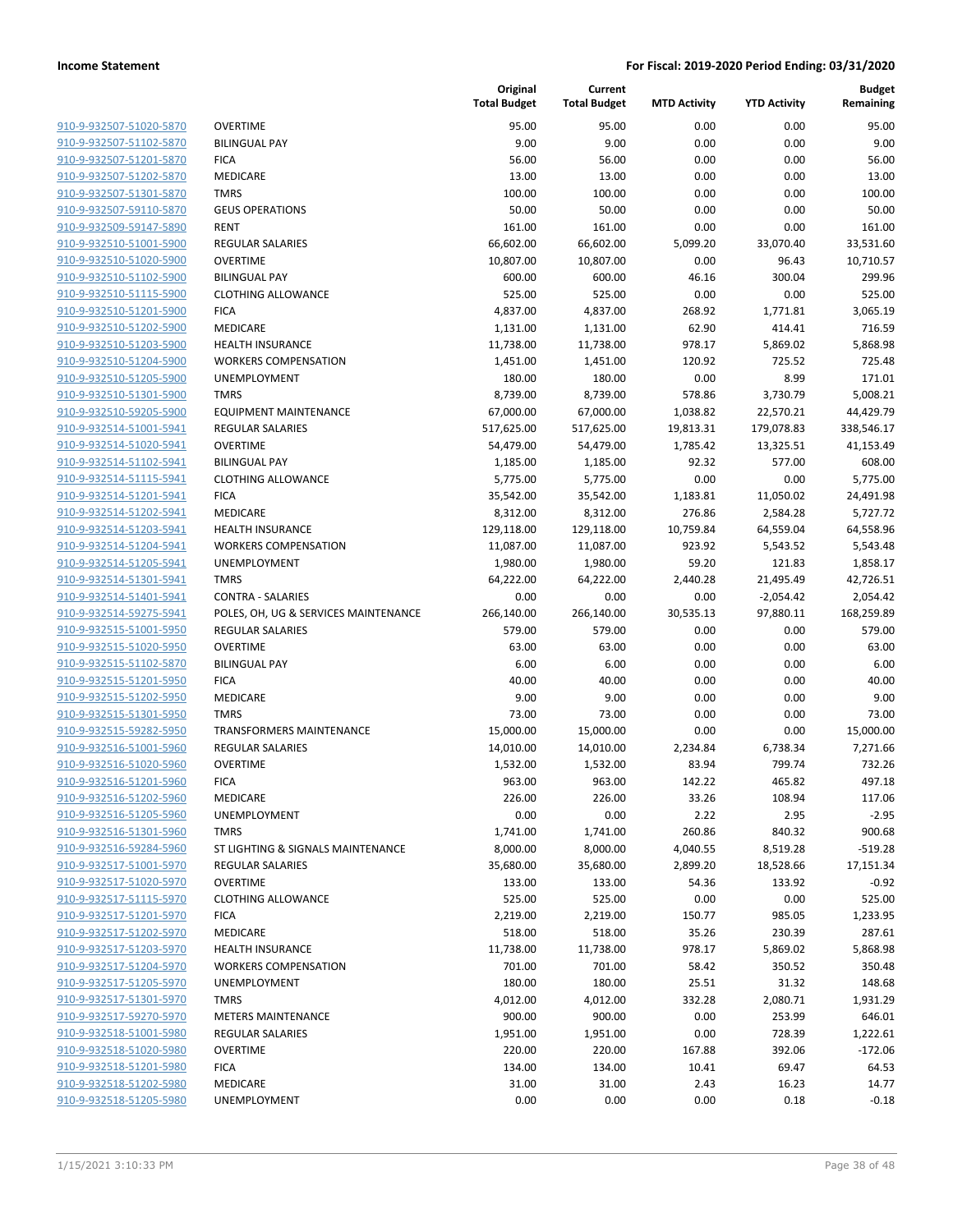**Income Statement** | **For Fiscal: 2019-2020 Period Ending: 03/31/2020**

| | | Original Total Budget | Current Total Budget | MTD Activity | YTD Activity | Budget Remaining |
|---|---|---|---|---|---|---|
| 910-9-932507-51020-5870 | OVERTIME | 95.00 | 95.00 | 0.00 | 0.00 | 95.00 |
| 910-9-932507-51102-5870 | BILINGUAL PAY | 9.00 | 9.00 | 0.00 | 0.00 | 9.00 |
| 910-9-932507-51201-5870 | FICA | 56.00 | 56.00 | 0.00 | 0.00 | 56.00 |
| 910-9-932507-51202-5870 | MEDICARE | 13.00 | 13.00 | 0.00 | 0.00 | 13.00 |
| 910-9-932507-51301-5870 | TMRS | 100.00 | 100.00 | 0.00 | 0.00 | 100.00 |
| 910-9-932507-59110-5870 | GEUS OPERATIONS | 50.00 | 50.00 | 0.00 | 0.00 | 50.00 |
| 910-9-932509-59147-5890 | RENT | 161.00 | 161.00 | 0.00 | 0.00 | 161.00 |
| 910-9-932510-51001-5900 | REGULAR SALARIES | 66,602.00 | 66,602.00 | 5,099.20 | 33,070.40 | 33,531.60 |
| 910-9-932510-51020-5900 | OVERTIME | 10,807.00 | 10,807.00 | 0.00 | 96.43 | 10,710.57 |
| 910-9-932510-51102-5900 | BILINGUAL PAY | 600.00 | 600.00 | 46.16 | 300.04 | 299.96 |
| 910-9-932510-51115-5900 | CLOTHING ALLOWANCE | 525.00 | 525.00 | 0.00 | 0.00 | 525.00 |
| 910-9-932510-51201-5900 | FICA | 4,837.00 | 4,837.00 | 268.92 | 1,771.81 | 3,065.19 |
| 910-9-932510-51202-5900 | MEDICARE | 1,131.00 | 1,131.00 | 62.90 | 414.41 | 716.59 |
| 910-9-932510-51203-5900 | HEALTH INSURANCE | 11,738.00 | 11,738.00 | 978.17 | 5,869.02 | 5,868.98 |
| 910-9-932510-51204-5900 | WORKERS COMPENSATION | 1,451.00 | 1,451.00 | 120.92 | 725.52 | 725.48 |
| 910-9-932510-51205-5900 | UNEMPLOYMENT | 180.00 | 180.00 | 0.00 | 8.99 | 171.01 |
| 910-9-932510-51301-5900 | TMRS | 8,739.00 | 8,739.00 | 578.86 | 3,730.79 | 5,008.21 |
| 910-9-932510-59205-5900 | EQUIPMENT MAINTENANCE | 67,000.00 | 67,000.00 | 1,038.82 | 22,570.21 | 44,429.79 |
| 910-9-932514-51001-5941 | REGULAR SALARIES | 517,625.00 | 517,625.00 | 19,813.31 | 179,078.83 | 338,546.17 |
| 910-9-932514-51020-5941 | OVERTIME | 54,479.00 | 54,479.00 | 1,785.42 | 13,325.51 | 41,153.49 |
| 910-9-932514-51102-5941 | BILINGUAL PAY | 1,185.00 | 1,185.00 | 92.32 | 577.00 | 608.00 |
| 910-9-932514-51115-5941 | CLOTHING ALLOWANCE | 5,775.00 | 5,775.00 | 0.00 | 0.00 | 5,775.00 |
| 910-9-932514-51201-5941 | FICA | 35,542.00 | 35,542.00 | 1,183.81 | 11,050.02 | 24,491.98 |
| 910-9-932514-51202-5941 | MEDICARE | 8,312.00 | 8,312.00 | 276.86 | 2,584.28 | 5,727.72 |
| 910-9-932514-51203-5941 | HEALTH INSURANCE | 129,118.00 | 129,118.00 | 10,759.84 | 64,559.04 | 64,558.96 |
| 910-9-932514-51204-5941 | WORKERS COMPENSATION | 11,087.00 | 11,087.00 | 923.92 | 5,543.52 | 5,543.48 |
| 910-9-932514-51205-5941 | UNEMPLOYMENT | 1,980.00 | 1,980.00 | 59.20 | 121.83 | 1,858.17 |
| 910-9-932514-51301-5941 | TMRS | 64,222.00 | 64,222.00 | 2,440.28 | 21,495.49 | 42,726.51 |
| 910-9-932514-51401-5941 | CONTRA - SALARIES | 0.00 | 0.00 | 0.00 | -2,054.42 | 2,054.42 |
| 910-9-932514-59275-5941 | POLES, OH, UG & SERVICES MAINTENANCE | 266,140.00 | 266,140.00 | 30,535.13 | 97,880.11 | 168,259.89 |
| 910-9-932515-51001-5950 | REGULAR SALARIES | 579.00 | 579.00 | 0.00 | 0.00 | 579.00 |
| 910-9-932515-51020-5950 | OVERTIME | 63.00 | 63.00 | 0.00 | 0.00 | 63.00 |
| 910-9-932515-51102-5870 | BILINGUAL PAY | 6.00 | 6.00 | 0.00 | 0.00 | 6.00 |
| 910-9-932515-51201-5950 | FICA | 40.00 | 40.00 | 0.00 | 0.00 | 40.00 |
| 910-9-932515-51202-5950 | MEDICARE | 9.00 | 9.00 | 0.00 | 0.00 | 9.00 |
| 910-9-932515-51301-5950 | TMRS | 73.00 | 73.00 | 0.00 | 0.00 | 73.00 |
| 910-9-932515-59282-5950 | TRANSFORMERS MAINTENANCE | 15,000.00 | 15,000.00 | 0.00 | 0.00 | 15,000.00 |
| 910-9-932516-51001-5960 | REGULAR SALARIES | 14,010.00 | 14,010.00 | 2,234.84 | 6,738.34 | 7,271.66 |
| 910-9-932516-51020-5960 | OVERTIME | 1,532.00 | 1,532.00 | 83.94 | 799.74 | 732.26 |
| 910-9-932516-51201-5960 | FICA | 963.00 | 963.00 | 142.22 | 465.82 | 497.18 |
| 910-9-932516-51202-5960 | MEDICARE | 226.00 | 226.00 | 33.26 | 108.94 | 117.06 |
| 910-9-932516-51205-5960 | UNEMPLOYMENT | 0.00 | 0.00 | 2.22 | 2.95 | -2.95 |
| 910-9-932516-51301-5960 | TMRS | 1,741.00 | 1,741.00 | 260.86 | 840.32 | 900.68 |
| 910-9-932516-59284-5960 | ST LIGHTING & SIGNALS MAINTENANCE | 8,000.00 | 8,000.00 | 4,040.55 | 8,519.28 | -519.28 |
| 910-9-932517-51001-5970 | REGULAR SALARIES | 35,680.00 | 35,680.00 | 2,899.20 | 18,528.66 | 17,151.34 |
| 910-9-932517-51020-5970 | OVERTIME | 133.00 | 133.00 | 54.36 | 133.92 | -0.92 |
| 910-9-932517-51115-5970 | CLOTHING ALLOWANCE | 525.00 | 525.00 | 0.00 | 0.00 | 525.00 |
| 910-9-932517-51201-5970 | FICA | 2,219.00 | 2,219.00 | 150.77 | 985.05 | 1,233.95 |
| 910-9-932517-51202-5970 | MEDICARE | 518.00 | 518.00 | 35.26 | 230.39 | 287.61 |
| 910-9-932517-51203-5970 | HEALTH INSURANCE | 11,738.00 | 11,738.00 | 978.17 | 5,869.02 | 5,868.98 |
| 910-9-932517-51204-5970 | WORKERS COMPENSATION | 701.00 | 701.00 | 58.42 | 350.52 | 350.48 |
| 910-9-932517-51205-5970 | UNEMPLOYMENT | 180.00 | 180.00 | 25.51 | 31.32 | 148.68 |
| 910-9-932517-51301-5970 | TMRS | 4,012.00 | 4,012.00 | 332.28 | 2,080.71 | 1,931.29 |
| 910-9-932517-59270-5970 | METERS MAINTENANCE | 900.00 | 900.00 | 0.00 | 253.99 | 646.01 |
| 910-9-932518-51001-5980 | REGULAR SALARIES | 1,951.00 | 1,951.00 | 0.00 | 728.39 | 1,222.61 |
| 910-9-932518-51020-5980 | OVERTIME | 220.00 | 220.00 | 167.88 | 392.06 | -172.06 |
| 910-9-932518-51201-5980 | FICA | 134.00 | 134.00 | 10.41 | 69.47 | 64.53 |
| 910-9-932518-51202-5980 | MEDICARE | 31.00 | 31.00 | 2.43 | 16.23 | 14.77 |
| 910-9-932518-51205-5980 | UNEMPLOYMENT | 0.00 | 0.00 | 0.00 | 0.18 | -0.18 |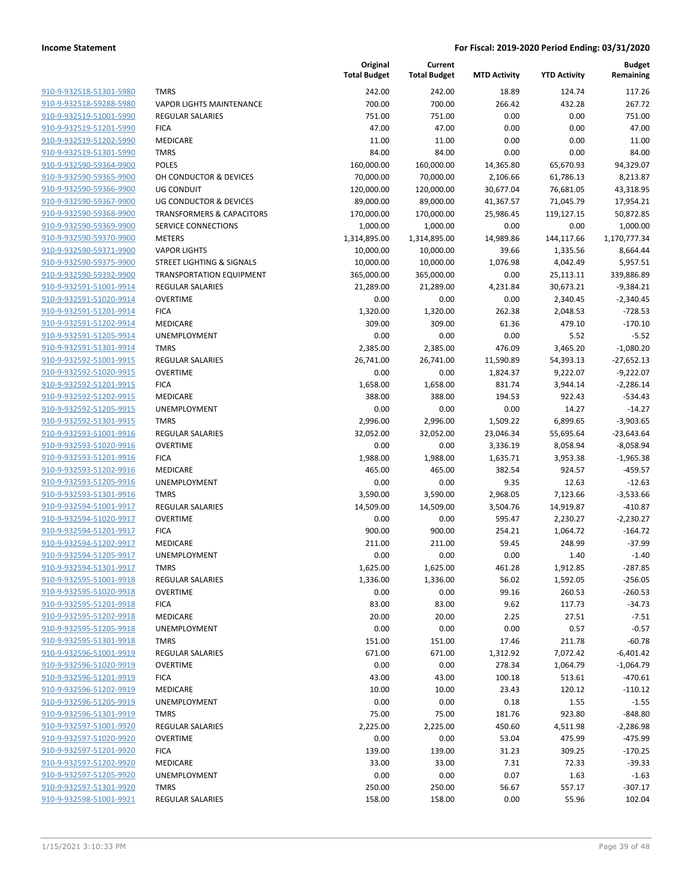| | | Original Total Budget | Current Total Budget | MTD Activity | YTD Activity | Budget Remaining |
|---|---|---|---|---|---|---|
| 910-9-932518-51301-5980 | TMRS | 242.00 | 242.00 | 18.89 | 124.74 | 117.26 |
| 910-9-932518-59288-5980 | VAPOR LIGHTS MAINTENANCE | 700.00 | 700.00 | 266.42 | 432.28 | 267.72 |
| 910-9-932519-51001-5990 | REGULAR SALARIES | 751.00 | 751.00 | 0.00 | 0.00 | 751.00 |
| 910-9-932519-51201-5990 | FICA | 47.00 | 47.00 | 0.00 | 0.00 | 47.00 |
| 910-9-932519-51202-5990 | MEDICARE | 11.00 | 11.00 | 0.00 | 0.00 | 11.00 |
| 910-9-932519-51301-5990 | TMRS | 84.00 | 84.00 | 0.00 | 0.00 | 84.00 |
| 910-9-932590-59364-9900 | POLES | 160,000.00 | 160,000.00 | 14,365.80 | 65,670.93 | 94,329.07 |
| 910-9-932590-59365-9900 | OH CONDUCTOR & DEVICES | 70,000.00 | 70,000.00 | 2,106.66 | 61,786.13 | 8,213.87 |
| 910-9-932590-59366-9900 | UG CONDUIT | 120,000.00 | 120,000.00 | 30,677.04 | 76,681.05 | 43,318.95 |
| 910-9-932590-59367-9900 | UG CONDUCTOR & DEVICES | 89,000.00 | 89,000.00 | 41,367.57 | 71,045.79 | 17,954.21 |
| 910-9-932590-59368-9900 | TRANSFORMERS & CAPACITORS | 170,000.00 | 170,000.00 | 25,986.45 | 119,127.15 | 50,872.85 |
| 910-9-932590-59369-9900 | SERVICE CONNECTIONS | 1,000.00 | 1,000.00 | 0.00 | 0.00 | 1,000.00 |
| 910-9-932590-59370-9900 | METERS | 1,314,895.00 | 1,314,895.00 | 14,989.86 | 144,117.66 | 1,170,777.34 |
| 910-9-932590-59371-9900 | VAPOR LIGHTS | 10,000.00 | 10,000.00 | 39.66 | 1,335.56 | 8,664.44 |
| 910-9-932590-59375-9900 | STREET LIGHTING & SIGNALS | 10,000.00 | 10,000.00 | 1,076.98 | 4,042.49 | 5,957.51 |
| 910-9-932590-59392-9900 | TRANSPORTATION EQUIPMENT | 365,000.00 | 365,000.00 | 0.00 | 25,113.11 | 339,886.89 |
| 910-9-932591-51001-9914 | REGULAR SALARIES | 21,289.00 | 21,289.00 | 4,231.84 | 30,673.21 | -9,384.21 |
| 910-9-932591-51020-9914 | OVERTIME | 0.00 | 0.00 | 0.00 | 2,340.45 | -2,340.45 |
| 910-9-932591-51201-9914 | FICA | 1,320.00 | 1,320.00 | 262.38 | 2,048.53 | -728.53 |
| 910-9-932591-51202-9914 | MEDICARE | 309.00 | 309.00 | 61.36 | 479.10 | -170.10 |
| 910-9-932591-51205-9914 | UNEMPLOYMENT | 0.00 | 0.00 | 0.00 | 5.52 | -5.52 |
| 910-9-932591-51301-9914 | TMRS | 2,385.00 | 2,385.00 | 476.09 | 3,465.20 | -1,080.20 |
| 910-9-932592-51001-9915 | REGULAR SALARIES | 26,741.00 | 26,741.00 | 11,590.89 | 54,393.13 | -27,652.13 |
| 910-9-932592-51020-9915 | OVERTIME | 0.00 | 0.00 | 1,824.37 | 9,222.07 | -9,222.07 |
| 910-9-932592-51201-9915 | FICA | 1,658.00 | 1,658.00 | 831.74 | 3,944.14 | -2,286.14 |
| 910-9-932592-51202-9915 | MEDICARE | 388.00 | 388.00 | 194.53 | 922.43 | -534.43 |
| 910-9-932592-51205-9915 | UNEMPLOYMENT | 0.00 | 0.00 | 0.00 | 14.27 | -14.27 |
| 910-9-932592-51301-9915 | TMRS | 2,996.00 | 2,996.00 | 1,509.22 | 6,899.65 | -3,903.65 |
| 910-9-932593-51001-9916 | REGULAR SALARIES | 32,052.00 | 32,052.00 | 23,046.34 | 55,695.64 | -23,643.64 |
| 910-9-932593-51020-9916 | OVERTIME | 0.00 | 0.00 | 3,336.19 | 8,058.94 | -8,058.94 |
| 910-9-932593-51201-9916 | FICA | 1,988.00 | 1,988.00 | 1,635.71 | 3,953.38 | -1,965.38 |
| 910-9-932593-51202-9916 | MEDICARE | 465.00 | 465.00 | 382.54 | 924.57 | -459.57 |
| 910-9-932593-51205-9916 | UNEMPLOYMENT | 0.00 | 0.00 | 9.35 | 12.63 | -12.63 |
| 910-9-932593-51301-9916 | TMRS | 3,590.00 | 3,590.00 | 2,968.05 | 7,123.66 | -3,533.66 |
| 910-9-932594-51001-9917 | REGULAR SALARIES | 14,509.00 | 14,509.00 | 3,504.76 | 14,919.87 | -410.87 |
| 910-9-932594-51020-9917 | OVERTIME | 0.00 | 0.00 | 595.47 | 2,230.27 | -2,230.27 |
| 910-9-932594-51201-9917 | FICA | 900.00 | 900.00 | 254.21 | 1,064.72 | -164.72 |
| 910-9-932594-51202-9917 | MEDICARE | 211.00 | 211.00 | 59.45 | 248.99 | -37.99 |
| 910-9-932594-51205-9917 | UNEMPLOYMENT | 0.00 | 0.00 | 0.00 | 1.40 | -1.40 |
| 910-9-932594-51301-9917 | TMRS | 1,625.00 | 1,625.00 | 461.28 | 1,912.85 | -287.85 |
| 910-9-932595-51001-9918 | REGULAR SALARIES | 1,336.00 | 1,336.00 | 56.02 | 1,592.05 | -256.05 |
| 910-9-932595-51020-9918 | OVERTIME | 0.00 | 0.00 | 99.16 | 260.53 | -260.53 |
| 910-9-932595-51201-9918 | FICA | 83.00 | 83.00 | 9.62 | 117.73 | -34.73 |
| 910-9-932595-51202-9918 | MEDICARE | 20.00 | 20.00 | 2.25 | 27.51 | -7.51 |
| 910-9-932595-51205-9918 | UNEMPLOYMENT | 0.00 | 0.00 | 0.00 | 0.57 | -0.57 |
| 910-9-932595-51301-9918 | TMRS | 151.00 | 151.00 | 17.46 | 211.78 | -60.78 |
| 910-9-932596-51001-9919 | REGULAR SALARIES | 671.00 | 671.00 | 1,312.92 | 7,072.42 | -6,401.42 |
| 910-9-932596-51020-9919 | OVERTIME | 0.00 | 0.00 | 278.34 | 1,064.79 | -1,064.79 |
| 910-9-932596-51201-9919 | FICA | 43.00 | 43.00 | 100.18 | 513.61 | -470.61 |
| 910-9-932596-51202-9919 | MEDICARE | 10.00 | 10.00 | 23.43 | 120.12 | -110.12 |
| 910-9-932596-51205-9919 | UNEMPLOYMENT | 0.00 | 0.00 | 0.18 | 1.55 | -1.55 |
| 910-9-932596-51301-9919 | TMRS | 75.00 | 75.00 | 181.76 | 923.80 | -848.80 |
| 910-9-932597-51001-9920 | REGULAR SALARIES | 2,225.00 | 2,225.00 | 450.60 | 4,511.98 | -2,286.98 |
| 910-9-932597-51020-9920 | OVERTIME | 0.00 | 0.00 | 53.04 | 475.99 | -475.99 |
| 910-9-932597-51201-9920 | FICA | 139.00 | 139.00 | 31.23 | 309.25 | -170.25 |
| 910-9-932597-51202-9920 | MEDICARE | 33.00 | 33.00 | 7.31 | 72.33 | -39.33 |
| 910-9-932597-51205-9920 | UNEMPLOYMENT | 0.00 | 0.00 | 0.07 | 1.63 | -1.63 |
| 910-9-932597-51301-9920 | TMRS | 250.00 | 250.00 | 56.67 | 557.17 | -307.17 |
| 910-9-932598-51001-9921 | REGULAR SALARIES | 158.00 | 158.00 | 0.00 | 55.96 | 102.04 |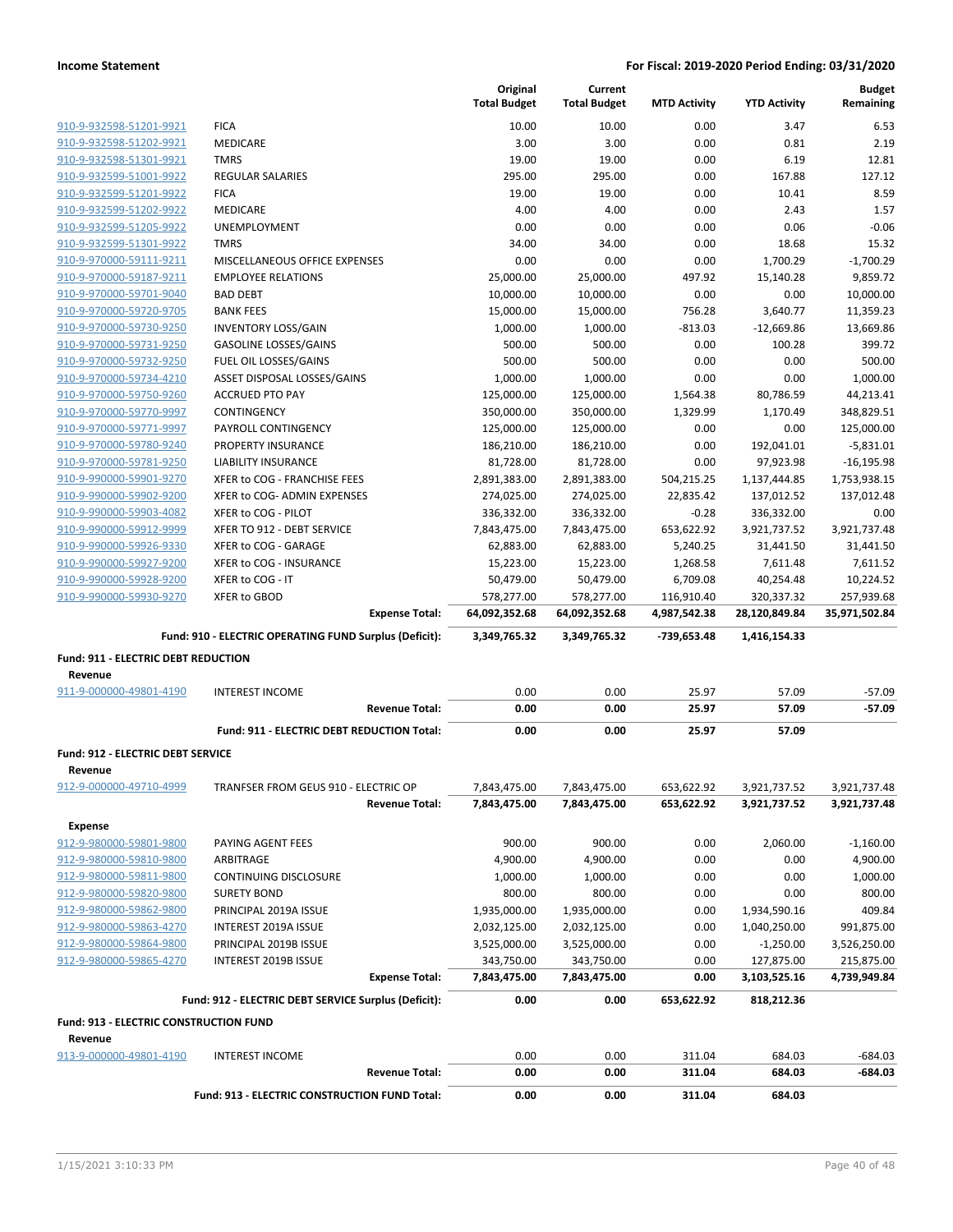**Income Statement** — **For Fiscal: 2019-2020 Period Ending: 03/31/2020**

| | | Original Total Budget | Current Total Budget | MTD Activity | YTD Activity | Budget Remaining |
|---|---|---|---|---|---|---|
| 910-9-932598-51201-9921 | FICA | 10.00 | 10.00 | 0.00 | 3.47 | 6.53 |
| 910-9-932598-51202-9921 | MEDICARE | 3.00 | 3.00 | 0.00 | 0.81 | 2.19 |
| 910-9-932598-51301-9921 | TMRS | 19.00 | 19.00 | 0.00 | 6.19 | 12.81 |
| 910-9-932599-51001-9922 | REGULAR SALARIES | 295.00 | 295.00 | 0.00 | 167.88 | 127.12 |
| 910-9-932599-51201-9922 | FICA | 19.00 | 19.00 | 0.00 | 10.41 | 8.59 |
| 910-9-932599-51202-9922 | MEDICARE | 4.00 | 4.00 | 0.00 | 2.43 | 1.57 |
| 910-9-932599-51205-9922 | UNEMPLOYMENT | 0.00 | 0.00 | 0.00 | 0.06 | -0.06 |
| 910-9-932599-51301-9922 | TMRS | 34.00 | 34.00 | 0.00 | 18.68 | 15.32 |
| 910-9-970000-59111-9211 | MISCELLANEOUS OFFICE EXPENSES | 0.00 | 0.00 | 0.00 | 1,700.29 | -1,700.29 |
| 910-9-970000-59187-9211 | EMPLOYEE RELATIONS | 25,000.00 | 25,000.00 | 497.92 | 15,140.28 | 9,859.72 |
| 910-9-970000-59701-9040 | BAD DEBT | 10,000.00 | 10,000.00 | 0.00 | 0.00 | 10,000.00 |
| 910-9-970000-59720-9705 | BANK FEES | 15,000.00 | 15,000.00 | 756.28 | 3,640.77 | 11,359.23 |
| 910-9-970000-59730-9250 | INVENTORY LOSS/GAIN | 1,000.00 | 1,000.00 | -813.03 | -12,669.86 | 13,669.86 |
| 910-9-970000-59731-9250 | GASOLINE LOSSES/GAINS | 500.00 | 500.00 | 0.00 | 100.28 | 399.72 |
| 910-9-970000-59732-9250 | FUEL OIL LOSSES/GAINS | 500.00 | 500.00 | 0.00 | 0.00 | 500.00 |
| 910-9-970000-59734-4210 | ASSET DISPOSAL LOSSES/GAINS | 1,000.00 | 1,000.00 | 0.00 | 0.00 | 1,000.00 |
| 910-9-970000-59750-9260 | ACCRUED PTO PAY | 125,000.00 | 125,000.00 | 1,564.38 | 80,786.59 | 44,213.41 |
| 910-9-970000-59770-9997 | CONTINGENCY | 350,000.00 | 350,000.00 | 1,329.99 | 1,170.49 | 348,829.51 |
| 910-9-970000-59771-9997 | PAYROLL CONTINGENCY | 125,000.00 | 125,000.00 | 0.00 | 0.00 | 125,000.00 |
| 910-9-970000-59780-9240 | PROPERTY INSURANCE | 186,210.00 | 186,210.00 | 0.00 | 192,041.01 | -5,831.01 |
| 910-9-970000-59781-9250 | LIABILITY INSURANCE | 81,728.00 | 81,728.00 | 0.00 | 97,923.98 | -16,195.98 |
| 910-9-990000-59901-9270 | XFER to COG - FRANCHISE FEES | 2,891,383.00 | 2,891,383.00 | 504,215.25 | 1,137,444.85 | 1,753,938.15 |
| 910-9-990000-59902-9200 | XFER to COG- ADMIN EXPENSES | 274,025.00 | 274,025.00 | 22,835.42 | 137,012.52 | 137,012.48 |
| 910-9-990000-59903-4082 | XFER to COG - PILOT | 336,332.00 | 336,332.00 | -0.28 | 336,332.00 | 0.00 |
| 910-9-990000-59912-9999 | XFER TO 912 - DEBT SERVICE | 7,843,475.00 | 7,843,475.00 | 653,622.92 | 3,921,737.52 | 3,921,737.48 |
| 910-9-990000-59926-9330 | XFER to COG - GARAGE | 62,883.00 | 62,883.00 | 5,240.25 | 31,441.50 | 31,441.50 |
| 910-9-990000-59927-9200 | XFER to COG - INSURANCE | 15,223.00 | 15,223.00 | 1,268.58 | 7,611.48 | 7,611.52 |
| 910-9-990000-59928-9200 | XFER to COG - IT | 50,479.00 | 50,479.00 | 6,709.08 | 40,254.48 | 10,224.52 |
| 910-9-990000-59930-9270 | XFER to GBOD | 578,277.00 | 578,277.00 | 116,910.40 | 320,337.32 | 257,939.68 |
| | **Expense Total:** | **64,092,352.68** | **64,092,352.68** | **4,987,542.38** | **28,120,849.84** | **35,971,502.84** |
| | **Fund: 910 - ELECTRIC OPERATING FUND Surplus (Deficit):** | **3,349,765.32** | **3,349,765.32** | **-739,653.48** | **1,416,154.33** | |
| **Fund: 911 - ELECTRIC DEBT REDUCTION** | | | | | | |
| **Revenue** | | | | | | |
| 911-9-000000-49801-4190 | INTEREST INCOME | 0.00 | 0.00 | 25.97 | 57.09 | -57.09 |
| | **Revenue Total:** | **0.00** | **0.00** | **25.97** | **57.09** | **-57.09** |
| | **Fund: 911 - ELECTRIC DEBT REDUCTION Total:** | **0.00** | **0.00** | **25.97** | **57.09** | |
| **Fund: 912 - ELECTRIC DEBT SERVICE** | | | | | | |
| **Revenue** | | | | | | |
| 912-9-000000-49710-4999 | TRANFSER FROM GEUS 910 - ELECTRIC OP | 7,843,475.00 | 7,843,475.00 | 653,622.92 | 3,921,737.52 | 3,921,737.48 |
| | **Revenue Total:** | **7,843,475.00** | **7,843,475.00** | **653,622.92** | **3,921,737.52** | **3,921,737.48** |
| **Expense** | | | | | | |
| 912-9-980000-59801-9800 | PAYING AGENT FEES | 900.00 | 900.00 | 0.00 | 2,060.00 | -1,160.00 |
| 912-9-980000-59810-9800 | ARBITRAGE | 4,900.00 | 4,900.00 | 0.00 | 0.00 | 4,900.00 |
| 912-9-980000-59811-9800 | CONTINUING DISCLOSURE | 1,000.00 | 1,000.00 | 0.00 | 0.00 | 1,000.00 |
| 912-9-980000-59820-9800 | SURETY BOND | 800.00 | 800.00 | 0.00 | 0.00 | 800.00 |
| 912-9-980000-59862-9800 | PRINCIPAL 2019A ISSUE | 1,935,000.00 | 1,935,000.00 | 0.00 | 1,934,590.16 | 409.84 |
| 912-9-980000-59863-4270 | INTEREST 2019A ISSUE | 2,032,125.00 | 2,032,125.00 | 0.00 | 1,040,250.00 | 991,875.00 |
| 912-9-980000-59864-9800 | PRINCIPAL 2019B ISSUE | 3,525,000.00 | 3,525,000.00 | 0.00 | -1,250.00 | 3,526,250.00 |
| 912-9-980000-59865-4270 | INTEREST 2019B ISSUE | 343,750.00 | 343,750.00 | 0.00 | 127,875.00 | 215,875.00 |
| | **Expense Total:** | **7,843,475.00** | **7,843,475.00** | **0.00** | **3,103,525.16** | **4,739,949.84** |
| | **Fund: 912 - ELECTRIC DEBT SERVICE Surplus (Deficit):** | **0.00** | **0.00** | **653,622.92** | **818,212.36** | |
| **Fund: 913 - ELECTRIC CONSTRUCTION FUND** | | | | | | |
| **Revenue** | | | | | | |
| 913-9-000000-49801-4190 | INTEREST INCOME | 0.00 | 0.00 | 311.04 | 684.03 | -684.03 |
| | **Revenue Total:** | **0.00** | **0.00** | **311.04** | **684.03** | **-684.03** |
| | **Fund: 913 - ELECTRIC CONSTRUCTION FUND Total:** | **0.00** | **0.00** | **311.04** | **684.03** | |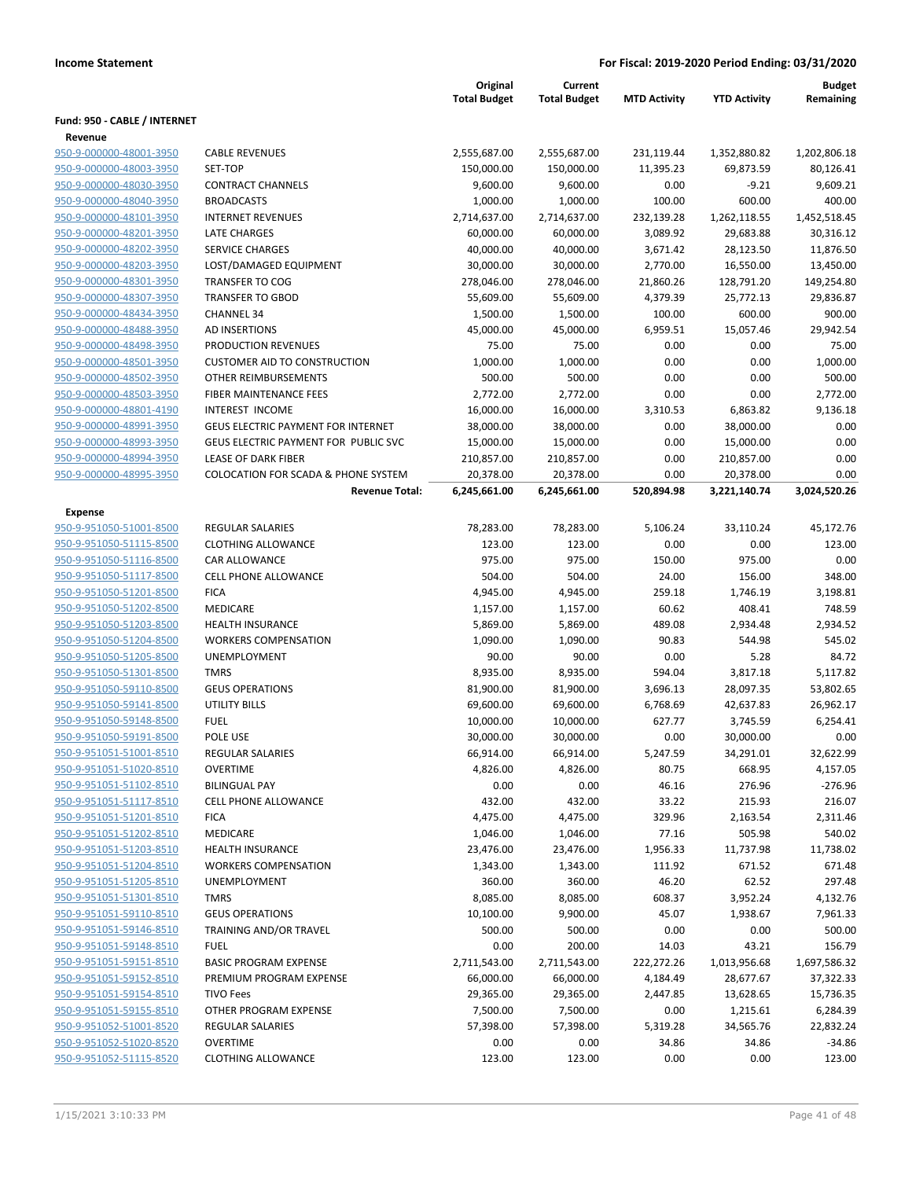**Income Statement** — **For Fiscal: 2019-2020 Period Ending: 03/31/2020**

| | | Original Total Budget | Current Total Budget | MTD Activity | YTD Activity | Budget Remaining |
|---|---|---|---|---|---|---|
| **Fund: 950 - CABLE / INTERNET** | | | | | | |
| **Revenue** | | | | | | |
| 950-9-000000-48001-3950 | CABLE REVENUES | 2,555,687.00 | 2,555,687.00 | 231,119.44 | 1,352,880.82 | 1,202,806.18 |
| 950-9-000000-48003-3950 | SET-TOP | 150,000.00 | 150,000.00 | 11,395.23 | 69,873.59 | 80,126.41 |
| 950-9-000000-48030-3950 | CONTRACT CHANNELS | 9,600.00 | 9,600.00 | 0.00 | -9.21 | 9,609.21 |
| 950-9-000000-48040-3950 | BROADCASTS | 1,000.00 | 1,000.00 | 100.00 | 600.00 | 400.00 |
| 950-9-000000-48101-3950 | INTERNET REVENUES | 2,714,637.00 | 2,714,637.00 | 232,139.28 | 1,262,118.55 | 1,452,518.45 |
| 950-9-000000-48201-3950 | LATE CHARGES | 60,000.00 | 60,000.00 | 3,089.92 | 29,683.88 | 30,316.12 |
| 950-9-000000-48202-3950 | SERVICE CHARGES | 40,000.00 | 40,000.00 | 3,671.42 | 28,123.50 | 11,876.50 |
| 950-9-000000-48203-3950 | LOST/DAMAGED EQUIPMENT | 30,000.00 | 30,000.00 | 2,770.00 | 16,550.00 | 13,450.00 |
| 950-9-000000-48301-3950 | TRANSFER TO COG | 278,046.00 | 278,046.00 | 21,860.26 | 128,791.20 | 149,254.80 |
| 950-9-000000-48307-3950 | TRANSFER TO GBOD | 55,609.00 | 55,609.00 | 4,379.39 | 25,772.13 | 29,836.87 |
| 950-9-000000-48434-3950 | CHANNEL 34 | 1,500.00 | 1,500.00 | 100.00 | 600.00 | 900.00 |
| 950-9-000000-48488-3950 | AD INSERTIONS | 45,000.00 | 45,000.00 | 6,959.51 | 15,057.46 | 29,942.54 |
| 950-9-000000-48498-3950 | PRODUCTION REVENUES | 75.00 | 75.00 | 0.00 | 0.00 | 75.00 |
| 950-9-000000-48501-3950 | CUSTOMER AID TO CONSTRUCTION | 1,000.00 | 1,000.00 | 0.00 | 0.00 | 1,000.00 |
| 950-9-000000-48502-3950 | OTHER REIMBURSEMENTS | 500.00 | 500.00 | 0.00 | 0.00 | 500.00 |
| 950-9-000000-48503-3950 | FIBER MAINTENANCE FEES | 2,772.00 | 2,772.00 | 0.00 | 0.00 | 2,772.00 |
| 950-9-000000-48801-4190 | INTEREST INCOME | 16,000.00 | 16,000.00 | 3,310.53 | 6,863.82 | 9,136.18 |
| 950-9-000000-48991-3950 | GEUS ELECTRIC PAYMENT FOR INTERNET | 38,000.00 | 38,000.00 | 0.00 | 38,000.00 | 0.00 |
| 950-9-000000-48993-3950 | GEUS ELECTRIC PAYMENT FOR PUBLIC SVC | 15,000.00 | 15,000.00 | 0.00 | 15,000.00 | 0.00 |
| 950-9-000000-48994-3950 | LEASE OF DARK FIBER | 210,857.00 | 210,857.00 | 0.00 | 210,857.00 | 0.00 |
| 950-9-000000-48995-3950 | COLOCATION FOR SCADA & PHONE SYSTEM | 20,378.00 | 20,378.00 | 0.00 | 20,378.00 | 0.00 |
| | **Revenue Total:** | **6,245,661.00** | **6,245,661.00** | **520,894.98** | **3,221,140.74** | **3,024,520.26** |
| **Expense** | | | | | | |
| 950-9-951050-51001-8500 | REGULAR SALARIES | 78,283.00 | 78,283.00 | 5,106.24 | 33,110.24 | 45,172.76 |
| 950-9-951050-51115-8500 | CLOTHING ALLOWANCE | 123.00 | 123.00 | 0.00 | 0.00 | 123.00 |
| 950-9-951050-51116-8500 | CAR ALLOWANCE | 975.00 | 975.00 | 150.00 | 975.00 | 0.00 |
| 950-9-951050-51117-8500 | CELL PHONE ALLOWANCE | 504.00 | 504.00 | 24.00 | 156.00 | 348.00 |
| 950-9-951050-51201-8500 | FICA | 4,945.00 | 4,945.00 | 259.18 | 1,746.19 | 3,198.81 |
| 950-9-951050-51202-8500 | MEDICARE | 1,157.00 | 1,157.00 | 60.62 | 408.41 | 748.59 |
| 950-9-951050-51203-8500 | HEALTH INSURANCE | 5,869.00 | 5,869.00 | 489.08 | 2,934.48 | 2,934.52 |
| 950-9-951050-51204-8500 | WORKERS COMPENSATION | 1,090.00 | 1,090.00 | 90.83 | 544.98 | 545.02 |
| 950-9-951050-51205-8500 | UNEMPLOYMENT | 90.00 | 90.00 | 0.00 | 5.28 | 84.72 |
| 950-9-951050-51301-8500 | TMRS | 8,935.00 | 8,935.00 | 594.04 | 3,817.18 | 5,117.82 |
| 950-9-951050-59110-8500 | GEUS OPERATIONS | 81,900.00 | 81,900.00 | 3,696.13 | 28,097.35 | 53,802.65 |
| 950-9-951050-59141-8500 | UTILITY BILLS | 69,600.00 | 69,600.00 | 6,768.69 | 42,637.83 | 26,962.17 |
| 950-9-951050-59148-8500 | FUEL | 10,000.00 | 10,000.00 | 627.77 | 3,745.59 | 6,254.41 |
| 950-9-951050-59191-8500 | POLE USE | 30,000.00 | 30,000.00 | 0.00 | 30,000.00 | 0.00 |
| 950-9-951051-51001-8510 | REGULAR SALARIES | 66,914.00 | 66,914.00 | 5,247.59 | 34,291.01 | 32,622.99 |
| 950-9-951051-51020-8510 | OVERTIME | 4,826.00 | 4,826.00 | 80.75 | 668.95 | 4,157.05 |
| 950-9-951051-51102-8510 | BILINGUAL PAY | 0.00 | 0.00 | 46.16 | 276.96 | -276.96 |
| 950-9-951051-51117-8510 | CELL PHONE ALLOWANCE | 432.00 | 432.00 | 33.22 | 215.93 | 216.07 |
| 950-9-951051-51201-8510 | FICA | 4,475.00 | 4,475.00 | 329.96 | 2,163.54 | 2,311.46 |
| 950-9-951051-51202-8510 | MEDICARE | 1,046.00 | 1,046.00 | 77.16 | 505.98 | 540.02 |
| 950-9-951051-51203-8510 | HEALTH INSURANCE | 23,476.00 | 23,476.00 | 1,956.33 | 11,737.98 | 11,738.02 |
| 950-9-951051-51204-8510 | WORKERS COMPENSATION | 1,343.00 | 1,343.00 | 111.92 | 671.52 | 671.48 |
| 950-9-951051-51205-8510 | UNEMPLOYMENT | 360.00 | 360.00 | 46.20 | 62.52 | 297.48 |
| 950-9-951051-51301-8510 | TMRS | 8,085.00 | 8,085.00 | 608.37 | 3,952.24 | 4,132.76 |
| 950-9-951051-59110-8510 | GEUS OPERATIONS | 10,100.00 | 9,900.00 | 45.07 | 1,938.67 | 7,961.33 |
| 950-9-951051-59146-8510 | TRAINING AND/OR TRAVEL | 500.00 | 500.00 | 0.00 | 0.00 | 500.00 |
| 950-9-951051-59148-8510 | FUEL | 0.00 | 200.00 | 14.03 | 43.21 | 156.79 |
| 950-9-951051-59151-8510 | BASIC PROGRAM EXPENSE | 2,711,543.00 | 2,711,543.00 | 222,272.26 | 1,013,956.68 | 1,697,586.32 |
| 950-9-951051-59152-8510 | PREMIUM PROGRAM EXPENSE | 66,000.00 | 66,000.00 | 4,184.49 | 28,677.67 | 37,322.33 |
| 950-9-951051-59154-8510 | TIVO Fees | 29,365.00 | 29,365.00 | 2,447.85 | 13,628.65 | 15,736.35 |
| 950-9-951051-59155-8510 | OTHER PROGRAM EXPENSE | 7,500.00 | 7,500.00 | 0.00 | 1,215.61 | 6,284.39 |
| 950-9-951052-51001-8520 | REGULAR SALARIES | 57,398.00 | 57,398.00 | 5,319.28 | 34,565.76 | 22,832.24 |
| 950-9-951052-51020-8520 | OVERTIME | 0.00 | 0.00 | 34.86 | 34.86 | -34.86 |
| 950-9-951052-51115-8520 | CLOTHING ALLOWANCE | 123.00 | 123.00 | 0.00 | 0.00 | 123.00 |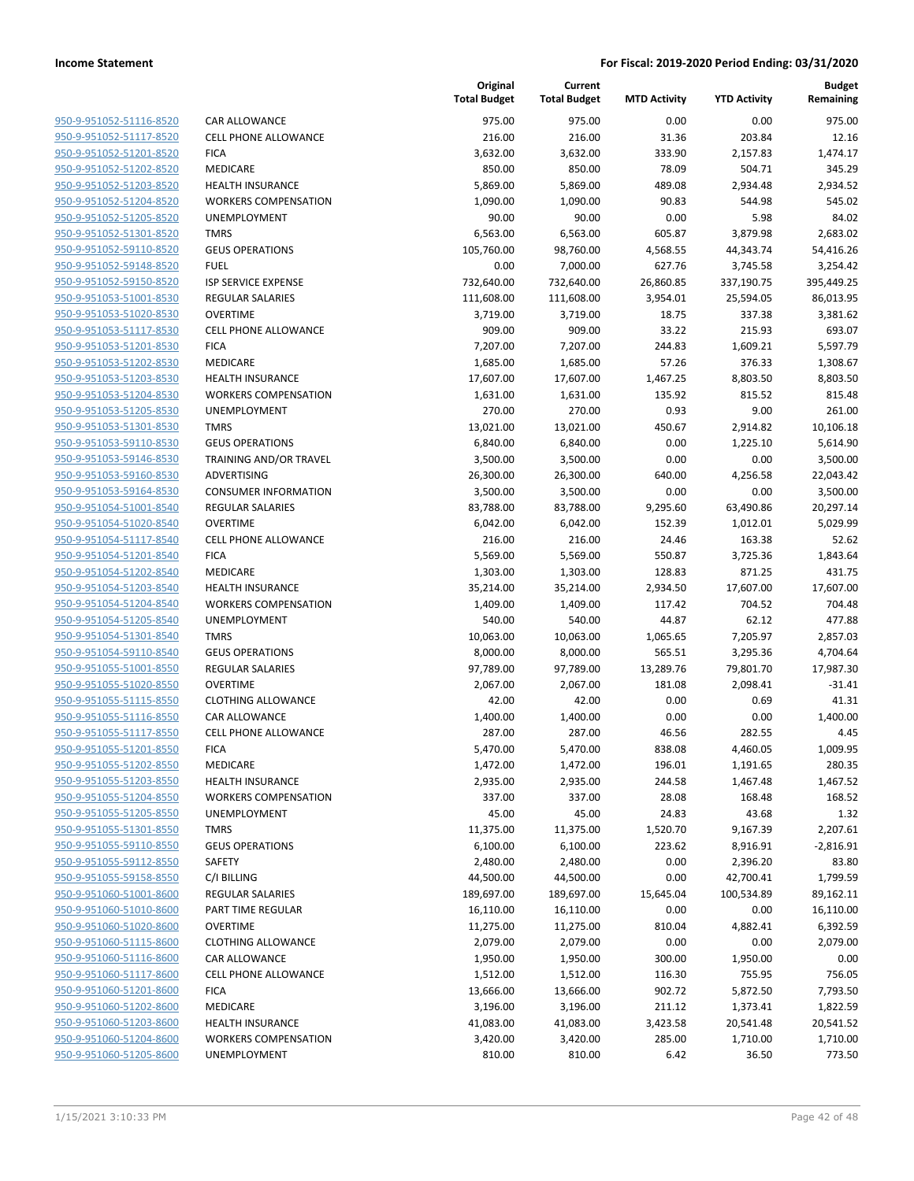**Income Statement** **For Fiscal: 2019-2020 Period Ending: 03/31/2020**

| | | Original Total Budget | Current Total Budget | MTD Activity | YTD Activity | Budget Remaining |
|---|---|---|---|---|---|---|
| 950-9-951052-51116-8520 | CAR ALLOWANCE | 975.00 | 975.00 | 0.00 | 0.00 | 975.00 |
| 950-9-951052-51117-8520 | CELL PHONE ALLOWANCE | 216.00 | 216.00 | 31.36 | 203.84 | 12.16 |
| 950-9-951052-51201-8520 | FICA | 3,632.00 | 3,632.00 | 333.90 | 2,157.83 | 1,474.17 |
| 950-9-951052-51202-8520 | MEDICARE | 850.00 | 850.00 | 78.09 | 504.71 | 345.29 |
| 950-9-951052-51203-8520 | HEALTH INSURANCE | 5,869.00 | 5,869.00 | 489.08 | 2,934.48 | 2,934.52 |
| 950-9-951052-51204-8520 | WORKERS COMPENSATION | 1,090.00 | 1,090.00 | 90.83 | 544.98 | 545.02 |
| 950-9-951052-51205-8520 | UNEMPLOYMENT | 90.00 | 90.00 | 0.00 | 5.98 | 84.02 |
| 950-9-951052-51301-8520 | TMRS | 6,563.00 | 6,563.00 | 605.87 | 3,879.98 | 2,683.02 |
| 950-9-951052-59110-8520 | GEUS OPERATIONS | 105,760.00 | 98,760.00 | 4,568.55 | 44,343.74 | 54,416.26 |
| 950-9-951052-59148-8520 | FUEL | 0.00 | 7,000.00 | 627.76 | 3,745.58 | 3,254.42 |
| 950-9-951052-59150-8520 | ISP SERVICE EXPENSE | 732,640.00 | 732,640.00 | 26,860.85 | 337,190.75 | 395,449.25 |
| 950-9-951053-51001-8530 | REGULAR SALARIES | 111,608.00 | 111,608.00 | 3,954.01 | 25,594.05 | 86,013.95 |
| 950-9-951053-51020-8530 | OVERTIME | 3,719.00 | 3,719.00 | 18.75 | 337.38 | 3,381.62 |
| 950-9-951053-51117-8530 | CELL PHONE ALLOWANCE | 909.00 | 909.00 | 33.22 | 215.93 | 693.07 |
| 950-9-951053-51201-8530 | FICA | 7,207.00 | 7,207.00 | 244.83 | 1,609.21 | 5,597.79 |
| 950-9-951053-51202-8530 | MEDICARE | 1,685.00 | 1,685.00 | 57.26 | 376.33 | 1,308.67 |
| 950-9-951053-51203-8530 | HEALTH INSURANCE | 17,607.00 | 17,607.00 | 1,467.25 | 8,803.50 | 8,803.50 |
| 950-9-951053-51204-8530 | WORKERS COMPENSATION | 1,631.00 | 1,631.00 | 135.92 | 815.52 | 815.48 |
| 950-9-951053-51205-8530 | UNEMPLOYMENT | 270.00 | 270.00 | 0.93 | 9.00 | 261.00 |
| 950-9-951053-51301-8530 | TMRS | 13,021.00 | 13,021.00 | 450.67 | 2,914.82 | 10,106.18 |
| 950-9-951053-59110-8530 | GEUS OPERATIONS | 6,840.00 | 6,840.00 | 0.00 | 1,225.10 | 5,614.90 |
| 950-9-951053-59146-8530 | TRAINING AND/OR TRAVEL | 3,500.00 | 3,500.00 | 0.00 | 0.00 | 3,500.00 |
| 950-9-951053-59160-8530 | ADVERTISING | 26,300.00 | 26,300.00 | 640.00 | 4,256.58 | 22,043.42 |
| 950-9-951053-59164-8530 | CONSUMER INFORMATION | 3,500.00 | 3,500.00 | 0.00 | 0.00 | 3,500.00 |
| 950-9-951054-51001-8540 | REGULAR SALARIES | 83,788.00 | 83,788.00 | 9,295.60 | 63,490.86 | 20,297.14 |
| 950-9-951054-51020-8540 | OVERTIME | 6,042.00 | 6,042.00 | 152.39 | 1,012.01 | 5,029.99 |
| 950-9-951054-51117-8540 | CELL PHONE ALLOWANCE | 216.00 | 216.00 | 24.46 | 163.38 | 52.62 |
| 950-9-951054-51201-8540 | FICA | 5,569.00 | 5,569.00 | 550.87 | 3,725.36 | 1,843.64 |
| 950-9-951054-51202-8540 | MEDICARE | 1,303.00 | 1,303.00 | 128.83 | 871.25 | 431.75 |
| 950-9-951054-51203-8540 | HEALTH INSURANCE | 35,214.00 | 35,214.00 | 2,934.50 | 17,607.00 | 17,607.00 |
| 950-9-951054-51204-8540 | WORKERS COMPENSATION | 1,409.00 | 1,409.00 | 117.42 | 704.52 | 704.48 |
| 950-9-951054-51205-8540 | UNEMPLOYMENT | 540.00 | 540.00 | 44.87 | 62.12 | 477.88 |
| 950-9-951054-51301-8540 | TMRS | 10,063.00 | 10,063.00 | 1,065.65 | 7,205.97 | 2,857.03 |
| 950-9-951054-59110-8540 | GEUS OPERATIONS | 8,000.00 | 8,000.00 | 565.51 | 3,295.36 | 4,704.64 |
| 950-9-951055-51001-8550 | REGULAR SALARIES | 97,789.00 | 97,789.00 | 13,289.76 | 79,801.70 | 17,987.30 |
| 950-9-951055-51020-8550 | OVERTIME | 2,067.00 | 2,067.00 | 181.08 | 2,098.41 | -31.41 |
| 950-9-951055-51115-8550 | CLOTHING ALLOWANCE | 42.00 | 42.00 | 0.00 | 0.69 | 41.31 |
| 950-9-951055-51116-8550 | CAR ALLOWANCE | 1,400.00 | 1,400.00 | 0.00 | 0.00 | 1,400.00 |
| 950-9-951055-51117-8550 | CELL PHONE ALLOWANCE | 287.00 | 287.00 | 46.56 | 282.55 | 4.45 |
| 950-9-951055-51201-8550 | FICA | 5,470.00 | 5,470.00 | 838.08 | 4,460.05 | 1,009.95 |
| 950-9-951055-51202-8550 | MEDICARE | 1,472.00 | 1,472.00 | 196.01 | 1,191.65 | 280.35 |
| 950-9-951055-51203-8550 | HEALTH INSURANCE | 2,935.00 | 2,935.00 | 244.58 | 1,467.48 | 1,467.52 |
| 950-9-951055-51204-8550 | WORKERS COMPENSATION | 337.00 | 337.00 | 28.08 | 168.48 | 168.52 |
| 950-9-951055-51205-8550 | UNEMPLOYMENT | 45.00 | 45.00 | 24.83 | 43.68 | 1.32 |
| 950-9-951055-51301-8550 | TMRS | 11,375.00 | 11,375.00 | 1,520.70 | 9,167.39 | 2,207.61 |
| 950-9-951055-59110-8550 | GEUS OPERATIONS | 6,100.00 | 6,100.00 | 223.62 | 8,916.91 | -2,816.91 |
| 950-9-951055-59112-8550 | SAFETY | 2,480.00 | 2,480.00 | 0.00 | 2,396.20 | 83.80 |
| 950-9-951055-59158-8550 | C/I BILLING | 44,500.00 | 44,500.00 | 0.00 | 42,700.41 | 1,799.59 |
| 950-9-951060-51001-8600 | REGULAR SALARIES | 189,697.00 | 189,697.00 | 15,645.04 | 100,534.89 | 89,162.11 |
| 950-9-951060-51010-8600 | PART TIME REGULAR | 16,110.00 | 16,110.00 | 0.00 | 0.00 | 16,110.00 |
| 950-9-951060-51020-8600 | OVERTIME | 11,275.00 | 11,275.00 | 810.04 | 4,882.41 | 6,392.59 |
| 950-9-951060-51115-8600 | CLOTHING ALLOWANCE | 2,079.00 | 2,079.00 | 0.00 | 0.00 | 2,079.00 |
| 950-9-951060-51116-8600 | CAR ALLOWANCE | 1,950.00 | 1,950.00 | 300.00 | 1,950.00 | 0.00 |
| 950-9-951060-51117-8600 | CELL PHONE ALLOWANCE | 1,512.00 | 1,512.00 | 116.30 | 755.95 | 756.05 |
| 950-9-951060-51201-8600 | FICA | 13,666.00 | 13,666.00 | 902.72 | 5,872.50 | 7,793.50 |
| 950-9-951060-51202-8600 | MEDICARE | 3,196.00 | 3,196.00 | 211.12 | 1,373.41 | 1,822.59 |
| 950-9-951060-51203-8600 | HEALTH INSURANCE | 41,083.00 | 41,083.00 | 3,423.58 | 20,541.48 | 20,541.52 |
| 950-9-951060-51204-8600 | WORKERS COMPENSATION | 3,420.00 | 3,420.00 | 285.00 | 1,710.00 | 1,710.00 |
| 950-9-951060-51205-8600 | UNEMPLOYMENT | 810.00 | 810.00 | 6.42 | 36.50 | 773.50 |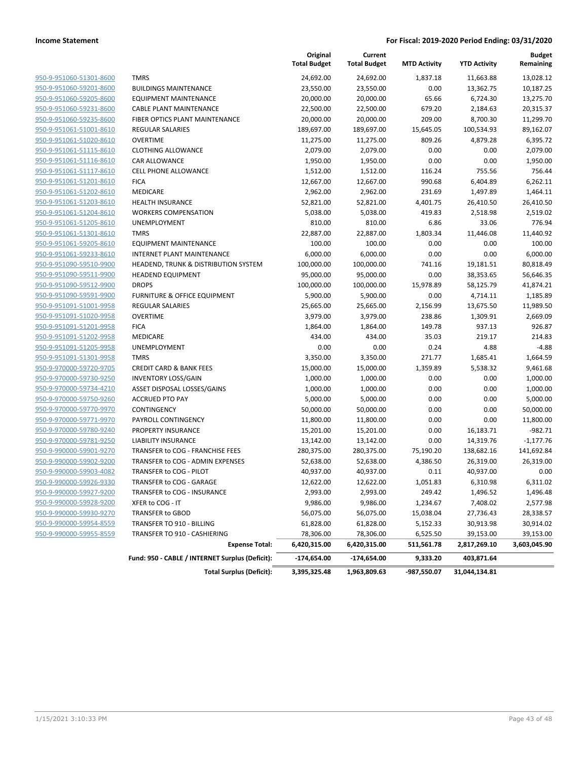**Income Statement** | **For Fiscal: 2019-2020 Period Ending: 03/31/2020**

| | | Original Total Budget | Current Total Budget | MTD Activity | YTD Activity | Budget Remaining |
|---|---|---|---|---|---|---|
| 950-9-951060-51301-8600 | TMRS | 24,692.00 | 24,692.00 | 1,837.18 | 11,663.88 | 13,028.12 |
| 950-9-951060-59201-8600 | BUILDINGS MAINTENANCE | 23,550.00 | 23,550.00 | 0.00 | 13,362.75 | 10,187.25 |
| 950-9-951060-59205-8600 | EQUIPMENT MAINTENANCE | 20,000.00 | 20,000.00 | 65.66 | 6,724.30 | 13,275.70 |
| 950-9-951060-59231-8600 | CABLE PLANT MAINTENANCE | 22,500.00 | 22,500.00 | 679.20 | 2,184.63 | 20,315.37 |
| 950-9-951060-59235-8600 | FIBER OPTICS PLANT MAINTENANCE | 20,000.00 | 20,000.00 | 209.00 | 8,700.30 | 11,299.70 |
| 950-9-951061-51001-8610 | REGULAR SALARIES | 189,697.00 | 189,697.00 | 15,645.05 | 100,534.93 | 89,162.07 |
| 950-9-951061-51020-8610 | OVERTIME | 11,275.00 | 11,275.00 | 809.26 | 4,879.28 | 6,395.72 |
| 950-9-951061-51115-8610 | CLOTHING ALLOWANCE | 2,079.00 | 2,079.00 | 0.00 | 0.00 | 2,079.00 |
| 950-9-951061-51116-8610 | CAR ALLOWANCE | 1,950.00 | 1,950.00 | 0.00 | 0.00 | 1,950.00 |
| 950-9-951061-51117-8610 | CELL PHONE ALLOWANCE | 1,512.00 | 1,512.00 | 116.24 | 755.56 | 756.44 |
| 950-9-951061-51201-8610 | FICA | 12,667.00 | 12,667.00 | 990.68 | 6,404.89 | 6,262.11 |
| 950-9-951061-51202-8610 | MEDICARE | 2,962.00 | 2,962.00 | 231.69 | 1,497.89 | 1,464.11 |
| 950-9-951061-51203-8610 | HEALTH INSURANCE | 52,821.00 | 52,821.00 | 4,401.75 | 26,410.50 | 26,410.50 |
| 950-9-951061-51204-8610 | WORKERS COMPENSATION | 5,038.00 | 5,038.00 | 419.83 | 2,518.98 | 2,519.02 |
| 950-9-951061-51205-8610 | UNEMPLOYMENT | 810.00 | 810.00 | 6.86 | 33.06 | 776.94 |
| 950-9-951061-51301-8610 | TMRS | 22,887.00 | 22,887.00 | 1,803.34 | 11,446.08 | 11,440.92 |
| 950-9-951061-59205-8610 | EQUIPMENT MAINTENANCE | 100.00 | 100.00 | 0.00 | 0.00 | 100.00 |
| 950-9-951061-59233-8610 | INTERNET PLANT MAINTENANCE | 6,000.00 | 6,000.00 | 0.00 | 0.00 | 6,000.00 |
| 950-9-951090-59510-9900 | HEADEND, TRUNK & DISTRIBUTION SYSTEM | 100,000.00 | 100,000.00 | 741.16 | 19,181.51 | 80,818.49 |
| 950-9-951090-59511-9900 | HEADEND EQUIPMENT | 95,000.00 | 95,000.00 | 0.00 | 38,353.65 | 56,646.35 |
| 950-9-951090-59512-9900 | DROPS | 100,000.00 | 100,000.00 | 15,978.89 | 58,125.79 | 41,874.21 |
| 950-9-951090-59591-9900 | FURNITURE & OFFICE EQUIPMENT | 5,900.00 | 5,900.00 | 0.00 | 4,714.11 | 1,185.89 |
| 950-9-951091-51001-9958 | REGULAR SALARIES | 25,665.00 | 25,665.00 | 2,156.99 | 13,675.50 | 11,989.50 |
| 950-9-951091-51020-9958 | OVERTIME | 3,979.00 | 3,979.00 | 238.86 | 1,309.91 | 2,669.09 |
| 950-9-951091-51201-9958 | FICA | 1,864.00 | 1,864.00 | 149.78 | 937.13 | 926.87 |
| 950-9-951091-51202-9958 | MEDICARE | 434.00 | 434.00 | 35.03 | 219.17 | 214.83 |
| 950-9-951091-51205-9958 | UNEMPLOYMENT | 0.00 | 0.00 | 0.24 | 4.88 | -4.88 |
| 950-9-951091-51301-9958 | TMRS | 3,350.00 | 3,350.00 | 271.77 | 1,685.41 | 1,664.59 |
| 950-9-970000-59720-9705 | CREDIT CARD & BANK FEES | 15,000.00 | 15,000.00 | 1,359.89 | 5,538.32 | 9,461.68 |
| 950-9-970000-59730-9250 | INVENTORY LOSS/GAIN | 1,000.00 | 1,000.00 | 0.00 | 0.00 | 1,000.00 |
| 950-9-970000-59734-4210 | ASSET DISPOSAL LOSSES/GAINS | 1,000.00 | 1,000.00 | 0.00 | 0.00 | 1,000.00 |
| 950-9-970000-59750-9260 | ACCRUED PTO PAY | 5,000.00 | 5,000.00 | 0.00 | 0.00 | 5,000.00 |
| 950-9-970000-59770-9970 | CONTINGENCY | 50,000.00 | 50,000.00 | 0.00 | 0.00 | 50,000.00 |
| 950-9-970000-59771-9970 | PAYROLL CONTINGENCY | 11,800.00 | 11,800.00 | 0.00 | 0.00 | 11,800.00 |
| 950-9-970000-59780-9240 | PROPERTY INSURANCE | 15,201.00 | 15,201.00 | 0.00 | 16,183.71 | -982.71 |
| 950-9-970000-59781-9250 | LIABILITY INSURANCE | 13,142.00 | 13,142.00 | 0.00 | 14,319.76 | -1,177.76 |
| 950-9-990000-59901-9270 | TRANSFER to COG - FRANCHISE FEES | 280,375.00 | 280,375.00 | 75,190.20 | 138,682.16 | 141,692.84 |
| 950-9-990000-59902-9200 | TRANSFER to COG - ADMIN EXPENSES | 52,638.00 | 52,638.00 | 4,386.50 | 26,319.00 | 26,319.00 |
| 950-9-990000-59903-4082 | TRANSFER to COG - PILOT | 40,937.00 | 40,937.00 | 0.11 | 40,937.00 | 0.00 |
| 950-9-990000-59926-9330 | TRANSFER to COG - GARAGE | 12,622.00 | 12,622.00 | 1,051.83 | 6,310.98 | 6,311.02 |
| 950-9-990000-59927-9200 | TRANSFER to COG - INSURANCE | 2,993.00 | 2,993.00 | 249.42 | 1,496.52 | 1,496.48 |
| 950-9-990000-59928-9200 | XFER to COG - IT | 9,986.00 | 9,986.00 | 1,234.67 | 7,408.02 | 2,577.98 |
| 950-9-990000-59930-9270 | TRANSFER to GBOD | 56,075.00 | 56,075.00 | 15,038.04 | 27,736.43 | 28,338.57 |
| 950-9-990000-59954-8559 | TRANSFER TO 910 - BILLING | 61,828.00 | 61,828.00 | 5,152.33 | 30,913.98 | 30,914.02 |
| 950-9-990000-59955-8559 | TRANSFER TO 910 - CASHIERING | 78,306.00 | 78,306.00 | 6,525.50 | 39,153.00 | 39,153.00 |
| | **Expense Total:** | **6,420,315.00** | **6,420,315.00** | **511,561.78** | **2,817,269.10** | **3,603,045.90** |
| | **Fund: 950 - CABLE / INTERNET Surplus (Deficit):** | **-174,654.00** | **-174,654.00** | **9,333.20** | **403,871.64** | |
| | **Total Surplus (Deficit):** | **3,395,325.48** | **1,963,809.63** | **-987,550.07** | **31,044,134.81** | |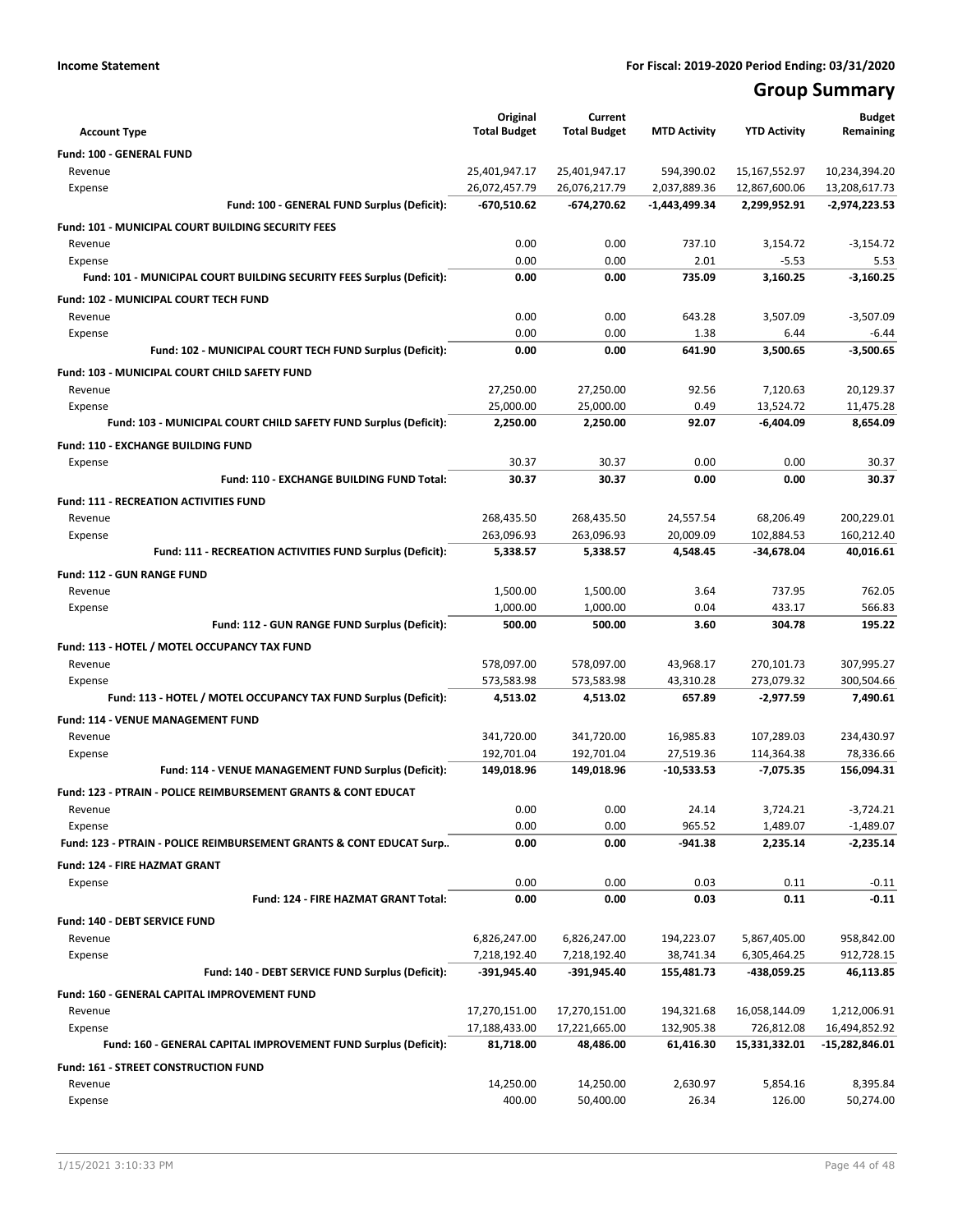**Income Statement** **For Fiscal: 2019-2020 Period Ending: 03/31/2020**

# Group Summary

| Account Type | Original Total Budget | Current Total Budget | MTD Activity | YTD Activity | Budget Remaining |
|---|---|---|---|---|---|
| **Fund: 100 - GENERAL FUND** | | | | | |
| Revenue | 25,401,947.17 | 25,401,947.17 | 594,390.02 | 15,167,552.97 | 10,234,394.20 |
| Expense | 26,072,457.79 | 26,076,217.79 | 2,037,889.36 | 12,867,600.06 | 13,208,617.73 |
| **Fund: 100 - GENERAL FUND Surplus (Deficit):** | **-670,510.62** | **-674,270.62** | **-1,443,499.34** | **2,299,952.91** | **-2,974,223.53** |
| **Fund: 101 - MUNICIPAL COURT BUILDING SECURITY FEES** | | | | | |
| Revenue | 0.00 | 0.00 | 737.10 | 3,154.72 | -3,154.72 |
| Expense | 0.00 | 0.00 | 2.01 | -5.53 | 5.53 |
| **Fund: 101 - MUNICIPAL COURT BUILDING SECURITY FEES Surplus (Deficit):** | **0.00** | **0.00** | **735.09** | **3,160.25** | **-3,160.25** |
| **Fund: 102 - MUNICIPAL COURT TECH FUND** | | | | | |
| Revenue | 0.00 | 0.00 | 643.28 | 3,507.09 | -3,507.09 |
| Expense | 0.00 | 0.00 | 1.38 | 6.44 | -6.44 |
| **Fund: 102 - MUNICIPAL COURT TECH FUND Surplus (Deficit):** | **0.00** | **0.00** | **641.90** | **3,500.65** | **-3,500.65** |
| **Fund: 103 - MUNICIPAL COURT CHILD SAFETY FUND** | | | | | |
| Revenue | 27,250.00 | 27,250.00 | 92.56 | 7,120.63 | 20,129.37 |
| Expense | 25,000.00 | 25,000.00 | 0.49 | 13,524.72 | 11,475.28 |
| **Fund: 103 - MUNICIPAL COURT CHILD SAFETY FUND Surplus (Deficit):** | **2,250.00** | **2,250.00** | **92.07** | **-6,404.09** | **8,654.09** |
| **Fund: 110 - EXCHANGE BUILDING FUND** | | | | | |
| Expense | 30.37 | 30.37 | 0.00 | 0.00 | 30.37 |
| **Fund: 110 - EXCHANGE BUILDING FUND Total:** | **30.37** | **30.37** | **0.00** | **0.00** | **30.37** |
| **Fund: 111 - RECREATION ACTIVITIES FUND** | | | | | |
| Revenue | 268,435.50 | 268,435.50 | 24,557.54 | 68,206.49 | 200,229.01 |
| Expense | 263,096.93 | 263,096.93 | 20,009.09 | 102,884.53 | 160,212.40 |
| **Fund: 111 - RECREATION ACTIVITIES FUND Surplus (Deficit):** | **5,338.57** | **5,338.57** | **4,548.45** | **-34,678.04** | **40,016.61** |
| **Fund: 112 - GUN RANGE FUND** | | | | | |
| Revenue | 1,500.00 | 1,500.00 | 3.64 | 737.95 | 762.05 |
| Expense | 1,000.00 | 1,000.00 | 0.04 | 433.17 | 566.83 |
| **Fund: 112 - GUN RANGE FUND Surplus (Deficit):** | **500.00** | **500.00** | **3.60** | **304.78** | **195.22** |
| **Fund: 113 - HOTEL / MOTEL OCCUPANCY TAX FUND** | | | | | |
| Revenue | 578,097.00 | 578,097.00 | 43,968.17 | 270,101.73 | 307,995.27 |
| Expense | 573,583.98 | 573,583.98 | 43,310.28 | 273,079.32 | 300,504.66 |
| **Fund: 113 - HOTEL / MOTEL OCCUPANCY TAX FUND Surplus (Deficit):** | **4,513.02** | **4,513.02** | **657.89** | **-2,977.59** | **7,490.61** |
| **Fund: 114 - VENUE MANAGEMENT FUND** | | | | | |
| Revenue | 341,720.00 | 341,720.00 | 16,985.83 | 107,289.03 | 234,430.97 |
| Expense | 192,701.04 | 192,701.04 | 27,519.36 | 114,364.38 | 78,336.66 |
| **Fund: 114 - VENUE MANAGEMENT FUND Surplus (Deficit):** | **149,018.96** | **149,018.96** | **-10,533.53** | **-7,075.35** | **156,094.31** |
| **Fund: 123 - PTRAIN - POLICE REIMBURSEMENT GRANTS & CONT EDUCAT** | | | | | |
| Revenue | 0.00 | 0.00 | 24.14 | 3,724.21 | -3,724.21 |
| Expense | 0.00 | 0.00 | 965.52 | 1,489.07 | -1,489.07 |
| **Fund: 123 - PTRAIN - POLICE REIMBURSEMENT GRANTS & CONT EDUCAT Surp..** | **0.00** | **0.00** | **-941.38** | **2,235.14** | **-2,235.14** |
| **Fund: 124 - FIRE HAZMAT GRANT** | | | | | |
| Expense | 0.00 | 0.00 | 0.03 | 0.11 | -0.11 |
| **Fund: 124 - FIRE HAZMAT GRANT Total:** | **0.00** | **0.00** | **0.03** | **0.11** | **-0.11** |
| **Fund: 140 - DEBT SERVICE FUND** | | | | | |
| Revenue | 6,826,247.00 | 6,826,247.00 | 194,223.07 | 5,867,405.00 | 958,842.00 |
| Expense | 7,218,192.40 | 7,218,192.40 | 38,741.34 | 6,305,464.25 | 912,728.15 |
| **Fund: 140 - DEBT SERVICE FUND Surplus (Deficit):** | **-391,945.40** | **-391,945.40** | **155,481.73** | **-438,059.25** | **46,113.85** |
| **Fund: 160 - GENERAL CAPITAL IMPROVEMENT FUND** | | | | | |
| Revenue | 17,270,151.00 | 17,270,151.00 | 194,321.68 | 16,058,144.09 | 1,212,006.91 |
| Expense | 17,188,433.00 | 17,221,665.00 | 132,905.38 | 726,812.08 | 16,494,852.92 |
| **Fund: 160 - GENERAL CAPITAL IMPROVEMENT FUND Surplus (Deficit):** | **81,718.00** | **48,486.00** | **61,416.30** | **15,331,332.01** | **-15,282,846.01** |
| **Fund: 161 - STREET CONSTRUCTION FUND** | | | | | |
| Revenue | 14,250.00 | 14,250.00 | 2,630.97 | 5,854.16 | 8,395.84 |
| Expense | 400.00 | 50,400.00 | 26.34 | 126.00 | 50,274.00 |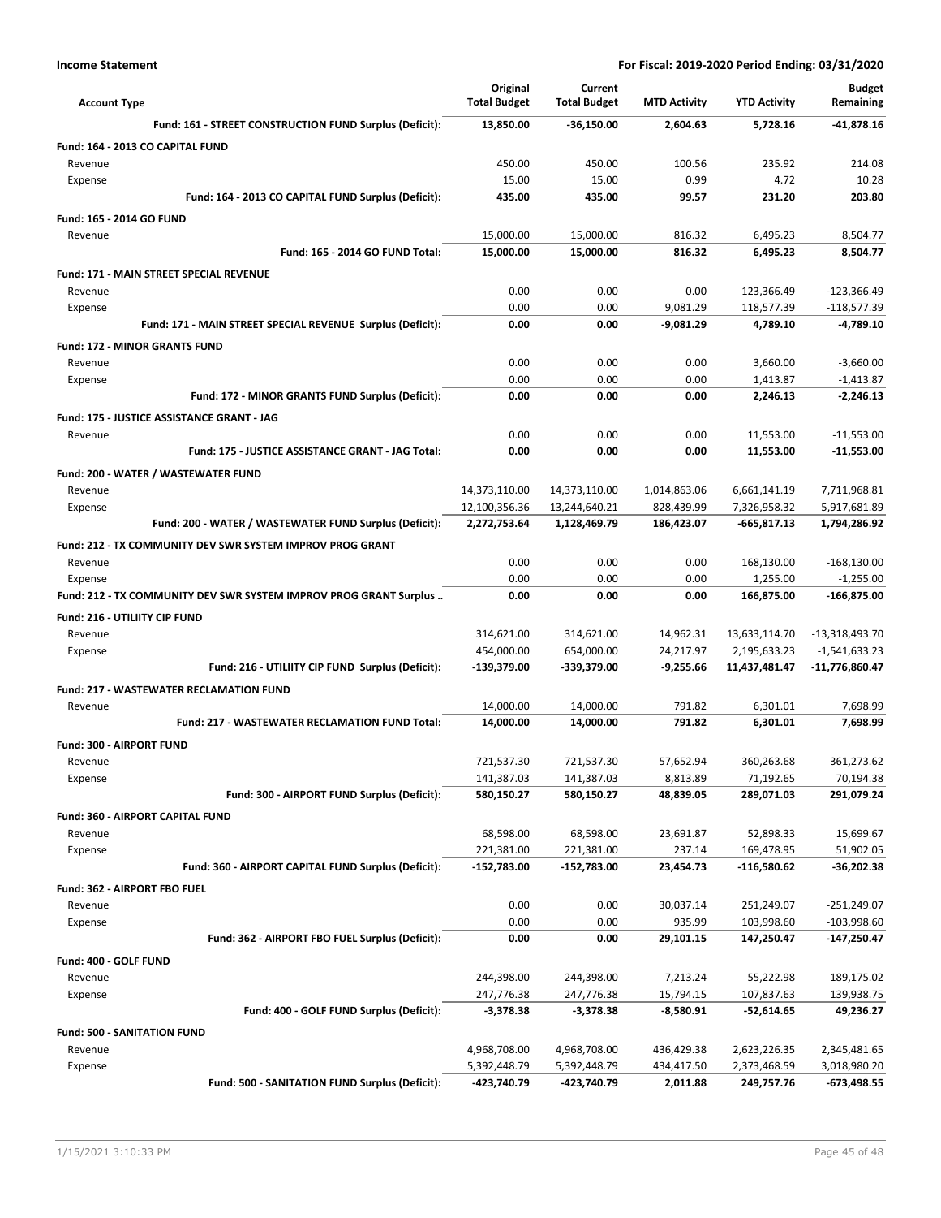**Income Statement** | **For Fiscal: 2019-2020 Period Ending: 03/31/2020**

| Account Type | Original Total Budget | Current Total Budget | MTD Activity | YTD Activity | Budget Remaining |
|---|---|---|---|---|---|
| **Fund: 161 - STREET CONSTRUCTION FUND Surplus (Deficit):** | **13,850.00** | **-36,150.00** | **2,604.63** | **5,728.16** | **-41,878.16** |
| **Fund: 164 - 2013 CO CAPITAL FUND** | | | | | |
| Revenue | 450.00 | 450.00 | 100.56 | 235.92 | 214.08 |
| Expense | 15.00 | 15.00 | 0.99 | 4.72 | 10.28 |
| **Fund: 164 - 2013 CO CAPITAL FUND Surplus (Deficit):** | **435.00** | **435.00** | **99.57** | **231.20** | **203.80** |
| **Fund: 165 - 2014 GO FUND** | | | | | |
| Revenue | 15,000.00 | 15,000.00 | 816.32 | 6,495.23 | 8,504.77 |
| **Fund: 165 - 2014 GO FUND Total:** | **15,000.00** | **15,000.00** | **816.32** | **6,495.23** | **8,504.77** |
| **Fund: 171 - MAIN STREET SPECIAL REVENUE** | | | | | |
| Revenue | 0.00 | 0.00 | 0.00 | 123,366.49 | -123,366.49 |
| Expense | 0.00 | 0.00 | 9,081.29 | 118,577.39 | -118,577.39 |
| **Fund: 171 - MAIN STREET SPECIAL REVENUE Surplus (Deficit):** | **0.00** | **0.00** | **-9,081.29** | **4,789.10** | **-4,789.10** |
| **Fund: 172 - MINOR GRANTS FUND** | | | | | |
| Revenue | 0.00 | 0.00 | 0.00 | 3,660.00 | -3,660.00 |
| Expense | 0.00 | 0.00 | 0.00 | 1,413.87 | -1,413.87 |
| **Fund: 172 - MINOR GRANTS FUND Surplus (Deficit):** | **0.00** | **0.00** | **0.00** | **2,246.13** | **-2,246.13** |
| **Fund: 175 - JUSTICE ASSISTANCE GRANT - JAG** | | | | | |
| Revenue | 0.00 | 0.00 | 0.00 | 11,553.00 | -11,553.00 |
| **Fund: 175 - JUSTICE ASSISTANCE GRANT - JAG Total:** | **0.00** | **0.00** | **0.00** | **11,553.00** | **-11,553.00** |
| **Fund: 200 - WATER / WASTEWATER FUND** | | | | | |
| Revenue | 14,373,110.00 | 14,373,110.00 | 1,014,863.06 | 6,661,141.19 | 7,711,968.81 |
| Expense | 12,100,356.36 | 13,244,640.21 | 828,439.99 | 7,326,958.32 | 5,917,681.89 |
| **Fund: 200 - WATER / WASTEWATER FUND Surplus (Deficit):** | **2,272,753.64** | **1,128,469.79** | **186,423.07** | **-665,817.13** | **1,794,286.92** |
| **Fund: 212 - TX COMMUNITY DEV SWR SYSTEM IMPROV PROG GRANT** | | | | | |
| Revenue | 0.00 | 0.00 | 0.00 | 168,130.00 | -168,130.00 |
| Expense | 0.00 | 0.00 | 0.00 | 1,255.00 | -1,255.00 |
| **Fund: 212 - TX COMMUNITY DEV SWR SYSTEM IMPROV PROG GRANT Surplus ..** | **0.00** | **0.00** | **0.00** | **166,875.00** | **-166,875.00** |
| **Fund: 216 - UTILIITY CIP FUND** | | | | | |
| Revenue | 314,621.00 | 314,621.00 | 14,962.31 | 13,633,114.70 | -13,318,493.70 |
| Expense | 454,000.00 | 654,000.00 | 24,217.97 | 2,195,633.23 | -1,541,633.23 |
| **Fund: 216 - UTILIITY CIP FUND Surplus (Deficit):** | **-139,379.00** | **-339,379.00** | **-9,255.66** | **11,437,481.47** | **-11,776,860.47** |
| **Fund: 217 - WASTEWATER RECLAMATION FUND** | | | | | |
| Revenue | 14,000.00 | 14,000.00 | 791.82 | 6,301.01 | 7,698.99 |
| **Fund: 217 - WASTEWATER RECLAMATION FUND Total:** | **14,000.00** | **14,000.00** | **791.82** | **6,301.01** | **7,698.99** |
| **Fund: 300 - AIRPORT FUND** | | | | | |
| Revenue | 721,537.30 | 721,537.30 | 57,652.94 | 360,263.68 | 361,273.62 |
| Expense | 141,387.03 | 141,387.03 | 8,813.89 | 71,192.65 | 70,194.38 |
| **Fund: 300 - AIRPORT FUND Surplus (Deficit):** | **580,150.27** | **580,150.27** | **48,839.05** | **289,071.03** | **291,079.24** |
| **Fund: 360 - AIRPORT CAPITAL FUND** | | | | | |
| Revenue | 68,598.00 | 68,598.00 | 23,691.87 | 52,898.33 | 15,699.67 |
| Expense | 221,381.00 | 221,381.00 | 237.14 | 169,478.95 | 51,902.05 |
| **Fund: 360 - AIRPORT CAPITAL FUND Surplus (Deficit):** | **-152,783.00** | **-152,783.00** | **23,454.73** | **-116,580.62** | **-36,202.38** |
| **Fund: 362 - AIRPORT FBO FUEL** | | | | | |
| Revenue | 0.00 | 0.00 | 30,037.14 | 251,249.07 | -251,249.07 |
| Expense | 0.00 | 0.00 | 935.99 | 103,998.60 | -103,998.60 |
| **Fund: 362 - AIRPORT FBO FUEL Surplus (Deficit):** | **0.00** | **0.00** | **29,101.15** | **147,250.47** | **-147,250.47** |
| **Fund: 400 - GOLF FUND** | | | | | |
| Revenue | 244,398.00 | 244,398.00 | 7,213.24 | 55,222.98 | 189,175.02 |
| Expense | 247,776.38 | 247,776.38 | 15,794.15 | 107,837.63 | 139,938.75 |
| **Fund: 400 - GOLF FUND Surplus (Deficit):** | **-3,378.38** | **-3,378.38** | **-8,580.91** | **-52,614.65** | **49,236.27** |
| **Fund: 500 - SANITATION FUND** | | | | | |
| Revenue | 4,968,708.00 | 4,968,708.00 | 436,429.38 | 2,623,226.35 | 2,345,481.65 |
| Expense | 5,392,448.79 | 5,392,448.79 | 434,417.50 | 2,373,468.59 | 3,018,980.20 |
| **Fund: 500 - SANITATION FUND Surplus (Deficit):** | **-423,740.79** | **-423,740.79** | **2,011.88** | **249,757.76** | **-673,498.55** |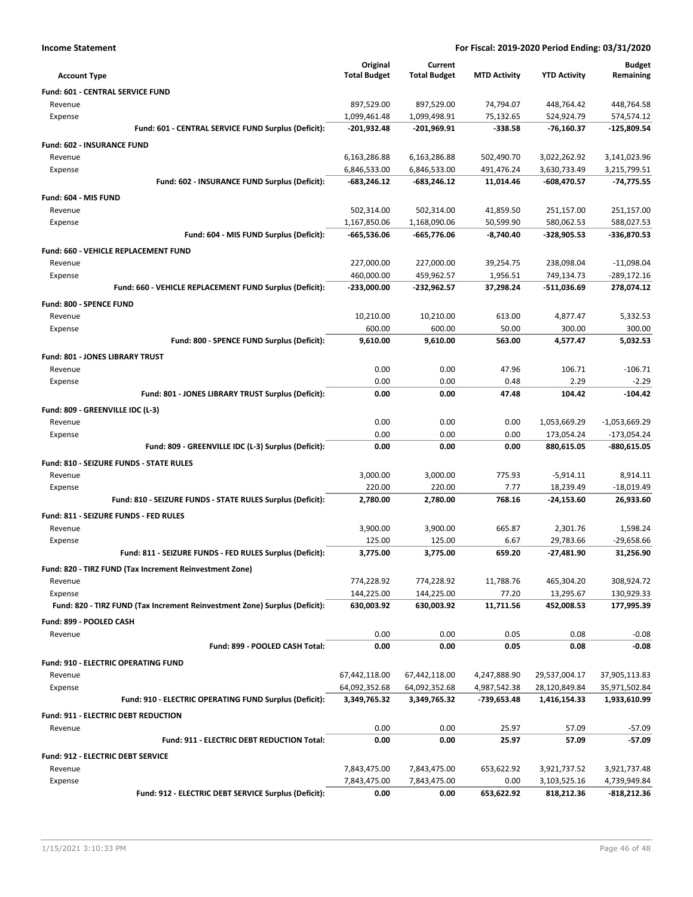**Income Statement** **For Fiscal: 2019-2020 Period Ending: 03/31/2020**

| Account Type | Original Total Budget | Current Total Budget | MTD Activity | YTD Activity | Budget Remaining |
|---|---|---|---|---|---|
| **Fund: 601 - CENTRAL SERVICE FUND** | | | | | |
| Revenue | 897,529.00 | 897,529.00 | 74,794.07 | 448,764.42 | 448,764.58 |
| Expense | 1,099,461.48 | 1,099,498.91 | 75,132.65 | 524,924.79 | 574,574.12 |
| **Fund: 601 - CENTRAL SERVICE FUND Surplus (Deficit):** | **-201,932.48** | **-201,969.91** | **-338.58** | **-76,160.37** | **-125,809.54** |
| **Fund: 602 - INSURANCE FUND** | | | | | |
| Revenue | 6,163,286.88 | 6,163,286.88 | 502,490.70 | 3,022,262.92 | 3,141,023.96 |
| Expense | 6,846,533.00 | 6,846,533.00 | 491,476.24 | 3,630,733.49 | 3,215,799.51 |
| **Fund: 602 - INSURANCE FUND Surplus (Deficit):** | **-683,246.12** | **-683,246.12** | **11,014.46** | **-608,470.57** | **-74,775.55** |
| **Fund: 604 - MIS FUND** | | | | | |
| Revenue | 502,314.00 | 502,314.00 | 41,859.50 | 251,157.00 | 251,157.00 |
| Expense | 1,167,850.06 | 1,168,090.06 | 50,599.90 | 580,062.53 | 588,027.53 |
| **Fund: 604 - MIS FUND Surplus (Deficit):** | **-665,536.06** | **-665,776.06** | **-8,740.40** | **-328,905.53** | **-336,870.53** |
| **Fund: 660 - VEHICLE REPLACEMENT FUND** | | | | | |
| Revenue | 227,000.00 | 227,000.00 | 39,254.75 | 238,098.04 | -11,098.04 |
| Expense | 460,000.00 | 459,962.57 | 1,956.51 | 749,134.73 | -289,172.16 |
| **Fund: 660 - VEHICLE REPLACEMENT FUND Surplus (Deficit):** | **-233,000.00** | **-232,962.57** | **37,298.24** | **-511,036.69** | **278,074.12** |
| **Fund: 800 - SPENCE FUND** | | | | | |
| Revenue | 10,210.00 | 10,210.00 | 613.00 | 4,877.47 | 5,332.53 |
| Expense | 600.00 | 600.00 | 50.00 | 300.00 | 300.00 |
| **Fund: 800 - SPENCE FUND Surplus (Deficit):** | **9,610.00** | **9,610.00** | **563.00** | **4,577.47** | **5,032.53** |
| **Fund: 801 - JONES LIBRARY TRUST** | | | | | |
| Revenue | 0.00 | 0.00 | 47.96 | 106.71 | -106.71 |
| Expense | 0.00 | 0.00 | 0.48 | 2.29 | -2.29 |
| **Fund: 801 - JONES LIBRARY TRUST Surplus (Deficit):** | **0.00** | **0.00** | **47.48** | **104.42** | **-104.42** |
| **Fund: 809 - GREENVILLE IDC (L-3)** | | | | | |
| Revenue | 0.00 | 0.00 | 0.00 | 1,053,669.29 | -1,053,669.29 |
| Expense | 0.00 | 0.00 | 0.00 | 173,054.24 | -173,054.24 |
| **Fund: 809 - GREENVILLE IDC (L-3) Surplus (Deficit):** | **0.00** | **0.00** | **0.00** | **880,615.05** | **-880,615.05** |
| **Fund: 810 - SEIZURE FUNDS - STATE RULES** | | | | | |
| Revenue | 3,000.00 | 3,000.00 | 775.93 | -5,914.11 | 8,914.11 |
| Expense | 220.00 | 220.00 | 7.77 | 18,239.49 | -18,019.49 |
| **Fund: 810 - SEIZURE FUNDS - STATE RULES Surplus (Deficit):** | **2,780.00** | **2,780.00** | **768.16** | **-24,153.60** | **26,933.60** |
| **Fund: 811 - SEIZURE FUNDS - FED RULES** | | | | | |
| Revenue | 3,900.00 | 3,900.00 | 665.87 | 2,301.76 | 1,598.24 |
| Expense | 125.00 | 125.00 | 6.67 | 29,783.66 | -29,658.66 |
| **Fund: 811 - SEIZURE FUNDS - FED RULES Surplus (Deficit):** | **3,775.00** | **3,775.00** | **659.20** | **-27,481.90** | **31,256.90** |
| **Fund: 820 - TIRZ FUND (Tax Increment Reinvestment Zone)** | | | | | |
| Revenue | 774,228.92 | 774,228.92 | 11,788.76 | 465,304.20 | 308,924.72 |
| Expense | 144,225.00 | 144,225.00 | 77.20 | 13,295.67 | 130,929.33 |
| **Fund: 820 - TIRZ FUND (Tax Increment Reinvestment Zone) Surplus (Deficit):** | **630,003.92** | **630,003.92** | **11,711.56** | **452,008.53** | **177,995.39** |
| **Fund: 899 - POOLED CASH** | | | | | |
| Revenue | 0.00 | 0.00 | 0.05 | 0.08 | -0.08 |
| **Fund: 899 - POOLED CASH Total:** | **0.00** | **0.00** | **0.05** | **0.08** | **-0.08** |
| **Fund: 910 - ELECTRIC OPERATING FUND** | | | | | |
| Revenue | 67,442,118.00 | 67,442,118.00 | 4,247,888.90 | 29,537,004.17 | 37,905,113.83 |
| Expense | 64,092,352.68 | 64,092,352.68 | 4,987,542.38 | 28,120,849.84 | 35,971,502.84 |
| **Fund: 910 - ELECTRIC OPERATING FUND Surplus (Deficit):** | **3,349,765.32** | **3,349,765.32** | **-739,653.48** | **1,416,154.33** | **1,933,610.99** |
| **Fund: 911 - ELECTRIC DEBT REDUCTION** | | | | | |
| Revenue | 0.00 | 0.00 | 25.97 | 57.09 | -57.09 |
| **Fund: 911 - ELECTRIC DEBT REDUCTION Total:** | **0.00** | **0.00** | **25.97** | **57.09** | **-57.09** |
| **Fund: 912 - ELECTRIC DEBT SERVICE** | | | | | |
| Revenue | 7,843,475.00 | 7,843,475.00 | 653,622.92 | 3,921,737.52 | 3,921,737.48 |
| Expense | 7,843,475.00 | 7,843,475.00 | 0.00 | 3,103,525.16 | 4,739,949.84 |
| **Fund: 912 - ELECTRIC DEBT SERVICE Surplus (Deficit):** | **0.00** | **0.00** | **653,622.92** | **818,212.36** | **-818,212.36** |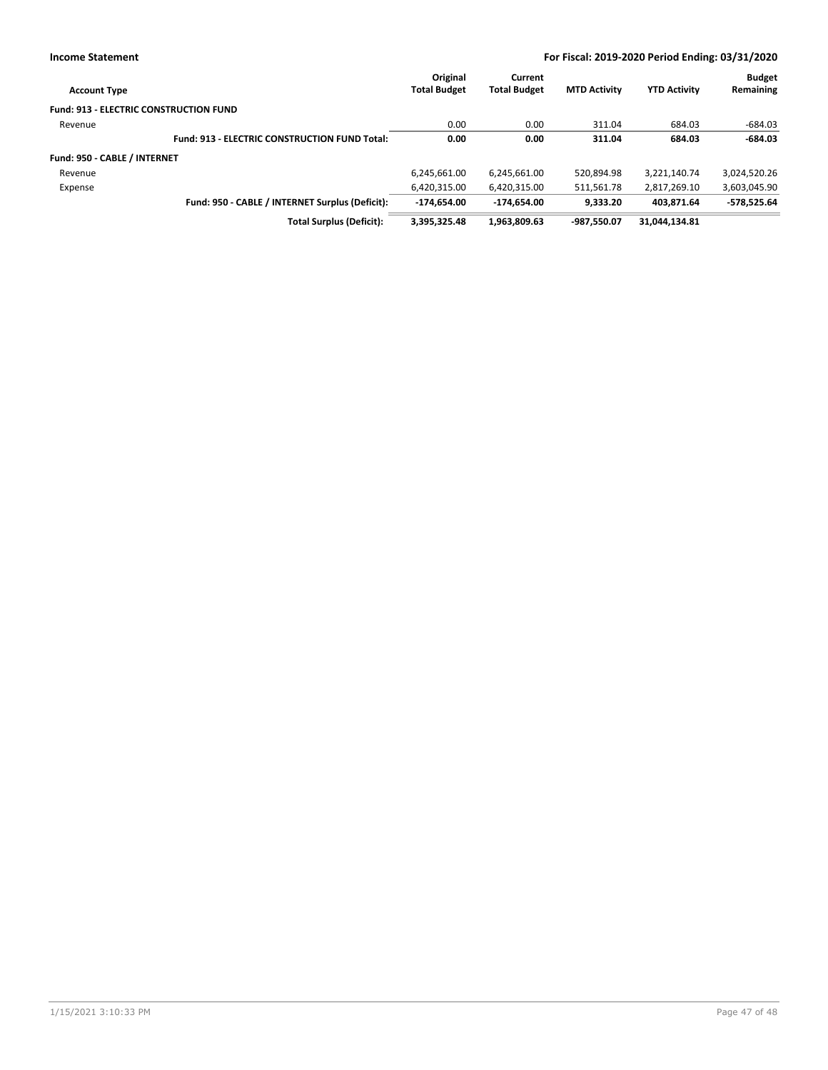**Income Statement** — **For Fiscal: 2019-2020 Period Ending: 03/31/2020**

| Account Type | Original Total Budget | Current Total Budget | MTD Activity | YTD Activity | Budget Remaining |
|---|---|---|---|---|---|
| **Fund: 913 - ELECTRIC CONSTRUCTION FUND** | | | | | |
| Revenue | 0.00 | 0.00 | 311.04 | 684.03 | -684.03 |
| **Fund: 913 - ELECTRIC CONSTRUCTION FUND Total:** | **0.00** | **0.00** | **311.04** | **684.03** | **-684.03** |
| **Fund: 950 - CABLE / INTERNET** | | | | | |
| Revenue | 6,245,661.00 | 6,245,661.00 | 520,894.98 | 3,221,140.74 | 3,024,520.26 |
| Expense | 6,420,315.00 | 6,420,315.00 | 511,561.78 | 2,817,269.10 | 3,603,045.90 |
| **Fund: 950 - CABLE / INTERNET Surplus (Deficit):** | **-174,654.00** | **-174,654.00** | **9,333.20** | **403,871.64** | **-578,525.64** |
| **Total Surplus (Deficit):** | **3,395,325.48** | **1,963,809.63** | **-987,550.07** | **31,044,134.81** | |

1/15/2021 3:10:33 PM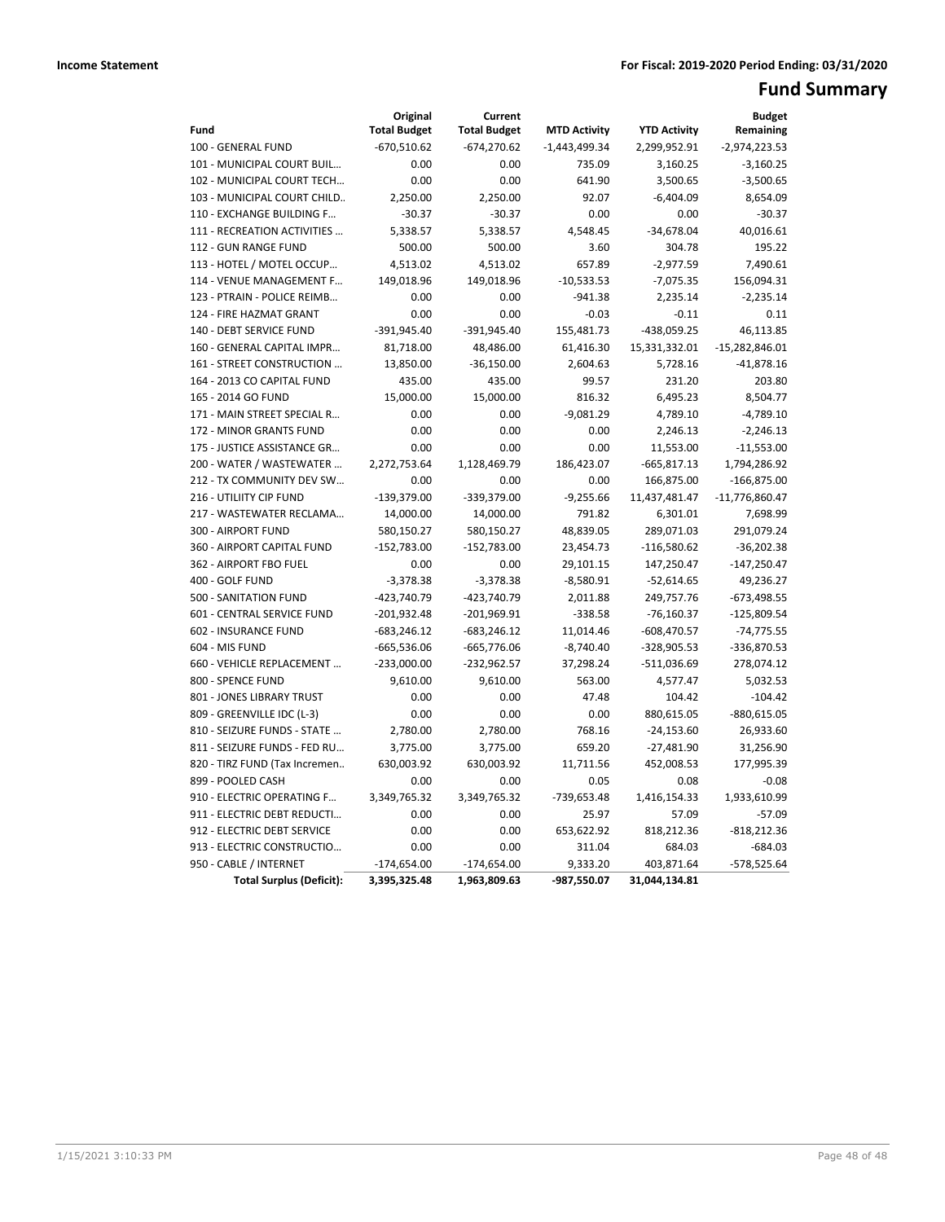**Income Statement** **For Fiscal: 2019-2020 Period Ending: 03/31/2020**

# Fund Summary

| Fund | Original Total Budget | Current Total Budget | MTD Activity | YTD Activity | Budget Remaining |
|---|---|---|---|---|---|
| 100 - GENERAL FUND | -670,510.62 | -674,270.62 | -1,443,499.34 | 2,299,952.91 | -2,974,223.53 |
| 101 - MUNICIPAL COURT BUIL… | 0.00 | 0.00 | 735.09 | 3,160.25 | -3,160.25 |
| 102 - MUNICIPAL COURT TECH… | 0.00 | 0.00 | 641.90 | 3,500.65 | -3,500.65 |
| 103 - MUNICIPAL COURT CHILD.. | 2,250.00 | 2,250.00 | 92.07 | -6,404.09 | 8,654.09 |
| 110 - EXCHANGE BUILDING F… | -30.37 | -30.37 | 0.00 | 0.00 | -30.37 |
| 111 - RECREATION ACTIVITIES … | 5,338.57 | 5,338.57 | 4,548.45 | -34,678.04 | 40,016.61 |
| 112 - GUN RANGE FUND | 500.00 | 500.00 | 3.60 | 304.78 | 195.22 |
| 113 - HOTEL / MOTEL OCCUP… | 4,513.02 | 4,513.02 | 657.89 | -2,977.59 | 7,490.61 |
| 114 - VENUE MANAGEMENT F… | 149,018.96 | 149,018.96 | -10,533.53 | -7,075.35 | 156,094.31 |
| 123 - PTRAIN - POLICE REIMB… | 0.00 | 0.00 | -941.38 | 2,235.14 | -2,235.14 |
| 124 - FIRE HAZMAT GRANT | 0.00 | 0.00 | -0.03 | -0.11 | 0.11 |
| 140 - DEBT SERVICE FUND | -391,945.40 | -391,945.40 | 155,481.73 | -438,059.25 | 46,113.85 |
| 160 - GENERAL CAPITAL IMPR… | 81,718.00 | 48,486.00 | 61,416.30 | 15,331,332.01 | -15,282,846.01 |
| 161 - STREET CONSTRUCTION … | 13,850.00 | -36,150.00 | 2,604.63 | 5,728.16 | -41,878.16 |
| 164 - 2013 CO CAPITAL FUND | 435.00 | 435.00 | 99.57 | 231.20 | 203.80 |
| 165 - 2014 GO FUND | 15,000.00 | 15,000.00 | 816.32 | 6,495.23 | 8,504.77 |
| 171 - MAIN STREET SPECIAL R… | 0.00 | 0.00 | -9,081.29 | 4,789.10 | -4,789.10 |
| 172 - MINOR GRANTS FUND | 0.00 | 0.00 | 0.00 | 2,246.13 | -2,246.13 |
| 175 - JUSTICE ASSISTANCE GR… | 0.00 | 0.00 | 0.00 | 11,553.00 | -11,553.00 |
| 200 - WATER / WASTEWATER … | 2,272,753.64 | 1,128,469.79 | 186,423.07 | -665,817.13 | 1,794,286.92 |
| 212 - TX COMMUNITY DEV SW… | 0.00 | 0.00 | 0.00 | 166,875.00 | -166,875.00 |
| 216 - UTILIITY CIP FUND | -139,379.00 | -339,379.00 | -9,255.66 | 11,437,481.47 | -11,776,860.47 |
| 217 - WASTEWATER RECLAMA… | 14,000.00 | 14,000.00 | 791.82 | 6,301.01 | 7,698.99 |
| 300 - AIRPORT FUND | 580,150.27 | 580,150.27 | 48,839.05 | 289,071.03 | 291,079.24 |
| 360 - AIRPORT CAPITAL FUND | -152,783.00 | -152,783.00 | 23,454.73 | -116,580.62 | -36,202.38 |
| 362 - AIRPORT FBO FUEL | 0.00 | 0.00 | 29,101.15 | 147,250.47 | -147,250.47 |
| 400 - GOLF FUND | -3,378.38 | -3,378.38 | -8,580.91 | -52,614.65 | 49,236.27 |
| 500 - SANITATION FUND | -423,740.79 | -423,740.79 | 2,011.88 | 249,757.76 | -673,498.55 |
| 601 - CENTRAL SERVICE FUND | -201,932.48 | -201,969.91 | -338.58 | -76,160.37 | -125,809.54 |
| 602 - INSURANCE FUND | -683,246.12 | -683,246.12 | 11,014.46 | -608,470.57 | -74,775.55 |
| 604 - MIS FUND | -665,536.06 | -665,776.06 | -8,740.40 | -328,905.53 | -336,870.53 |
| 660 - VEHICLE REPLACEMENT … | -233,000.00 | -232,962.57 | 37,298.24 | -511,036.69 | 278,074.12 |
| 800 - SPENCE FUND | 9,610.00 | 9,610.00 | 563.00 | 4,577.47 | 5,032.53 |
| 801 - JONES LIBRARY TRUST | 0.00 | 0.00 | 47.48 | 104.42 | -104.42 |
| 809 - GREENVILLE IDC (L-3) | 0.00 | 0.00 | 0.00 | 880,615.05 | -880,615.05 |
| 810 - SEIZURE FUNDS - STATE … | 2,780.00 | 2,780.00 | 768.16 | -24,153.60 | 26,933.60 |
| 811 - SEIZURE FUNDS - FED RU… | 3,775.00 | 3,775.00 | 659.20 | -27,481.90 | 31,256.90 |
| 820 - TIRZ FUND (Tax Incremen.. | 630,003.92 | 630,003.92 | 11,711.56 | 452,008.53 | 177,995.39 |
| 899 - POOLED CASH | 0.00 | 0.00 | 0.05 | 0.08 | -0.08 |
| 910 - ELECTRIC OPERATING F… | 3,349,765.32 | 3,349,765.32 | -739,653.48 | 1,416,154.33 | 1,933,610.99 |
| 911 - ELECTRIC DEBT REDUCTI… | 0.00 | 0.00 | 25.97 | 57.09 | -57.09 |
| 912 - ELECTRIC DEBT SERVICE | 0.00 | 0.00 | 653,622.92 | 818,212.36 | -818,212.36 |
| 913 - ELECTRIC CONSTRUCTIO… | 0.00 | 0.00 | 311.04 | 684.03 | -684.03 |
| 950 - CABLE / INTERNET | -174,654.00 | -174,654.00 | 9,333.20 | 403,871.64 | -578,525.64 |
| **Total Surplus (Deficit):** | **3,395,325.48** | **1,963,809.63** | **-987,550.07** | **31,044,134.81** | |